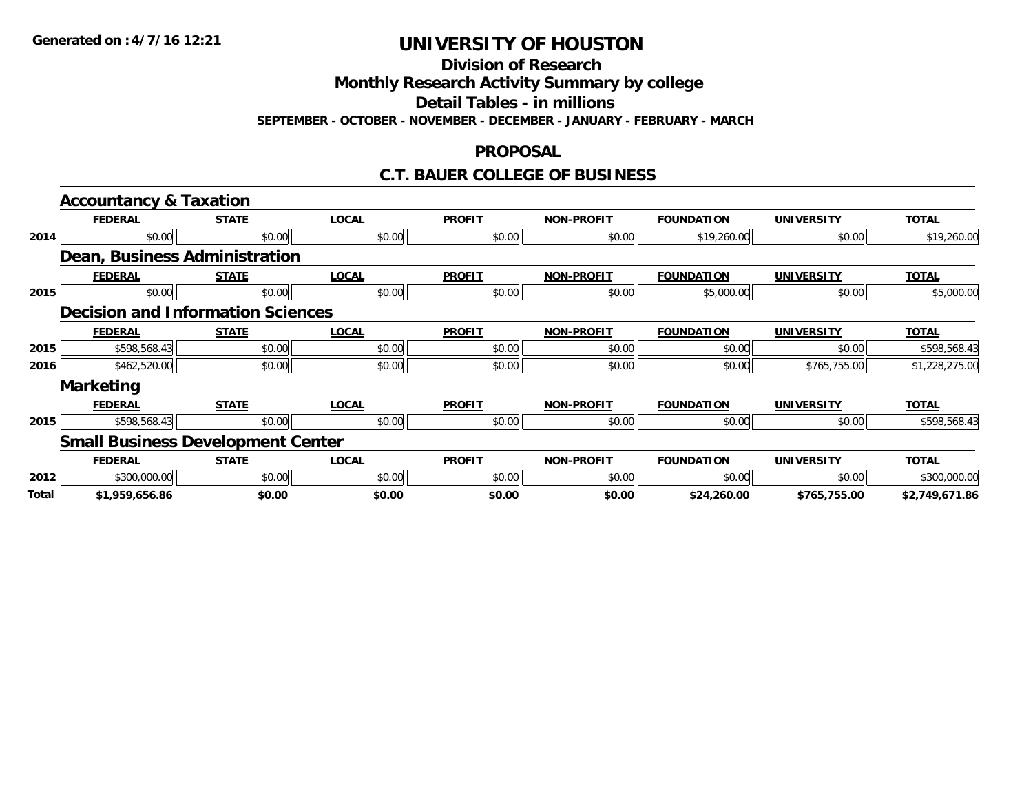Generated on :4/7/16 12:21

# UNIVERSITY OF HOUSTON

## Division of Research

## Monthly Research Activity Summary by college

## Detail Tables - in millions

**SEPTEMBER - OCTOBER - NOVEMBER - DECEMBER - JANUARY - FEBRUARY - MARCH**

## PROPOSAL

## C.T. BAUER COLLEGE OF BUSINESS

### Accountancy & Taxation

| | FEDERAL | STATE | LOCAL | PROFIT | NON-PROFIT | FOUNDATION | UNIVERSITY | TOTAL |
|---|---|---|---|---|---|---|---|---|
| 2014 | $0.00 | $0.00 | $0.00 | $0.00 | $0.00 | $19,260.00 | $0.00 | $19,260.00 |

### Dean, Business Administration

| | FEDERAL | STATE | LOCAL | PROFIT | NON-PROFIT | FOUNDATION | UNIVERSITY | TOTAL |
|---|---|---|---|---|---|---|---|---|
| 2015 | $0.00 | $0.00 | $0.00 | $0.00 | $0.00 | $5,000.00 | $0.00 | $5,000.00 |

### Decision and Information Sciences

| | FEDERAL | STATE | LOCAL | PROFIT | NON-PROFIT | FOUNDATION | UNIVERSITY | TOTAL |
|---|---|---|---|---|---|---|---|---|
| 2015 | $598,568.43 | $0.00 | $0.00 | $0.00 | $0.00 | $0.00 | $0.00 | $598,568.43 |
| 2016 | $462,520.00 | $0.00 | $0.00 | $0.00 | $0.00 | $0.00 | $765,755.00 | $1,228,275.00 |

### Marketing

| | FEDERAL | STATE | LOCAL | PROFIT | NON-PROFIT | FOUNDATION | UNIVERSITY | TOTAL |
|---|---|---|---|---|---|---|---|---|
| 2015 | $598,568.43 | $0.00 | $0.00 | $0.00 | $0.00 | $0.00 | $0.00 | $598,568.43 |

### Small Business Development Center

| | FEDERAL | STATE | LOCAL | PROFIT | NON-PROFIT | FOUNDATION | UNIVERSITY | TOTAL |
|---|---|---|---|---|---|---|---|---|
| 2012 | $300,000.00 | $0.00 | $0.00 | $0.00 | $0.00 | $0.00 | $0.00 | $300,000.00 |
| **Total** | **$1,959,656.86** | **$0.00** | **$0.00** | **$0.00** | **$0.00** | **$24,260.00** | **$765,755.00** | **$2,749,671.86** |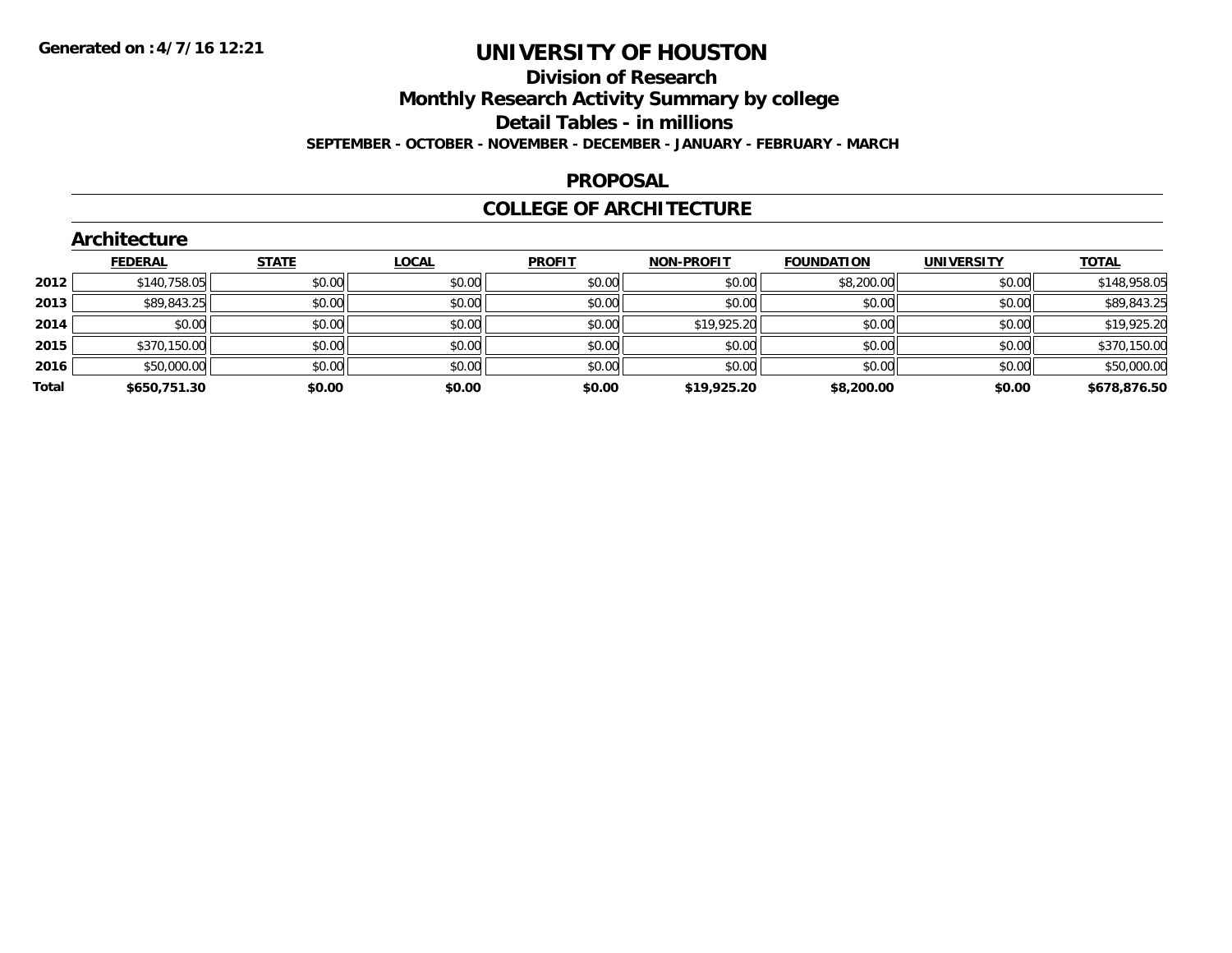# UNIVERSITY OF HOUSTON

## Division of Research

## Monthly Research Activity Summary by college

## Detail Tables - in millions

**SEPTEMBER - OCTOBER - NOVEMBER - DECEMBER - JANUARY - FEBRUARY - MARCH**

## PROPOSAL

## COLLEGE OF ARCHITECTURE

### Architecture

| | FEDERAL | STATE | LOCAL | PROFIT | NON-PROFIT | FOUNDATION | UNIVERSITY | TOTAL |
|---|---|---|---|---|---|---|---|---|
| 2012 | $140,758.05 | $0.00 | $0.00 | $0.00 | $0.00 | $8,200.00 | $0.00 | $148,958.05 |
| 2013 | $89,843.25 | $0.00 | $0.00 | $0.00 | $0.00 | $0.00 | $0.00 | $89,843.25 |
| 2014 | $0.00 | $0.00 | $0.00 | $0.00 | $19,925.20 | $0.00 | $0.00 | $19,925.20 |
| 2015 | $370,150.00 | $0.00 | $0.00 | $0.00 | $0.00 | $0.00 | $0.00 | $370,150.00 |
| 2016 | $50,000.00 | $0.00 | $0.00 | $0.00 | $0.00 | $0.00 | $0.00 | $50,000.00 |
| **Total** | **$650,751.30** | **$0.00** | **$0.00** | **$0.00** | **$19,925.20** | **$8,200.00** | **$0.00** | **$678,876.50** |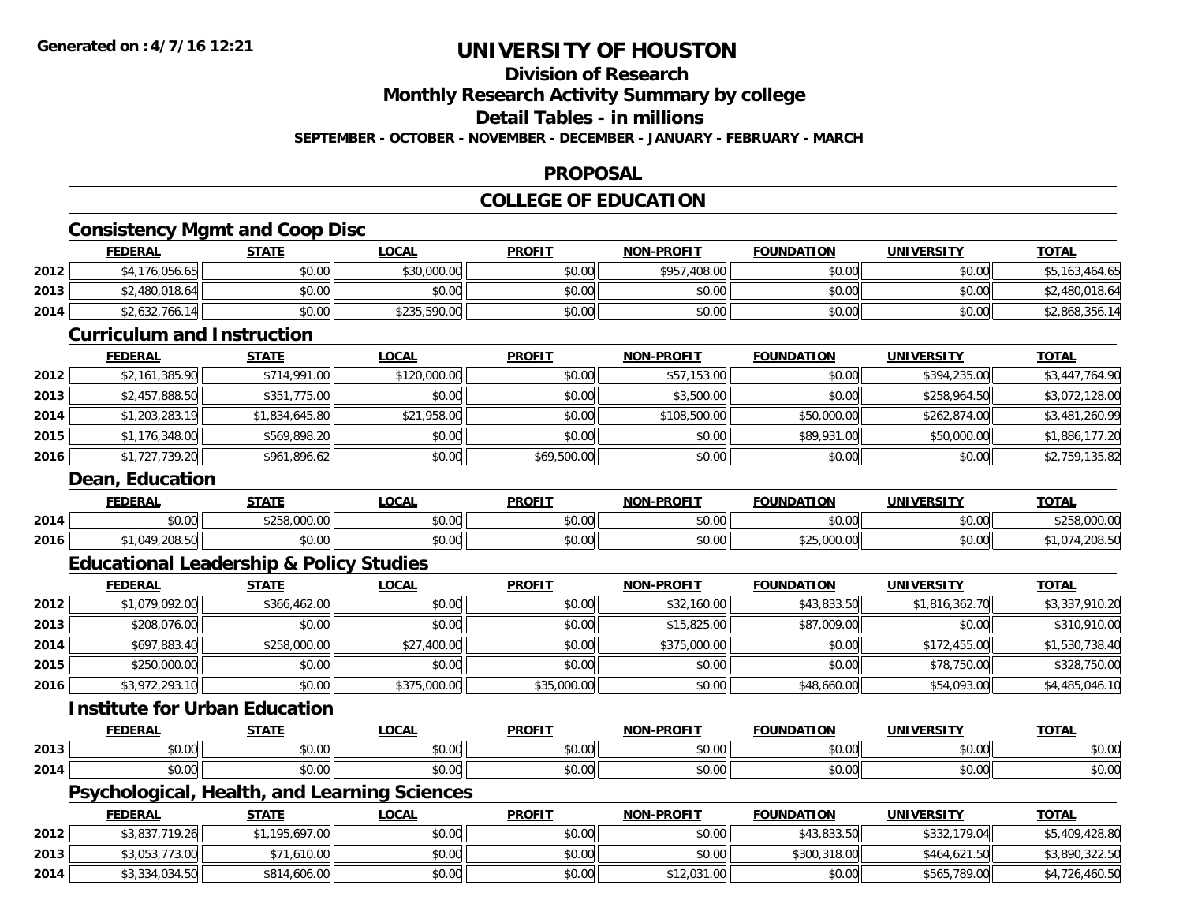Generated on :4/7/16 12:21

# UNIVERSITY OF HOUSTON

## Division of Research

## Monthly Research Activity Summary by college

## Detail Tables - in millions

**SEPTEMBER - OCTOBER - NOVEMBER - DECEMBER - JANUARY - FEBRUARY - MARCH**

## PROPOSAL

## COLLEGE OF EDUCATION

### Consistency Mgmt and Coop Disc

| | FEDERAL | STATE | LOCAL | PROFIT | NON-PROFIT | FOUNDATION | UNIVERSITY | TOTAL |
|---|---|---|---|---|---|---|---|---|
| 2012 | $4,176,056.65 | $0.00 | $30,000.00 | $0.00 | $957,408.00 | $0.00 | $0.00 | $5,163,464.65 |
| 2013 | $2,480,018.64 | $0.00 | $0.00 | $0.00 | $0.00 | $0.00 | $0.00 | $2,480,018.64 |
| 2014 | $2,632,766.14 | $0.00 | $235,590.00 | $0.00 | $0.00 | $0.00 | $0.00 | $2,868,356.14 |

### Curriculum and Instruction

| | FEDERAL | STATE | LOCAL | PROFIT | NON-PROFIT | FOUNDATION | UNIVERSITY | TOTAL |
|---|---|---|---|---|---|---|---|---|
| 2012 | $2,161,385.90 | $714,991.00 | $120,000.00 | $0.00 | $57,153.00 | $0.00 | $394,235.00 | $3,447,764.90 |
| 2013 | $2,457,888.50 | $351,775.00 | $0.00 | $0.00 | $3,500.00 | $0.00 | $258,964.50 | $3,072,128.00 |
| 2014 | $1,203,283.19 | $1,834,645.80 | $21,958.00 | $0.00 | $108,500.00 | $50,000.00 | $262,874.00 | $3,481,260.99 |
| 2015 | $1,176,348.00 | $569,898.20 | $0.00 | $0.00 | $0.00 | $89,931.00 | $50,000.00 | $1,886,177.20 |
| 2016 | $1,727,739.20 | $961,896.62 | $0.00 | $69,500.00 | $0.00 | $0.00 | $0.00 | $2,759,135.82 |

### Dean, Education

| | FEDERAL | STATE | LOCAL | PROFIT | NON-PROFIT | FOUNDATION | UNIVERSITY | TOTAL |
|---|---|---|---|---|---|---|---|---|
| 2014 | $0.00 | $258,000.00 | $0.00 | $0.00 | $0.00 | $0.00 | $0.00 | $258,000.00 |
| 2016 | $1,049,208.50 | $0.00 | $0.00 | $0.00 | $0.00 | $25,000.00 | $0.00 | $1,074,208.50 |

### Educational Leadership & Policy Studies

| | FEDERAL | STATE | LOCAL | PROFIT | NON-PROFIT | FOUNDATION | UNIVERSITY | TOTAL |
|---|---|---|---|---|---|---|---|---|
| 2012 | $1,079,092.00 | $366,462.00 | $0.00 | $0.00 | $32,160.00 | $43,833.50 | $1,816,362.70 | $3,337,910.20 |
| 2013 | $208,076.00 | $0.00 | $0.00 | $0.00 | $15,825.00 | $87,009.00 | $0.00 | $310,910.00 |
| 2014 | $697,883.40 | $258,000.00 | $27,400.00 | $0.00 | $375,000.00 | $0.00 | $172,455.00 | $1,530,738.40 |
| 2015 | $250,000.00 | $0.00 | $0.00 | $0.00 | $0.00 | $0.00 | $78,750.00 | $328,750.00 |
| 2016 | $3,972,293.10 | $0.00 | $375,000.00 | $35,000.00 | $0.00 | $48,660.00 | $54,093.00 | $4,485,046.10 |

### Institute for Urban Education

| | FEDERAL | STATE | LOCAL | PROFIT | NON-PROFIT | FOUNDATION | UNIVERSITY | TOTAL |
|---|---|---|---|---|---|---|---|---|
| 2013 | $0.00 | $0.00 | $0.00 | $0.00 | $0.00 | $0.00 | $0.00 | $0.00 |
| 2014 | $0.00 | $0.00 | $0.00 | $0.00 | $0.00 | $0.00 | $0.00 | $0.00 |

### Psychological, Health, and Learning Sciences

| | FEDERAL | STATE | LOCAL | PROFIT | NON-PROFIT | FOUNDATION | UNIVERSITY | TOTAL |
|---|---|---|---|---|---|---|---|---|
| 2012 | $3,837,719.26 | $1,195,697.00 | $0.00 | $0.00 | $0.00 | $43,833.50 | $332,179.04 | $5,409,428.80 |
| 2013 | $3,053,773.00 | $71,610.00 | $0.00 | $0.00 | $0.00 | $300,318.00 | $464,621.50 | $3,890,322.50 |
| 2014 | $3,334,034.50 | $814,606.00 | $0.00 | $0.00 | $12,031.00 | $0.00 | $565,789.00 | $4,726,460.50 |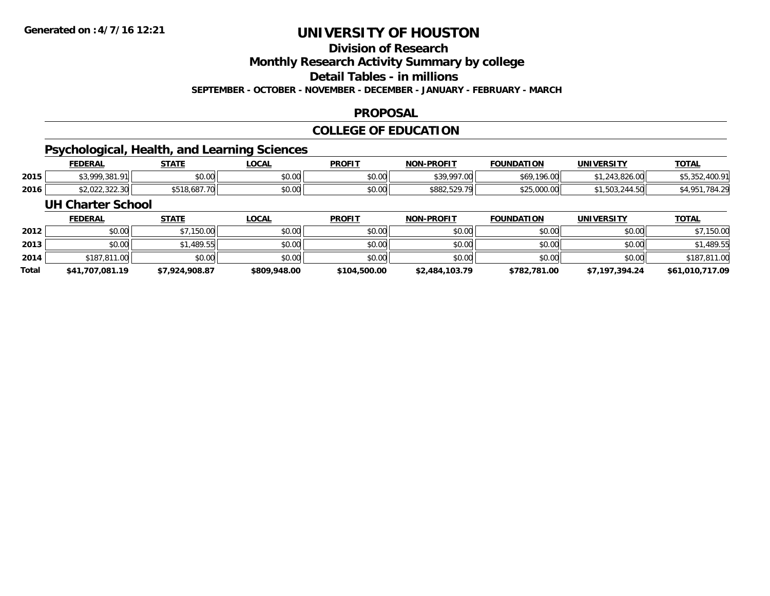**Generated on :4/7/16 12:21**

# UNIVERSITY OF HOUSTON

## Division of Research

## Monthly Research Activity Summary by college

## Detail Tables - in millions

**SEPTEMBER - OCTOBER - NOVEMBER - DECEMBER - JANUARY - FEBRUARY - MARCH**

## PROPOSAL

## COLLEGE OF EDUCATION

### Psychological, Health, and Learning Sciences

| | FEDERAL | STATE | LOCAL | PROFIT | NON-PROFIT | FOUNDATION | UNIVERSITY | TOTAL |
|---|---|---|---|---|---|---|---|---|
| 2015 | $3,999,381.91 | $0.00 | $0.00 | $0.00 | $39,997.00 | $69,196.00 | $1,243,826.00 | $5,352,400.91 |
| 2016 | $2,022,322.30 | $518,687.70 | $0.00 | $0.00 | $882,529.79 | $25,000.00 | $1,503,244.50 | $4,951,784.29 |

### UH Charter School

| | FEDERAL | STATE | LOCAL | PROFIT | NON-PROFIT | FOUNDATION | UNIVERSITY | TOTAL |
|---|---|---|---|---|---|---|---|---|
| 2012 | $0.00 | $7,150.00 | $0.00 | $0.00 | $0.00 | $0.00 | $0.00 | $7,150.00 |
| 2013 | $0.00 | $1,489.55 | $0.00 | $0.00 | $0.00 | $0.00 | $0.00 | $1,489.55 |
| 2014 | $187,811.00 | $0.00 | $0.00 | $0.00 | $0.00 | $0.00 | $0.00 | $187,811.00 |
| **Total** | **$41,707,081.19** | **$7,924,908.87** | **$809,948.00** | **$104,500.00** | **$2,484,103.79** | **$782,781.00** | **$7,197,394.24** | **$61,010,717.09** |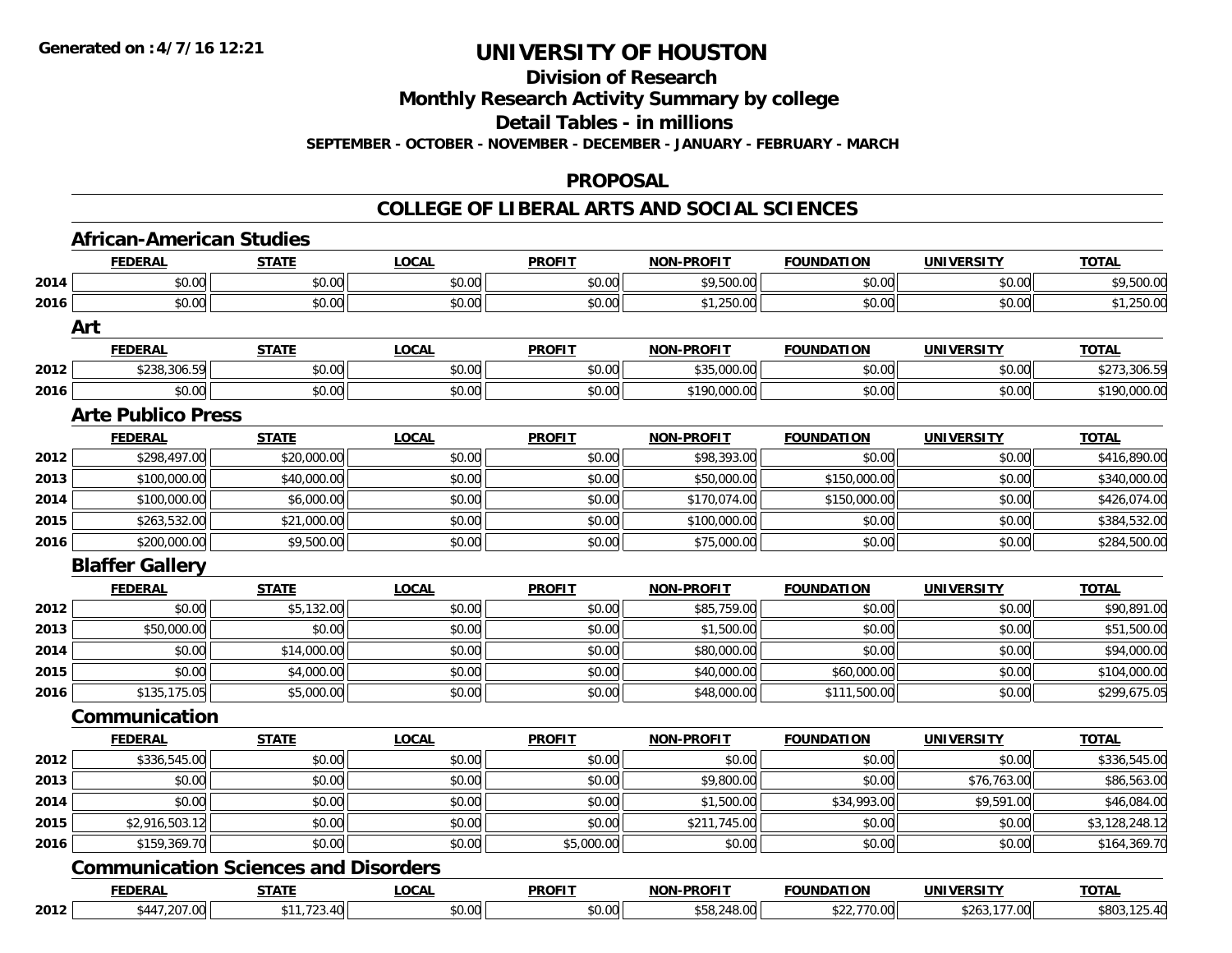**Generated on :4/7/16 12:21**

# UNIVERSITY OF HOUSTON

## Division of Research

## Monthly Research Activity Summary by college

## Detail Tables - in millions

**SEPTEMBER - OCTOBER - NOVEMBER - DECEMBER - JANUARY - FEBRUARY - MARCH**

## PROPOSAL

## COLLEGE OF LIBERAL ARTS AND SOCIAL SCIENCES

### African-American Studies

| | FEDERAL | STATE | LOCAL | PROFIT | NON-PROFIT | FOUNDATION | UNIVERSITY | TOTAL |
|---|---|---|---|---|---|---|---|---|
| 2014 | $0.00 | $0.00 | $0.00 | $0.00 | $9,500.00 | $0.00 | $0.00 | $9,500.00 |
| 2016 | $0.00 | $0.00 | $0.00 | $0.00 | $1,250.00 | $0.00 | $0.00 | $1,250.00 |

### Art

| | FEDERAL | STATE | LOCAL | PROFIT | NON-PROFIT | FOUNDATION | UNIVERSITY | TOTAL |
|---|---|---|---|---|---|---|---|---|
| 2012 | $238,306.59 | $0.00 | $0.00 | $0.00 | $35,000.00 | $0.00 | $0.00 | $273,306.59 |
| 2016 | $0.00 | $0.00 | $0.00 | $0.00 | $190,000.00 | $0.00 | $0.00 | $190,000.00 |

### Arte Publico Press

| | FEDERAL | STATE | LOCAL | PROFIT | NON-PROFIT | FOUNDATION | UNIVERSITY | TOTAL |
|---|---|---|---|---|---|---|---|---|
| 2012 | $298,497.00 | $20,000.00 | $0.00 | $0.00 | $98,393.00 | $0.00 | $0.00 | $416,890.00 |
| 2013 | $100,000.00 | $40,000.00 | $0.00 | $0.00 | $50,000.00 | $150,000.00 | $0.00 | $340,000.00 |
| 2014 | $100,000.00 | $6,000.00 | $0.00 | $0.00 | $170,074.00 | $150,000.00 | $0.00 | $426,074.00 |
| 2015 | $263,532.00 | $21,000.00 | $0.00 | $0.00 | $100,000.00 | $0.00 | $0.00 | $384,532.00 |
| 2016 | $200,000.00 | $9,500.00 | $0.00 | $0.00 | $75,000.00 | $0.00 | $0.00 | $284,500.00 |

### Blaffer Gallery

| | FEDERAL | STATE | LOCAL | PROFIT | NON-PROFIT | FOUNDATION | UNIVERSITY | TOTAL |
|---|---|---|---|---|---|---|---|---|
| 2012 | $0.00 | $5,132.00 | $0.00 | $0.00 | $85,759.00 | $0.00 | $0.00 | $90,891.00 |
| 2013 | $50,000.00 | $0.00 | $0.00 | $0.00 | $1,500.00 | $0.00 | $0.00 | $51,500.00 |
| 2014 | $0.00 | $14,000.00 | $0.00 | $0.00 | $80,000.00 | $0.00 | $0.00 | $94,000.00 |
| 2015 | $0.00 | $4,000.00 | $0.00 | $0.00 | $40,000.00 | $60,000.00 | $0.00 | $104,000.00 |
| 2016 | $135,175.05 | $5,000.00 | $0.00 | $0.00 | $48,000.00 | $111,500.00 | $0.00 | $299,675.05 |

### Communication

| | FEDERAL | STATE | LOCAL | PROFIT | NON-PROFIT | FOUNDATION | UNIVERSITY | TOTAL |
|---|---|---|---|---|---|---|---|---|
| 2012 | $336,545.00 | $0.00 | $0.00 | $0.00 | $0.00 | $0.00 | $0.00 | $336,545.00 |
| 2013 | $0.00 | $0.00 | $0.00 | $0.00 | $9,800.00 | $0.00 | $76,763.00 | $86,563.00 |
| 2014 | $0.00 | $0.00 | $0.00 | $0.00 | $1,500.00 | $34,993.00 | $9,591.00 | $46,084.00 |
| 2015 | $2,916,503.12 | $0.00 | $0.00 | $0.00 | $211,745.00 | $0.00 | $0.00 | $3,128,248.12 |
| 2016 | $159,369.70 | $0.00 | $0.00 | $5,000.00 | $0.00 | $0.00 | $0.00 | $164,369.70 |

### Communication Sciences and Disorders

| | FEDERAL | STATE | LOCAL | PROFIT | NON-PROFIT | FOUNDATION | UNIVERSITY | TOTAL |
|---|---|---|---|---|---|---|---|---|
| 2012 | $447,207.00 | $11,723.40 | $0.00 | $0.00 | $58,248.00 | $22,770.00 | $263,177.00 | $803,125.40 |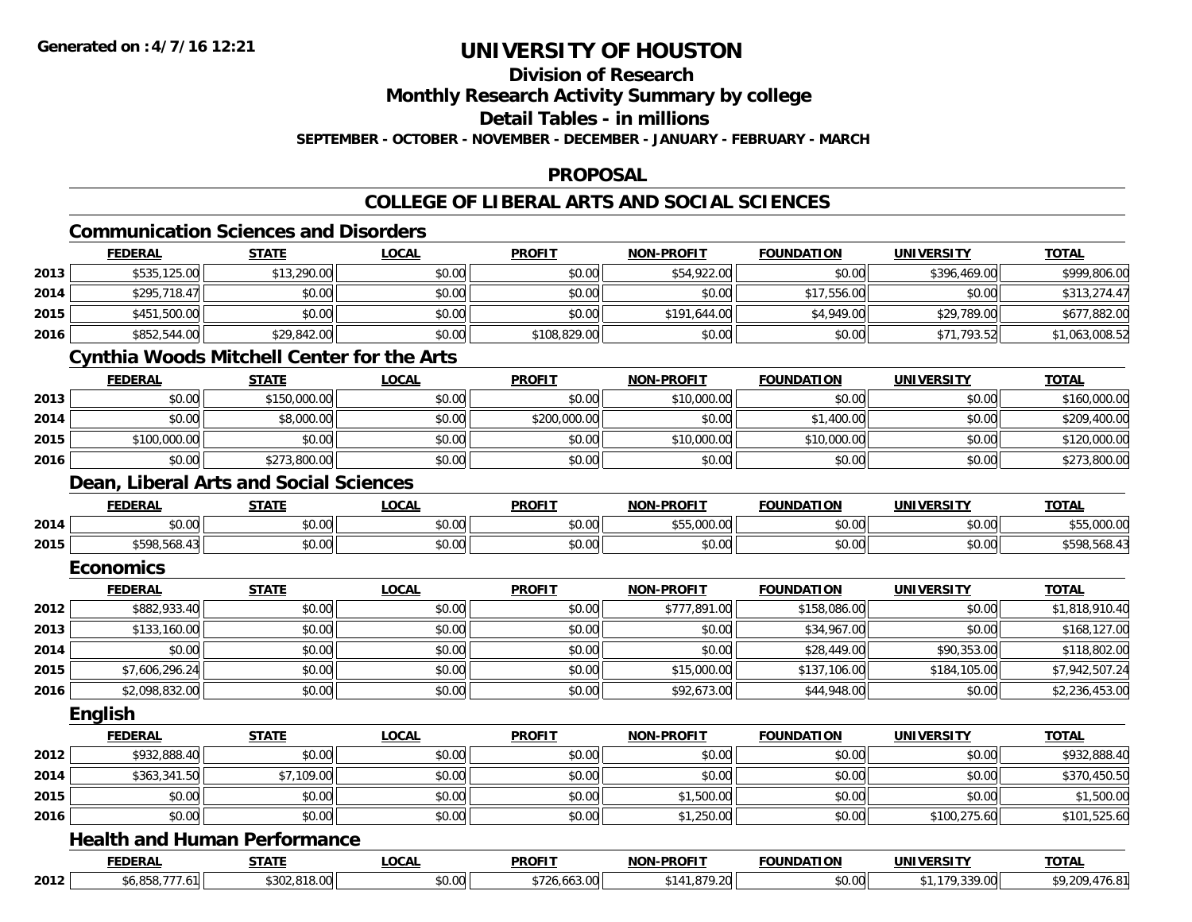# UNIVERSITY OF HOUSTON

## Division of Research

## Monthly Research Activity Summary by college

## Detail Tables - in millions

**SEPTEMBER - OCTOBER - NOVEMBER - DECEMBER - JANUARY - FEBRUARY - MARCH**

## PROPOSAL

## COLLEGE OF LIBERAL ARTS AND SOCIAL SCIENCES

### Communication Sciences and Disorders

| | FEDERAL | STATE | LOCAL | PROFIT | NON-PROFIT | FOUNDATION | UNIVERSITY | TOTAL |
|---|---|---|---|---|---|---|---|---|
| 2013 | $535,125.00 | $13,290.00 | $0.00 | $0.00 | $54,922.00 | $0.00 | $396,469.00 | $999,806.00 |
| 2014 | $295,718.47 | $0.00 | $0.00 | $0.00 | $0.00 | $17,556.00 | $0.00 | $313,274.47 |
| 2015 | $451,500.00 | $0.00 | $0.00 | $0.00 | $191,644.00 | $4,949.00 | $29,789.00 | $677,882.00 |
| 2016 | $852,544.00 | $29,842.00 | $0.00 | $108,829.00 | $0.00 | $0.00 | $71,793.52 | $1,063,008.52 |

### Cynthia Woods Mitchell Center for the Arts

| | FEDERAL | STATE | LOCAL | PROFIT | NON-PROFIT | FOUNDATION | UNIVERSITY | TOTAL |
|---|---|---|---|---|---|---|---|---|
| 2013 | $0.00 | $150,000.00 | $0.00 | $0.00 | $10,000.00 | $0.00 | $0.00 | $160,000.00 |
| 2014 | $0.00 | $8,000.00 | $0.00 | $200,000.00 | $0.00 | $1,400.00 | $0.00 | $209,400.00 |
| 2015 | $100,000.00 | $0.00 | $0.00 | $0.00 | $10,000.00 | $10,000.00 | $0.00 | $120,000.00 |
| 2016 | $0.00 | $273,800.00 | $0.00 | $0.00 | $0.00 | $0.00 | $0.00 | $273,800.00 |

### Dean, Liberal Arts and Social Sciences

| | FEDERAL | STATE | LOCAL | PROFIT | NON-PROFIT | FOUNDATION | UNIVERSITY | TOTAL |
|---|---|---|---|---|---|---|---|---|
| 2014 | $0.00 | $0.00 | $0.00 | $0.00 | $55,000.00 | $0.00 | $0.00 | $55,000.00 |
| 2015 | $598,568.43 | $0.00 | $0.00 | $0.00 | $0.00 | $0.00 | $0.00 | $598,568.43 |

### Economics

| | FEDERAL | STATE | LOCAL | PROFIT | NON-PROFIT | FOUNDATION | UNIVERSITY | TOTAL |
|---|---|---|---|---|---|---|---|---|
| 2012 | $882,933.40 | $0.00 | $0.00 | $0.00 | $777,891.00 | $158,086.00 | $0.00 | $1,818,910.40 |
| 2013 | $133,160.00 | $0.00 | $0.00 | $0.00 | $0.00 | $34,967.00 | $0.00 | $168,127.00 |
| 2014 | $0.00 | $0.00 | $0.00 | $0.00 | $0.00 | $28,449.00 | $90,353.00 | $118,802.00 |
| 2015 | $7,606,296.24 | $0.00 | $0.00 | $0.00 | $15,000.00 | $137,106.00 | $184,105.00 | $7,942,507.24 |
| 2016 | $2,098,832.00 | $0.00 | $0.00 | $0.00 | $92,673.00 | $44,948.00 | $0.00 | $2,236,453.00 |

### English

| | FEDERAL | STATE | LOCAL | PROFIT | NON-PROFIT | FOUNDATION | UNIVERSITY | TOTAL |
|---|---|---|---|---|---|---|---|---|
| 2012 | $932,888.40 | $0.00 | $0.00 | $0.00 | $0.00 | $0.00 | $0.00 | $932,888.40 |
| 2014 | $363,341.50 | $7,109.00 | $0.00 | $0.00 | $0.00 | $0.00 | $0.00 | $370,450.50 |
| 2015 | $0.00 | $0.00 | $0.00 | $0.00 | $1,500.00 | $0.00 | $0.00 | $1,500.00 |
| 2016 | $0.00 | $0.00 | $0.00 | $0.00 | $1,250.00 | $0.00 | $100,275.60 | $101,525.60 |

### Health and Human Performance

| | FEDERAL | STATE | LOCAL | PROFIT | NON-PROFIT | FOUNDATION | UNIVERSITY | TOTAL |
|---|---|---|---|---|---|---|---|---|
| 2012 | $6,858,777.61 | $302,818.00 | $0.00 | $726,663.00 | $141,879.20 | $0.00 | $1,179,339.00 | $9,209,476.81 |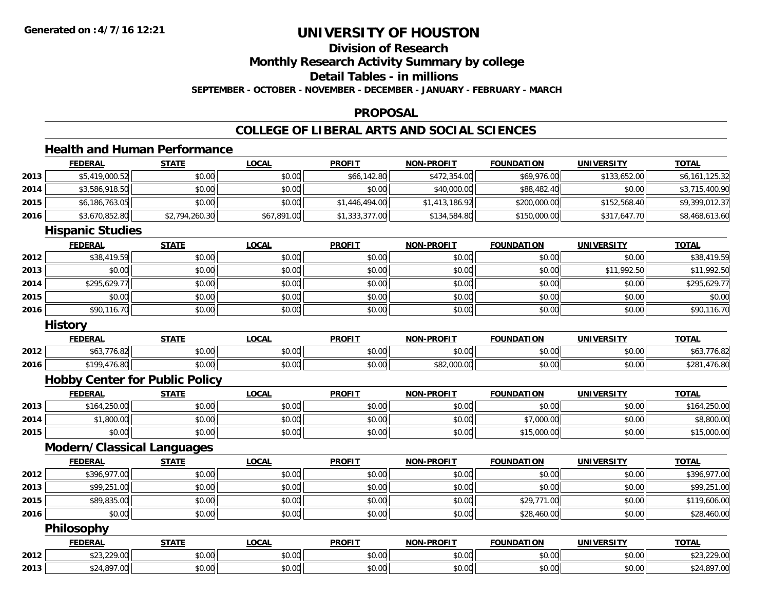# UNIVERSITY OF HOUSTON

## Division of Research

## Monthly Research Activity Summary by college

## Detail Tables - in millions

**SEPTEMBER - OCTOBER - NOVEMBER - DECEMBER - JANUARY - FEBRUARY - MARCH**

## PROPOSAL

## COLLEGE OF LIBERAL ARTS AND SOCIAL SCIENCES

### Health and Human Performance

| | FEDERAL | STATE | LOCAL | PROFIT | NON-PROFIT | FOUNDATION | UNIVERSITY | TOTAL |
|---|---|---|---|---|---|---|---|---|
| 2013 | $5,419,000.52 | $0.00 | $0.00 | $66,142.80 | $472,354.00 | $69,976.00 | $133,652.00 | $6,161,125.32 |
| 2014 | $3,586,918.50 | $0.00 | $0.00 | $0.00 | $40,000.00 | $88,482.40 | $0.00 | $3,715,400.90 |
| 2015 | $6,186,763.05 | $0.00 | $0.00 | $1,446,494.00 | $1,413,186.92 | $200,000.00 | $152,568.40 | $9,399,012.37 |
| 2016 | $3,670,852.80 | $2,794,260.30 | $67,891.00 | $1,333,377.00 | $134,584.80 | $150,000.00 | $317,647.70 | $8,468,613.60 |

### Hispanic Studies

| | FEDERAL | STATE | LOCAL | PROFIT | NON-PROFIT | FOUNDATION | UNIVERSITY | TOTAL |
|---|---|---|---|---|---|---|---|---|
| 2012 | $38,419.59 | $0.00 | $0.00 | $0.00 | $0.00 | $0.00 | $0.00 | $38,419.59 |
| 2013 | $0.00 | $0.00 | $0.00 | $0.00 | $0.00 | $0.00 | $11,992.50 | $11,992.50 |
| 2014 | $295,629.77 | $0.00 | $0.00 | $0.00 | $0.00 | $0.00 | $0.00 | $295,629.77 |
| 2015 | $0.00 | $0.00 | $0.00 | $0.00 | $0.00 | $0.00 | $0.00 | $0.00 |
| 2016 | $90,116.70 | $0.00 | $0.00 | $0.00 | $0.00 | $0.00 | $0.00 | $90,116.70 |

### History

| | FEDERAL | STATE | LOCAL | PROFIT | NON-PROFIT | FOUNDATION | UNIVERSITY | TOTAL |
|---|---|---|---|---|---|---|---|---|
| 2012 | $63,776.82 | $0.00 | $0.00 | $0.00 | $0.00 | $0.00 | $0.00 | $63,776.82 |
| 2016 | $199,476.80 | $0.00 | $0.00 | $0.00 | $82,000.00 | $0.00 | $0.00 | $281,476.80 |

### Hobby Center for Public Policy

| | FEDERAL | STATE | LOCAL | PROFIT | NON-PROFIT | FOUNDATION | UNIVERSITY | TOTAL |
|---|---|---|---|---|---|---|---|---|
| 2013 | $164,250.00 | $0.00 | $0.00 | $0.00 | $0.00 | $0.00 | $0.00 | $164,250.00 |
| 2014 | $1,800.00 | $0.00 | $0.00 | $0.00 | $0.00 | $7,000.00 | $0.00 | $8,800.00 |
| 2015 | $0.00 | $0.00 | $0.00 | $0.00 | $0.00 | $15,000.00 | $0.00 | $15,000.00 |

### Modern/Classical Languages

| | FEDERAL | STATE | LOCAL | PROFIT | NON-PROFIT | FOUNDATION | UNIVERSITY | TOTAL |
|---|---|---|---|---|---|---|---|---|
| 2012 | $396,977.00 | $0.00 | $0.00 | $0.00 | $0.00 | $0.00 | $0.00 | $396,977.00 |
| 2013 | $99,251.00 | $0.00 | $0.00 | $0.00 | $0.00 | $0.00 | $0.00 | $99,251.00 |
| 2015 | $89,835.00 | $0.00 | $0.00 | $0.00 | $0.00 | $29,771.00 | $0.00 | $119,606.00 |
| 2016 | $0.00 | $0.00 | $0.00 | $0.00 | $0.00 | $28,460.00 | $0.00 | $28,460.00 |

### Philosophy

| | FEDERAL | STATE | LOCAL | PROFIT | NON-PROFIT | FOUNDATION | UNIVERSITY | TOTAL |
|---|---|---|---|---|---|---|---|---|
| 2012 | $23,229.00 | $0.00 | $0.00 | $0.00 | $0.00 | $0.00 | $0.00 | $23,229.00 |
| 2013 | $24,897.00 | $0.00 | $0.00 | $0.00 | $0.00 | $0.00 | $0.00 | $24,897.00 |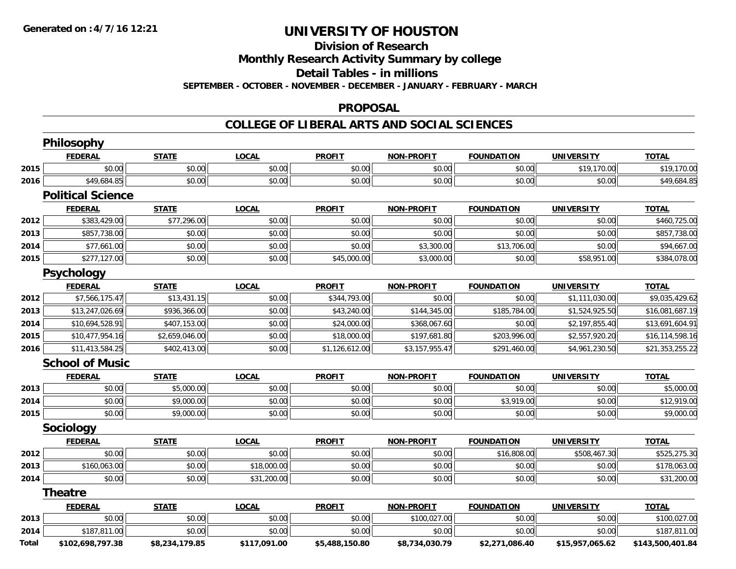**Generated on :4/7/16 12:21**

# UNIVERSITY OF HOUSTON

## Division of Research

## Monthly Research Activity Summary by college

## Detail Tables - in millions

**SEPTEMBER - OCTOBER - NOVEMBER - DECEMBER - JANUARY - FEBRUARY - MARCH**

## PROPOSAL

## COLLEGE OF LIBERAL ARTS AND SOCIAL SCIENCES

### Philosophy

| | FEDERAL | STATE | LOCAL | PROFIT | NON-PROFIT | FOUNDATION | UNIVERSITY | TOTAL |
|---|---|---|---|---|---|---|---|---|
| 2015 | $0.00 | $0.00 | $0.00 | $0.00 | $0.00 | $0.00 | $19,170.00 | $19,170.00 |
| 2016 | $49,684.85 | $0.00 | $0.00 | $0.00 | $0.00 | $0.00 | $0.00 | $49,684.85 |

### Political Science

| | FEDERAL | STATE | LOCAL | PROFIT | NON-PROFIT | FOUNDATION | UNIVERSITY | TOTAL |
|---|---|---|---|---|---|---|---|---|
| 2012 | $383,429.00 | $77,296.00 | $0.00 | $0.00 | $0.00 | $0.00 | $0.00 | $460,725.00 |
| 2013 | $857,738.00 | $0.00 | $0.00 | $0.00 | $0.00 | $0.00 | $0.00 | $857,738.00 |
| 2014 | $77,661.00 | $0.00 | $0.00 | $0.00 | $3,300.00 | $13,706.00 | $0.00 | $94,667.00 |
| 2015 | $277,127.00 | $0.00 | $0.00 | $45,000.00 | $3,000.00 | $0.00 | $58,951.00 | $384,078.00 |

### Psychology

| | FEDERAL | STATE | LOCAL | PROFIT | NON-PROFIT | FOUNDATION | UNIVERSITY | TOTAL |
|---|---|---|---|---|---|---|---|---|
| 2012 | $7,566,175.47 | $13,431.15 | $0.00 | $344,793.00 | $0.00 | $0.00 | $1,111,030.00 | $9,035,429.62 |
| 2013 | $13,247,026.69 | $936,366.00 | $0.00 | $43,240.00 | $144,345.00 | $185,784.00 | $1,524,925.50 | $16,081,687.19 |
| 2014 | $10,694,528.91 | $407,153.00 | $0.00 | $24,000.00 | $368,067.60 | $0.00 | $2,197,855.40 | $13,691,604.91 |
| 2015 | $10,477,954.16 | $2,659,046.00 | $0.00 | $18,000.00 | $197,681.80 | $203,996.00 | $2,557,920.20 | $16,114,598.16 |
| 2016 | $11,413,584.25 | $402,413.00 | $0.00 | $1,126,612.00 | $3,157,955.47 | $291,460.00 | $4,961,230.50 | $21,353,255.22 |

### School of Music

| | FEDERAL | STATE | LOCAL | PROFIT | NON-PROFIT | FOUNDATION | UNIVERSITY | TOTAL |
|---|---|---|---|---|---|---|---|---|
| 2013 | $0.00 | $5,000.00 | $0.00 | $0.00 | $0.00 | $0.00 | $0.00 | $5,000.00 |
| 2014 | $0.00 | $9,000.00 | $0.00 | $0.00 | $0.00 | $3,919.00 | $0.00 | $12,919.00 |
| 2015 | $0.00 | $9,000.00 | $0.00 | $0.00 | $0.00 | $0.00 | $0.00 | $9,000.00 |

### Sociology

| | FEDERAL | STATE | LOCAL | PROFIT | NON-PROFIT | FOUNDATION | UNIVERSITY | TOTAL |
|---|---|---|---|---|---|---|---|---|
| 2012 | $0.00 | $0.00 | $0.00 | $0.00 | $0.00 | $16,808.00 | $508,467.30 | $525,275.30 |
| 2013 | $160,063.00 | $0.00 | $18,000.00 | $0.00 | $0.00 | $0.00 | $0.00 | $178,063.00 |
| 2014 | $0.00 | $0.00 | $31,200.00 | $0.00 | $0.00 | $0.00 | $0.00 | $31,200.00 |

### Theatre

| | FEDERAL | STATE | LOCAL | PROFIT | NON-PROFIT | FOUNDATION | UNIVERSITY | TOTAL |
|---|---|---|---|---|---|---|---|---|
| 2013 | $0.00 | $0.00 | $0.00 | $0.00 | $100,027.00 | $0.00 | $0.00 | $100,027.00 |
| 2014 | $187,811.00 | $0.00 | $0.00 | $0.00 | $0.00 | $0.00 | $0.00 | $187,811.00 |
| **Total** | **$102,698,797.38** | **$8,234,179.85** | **$117,091.00** | **$5,488,150.80** | **$8,734,030.79** | **$2,271,086.40** | **$15,957,065.62** | **$143,500,401.84** |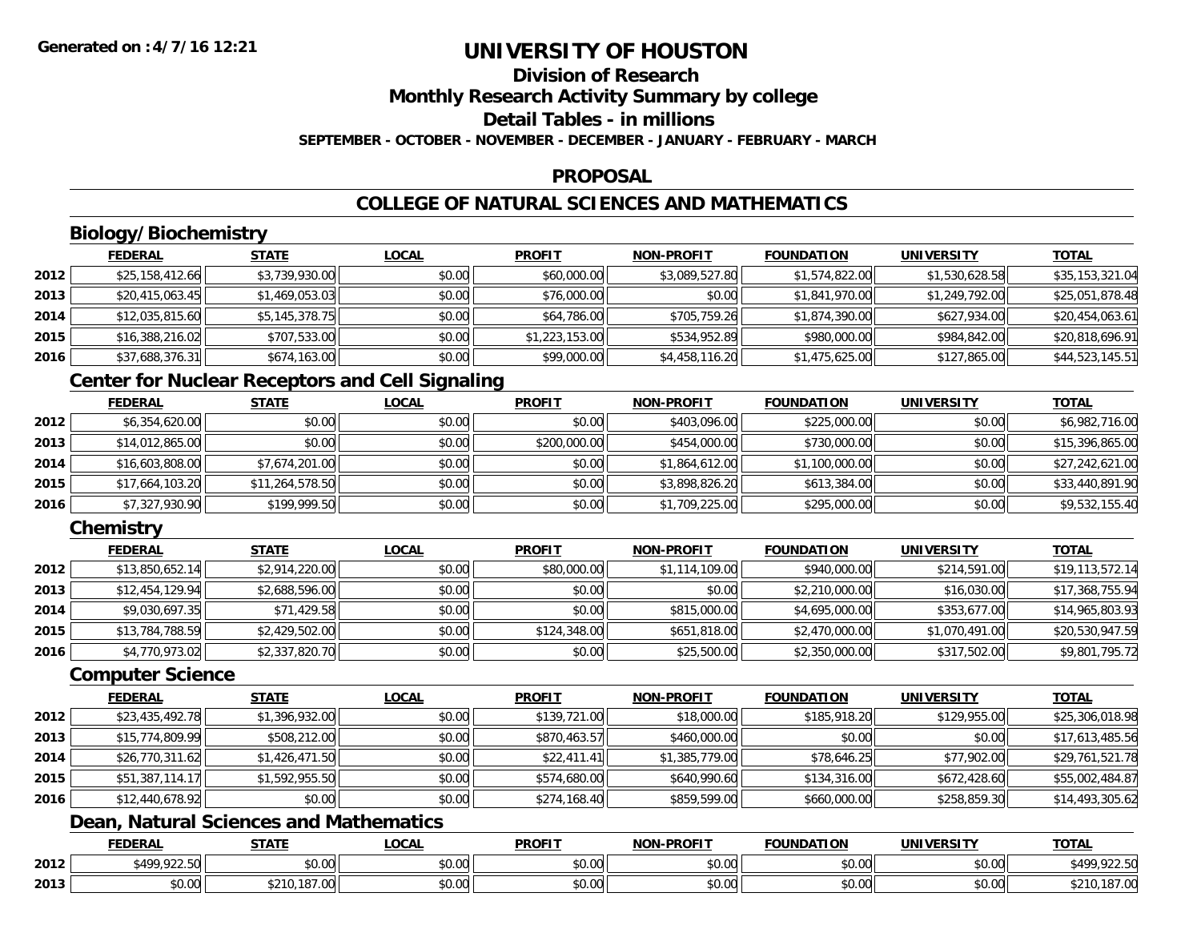Generated on :4/7/16 12:21

# UNIVERSITY OF HOUSTON

## Division of Research

## Monthly Research Activity Summary by college

## Detail Tables - in millions

**SEPTEMBER - OCTOBER - NOVEMBER - DECEMBER - JANUARY - FEBRUARY - MARCH**

## PROPOSAL

## COLLEGE OF NATURAL SCIENCES AND MATHEMATICS

### Biology/Biochemistry

| | FEDERAL | STATE | LOCAL | PROFIT | NON-PROFIT | FOUNDATION | UNIVERSITY | TOTAL |
|---|---|---|---|---|---|---|---|---|
| 2012 | $25,158,412.66 | $3,739,930.00 | $0.00 | $60,000.00 | $3,089,527.80 | $1,574,822.00 | $1,530,628.58 | $35,153,321.04 |
| 2013 | $20,415,063.45 | $1,469,053.03 | $0.00 | $76,000.00 | $0.00 | $1,841,970.00 | $1,249,792.00 | $25,051,878.48 |
| 2014 | $12,035,815.60 | $5,145,378.75 | $0.00 | $64,786.00 | $705,759.26 | $1,874,390.00 | $627,934.00 | $20,454,063.61 |
| 2015 | $16,388,216.02 | $707,533.00 | $0.00 | $1,223,153.00 | $534,952.89 | $980,000.00 | $984,842.00 | $20,818,696.91 |
| 2016 | $37,688,376.31 | $674,163.00 | $0.00 | $99,000.00 | $4,458,116.20 | $1,475,625.00 | $127,865.00 | $44,523,145.51 |

### Center for Nuclear Receptors and Cell Signaling

| | FEDERAL | STATE | LOCAL | PROFIT | NON-PROFIT | FOUNDATION | UNIVERSITY | TOTAL |
|---|---|---|---|---|---|---|---|---|
| 2012 | $6,354,620.00 | $0.00 | $0.00 | $0.00 | $403,096.00 | $225,000.00 | $0.00 | $6,982,716.00 |
| 2013 | $14,012,865.00 | $0.00 | $0.00 | $200,000.00 | $454,000.00 | $730,000.00 | $0.00 | $15,396,865.00 |
| 2014 | $16,603,808.00 | $7,674,201.00 | $0.00 | $0.00 | $1,864,612.00 | $1,100,000.00 | $0.00 | $27,242,621.00 |
| 2015 | $17,664,103.20 | $11,264,578.50 | $0.00 | $0.00 | $3,898,826.20 | $613,384.00 | $0.00 | $33,440,891.90 |
| 2016 | $7,327,930.90 | $199,999.50 | $0.00 | $0.00 | $1,709,225.00 | $295,000.00 | $0.00 | $9,532,155.40 |

### Chemistry

| | FEDERAL | STATE | LOCAL | PROFIT | NON-PROFIT | FOUNDATION | UNIVERSITY | TOTAL |
|---|---|---|---|---|---|---|---|---|
| 2012 | $13,850,652.14 | $2,914,220.00 | $0.00 | $80,000.00 | $1,114,109.00 | $940,000.00 | $214,591.00 | $19,113,572.14 |
| 2013 | $12,454,129.94 | $2,688,596.00 | $0.00 | $0.00 | $0.00 | $2,210,000.00 | $16,030.00 | $17,368,755.94 |
| 2014 | $9,030,697.35 | $71,429.58 | $0.00 | $0.00 | $815,000.00 | $4,695,000.00 | $353,677.00 | $14,965,803.93 |
| 2015 | $13,784,788.59 | $2,429,502.00 | $0.00 | $124,348.00 | $651,818.00 | $2,470,000.00 | $1,070,491.00 | $20,530,947.59 |
| 2016 | $4,770,973.02 | $2,337,820.70 | $0.00 | $0.00 | $25,500.00 | $2,350,000.00 | $317,502.00 | $9,801,795.72 |

### Computer Science

| | FEDERAL | STATE | LOCAL | PROFIT | NON-PROFIT | FOUNDATION | UNIVERSITY | TOTAL |
|---|---|---|---|---|---|---|---|---|
| 2012 | $23,435,492.78 | $1,396,932.00 | $0.00 | $139,721.00 | $18,000.00 | $185,918.20 | $129,955.00 | $25,306,018.98 |
| 2013 | $15,774,809.99 | $508,212.00 | $0.00 | $870,463.57 | $460,000.00 | $0.00 | $0.00 | $17,613,485.56 |
| 2014 | $26,770,311.62 | $1,426,471.50 | $0.00 | $22,411.41 | $1,385,779.00 | $78,646.25 | $77,902.00 | $29,761,521.78 |
| 2015 | $51,387,114.17 | $1,592,955.50 | $0.00 | $574,680.00 | $640,990.60 | $134,316.00 | $672,428.60 | $55,002,484.87 |
| 2016 | $12,440,678.92 | $0.00 | $0.00 | $274,168.40 | $859,599.00 | $660,000.00 | $258,859.30 | $14,493,305.62 |

### Dean, Natural Sciences and Mathematics

| | FEDERAL | STATE | LOCAL | PROFIT | NON-PROFIT | FOUNDATION | UNIVERSITY | TOTAL |
|---|---|---|---|---|---|---|---|---|
| 2012 | $499,922.50 | $0.00 | $0.00 | $0.00 | $0.00 | $0.00 | $0.00 | $499,922.50 |
| 2013 | $0.00 | $210,187.00 | $0.00 | $0.00 | $0.00 | $0.00 | $0.00 | $210,187.00 |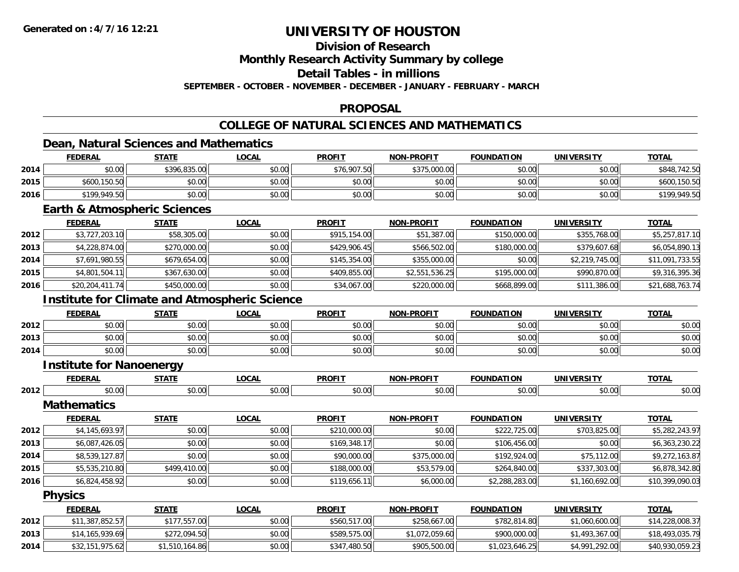# UNIVERSITY OF HOUSTON

## Division of Research

## Monthly Research Activity Summary by college

## Detail Tables - in millions

**SEPTEMBER - OCTOBER - NOVEMBER - DECEMBER - JANUARY - FEBRUARY - MARCH**

## PROPOSAL

## COLLEGE OF NATURAL SCIENCES AND MATHEMATICS

### Dean, Natural Sciences and Mathematics

| | FEDERAL | STATE | LOCAL | PROFIT | NON-PROFIT | FOUNDATION | UNIVERSITY | TOTAL |
|---|---|---|---|---|---|---|---|---|
| 2014 | $0.00 | $396,835.00 | $0.00 | $76,907.50 | $375,000.00 | $0.00 | $0.00 | $848,742.50 |
| 2015 | $600,150.50 | $0.00 | $0.00 | $0.00 | $0.00 | $0.00 | $0.00 | $600,150.50 |
| 2016 | $199,949.50 | $0.00 | $0.00 | $0.00 | $0.00 | $0.00 | $0.00 | $199,949.50 |

### Earth & Atmospheric Sciences

| | FEDERAL | STATE | LOCAL | PROFIT | NON-PROFIT | FOUNDATION | UNIVERSITY | TOTAL |
|---|---|---|---|---|---|---|---|---|
| 2012 | $3,727,203.10 | $58,305.00 | $0.00 | $915,154.00 | $51,387.00 | $150,000.00 | $355,768.00 | $5,257,817.10 |
| 2013 | $4,228,874.00 | $270,000.00 | $0.00 | $429,906.45 | $566,502.00 | $180,000.00 | $379,607.68 | $6,054,890.13 |
| 2014 | $7,691,980.55 | $679,654.00 | $0.00 | $145,354.00 | $355,000.00 | $0.00 | $2,219,745.00 | $11,091,733.55 |
| 2015 | $4,801,504.11 | $367,630.00 | $0.00 | $409,855.00 | $2,551,536.25 | $195,000.00 | $990,870.00 | $9,316,395.36 |
| 2016 | $20,204,411.74 | $450,000.00 | $0.00 | $34,067.00 | $220,000.00 | $668,899.00 | $111,386.00 | $21,688,763.74 |

### Institute for Climate and Atmospheric Science

| | FEDERAL | STATE | LOCAL | PROFIT | NON-PROFIT | FOUNDATION | UNIVERSITY | TOTAL |
|---|---|---|---|---|---|---|---|---|
| 2012 | $0.00 | $0.00 | $0.00 | $0.00 | $0.00 | $0.00 | $0.00 | $0.00 |
| 2013 | $0.00 | $0.00 | $0.00 | $0.00 | $0.00 | $0.00 | $0.00 | $0.00 |
| 2014 | $0.00 | $0.00 | $0.00 | $0.00 | $0.00 | $0.00 | $0.00 | $0.00 |

### Institute for Nanoenergy

| | FEDERAL | STATE | LOCAL | PROFIT | NON-PROFIT | FOUNDATION | UNIVERSITY | TOTAL |
|---|---|---|---|---|---|---|---|---|
| 2012 | $0.00 | $0.00 | $0.00 | $0.00 | $0.00 | $0.00 | $0.00 | $0.00 |

### Mathematics

| | FEDERAL | STATE | LOCAL | PROFIT | NON-PROFIT | FOUNDATION | UNIVERSITY | TOTAL |
|---|---|---|---|---|---|---|---|---|
| 2012 | $4,145,693.97 | $0.00 | $0.00 | $210,000.00 | $0.00 | $222,725.00 | $703,825.00 | $5,282,243.97 |
| 2013 | $6,087,426.05 | $0.00 | $0.00 | $169,348.17 | $0.00 | $106,456.00 | $0.00 | $6,363,230.22 |
| 2014 | $8,539,127.87 | $0.00 | $0.00 | $90,000.00 | $375,000.00 | $192,924.00 | $75,112.00 | $9,272,163.87 |
| 2015 | $5,535,210.80 | $499,410.00 | $0.00 | $188,000.00 | $53,579.00 | $264,840.00 | $337,303.00 | $6,878,342.80 |
| 2016 | $6,824,458.92 | $0.00 | $0.00 | $119,656.11 | $6,000.00 | $2,288,283.00 | $1,160,692.00 | $10,399,090.03 |

### Physics

| | FEDERAL | STATE | LOCAL | PROFIT | NON-PROFIT | FOUNDATION | UNIVERSITY | TOTAL |
|---|---|---|---|---|---|---|---|---|
| 2012 | $11,387,852.57 | $177,557.00 | $0.00 | $560,517.00 | $258,667.00 | $782,814.80 | $1,060,600.00 | $14,228,008.37 |
| 2013 | $14,165,939.69 | $272,094.50 | $0.00 | $589,575.00 | $1,072,059.60 | $900,000.00 | $1,493,367.00 | $18,493,035.79 |
| 2014 | $32,151,975.62 | $1,510,164.86 | $0.00 | $347,480.50 | $905,500.00 | $1,023,646.25 | $4,991,292.00 | $40,930,059.23 |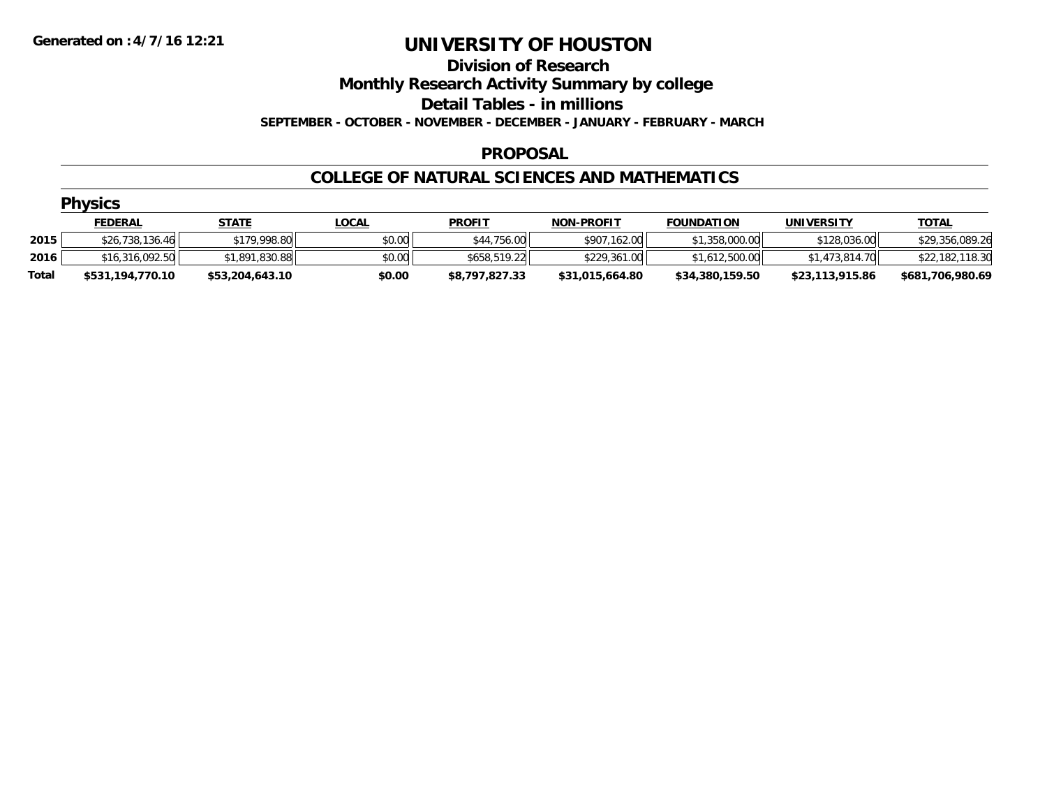**Generated on :4/7/16 12:21**

# UNIVERSITY OF HOUSTON

## Division of Research

## Monthly Research Activity Summary by college

## Detail Tables - in millions

**SEPTEMBER - OCTOBER - NOVEMBER - DECEMBER - JANUARY - FEBRUARY - MARCH**

## PROPOSAL

## COLLEGE OF NATURAL SCIENCES AND MATHEMATICS

### Physics

| | FEDERAL | STATE | LOCAL | PROFIT | NON-PROFIT | FOUNDATION | UNIVERSITY | TOTAL |
|---|---|---|---|---|---|---|---|---|
| 2015 | $26,738,136.46 | $179,998.80 | $0.00 | $44,756.00 | $907,162.00 | $1,358,000.00 | $128,036.00 | $29,356,089.26 |
| 2016 | $16,316,092.50 | $1,891,830.88 | $0.00 | $658,519.22 | $229,361.00 | $1,612,500.00 | $1,473,814.70 | $22,182,118.30 |
| **Total** | **$531,194,770.10** | **$53,204,643.10** | **$0.00** | **$8,797,827.33** | **$31,015,664.80** | **$34,380,159.50** | **$23,113,915.86** | **$681,706,980.69** |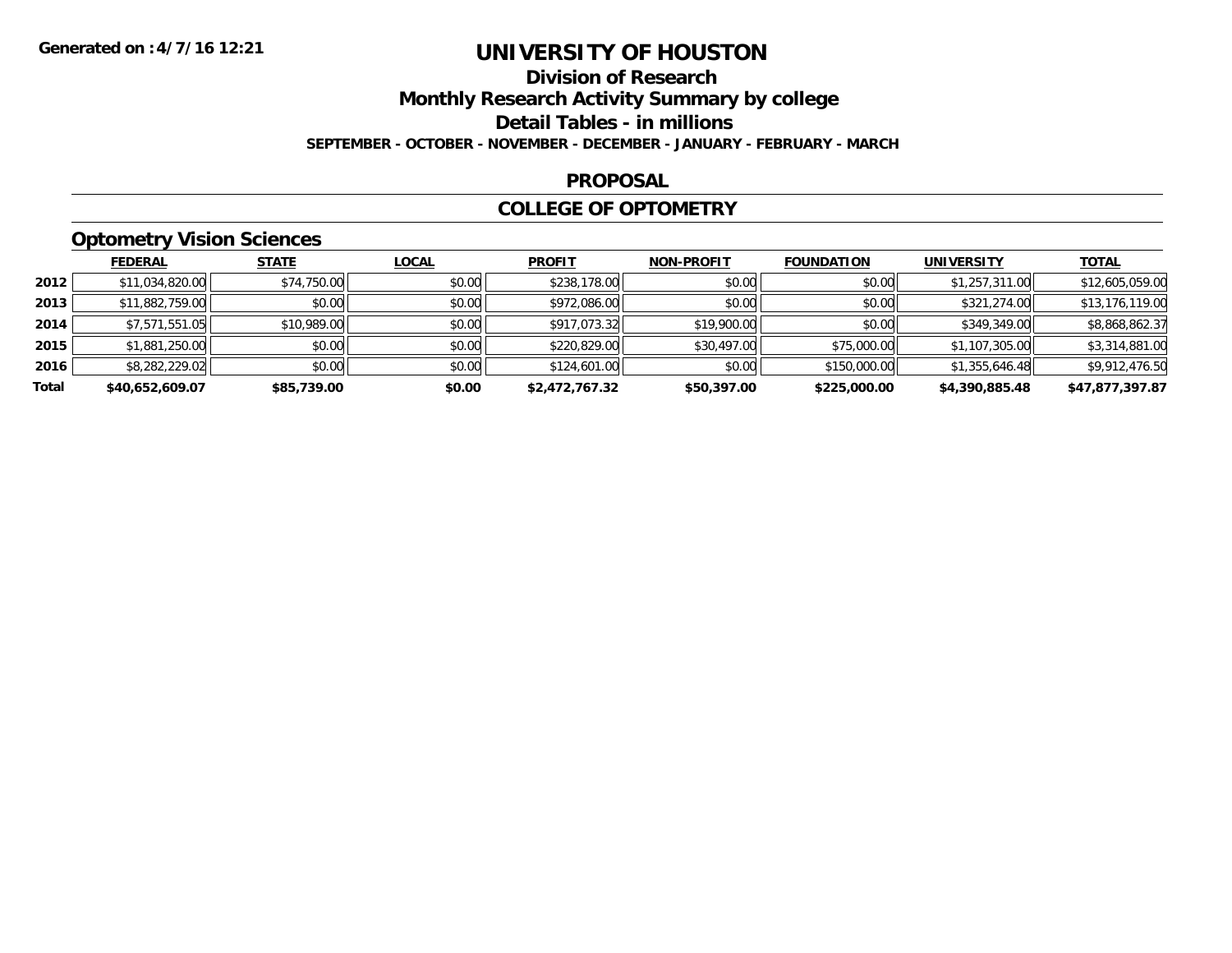# UNIVERSITY OF HOUSTON

## Division of Research

## Monthly Research Activity Summary by college

## Detail Tables - in millions

**SEPTEMBER - OCTOBER - NOVEMBER - DECEMBER - JANUARY - FEBRUARY - MARCH**

**Generated on :4/7/16 12:21**

## PROPOSAL

## COLLEGE OF OPTOMETRY

### Optometry Vision Sciences

| | FEDERAL | STATE | LOCAL | PROFIT | NON-PROFIT | FOUNDATION | UNIVERSITY | TOTAL |
|---|---|---|---|---|---|---|---|---|
| 2012 | $11,034,820.00 | $74,750.00 | $0.00 | $238,178.00 | $0.00 | $0.00 | $1,257,311.00 | $12,605,059.00 |
| 2013 | $11,882,759.00 | $0.00 | $0.00 | $972,086.00 | $0.00 | $0.00 | $321,274.00 | $13,176,119.00 |
| 2014 | $7,571,551.05 | $10,989.00 | $0.00 | $917,073.32 | $19,900.00 | $0.00 | $349,349.00 | $8,868,862.37 |
| 2015 | $1,881,250.00 | $0.00 | $0.00 | $220,829.00 | $30,497.00 | $75,000.00 | $1,107,305.00 | $3,314,881.00 |
| 2016 | $8,282,229.02 | $0.00 | $0.00 | $124,601.00 | $0.00 | $150,000.00 | $1,355,646.48 | $9,912,476.50 |
| **Total** | **$40,652,609.07** | **$85,739.00** | **$0.00** | **$2,472,767.32** | **$50,397.00** | **$225,000.00** | **$4,390,885.48** | **$47,877,397.87** |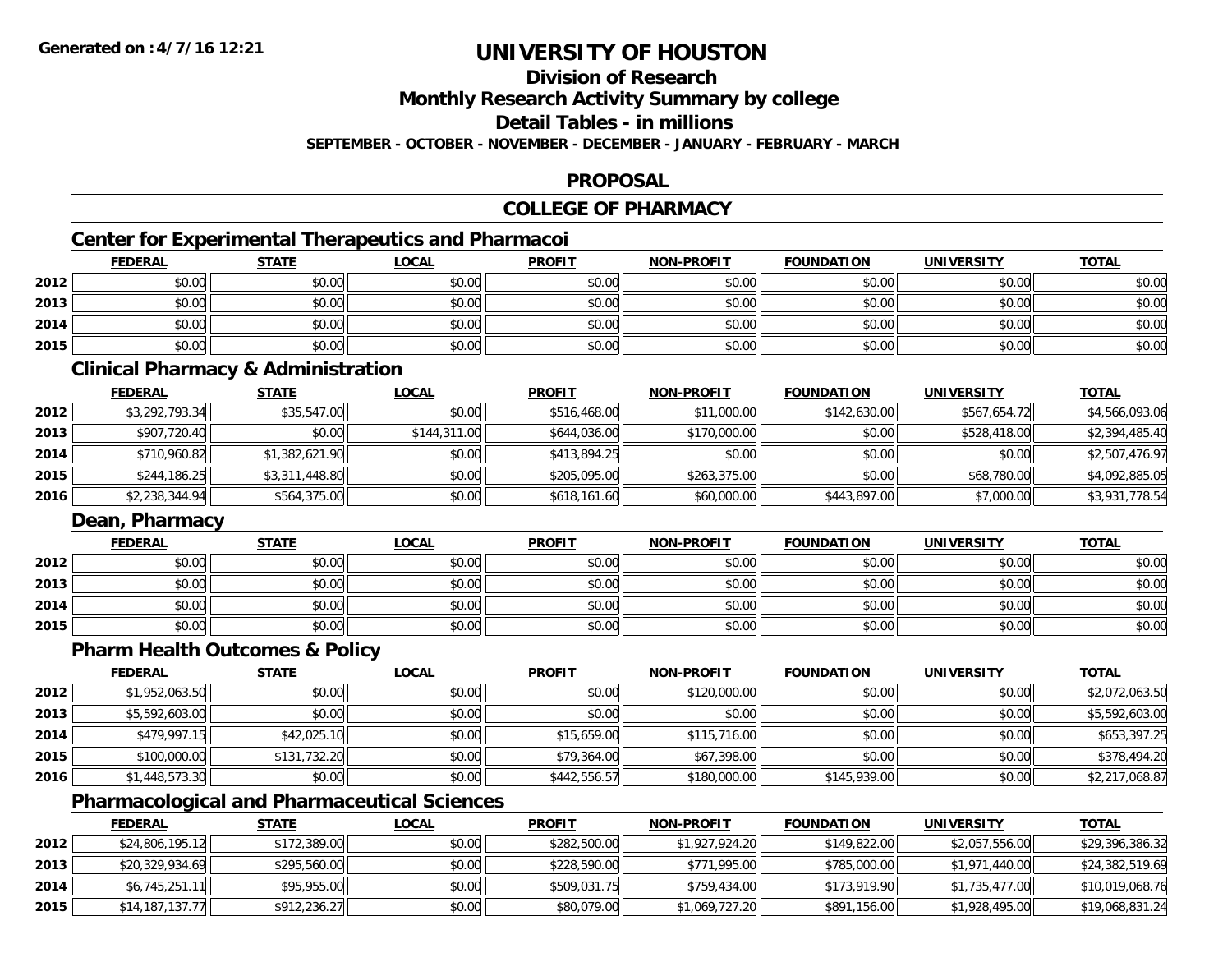# UNIVERSITY OF HOUSTON

## Division of Research

## Monthly Research Activity Summary by college

## Detail Tables - in millions

**SEPTEMBER - OCTOBER - NOVEMBER - DECEMBER - JANUARY - FEBRUARY - MARCH**

## PROPOSAL

## COLLEGE OF PHARMACY

### Center for Experimental Therapeutics and Pharmacoi

| | FEDERAL | STATE | LOCAL | PROFIT | NON-PROFIT | FOUNDATION | UNIVERSITY | TOTAL |
|---|---|---|---|---|---|---|---|---|
| 2012 | $0.00 | $0.00 | $0.00 | $0.00 | $0.00 | $0.00 | $0.00 | $0.00 |
| 2013 | $0.00 | $0.00 | $0.00 | $0.00 | $0.00 | $0.00 | $0.00 | $0.00 |
| 2014 | $0.00 | $0.00 | $0.00 | $0.00 | $0.00 | $0.00 | $0.00 | $0.00 |
| 2015 | $0.00 | $0.00 | $0.00 | $0.00 | $0.00 | $0.00 | $0.00 | $0.00 |

### Clinical Pharmacy & Administration

| | FEDERAL | STATE | LOCAL | PROFIT | NON-PROFIT | FOUNDATION | UNIVERSITY | TOTAL |
|---|---|---|---|---|---|---|---|---|
| 2012 | $3,292,793.34 | $35,547.00 | $0.00 | $516,468.00 | $11,000.00 | $142,630.00 | $567,654.72 | $4,566,093.06 |
| 2013 | $907,720.40 | $0.00 | $144,311.00 | $644,036.00 | $170,000.00 | $0.00 | $528,418.00 | $2,394,485.40 |
| 2014 | $710,960.82 | $1,382,621.90 | $0.00 | $413,894.25 | $0.00 | $0.00 | $0.00 | $2,507,476.97 |
| 2015 | $244,186.25 | $3,311,448.80 | $0.00 | $205,095.00 | $263,375.00 | $0.00 | $68,780.00 | $4,092,885.05 |
| 2016 | $2,238,344.94 | $564,375.00 | $0.00 | $618,161.60 | $60,000.00 | $443,897.00 | $7,000.00 | $3,931,778.54 |

### Dean, Pharmacy

| | FEDERAL | STATE | LOCAL | PROFIT | NON-PROFIT | FOUNDATION | UNIVERSITY | TOTAL |
|---|---|---|---|---|---|---|---|---|
| 2012 | $0.00 | $0.00 | $0.00 | $0.00 | $0.00 | $0.00 | $0.00 | $0.00 |
| 2013 | $0.00 | $0.00 | $0.00 | $0.00 | $0.00 | $0.00 | $0.00 | $0.00 |
| 2014 | $0.00 | $0.00 | $0.00 | $0.00 | $0.00 | $0.00 | $0.00 | $0.00 |
| 2015 | $0.00 | $0.00 | $0.00 | $0.00 | $0.00 | $0.00 | $0.00 | $0.00 |

### Pharm Health Outcomes & Policy

| | FEDERAL | STATE | LOCAL | PROFIT | NON-PROFIT | FOUNDATION | UNIVERSITY | TOTAL |
|---|---|---|---|---|---|---|---|---|
| 2012 | $1,952,063.50 | $0.00 | $0.00 | $0.00 | $120,000.00 | $0.00 | $0.00 | $2,072,063.50 |
| 2013 | $5,592,603.00 | $0.00 | $0.00 | $0.00 | $0.00 | $0.00 | $0.00 | $5,592,603.00 |
| 2014 | $479,997.15 | $42,025.10 | $0.00 | $15,659.00 | $115,716.00 | $0.00 | $0.00 | $653,397.25 |
| 2015 | $100,000.00 | $131,732.20 | $0.00 | $79,364.00 | $67,398.00 | $0.00 | $0.00 | $378,494.20 |
| 2016 | $1,448,573.30 | $0.00 | $0.00 | $442,556.57 | $180,000.00 | $145,939.00 | $0.00 | $2,217,068.87 |

### Pharmacological and Pharmaceutical Sciences

| | FEDERAL | STATE | LOCAL | PROFIT | NON-PROFIT | FOUNDATION | UNIVERSITY | TOTAL |
|---|---|---|---|---|---|---|---|---|
| 2012 | $24,806,195.12 | $172,389.00 | $0.00 | $282,500.00 | $1,927,924.20 | $149,822.00 | $2,057,556.00 | $29,396,386.32 |
| 2013 | $20,329,934.69 | $295,560.00 | $0.00 | $228,590.00 | $771,995.00 | $785,000.00 | $1,971,440.00 | $24,382,519.69 |
| 2014 | $6,745,251.11 | $95,955.00 | $0.00 | $509,031.75 | $759,434.00 | $173,919.90 | $1,735,477.00 | $10,019,068.76 |
| 2015 | $14,187,137.77 | $912,236.27 | $0.00 | $80,079.00 | $1,069,727.20 | $891,156.00 | $1,928,495.00 | $19,068,831.24 |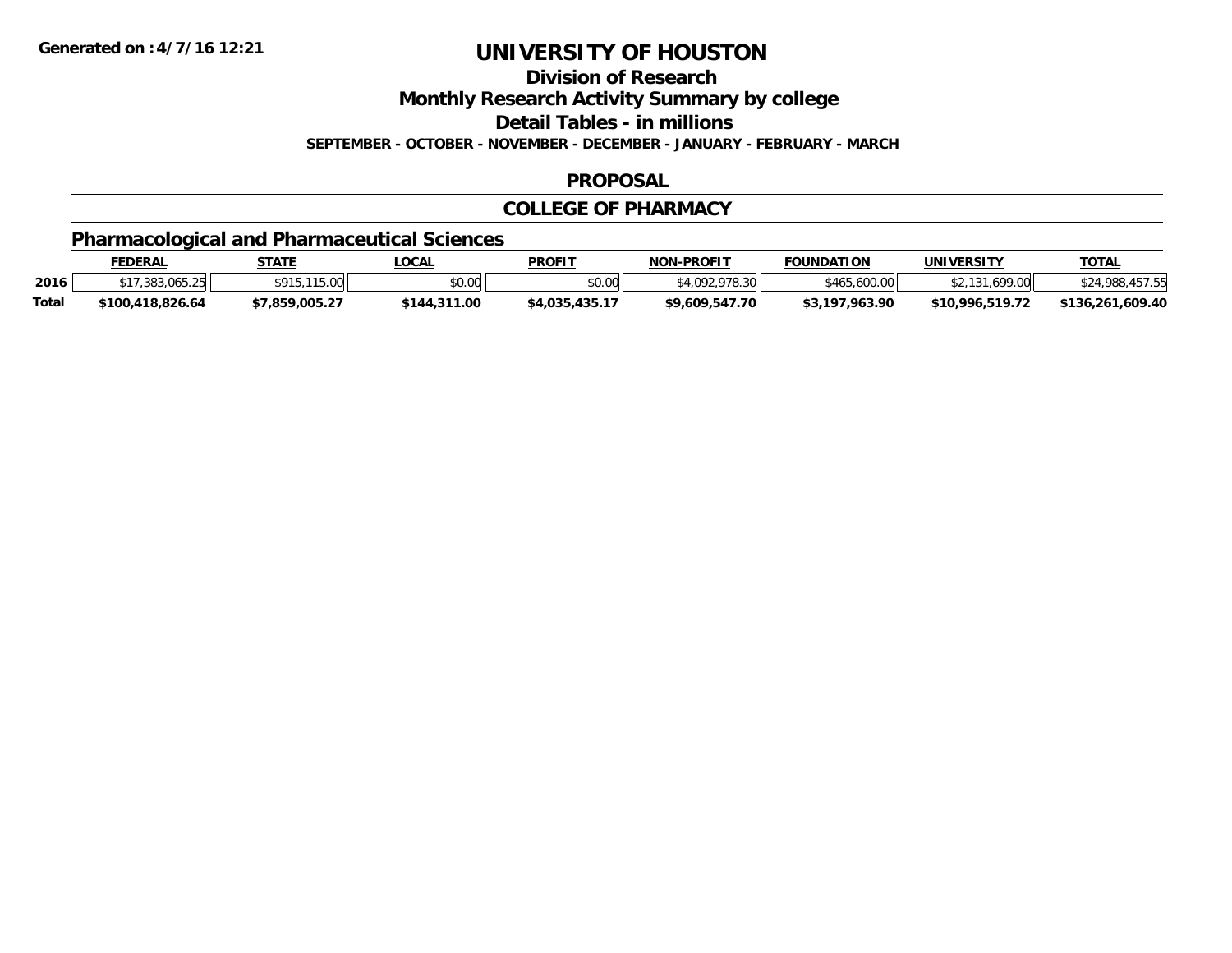# UNIVERSITY OF HOUSTON

## Division of Research

## Monthly Research Activity Summary by college

## Detail Tables - in millions

**SEPTEMBER - OCTOBER - NOVEMBER - DECEMBER - JANUARY - FEBRUARY - MARCH**

## PROPOSAL

## COLLEGE OF PHARMACY

### Pharmacological and Pharmaceutical Sciences

| | FEDERAL | STATE | LOCAL | PROFIT | NON-PROFIT | FOUNDATION | UNIVERSITY | TOTAL |
|---|---|---|---|---|---|---|---|---|
| 2016 | $17,383,065.25 | $915,115.00 | $0.00 | $0.00 | $4,092,978.30 | $465,600.00 | $2,131,699.00 | $24,988,457.55 |
| **Total** | **$100,418,826.64** | **$7,859,005.27** | **$144,311.00** | **$4,035,435.17** | **$9,609,547.70** | **$3,197,963.90** | **$10,996,519.72** | **$136,261,609.40** |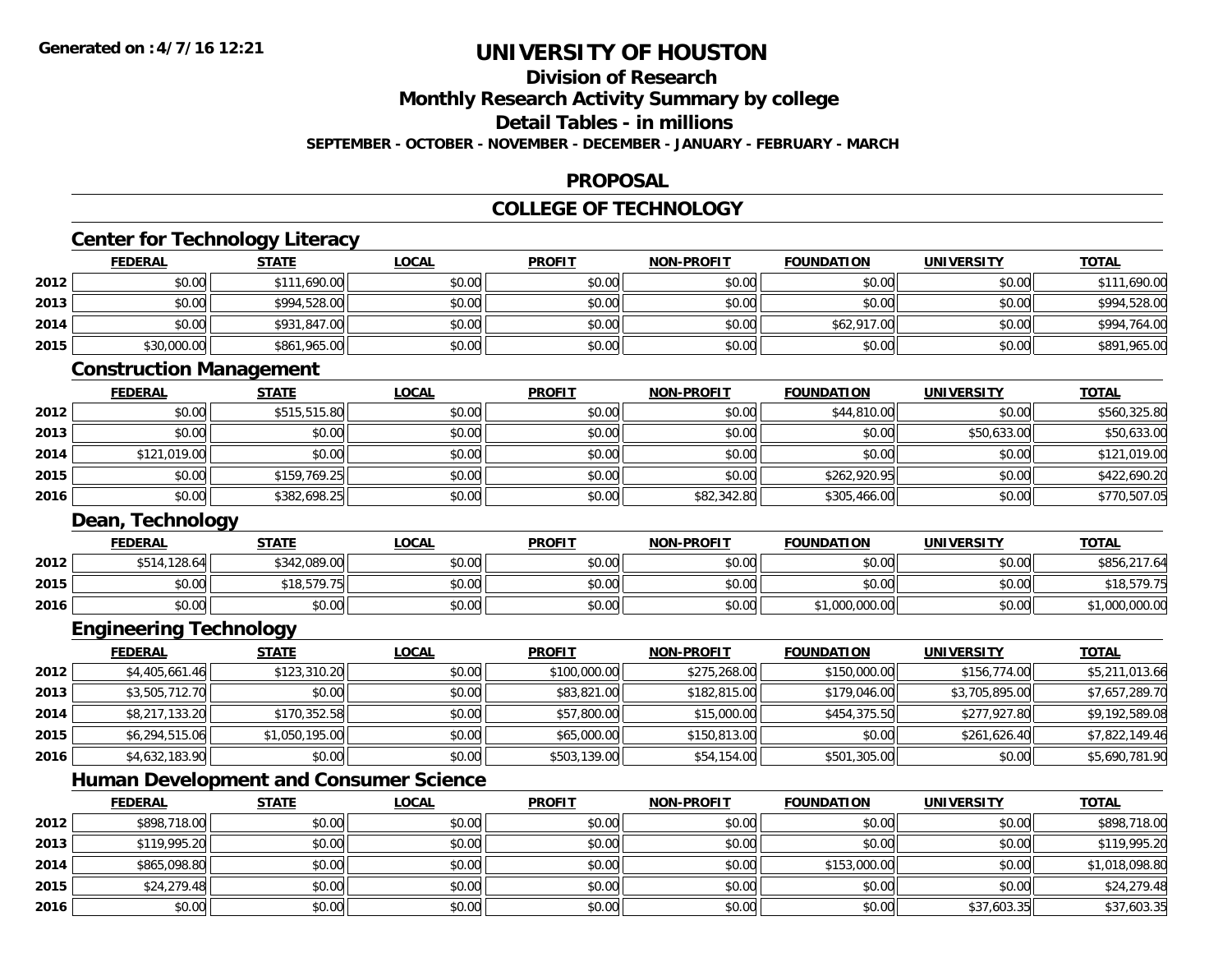# UNIVERSITY OF HOUSTON

## Division of Research

## Monthly Research Activity Summary by college

## Detail Tables - in millions

**SEPTEMBER - OCTOBER - NOVEMBER - DECEMBER - JANUARY - FEBRUARY - MARCH**

## PROPOSAL

## COLLEGE OF TECHNOLOGY

### Center for Technology Literacy

| | FEDERAL | STATE | LOCAL | PROFIT | NON-PROFIT | FOUNDATION | UNIVERSITY | TOTAL |
|---|---|---|---|---|---|---|---|---|
| 2012 | $0.00 | $111,690.00 | $0.00 | $0.00 | $0.00 | $0.00 | $0.00 | $111,690.00 |
| 2013 | $0.00 | $994,528.00 | $0.00 | $0.00 | $0.00 | $0.00 | $0.00 | $994,528.00 |
| 2014 | $0.00 | $931,847.00 | $0.00 | $0.00 | $0.00 | $62,917.00 | $0.00 | $994,764.00 |
| 2015 | $30,000.00 | $861,965.00 | $0.00 | $0.00 | $0.00 | $0.00 | $0.00 | $891,965.00 |

### Construction Management

| | FEDERAL | STATE | LOCAL | PROFIT | NON-PROFIT | FOUNDATION | UNIVERSITY | TOTAL |
|---|---|---|---|---|---|---|---|---|
| 2012 | $0.00 | $515,515.80 | $0.00 | $0.00 | $0.00 | $44,810.00 | $0.00 | $560,325.80 |
| 2013 | $0.00 | $0.00 | $0.00 | $0.00 | $0.00 | $0.00 | $50,633.00 | $50,633.00 |
| 2014 | $121,019.00 | $0.00 | $0.00 | $0.00 | $0.00 | $0.00 | $0.00 | $121,019.00 |
| 2015 | $0.00 | $159,769.25 | $0.00 | $0.00 | $0.00 | $262,920.95 | $0.00 | $422,690.20 |
| 2016 | $0.00 | $382,698.25 | $0.00 | $0.00 | $82,342.80 | $305,466.00 | $0.00 | $770,507.05 |

### Dean, Technology

| | FEDERAL | STATE | LOCAL | PROFIT | NON-PROFIT | FOUNDATION | UNIVERSITY | TOTAL |
|---|---|---|---|---|---|---|---|---|
| 2012 | $514,128.64 | $342,089.00 | $0.00 | $0.00 | $0.00 | $0.00 | $0.00 | $856,217.64 |
| 2015 | $0.00 | $18,579.75 | $0.00 | $0.00 | $0.00 | $0.00 | $0.00 | $18,579.75 |
| 2016 | $0.00 | $0.00 | $0.00 | $0.00 | $0.00 | $1,000,000.00 | $0.00 | $1,000,000.00 |

### Engineering Technology

| | FEDERAL | STATE | LOCAL | PROFIT | NON-PROFIT | FOUNDATION | UNIVERSITY | TOTAL |
|---|---|---|---|---|---|---|---|---|
| 2012 | $4,405,661.46 | $123,310.20 | $0.00 | $100,000.00 | $275,268.00 | $150,000.00 | $156,774.00 | $5,211,013.66 |
| 2013 | $3,505,712.70 | $0.00 | $0.00 | $83,821.00 | $182,815.00 | $179,046.00 | $3,705,895.00 | $7,657,289.70 |
| 2014 | $8,217,133.20 | $170,352.58 | $0.00 | $57,800.00 | $15,000.00 | $454,375.50 | $277,927.80 | $9,192,589.08 |
| 2015 | $6,294,515.06 | $1,050,195.00 | $0.00 | $65,000.00 | $150,813.00 | $0.00 | $261,626.40 | $7,822,149.46 |
| 2016 | $4,632,183.90 | $0.00 | $0.00 | $503,139.00 | $54,154.00 | $501,305.00 | $0.00 | $5,690,781.90 |

### Human Development and Consumer Science

| | FEDERAL | STATE | LOCAL | PROFIT | NON-PROFIT | FOUNDATION | UNIVERSITY | TOTAL |
|---|---|---|---|---|---|---|---|---|
| 2012 | $898,718.00 | $0.00 | $0.00 | $0.00 | $0.00 | $0.00 | $0.00 | $898,718.00 |
| 2013 | $119,995.20 | $0.00 | $0.00 | $0.00 | $0.00 | $0.00 | $0.00 | $119,995.20 |
| 2014 | $865,098.80 | $0.00 | $0.00 | $0.00 | $0.00 | $153,000.00 | $0.00 | $1,018,098.80 |
| 2015 | $24,279.48 | $0.00 | $0.00 | $0.00 | $0.00 | $0.00 | $0.00 | $24,279.48 |
| 2016 | $0.00 | $0.00 | $0.00 | $0.00 | $0.00 | $0.00 | $37,603.35 | $37,603.35 |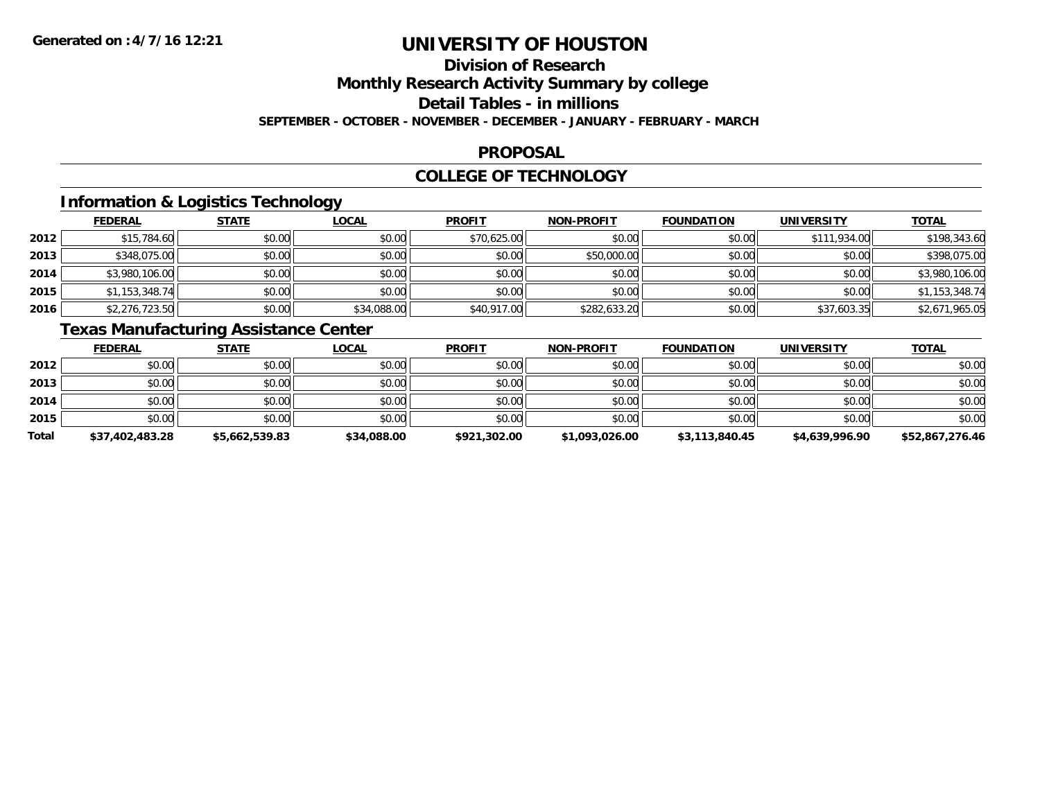# UNIVERSITY OF HOUSTON

## Division of Research

## Monthly Research Activity Summary by college

## Detail Tables - in millions

**SEPTEMBER - OCTOBER - NOVEMBER - DECEMBER - JANUARY - FEBRUARY - MARCH**

**Generated on :4/7/16 12:21**

## PROPOSAL

## COLLEGE OF TECHNOLOGY

### Information & Logistics Technology

| | FEDERAL | STATE | LOCAL | PROFIT | NON-PROFIT | FOUNDATION | UNIVERSITY | TOTAL |
|---|---|---|---|---|---|---|---|---|
| 2012 | $15,784.60 | $0.00 | $0.00 | $70,625.00 | $0.00 | $0.00 | $111,934.00 | $198,343.60 |
| 2013 | $348,075.00 | $0.00 | $0.00 | $0.00 | $50,000.00 | $0.00 | $0.00 | $398,075.00 |
| 2014 | $3,980,106.00 | $0.00 | $0.00 | $0.00 | $0.00 | $0.00 | $0.00 | $3,980,106.00 |
| 2015 | $1,153,348.74 | $0.00 | $0.00 | $0.00 | $0.00 | $0.00 | $0.00 | $1,153,348.74 |
| 2016 | $2,276,723.50 | $0.00 | $34,088.00 | $40,917.00 | $282,633.20 | $0.00 | $37,603.35 | $2,671,965.05 |

### Texas Manufacturing Assistance Center

| | FEDERAL | STATE | LOCAL | PROFIT | NON-PROFIT | FOUNDATION | UNIVERSITY | TOTAL |
|---|---|---|---|---|---|---|---|---|
| 2012 | $0.00 | $0.00 | $0.00 | $0.00 | $0.00 | $0.00 | $0.00 | $0.00 |
| 2013 | $0.00 | $0.00 | $0.00 | $0.00 | $0.00 | $0.00 | $0.00 | $0.00 |
| 2014 | $0.00 | $0.00 | $0.00 | $0.00 | $0.00 | $0.00 | $0.00 | $0.00 |
| 2015 | $0.00 | $0.00 | $0.00 | $0.00 | $0.00 | $0.00 | $0.00 | $0.00 |
| **Total** | **$37,402,483.28** | **$5,662,539.83** | **$34,088.00** | **$921,302.00** | **$1,093,026.00** | **$3,113,840.45** | **$4,639,996.90** | **$52,867,276.46** |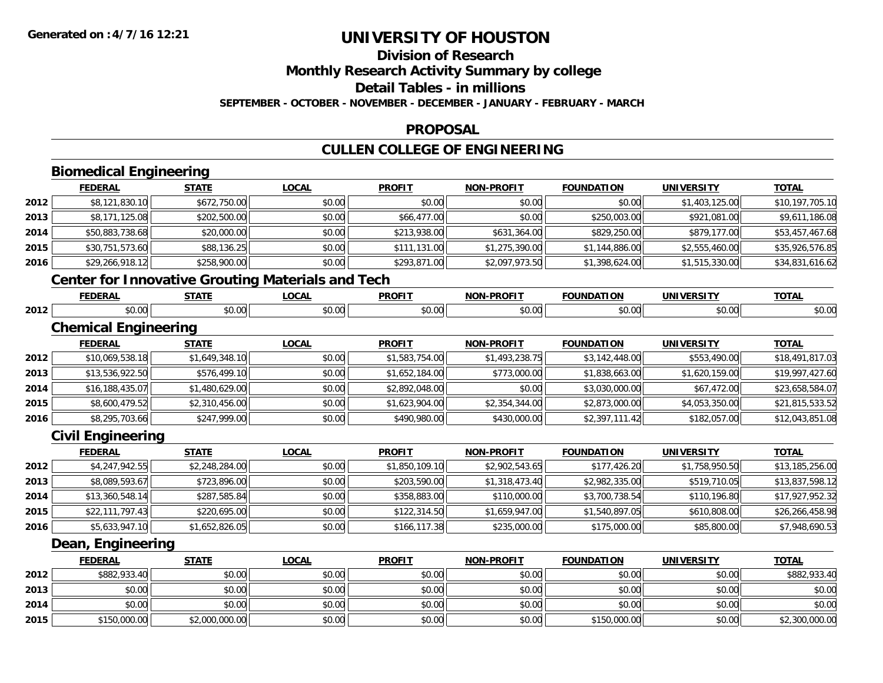Generated on :4/7/16 12:21

# UNIVERSITY OF HOUSTON

## Division of Research

## Monthly Research Activity Summary by college

## Detail Tables - in millions

**SEPTEMBER - OCTOBER - NOVEMBER - DECEMBER - JANUARY - FEBRUARY - MARCH**

## PROPOSAL

## CULLEN COLLEGE OF ENGINEERING

### Biomedical Engineering

| | FEDERAL | STATE | LOCAL | PROFIT | NON-PROFIT | FOUNDATION | UNIVERSITY | TOTAL |
|---|---|---|---|---|---|---|---|---|
| 2012 | $8,121,830.10 | $672,750.00 | $0.00 | $0.00 | $0.00 | $0.00 | $1,403,125.00 | $10,197,705.10 |
| 2013 | $8,171,125.08 | $202,500.00 | $0.00 | $66,477.00 | $0.00 | $250,003.00 | $921,081.00 | $9,611,186.08 |
| 2014 | $50,883,738.68 | $20,000.00 | $0.00 | $213,938.00 | $631,364.00 | $829,250.00 | $879,177.00 | $53,457,467.68 |
| 2015 | $30,751,573.60 | $88,136.25 | $0.00 | $111,131.00 | $1,275,390.00 | $1,144,886.00 | $2,555,460.00 | $35,926,576.85 |
| 2016 | $29,266,918.12 | $258,900.00 | $0.00 | $293,871.00 | $2,097,973.50 | $1,398,624.00 | $1,515,330.00 | $34,831,616.62 |

### Center for Innovative Grouting Materials and Tech

| | FEDERAL | STATE | LOCAL | PROFIT | NON-PROFIT | FOUNDATION | UNIVERSITY | TOTAL |
|---|---|---|---|---|---|---|---|---|
| 2012 | $0.00 | $0.00 | $0.00 | $0.00 | $0.00 | $0.00 | $0.00 | $0.00 |

### Chemical Engineering

| | FEDERAL | STATE | LOCAL | PROFIT | NON-PROFIT | FOUNDATION | UNIVERSITY | TOTAL |
|---|---|---|---|---|---|---|---|---|
| 2012 | $10,069,538.18 | $1,649,348.10 | $0.00 | $1,583,754.00 | $1,493,238.75 | $3,142,448.00 | $553,490.00 | $18,491,817.03 |
| 2013 | $13,536,922.50 | $576,499.10 | $0.00 | $1,652,184.00 | $773,000.00 | $1,838,663.00 | $1,620,159.00 | $19,997,427.60 |
| 2014 | $16,188,435.07 | $1,480,629.00 | $0.00 | $2,892,048.00 | $0.00 | $3,030,000.00 | $67,472.00 | $23,658,584.07 |
| 2015 | $8,600,479.52 | $2,310,456.00 | $0.00 | $1,623,904.00 | $2,354,344.00 | $2,873,000.00 | $4,053,350.00 | $21,815,533.52 |
| 2016 | $8,295,703.66 | $247,999.00 | $0.00 | $490,980.00 | $430,000.00 | $2,397,111.42 | $182,057.00 | $12,043,851.08 |

### Civil Engineering

| | FEDERAL | STATE | LOCAL | PROFIT | NON-PROFIT | FOUNDATION | UNIVERSITY | TOTAL |
|---|---|---|---|---|---|---|---|---|
| 2012 | $4,247,942.55 | $2,248,284.00 | $0.00 | $1,850,109.10 | $2,902,543.65 | $177,426.20 | $1,758,950.50 | $13,185,256.00 |
| 2013 | $8,089,593.67 | $723,896.00 | $0.00 | $203,590.00 | $1,318,473.40 | $2,982,335.00 | $519,710.05 | $13,837,598.12 |
| 2014 | $13,360,548.14 | $287,585.84 | $0.00 | $358,883.00 | $110,000.00 | $3,700,738.54 | $110,196.80 | $17,927,952.32 |
| 2015 | $22,111,797.43 | $220,695.00 | $0.00 | $122,314.50 | $1,659,947.00 | $1,540,897.05 | $610,808.00 | $26,266,458.98 |
| 2016 | $5,633,947.10 | $1,652,826.05 | $0.00 | $166,117.38 | $235,000.00 | $175,000.00 | $85,800.00 | $7,948,690.53 |

### Dean, Engineering

| | FEDERAL | STATE | LOCAL | PROFIT | NON-PROFIT | FOUNDATION | UNIVERSITY | TOTAL |
|---|---|---|---|---|---|---|---|---|
| 2012 | $882,933.40 | $0.00 | $0.00 | $0.00 | $0.00 | $0.00 | $0.00 | $882,933.40 |
| 2013 | $0.00 | $0.00 | $0.00 | $0.00 | $0.00 | $0.00 | $0.00 | $0.00 |
| 2014 | $0.00 | $0.00 | $0.00 | $0.00 | $0.00 | $0.00 | $0.00 | $0.00 |
| 2015 | $150,000.00 | $2,000,000.00 | $0.00 | $0.00 | $0.00 | $150,000.00 | $0.00 | $2,300,000.00 |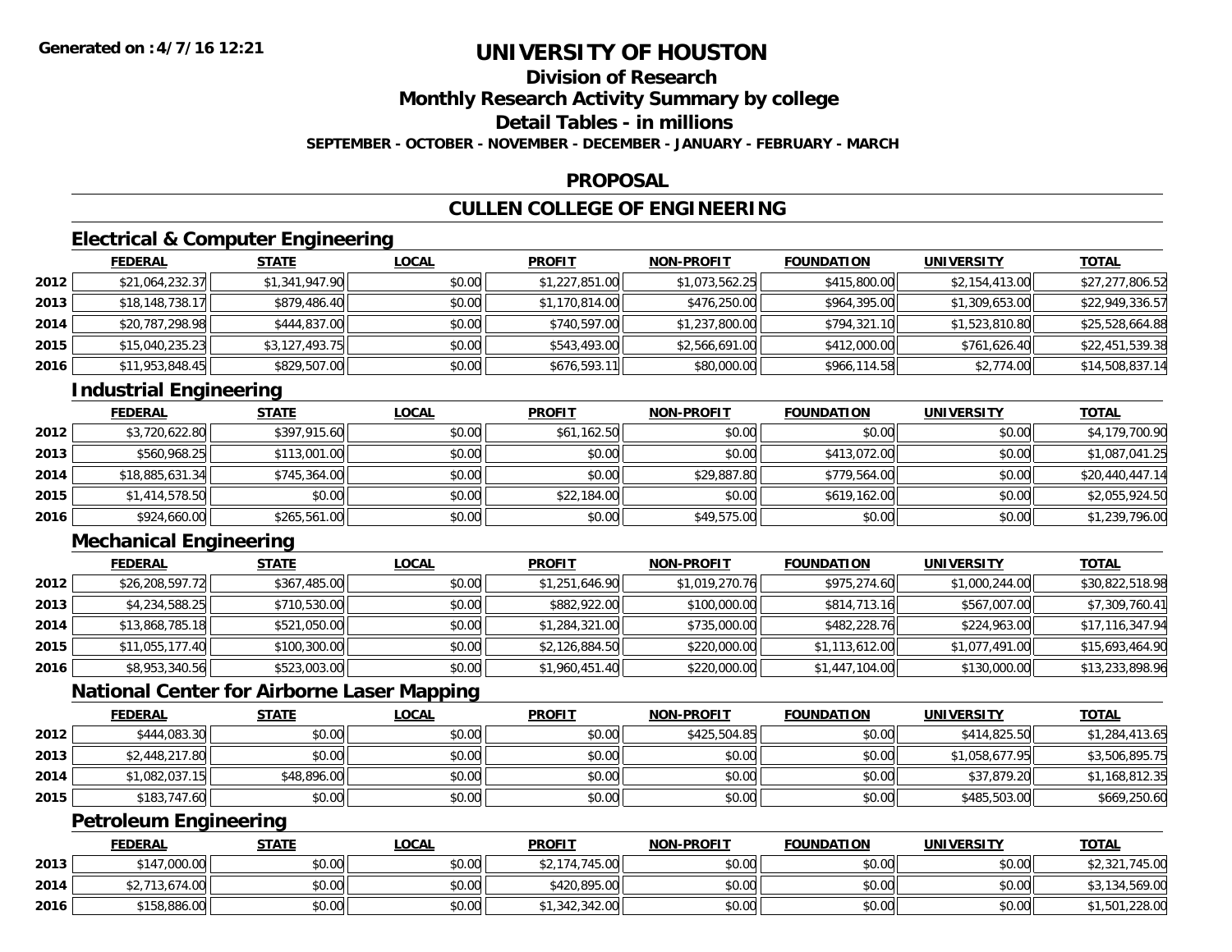# UNIVERSITY OF HOUSTON

## Division of Research
## Monthly Research Activity Summary by college
## Detail Tables - in millions

**SEPTEMBER - OCTOBER - NOVEMBER - DECEMBER - JANUARY - FEBRUARY - MARCH**

## PROPOSAL

## CULLEN COLLEGE OF ENGINEERING

### Electrical & Computer Engineering

| | FEDERAL | STATE | LOCAL | PROFIT | NON-PROFIT | FOUNDATION | UNIVERSITY | TOTAL |
|---|---|---|---|---|---|---|---|---|
| 2012 | $21,064,232.37 | $1,341,947.90 | $0.00 | $1,227,851.00 | $1,073,562.25 | $415,800.00 | $2,154,413.00 | $27,277,806.52 |
| 2013 | $18,148,738.17 | $879,486.40 | $0.00 | $1,170,814.00 | $476,250.00 | $964,395.00 | $1,309,653.00 | $22,949,336.57 |
| 2014 | $20,787,298.98 | $444,837.00 | $0.00 | $740,597.00 | $1,237,800.00 | $794,321.10 | $1,523,810.80 | $25,528,664.88 |
| 2015 | $15,040,235.23 | $3,127,493.75 | $0.00 | $543,493.00 | $2,566,691.00 | $412,000.00 | $761,626.40 | $22,451,539.38 |
| 2016 | $11,953,848.45 | $829,507.00 | $0.00 | $676,593.11 | $80,000.00 | $966,114.58 | $2,774.00 | $14,508,837.14 |

### Industrial Engineering

| | FEDERAL | STATE | LOCAL | PROFIT | NON-PROFIT | FOUNDATION | UNIVERSITY | TOTAL |
|---|---|---|---|---|---|---|---|---|
| 2012 | $3,720,622.80 | $397,915.60 | $0.00 | $61,162.50 | $0.00 | $0.00 | $0.00 | $4,179,700.90 |
| 2013 | $560,968.25 | $113,001.00 | $0.00 | $0.00 | $0.00 | $413,072.00 | $0.00 | $1,087,041.25 |
| 2014 | $18,885,631.34 | $745,364.00 | $0.00 | $0.00 | $29,887.80 | $779,564.00 | $0.00 | $20,440,447.14 |
| 2015 | $1,414,578.50 | $0.00 | $0.00 | $22,184.00 | $0.00 | $619,162.00 | $0.00 | $2,055,924.50 |
| 2016 | $924,660.00 | $265,561.00 | $0.00 | $0.00 | $49,575.00 | $0.00 | $0.00 | $1,239,796.00 |

### Mechanical Engineering

| | FEDERAL | STATE | LOCAL | PROFIT | NON-PROFIT | FOUNDATION | UNIVERSITY | TOTAL |
|---|---|---|---|---|---|---|---|---|
| 2012 | $26,208,597.72 | $367,485.00 | $0.00 | $1,251,646.90 | $1,019,270.76 | $975,274.60 | $1,000,244.00 | $30,822,518.98 |
| 2013 | $4,234,588.25 | $710,530.00 | $0.00 | $882,922.00 | $100,000.00 | $814,713.16 | $567,007.00 | $7,309,760.41 |
| 2014 | $13,868,785.18 | $521,050.00 | $0.00 | $1,284,321.00 | $735,000.00 | $482,228.76 | $224,963.00 | $17,116,347.94 |
| 2015 | $11,055,177.40 | $100,300.00 | $0.00 | $2,126,884.50 | $220,000.00 | $1,113,612.00 | $1,077,491.00 | $15,693,464.90 |
| 2016 | $8,953,340.56 | $523,003.00 | $0.00 | $1,960,451.40 | $220,000.00 | $1,447,104.00 | $130,000.00 | $13,233,898.96 |

### National Center for Airborne Laser Mapping

| | FEDERAL | STATE | LOCAL | PROFIT | NON-PROFIT | FOUNDATION | UNIVERSITY | TOTAL |
|---|---|---|---|---|---|---|---|---|
| 2012 | $444,083.30 | $0.00 | $0.00 | $0.00 | $425,504.85 | $0.00 | $414,825.50 | $1,284,413.65 |
| 2013 | $2,448,217.80 | $0.00 | $0.00 | $0.00 | $0.00 | $0.00 | $1,058,677.95 | $3,506,895.75 |
| 2014 | $1,082,037.15 | $48,896.00 | $0.00 | $0.00 | $0.00 | $0.00 | $37,879.20 | $1,168,812.35 |
| 2015 | $183,747.60 | $0.00 | $0.00 | $0.00 | $0.00 | $0.00 | $485,503.00 | $669,250.60 |

### Petroleum Engineering

| | FEDERAL | STATE | LOCAL | PROFIT | NON-PROFIT | FOUNDATION | UNIVERSITY | TOTAL |
|---|---|---|---|---|---|---|---|---|
| 2013 | $147,000.00 | $0.00 | $0.00 | $2,174,745.00 | $0.00 | $0.00 | $0.00 | $2,321,745.00 |
| 2014 | $2,713,674.00 | $0.00 | $0.00 | $420,895.00 | $0.00 | $0.00 | $0.00 | $3,134,569.00 |
| 2016 | $158,886.00 | $0.00 | $0.00 | $1,342,342.00 | $0.00 | $0.00 | $0.00 | $1,501,228.00 |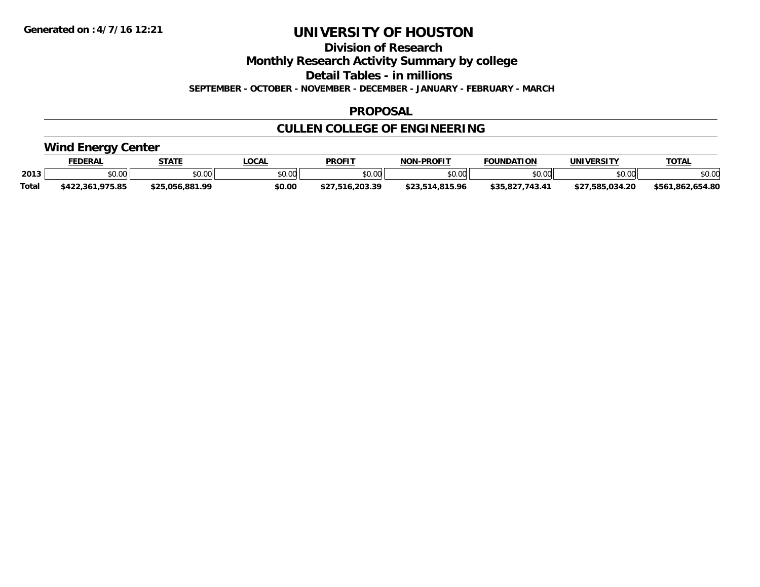# UNIVERSITY OF HOUSTON

## Division of Research

## Monthly Research Activity Summary by college

## Detail Tables - in millions

**SEPTEMBER - OCTOBER - NOVEMBER - DECEMBER - JANUARY - FEBRUARY - MARCH**

## PROPOSAL

## CULLEN COLLEGE OF ENGINEERING

### Wind Energy Center

| | FEDERAL | STATE | LOCAL | PROFIT | NON-PROFIT | FOUNDATION | UNIVERSITY | TOTAL |
|---|---|---|---|---|---|---|---|---|
| 2013 | $0.00 | $0.00 | $0.00 | $0.00 | $0.00 | $0.00 | $0.00 | $0.00 |
| Total | $422,361,975.85 | $25,056,881.99 | $0.00 | $27,516,203.39 | $23,514,815.96 | $35,827,743.41 | $27,585,034.20 | $561,862,654.80 |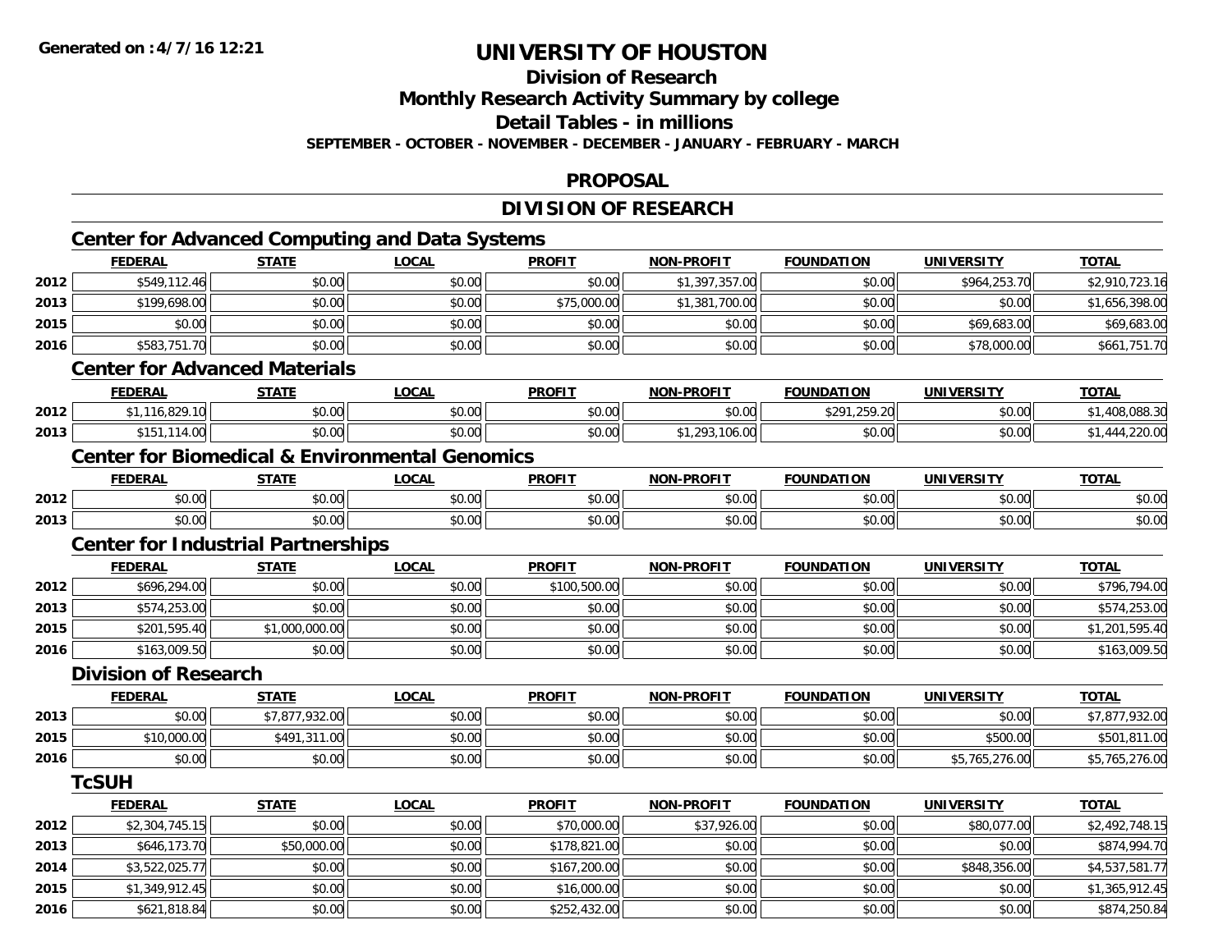Generated on :4/7/16 12:21

# UNIVERSITY OF HOUSTON

## Division of Research

## Monthly Research Activity Summary by college

## Detail Tables - in millions

**SEPTEMBER - OCTOBER - NOVEMBER - DECEMBER - JANUARY - FEBRUARY - MARCH**

## PROPOSAL

## DIVISION OF RESEARCH

### Center for Advanced Computing and Data Systems

| | FEDERAL | STATE | LOCAL | PROFIT | NON-PROFIT | FOUNDATION | UNIVERSITY | TOTAL |
|---|---|---|---|---|---|---|---|---|
| 2012 | $549,112.46 | $0.00 | $0.00 | $0.00 | $1,397,357.00 | $0.00 | $964,253.70 | $2,910,723.16 |
| 2013 | $199,698.00 | $0.00 | $0.00 | $75,000.00 | $1,381,700.00 | $0.00 | $0.00 | $1,656,398.00 |
| 2015 | $0.00 | $0.00 | $0.00 | $0.00 | $0.00 | $0.00 | $69,683.00 | $69,683.00 |
| 2016 | $583,751.70 | $0.00 | $0.00 | $0.00 | $0.00 | $0.00 | $78,000.00 | $661,751.70 |

### Center for Advanced Materials

| | FEDERAL | STATE | LOCAL | PROFIT | NON-PROFIT | FOUNDATION | UNIVERSITY | TOTAL |
|---|---|---|---|---|---|---|---|---|
| 2012 | $1,116,829.10 | $0.00 | $0.00 | $0.00 | $0.00 | $291,259.20 | $0.00 | $1,408,088.30 |
| 2013 | $151,114.00 | $0.00 | $0.00 | $0.00 | $1,293,106.00 | $0.00 | $0.00 | $1,444,220.00 |

### Center for Biomedical & Environmental Genomics

| | FEDERAL | STATE | LOCAL | PROFIT | NON-PROFIT | FOUNDATION | UNIVERSITY | TOTAL |
|---|---|---|---|---|---|---|---|---|
| 2012 | $0.00 | $0.00 | $0.00 | $0.00 | $0.00 | $0.00 | $0.00 | $0.00 |
| 2013 | $0.00 | $0.00 | $0.00 | $0.00 | $0.00 | $0.00 | $0.00 | $0.00 |

### Center for Industrial Partnerships

| | FEDERAL | STATE | LOCAL | PROFIT | NON-PROFIT | FOUNDATION | UNIVERSITY | TOTAL |
|---|---|---|---|---|---|---|---|---|
| 2012 | $696,294.00 | $0.00 | $0.00 | $100,500.00 | $0.00 | $0.00 | $0.00 | $796,794.00 |
| 2013 | $574,253.00 | $0.00 | $0.00 | $0.00 | $0.00 | $0.00 | $0.00 | $574,253.00 |
| 2015 | $201,595.40 | $1,000,000.00 | $0.00 | $0.00 | $0.00 | $0.00 | $0.00 | $1,201,595.40 |
| 2016 | $163,009.50 | $0.00 | $0.00 | $0.00 | $0.00 | $0.00 | $0.00 | $163,009.50 |

### Division of Research

| | FEDERAL | STATE | LOCAL | PROFIT | NON-PROFIT | FOUNDATION | UNIVERSITY | TOTAL |
|---|---|---|---|---|---|---|---|---|
| 2013 | $0.00 | $7,877,932.00 | $0.00 | $0.00 | $0.00 | $0.00 | $0.00 | $7,877,932.00 |
| 2015 | $10,000.00 | $491,311.00 | $0.00 | $0.00 | $0.00 | $0.00 | $500.00 | $501,811.00 |
| 2016 | $0.00 | $0.00 | $0.00 | $0.00 | $0.00 | $0.00 | $5,765,276.00 | $5,765,276.00 |

### TcSUH

| | FEDERAL | STATE | LOCAL | PROFIT | NON-PROFIT | FOUNDATION | UNIVERSITY | TOTAL |
|---|---|---|---|---|---|---|---|---|
| 2012 | $2,304,745.15 | $0.00 | $0.00 | $70,000.00 | $37,926.00 | $0.00 | $80,077.00 | $2,492,748.15 |
| 2013 | $646,173.70 | $50,000.00 | $0.00 | $178,821.00 | $0.00 | $0.00 | $0.00 | $874,994.70 |
| 2014 | $3,522,025.77 | $0.00 | $0.00 | $167,200.00 | $0.00 | $0.00 | $848,356.00 | $4,537,581.77 |
| 2015 | $1,349,912.45 | $0.00 | $0.00 | $16,000.00 | $0.00 | $0.00 | $0.00 | $1,365,912.45 |
| 2016 | $621,818.84 | $0.00 | $0.00 | $252,432.00 | $0.00 | $0.00 | $0.00 | $874,250.84 |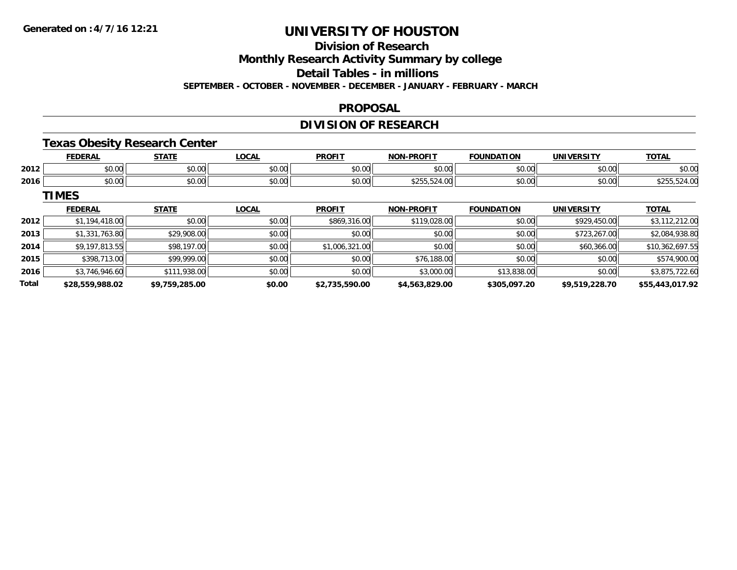Generated on :4/7/16 12:21

# UNIVERSITY OF HOUSTON

## Division of Research

## Monthly Research Activity Summary by college

## Detail Tables - in millions

**SEPTEMBER - OCTOBER - NOVEMBER - DECEMBER - JANUARY - FEBRUARY - MARCH**

## PROPOSAL

## DIVISION OF RESEARCH

### Texas Obesity Research Center

| | FEDERAL | STATE | LOCAL | PROFIT | NON-PROFIT | FOUNDATION | UNIVERSITY | TOTAL |
|---|---|---|---|---|---|---|---|---|
| 2012 | $0.00 | $0.00 | $0.00 | $0.00 | $0.00 | $0.00 | $0.00 | $0.00 |
| 2016 | $0.00 | $0.00 | $0.00 | $0.00 | $255,524.00 | $0.00 | $0.00 | $255,524.00 |

### TIMES

| | FEDERAL | STATE | LOCAL | PROFIT | NON-PROFIT | FOUNDATION | UNIVERSITY | TOTAL |
|---|---|---|---|---|---|---|---|---|
| 2012 | $1,194,418.00 | $0.00 | $0.00 | $869,316.00 | $119,028.00 | $0.00 | $929,450.00 | $3,112,212.00 |
| 2013 | $1,331,763.80 | $29,908.00 | $0.00 | $0.00 | $0.00 | $0.00 | $723,267.00 | $2,084,938.80 |
| 2014 | $9,197,813.55 | $98,197.00 | $0.00 | $1,006,321.00 | $0.00 | $0.00 | $60,366.00 | $10,362,697.55 |
| 2015 | $398,713.00 | $99,999.00 | $0.00 | $0.00 | $76,188.00 | $0.00 | $0.00 | $574,900.00 |
| 2016 | $3,746,946.60 | $111,938.00 | $0.00 | $0.00 | $3,000.00 | $13,838.00 | $0.00 | $3,875,722.60 |
| **Total** | **$28,559,988.02** | **$9,759,285.00** | **$0.00** | **$2,735,590.00** | **$4,563,829.00** | **$305,097.20** | **$9,519,228.70** | **$55,443,017.92** |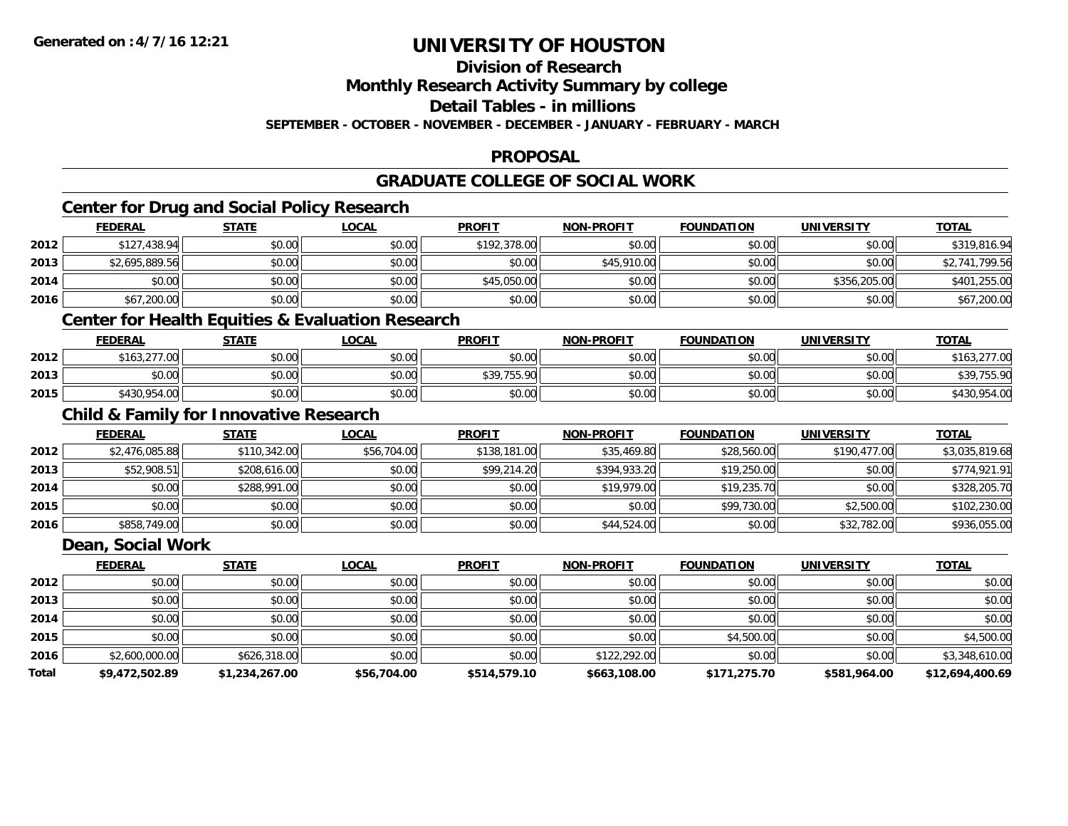**Generated on :4/7/16 12:21**

# UNIVERSITY OF HOUSTON

## Division of Research

## Monthly Research Activity Summary by college

## Detail Tables - in millions

**SEPTEMBER - OCTOBER - NOVEMBER - DECEMBER - JANUARY - FEBRUARY - MARCH**

## PROPOSAL

## GRADUATE COLLEGE OF SOCIAL WORK

### Center for Drug and Social Policy Research

| | FEDERAL | STATE | LOCAL | PROFIT | NON-PROFIT | FOUNDATION | UNIVERSITY | TOTAL |
|---|---|---|---|---|---|---|---|---|
| 2012 | $127,438.94 | $0.00 | $0.00 | $192,378.00 | $0.00 | $0.00 | $0.00 | $319,816.94 |
| 2013 | $2,695,889.56 | $0.00 | $0.00 | $0.00 | $45,910.00 | $0.00 | $0.00 | $2,741,799.56 |
| 2014 | $0.00 | $0.00 | $0.00 | $45,050.00 | $0.00 | $0.00 | $356,205.00 | $401,255.00 |
| 2016 | $67,200.00 | $0.00 | $0.00 | $0.00 | $0.00 | $0.00 | $0.00 | $67,200.00 |

### Center for Health Equities & Evaluation Research

| | FEDERAL | STATE | LOCAL | PROFIT | NON-PROFIT | FOUNDATION | UNIVERSITY | TOTAL |
|---|---|---|---|---|---|---|---|---|
| 2012 | $163,277.00 | $0.00 | $0.00 | $0.00 | $0.00 | $0.00 | $0.00 | $163,277.00 |
| 2013 | $0.00 | $0.00 | $0.00 | $39,755.90 | $0.00 | $0.00 | $0.00 | $39,755.90 |
| 2015 | $430,954.00 | $0.00 | $0.00 | $0.00 | $0.00 | $0.00 | $0.00 | $430,954.00 |

### Child & Family for Innovative Research

| | FEDERAL | STATE | LOCAL | PROFIT | NON-PROFIT | FOUNDATION | UNIVERSITY | TOTAL |
|---|---|---|---|---|---|---|---|---|
| 2012 | $2,476,085.88 | $110,342.00 | $56,704.00 | $138,181.00 | $35,469.80 | $28,560.00 | $190,477.00 | $3,035,819.68 |
| 2013 | $52,908.51 | $208,616.00 | $0.00 | $99,214.20 | $394,933.20 | $19,250.00 | $0.00 | $774,921.91 |
| 2014 | $0.00 | $288,991.00 | $0.00 | $0.00 | $19,979.00 | $19,235.70 | $0.00 | $328,205.70 |
| 2015 | $0.00 | $0.00 | $0.00 | $0.00 | $0.00 | $99,730.00 | $2,500.00 | $102,230.00 |
| 2016 | $858,749.00 | $0.00 | $0.00 | $0.00 | $44,524.00 | $0.00 | $32,782.00 | $936,055.00 |

### Dean, Social Work

| | FEDERAL | STATE | LOCAL | PROFIT | NON-PROFIT | FOUNDATION | UNIVERSITY | TOTAL |
|---|---|---|---|---|---|---|---|---|
| 2012 | $0.00 | $0.00 | $0.00 | $0.00 | $0.00 | $0.00 | $0.00 | $0.00 |
| 2013 | $0.00 | $0.00 | $0.00 | $0.00 | $0.00 | $0.00 | $0.00 | $0.00 |
| 2014 | $0.00 | $0.00 | $0.00 | $0.00 | $0.00 | $0.00 | $0.00 | $0.00 |
| 2015 | $0.00 | $0.00 | $0.00 | $0.00 | $0.00 | $4,500.00 | $0.00 | $4,500.00 |
| 2016 | $2,600,000.00 | $626,318.00 | $0.00 | $0.00 | $122,292.00 | $0.00 | $0.00 | $3,348,610.00 |
| **Total** | **$9,472,502.89** | **$1,234,267.00** | **$56,704.00** | **$514,579.10** | **$663,108.00** | **$171,275.70** | **$581,964.00** | **$12,694,400.69** |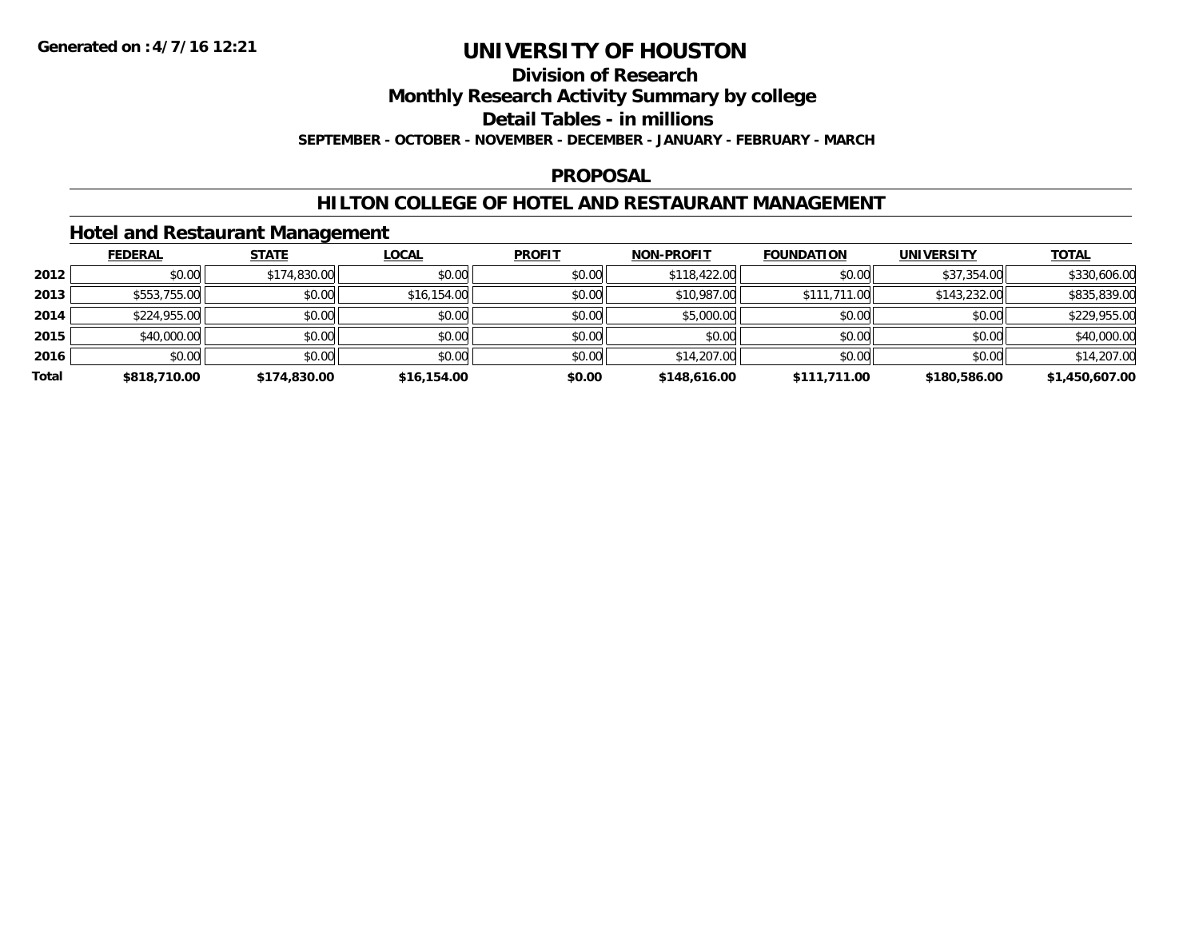**Generated on :4/7/16 12:21**

# UNIVERSITY OF HOUSTON

## Division of Research

## Monthly Research Activity Summary by college

## Detail Tables - in millions

**SEPTEMBER - OCTOBER - NOVEMBER - DECEMBER - JANUARY - FEBRUARY - MARCH**

### PROPOSAL

### HILTON COLLEGE OF HOTEL AND RESTAURANT MANAGEMENT

### Hotel and Restaurant Management

| | FEDERAL | STATE | LOCAL | PROFIT | NON-PROFIT | FOUNDATION | UNIVERSITY | TOTAL |
|---|---|---|---|---|---|---|---|---|
| 2012 | $0.00 | $174,830.00 | $0.00 | $0.00 | $118,422.00 | $0.00 | $37,354.00 | $330,606.00 |
| 2013 | $553,755.00 | $0.00 | $16,154.00 | $0.00 | $10,987.00 | $111,711.00 | $143,232.00 | $835,839.00 |
| 2014 | $224,955.00 | $0.00 | $0.00 | $0.00 | $5,000.00 | $0.00 | $0.00 | $229,955.00 |
| 2015 | $40,000.00 | $0.00 | $0.00 | $0.00 | $0.00 | $0.00 | $0.00 | $40,000.00 |
| 2016 | $0.00 | $0.00 | $0.00 | $0.00 | $14,207.00 | $0.00 | $0.00 | $14,207.00 |
| **Total** | **$818,710.00** | **$174,830.00** | **$16,154.00** | **$0.00** | **$148,616.00** | **$111,711.00** | **$180,586.00** | **$1,450,607.00** |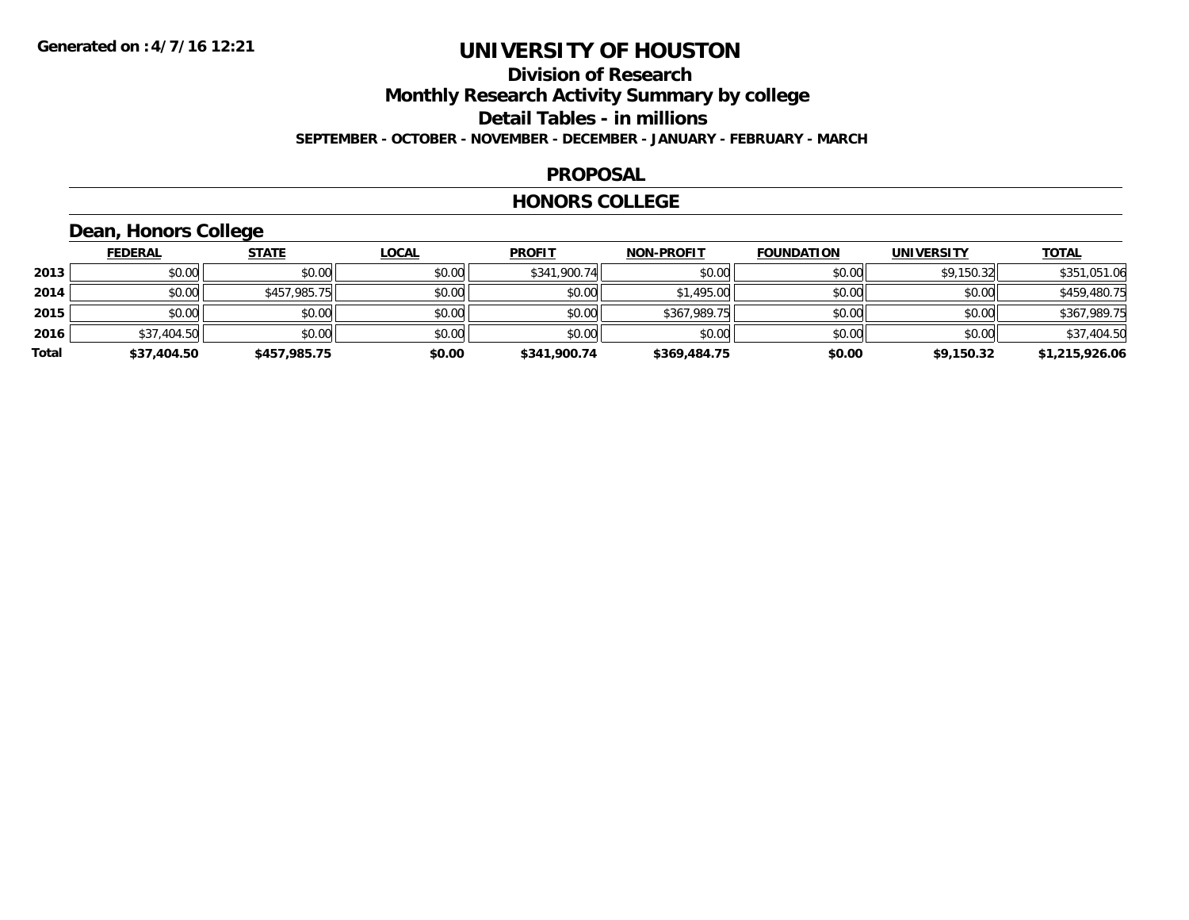Generated on :4/7/16 12:21

# UNIVERSITY OF HOUSTON

## Division of Research

## Monthly Research Activity Summary by college

## Detail Tables - in millions

### SEPTEMBER - OCTOBER - NOVEMBER - DECEMBER - JANUARY - FEBRUARY - MARCH

## PROPOSAL

## HONORS COLLEGE

### Dean, Honors College

| | FEDERAL | STATE | LOCAL | PROFIT | NON-PROFIT | FOUNDATION | UNIVERSITY | TOTAL |
|---|---|---|---|---|---|---|---|---|
| 2013 | $0.00 | $0.00 | $0.00 | $341,900.74 | $0.00 | $0.00 | $9,150.32 | $351,051.06 |
| 2014 | $0.00 | $457,985.75 | $0.00 | $0.00 | $1,495.00 | $0.00 | $0.00 | $459,480.75 |
| 2015 | $0.00 | $0.00 | $0.00 | $0.00 | $367,989.75 | $0.00 | $0.00 | $367,989.75 |
| 2016 | $37,404.50 | $0.00 | $0.00 | $0.00 | $0.00 | $0.00 | $0.00 | $37,404.50 |
| **Total** | **$37,404.50** | **$457,985.75** | **$0.00** | **$341,900.74** | **$369,484.75** | **$0.00** | **$9,150.32** | **$1,215,926.06** |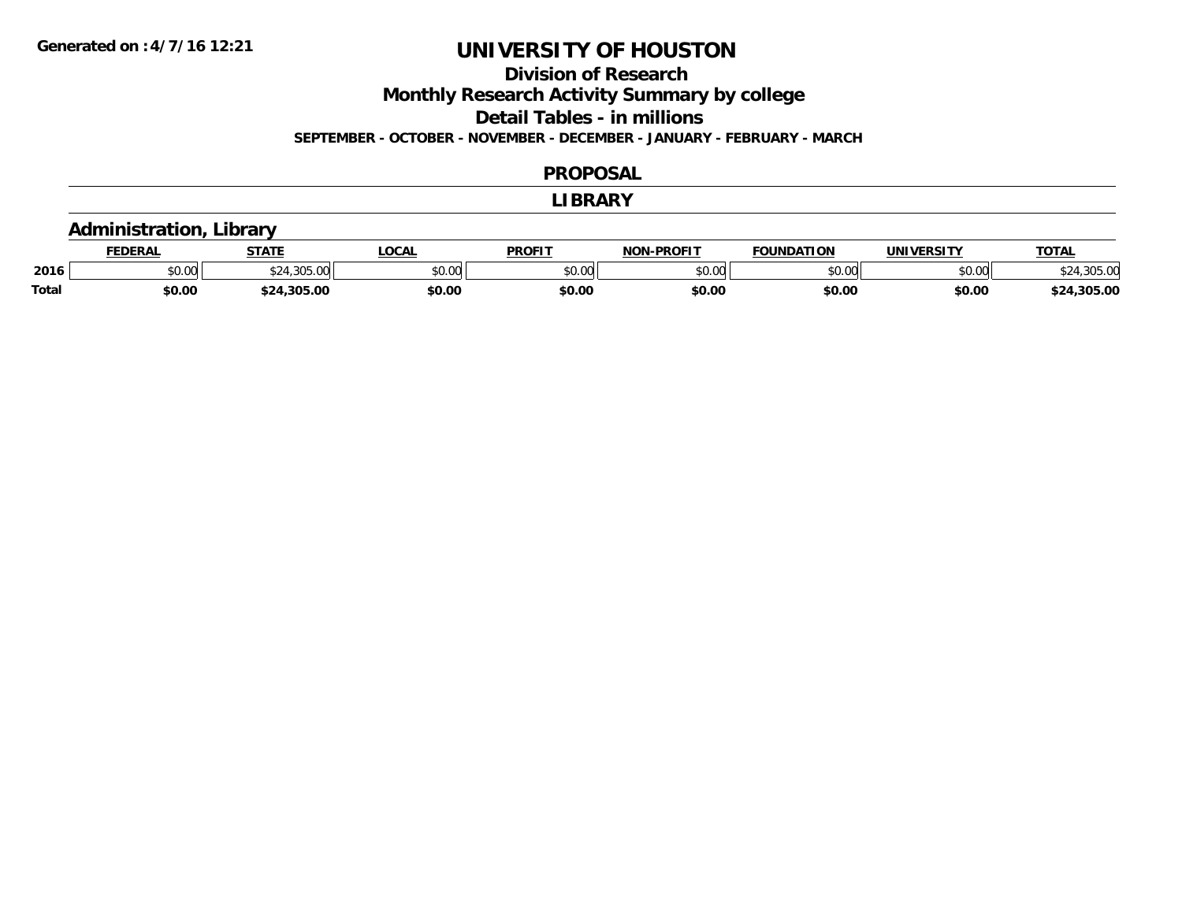# UNIVERSITY OF HOUSTON

## Division of Research

## Monthly Research Activity Summary by college

## Detail Tables - in millions

**SEPTEMBER - OCTOBER - NOVEMBER - DECEMBER - JANUARY - FEBRUARY - MARCH**

### PROPOSAL

### LIBRARY

### Administration, Library

| | FEDERAL | STATE | LOCAL | PROFIT | NON-PROFIT | FOUNDATION | UNIVERSITY | TOTAL |
|---|---|---|---|---|---|---|---|---|
| 2016 | $0.00 | $24,305.00 | $0.00 | $0.00 | $0.00 | $0.00 | $0.00 | $24,305.00 |
| **Total** | **$0.00** | **$24,305.00** | **$0.00** | **$0.00** | **$0.00** | **$0.00** | **$0.00** | **$24,305.00** |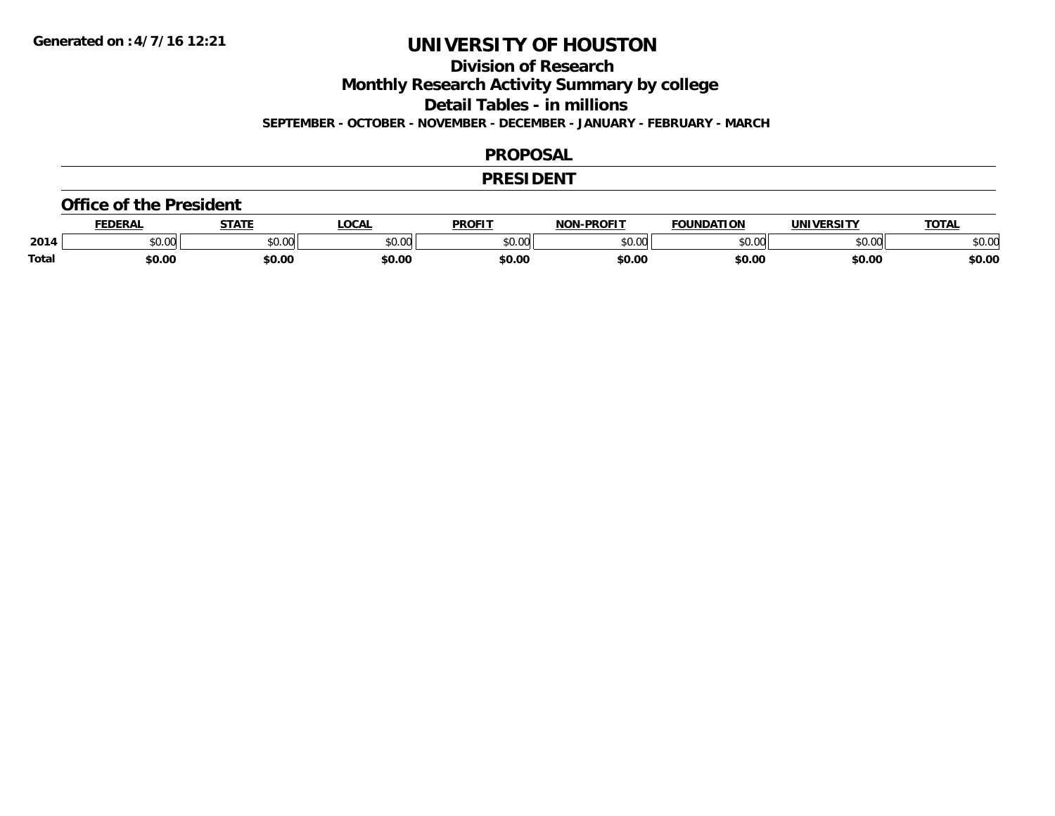Generated on :4/7/16 12:21

# UNIVERSITY OF HOUSTON

## Division of Research

## Monthly Research Activity Summary by college

## Detail Tables - in millions

**SEPTEMBER - OCTOBER - NOVEMBER - DECEMBER - JANUARY - FEBRUARY - MARCH**

## PROPOSAL

## PRESIDENT

### Office of the President

| | FEDERAL | STATE | LOCAL | PROFIT | NON-PROFIT | FOUNDATION | UNIVERSITY | TOTAL |
|---|---|---|---|---|---|---|---|---|
| 2014 | $0.00 | $0.00 | $0.00 | $0.00 | $0.00 | $0.00 | $0.00 | $0.00 |
| **Total** | **$0.00** | **$0.00** | **$0.00** | **$0.00** | **$0.00** | **$0.00** | **$0.00** | **$0.00** |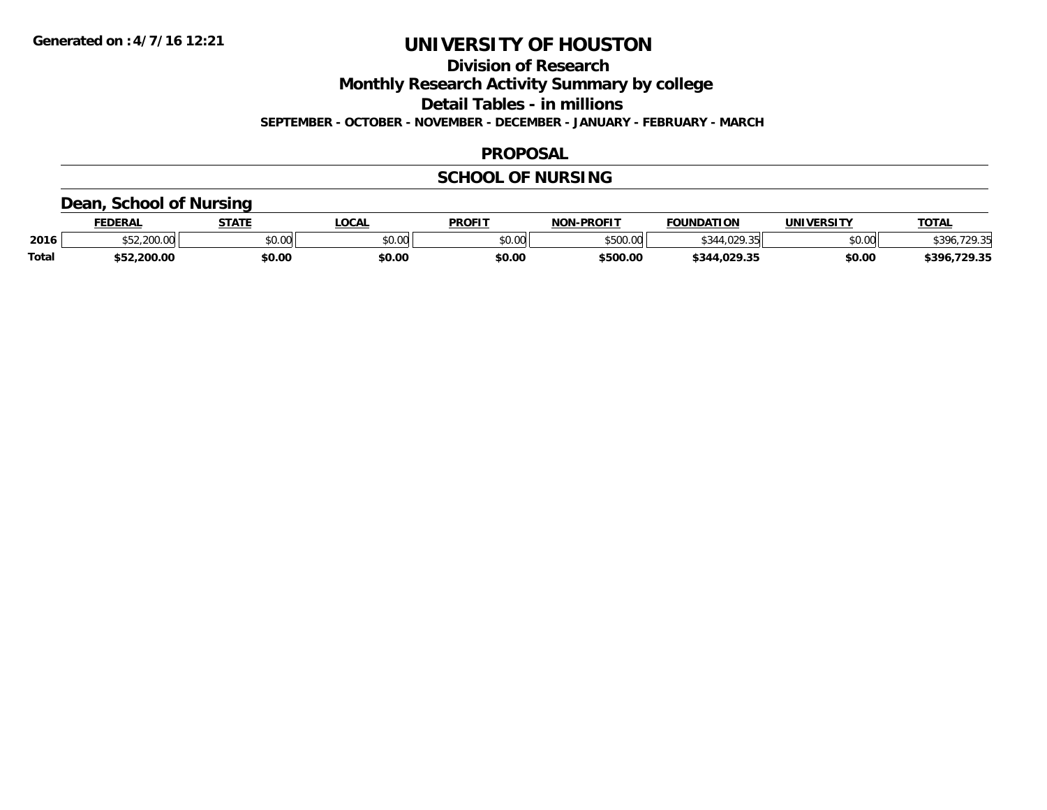# UNIVERSITY OF HOUSTON

## Division of Research

## Monthly Research Activity Summary by college

## Detail Tables - in millions

**SEPTEMBER - OCTOBER - NOVEMBER - DECEMBER - JANUARY - FEBRUARY - MARCH**

## PROPOSAL

## SCHOOL OF NURSING

### Dean, School of Nursing

| | FEDERAL | STATE | LOCAL | PROFIT | NON-PROFIT | FOUNDATION | UNIVERSITY | TOTAL |
|---|---|---|---|---|---|---|---|---|
| 2016 | $52,200.00 | $0.00 | $0.00 | $0.00 | $500.00 | $344,029.35 | $0.00 | $396,729.35 |
| **Total** | **$52,200.00** | **$0.00** | **$0.00** | **$0.00** | **$500.00** | **$344,029.35** | **$0.00** | **$396,729.35** |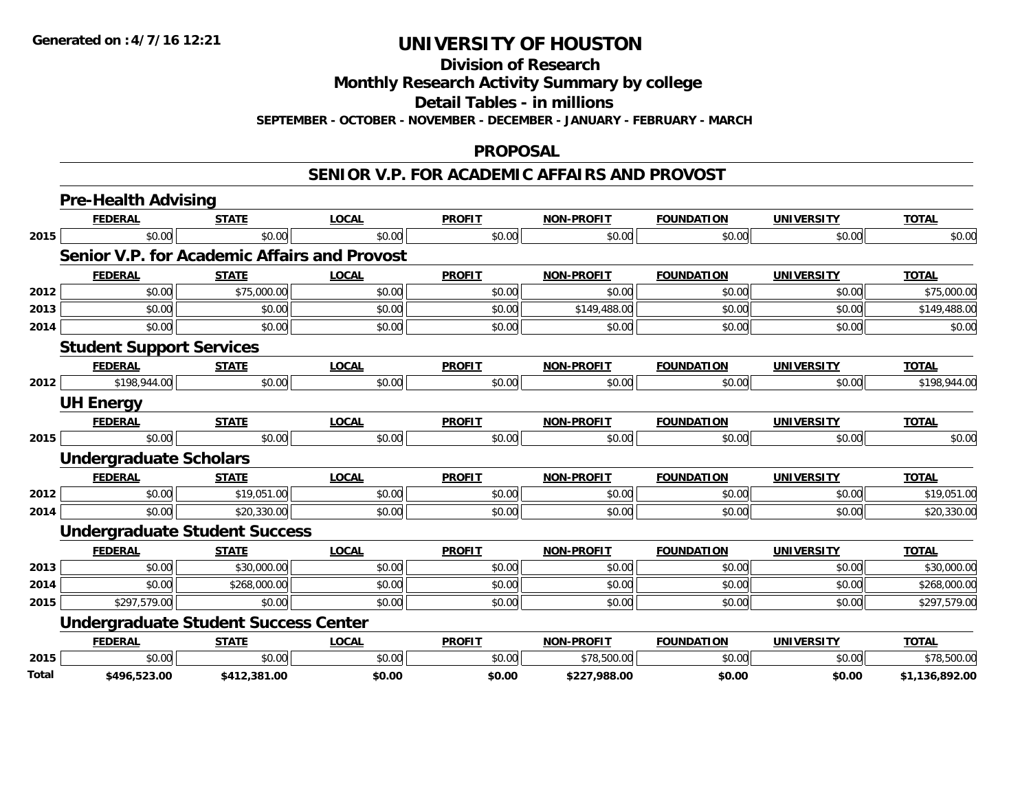**Generated on :4/7/16 12:21**

# UNIVERSITY OF HOUSTON

## Division of Research
## Monthly Research Activity Summary by college
## Detail Tables - in millions

**SEPTEMBER - OCTOBER - NOVEMBER - DECEMBER - JANUARY - FEBRUARY - MARCH**

## PROPOSAL

## SENIOR V.P. FOR ACADEMIC AFFAIRS AND PROVOST

### Pre-Health Advising

| | FEDERAL | STATE | LOCAL | PROFIT | NON-PROFIT | FOUNDATION | UNIVERSITY | TOTAL |
|---|---|---|---|---|---|---|---|---|
| 2015 | $0.00 | $0.00 | $0.00 | $0.00 | $0.00 | $0.00 | $0.00 | $0.00 |

### Senior V.P. for Academic Affairs and Provost

| | FEDERAL | STATE | LOCAL | PROFIT | NON-PROFIT | FOUNDATION | UNIVERSITY | TOTAL |
|---|---|---|---|---|---|---|---|---|
| 2012 | $0.00 | $75,000.00 | $0.00 | $0.00 | $0.00 | $0.00 | $0.00 | $75,000.00 |
| 2013 | $0.00 | $0.00 | $0.00 | $0.00 | $149,488.00 | $0.00 | $0.00 | $149,488.00 |
| 2014 | $0.00 | $0.00 | $0.00 | $0.00 | $0.00 | $0.00 | $0.00 | $0.00 |

### Student Support Services

| | FEDERAL | STATE | LOCAL | PROFIT | NON-PROFIT | FOUNDATION | UNIVERSITY | TOTAL |
|---|---|---|---|---|---|---|---|---|
| 2012 | $198,944.00 | $0.00 | $0.00 | $0.00 | $0.00 | $0.00 | $0.00 | $198,944.00 |

### UH Energy

| | FEDERAL | STATE | LOCAL | PROFIT | NON-PROFIT | FOUNDATION | UNIVERSITY | TOTAL |
|---|---|---|---|---|---|---|---|---|
| 2015 | $0.00 | $0.00 | $0.00 | $0.00 | $0.00 | $0.00 | $0.00 | $0.00 |

### Undergraduate Scholars

| | FEDERAL | STATE | LOCAL | PROFIT | NON-PROFIT | FOUNDATION | UNIVERSITY | TOTAL |
|---|---|---|---|---|---|---|---|---|
| 2012 | $0.00 | $19,051.00 | $0.00 | $0.00 | $0.00 | $0.00 | $0.00 | $19,051.00 |
| 2014 | $0.00 | $20,330.00 | $0.00 | $0.00 | $0.00 | $0.00 | $0.00 | $20,330.00 |

### Undergraduate Student Success

| | FEDERAL | STATE | LOCAL | PROFIT | NON-PROFIT | FOUNDATION | UNIVERSITY | TOTAL |
|---|---|---|---|---|---|---|---|---|
| 2013 | $0.00 | $30,000.00 | $0.00 | $0.00 | $0.00 | $0.00 | $0.00 | $30,000.00 |
| 2014 | $0.00 | $268,000.00 | $0.00 | $0.00 | $0.00 | $0.00 | $0.00 | $268,000.00 |
| 2015 | $297,579.00 | $0.00 | $0.00 | $0.00 | $0.00 | $0.00 | $0.00 | $297,579.00 |

### Undergraduate Student Success Center

| | FEDERAL | STATE | LOCAL | PROFIT | NON-PROFIT | FOUNDATION | UNIVERSITY | TOTAL |
|---|---|---|---|---|---|---|---|---|
| 2015 | $0.00 | $0.00 | $0.00 | $0.00 | $78,500.00 | $0.00 | $0.00 | $78,500.00 |
| **Total** | **$496,523.00** | **$412,381.00** | **$0.00** | **$0.00** | **$227,988.00** | **$0.00** | **$0.00** | **$1,136,892.00** |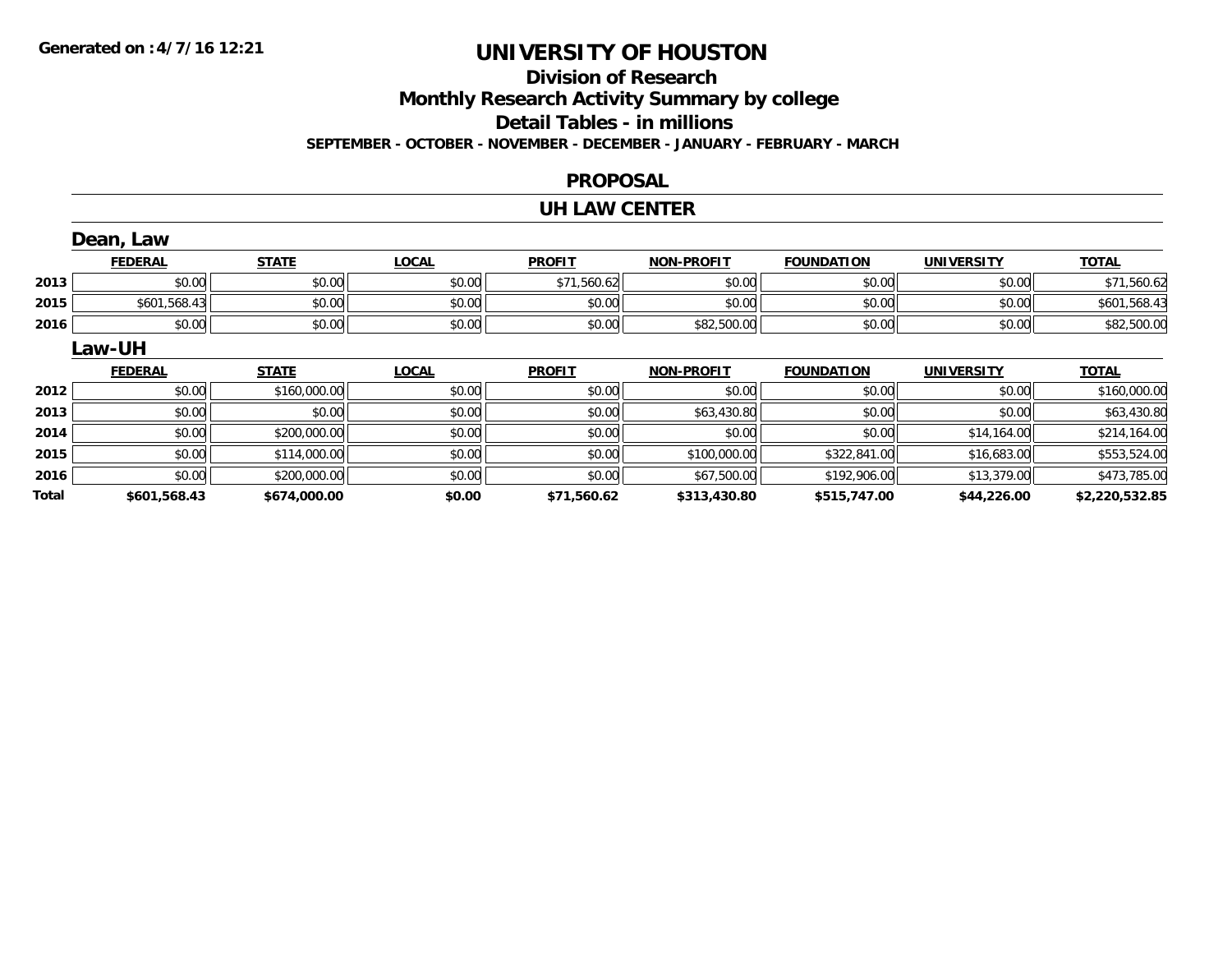# UNIVERSITY OF HOUSTON

## Division of Research

## Monthly Research Activity Summary by college

## Detail Tables - in millions

**SEPTEMBER - OCTOBER - NOVEMBER - DECEMBER - JANUARY - FEBRUARY - MARCH**

## PROPOSAL

## UH LAW CENTER

### Dean, Law

| | FEDERAL | STATE | LOCAL | PROFIT | NON-PROFIT | FOUNDATION | UNIVERSITY | TOTAL |
|---|---|---|---|---|---|---|---|---|
| 2013 | $0.00 | $0.00 | $0.00 | $71,560.62 | $0.00 | $0.00 | $0.00 | $71,560.62 |
| 2015 | $601,568.43 | $0.00 | $0.00 | $0.00 | $0.00 | $0.00 | $0.00 | $601,568.43 |
| 2016 | $0.00 | $0.00 | $0.00 | $0.00 | $82,500.00 | $0.00 | $0.00 | $82,500.00 |

### Law-UH

| | FEDERAL | STATE | LOCAL | PROFIT | NON-PROFIT | FOUNDATION | UNIVERSITY | TOTAL |
|---|---|---|---|---|---|---|---|---|
| 2012 | $0.00 | $160,000.00 | $0.00 | $0.00 | $0.00 | $0.00 | $0.00 | $160,000.00 |
| 2013 | $0.00 | $0.00 | $0.00 | $0.00 | $63,430.80 | $0.00 | $0.00 | $63,430.80 |
| 2014 | $0.00 | $200,000.00 | $0.00 | $0.00 | $0.00 | $0.00 | $14,164.00 | $214,164.00 |
| 2015 | $0.00 | $114,000.00 | $0.00 | $0.00 | $100,000.00 | $322,841.00 | $16,683.00 | $553,524.00 |
| 2016 | $0.00 | $200,000.00 | $0.00 | $0.00 | $67,500.00 | $192,906.00 | $13,379.00 | $473,785.00 |
| **Total** | **$601,568.43** | **$674,000.00** | **$0.00** | **$71,560.62** | **$313,430.80** | **$515,747.00** | **$44,226.00** | **$2,220,532.85** |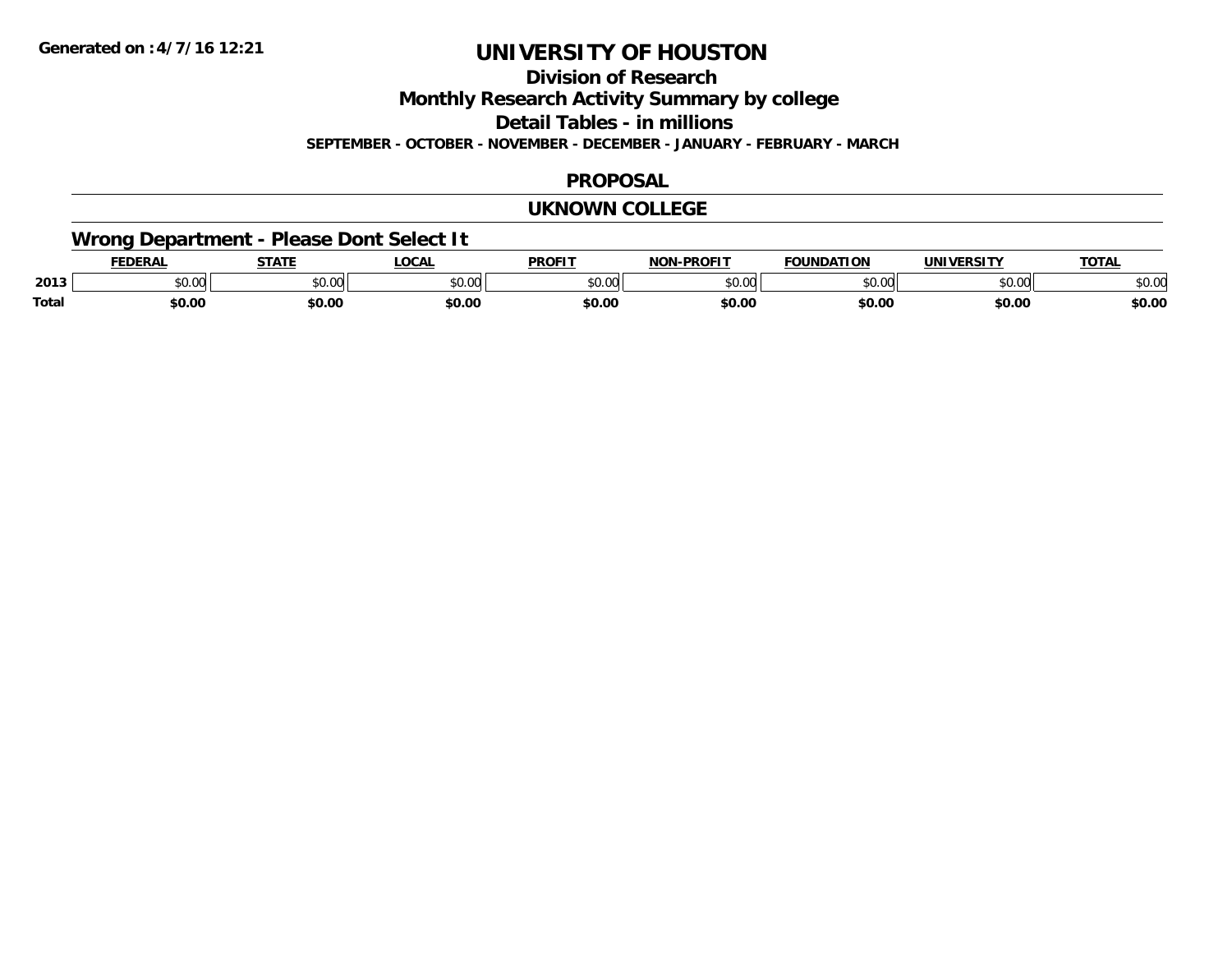# UNIVERSITY OF HOUSTON

## Division of Research

## Monthly Research Activity Summary by college

## Detail Tables - in millions

**SEPTEMBER - OCTOBER - NOVEMBER - DECEMBER - JANUARY - FEBRUARY - MARCH**

## PROPOSAL

## UKNOWN COLLEGE

### Wrong Department - Please Dont Select It

| | FEDERAL | STATE | LOCAL | PROFIT | NON-PROFIT | FOUNDATION | UNIVERSITY | TOTAL |
|---|---|---|---|---|---|---|---|---|
| 2013 | $0.00 | $0.00 | $0.00 | $0.00 | $0.00 | $0.00 | $0.00 | $0.00 |
| **Total** | **$0.00** | **$0.00** | **$0.00** | **$0.00** | **$0.00** | **$0.00** | **$0.00** | **$0.00** |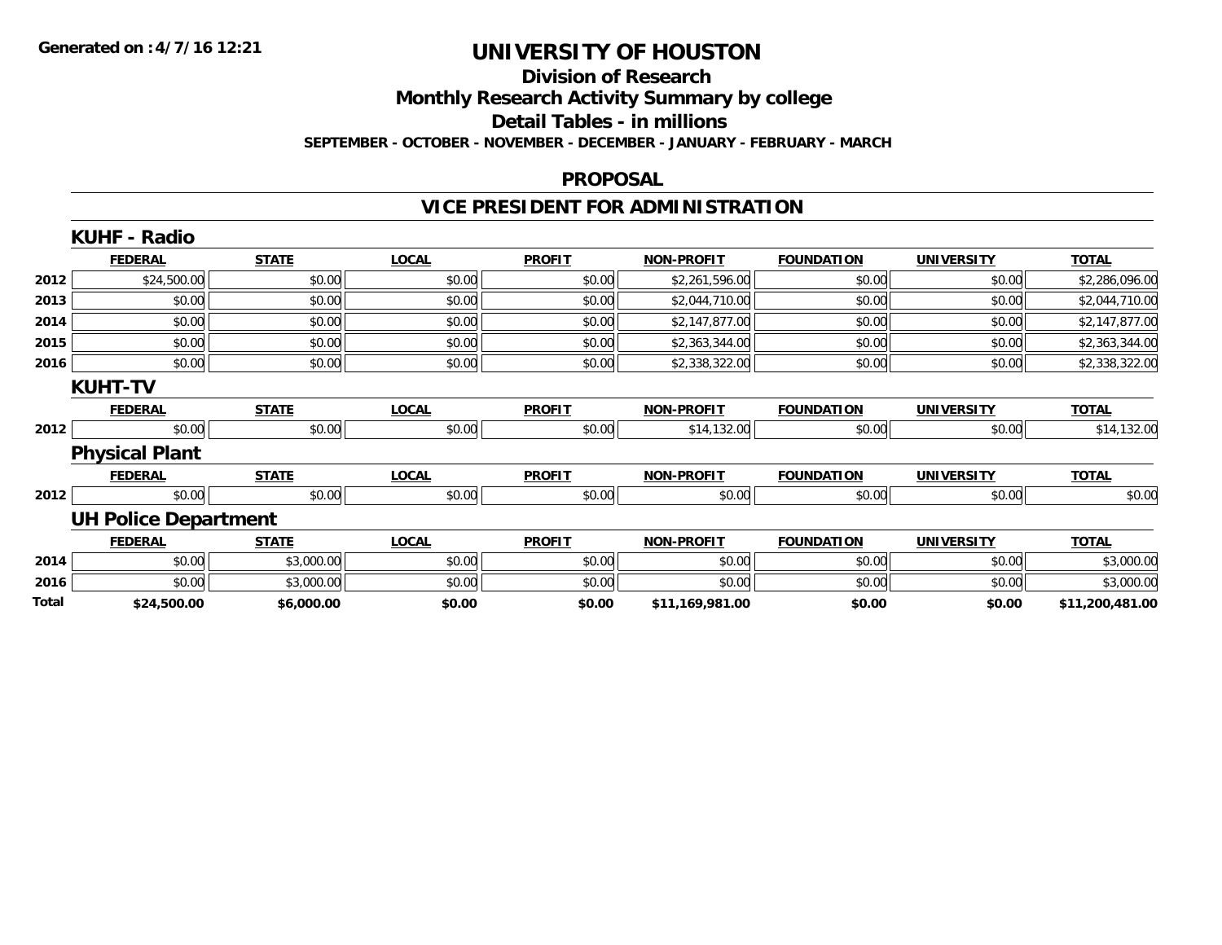Generated on :4/7/16 12:21

# UNIVERSITY OF HOUSTON

## Division of Research

## Monthly Research Activity Summary by college

## Detail Tables - in millions

**SEPTEMBER - OCTOBER - NOVEMBER - DECEMBER - JANUARY - FEBRUARY - MARCH**

## PROPOSAL

## VICE PRESIDENT FOR ADMINISTRATION

### KUHF - Radio

| | FEDERAL | STATE | LOCAL | PROFIT | NON-PROFIT | FOUNDATION | UNIVERSITY | TOTAL |
|---|---|---|---|---|---|---|---|---|
| 2012 | $24,500.00 | $0.00 | $0.00 | $0.00 | $2,261,596.00 | $0.00 | $0.00 | $2,286,096.00 |
| 2013 | $0.00 | $0.00 | $0.00 | $0.00 | $2,044,710.00 | $0.00 | $0.00 | $2,044,710.00 |
| 2014 | $0.00 | $0.00 | $0.00 | $0.00 | $2,147,877.00 | $0.00 | $0.00 | $2,147,877.00 |
| 2015 | $0.00 | $0.00 | $0.00 | $0.00 | $2,363,344.00 | $0.00 | $0.00 | $2,363,344.00 |
| 2016 | $0.00 | $0.00 | $0.00 | $0.00 | $2,338,322.00 | $0.00 | $0.00 | $2,338,322.00 |

### KUHT-TV

| | FEDERAL | STATE | LOCAL | PROFIT | NON-PROFIT | FOUNDATION | UNIVERSITY | TOTAL |
|---|---|---|---|---|---|---|---|---|
| 2012 | $0.00 | $0.00 | $0.00 | $0.00 | $14,132.00 | $0.00 | $0.00 | $14,132.00 |

### Physical Plant

| | FEDERAL | STATE | LOCAL | PROFIT | NON-PROFIT | FOUNDATION | UNIVERSITY | TOTAL |
|---|---|---|---|---|---|---|---|---|
| 2012 | $0.00 | $0.00 | $0.00 | $0.00 | $0.00 | $0.00 | $0.00 | $0.00 |

### UH Police Department

| | FEDERAL | STATE | LOCAL | PROFIT | NON-PROFIT | FOUNDATION | UNIVERSITY | TOTAL |
|---|---|---|---|---|---|---|---|---|
| 2014 | $0.00 | $3,000.00 | $0.00 | $0.00 | $0.00 | $0.00 | $0.00 | $3,000.00 |
| 2016 | $0.00 | $3,000.00 | $0.00 | $0.00 | $0.00 | $0.00 | $0.00 | $3,000.00 |
| **Total** | **$24,500.00** | **$6,000.00** | **$0.00** | **$0.00** | **$11,169,981.00** | **$0.00** | **$0.00** | **$11,200,481.00** |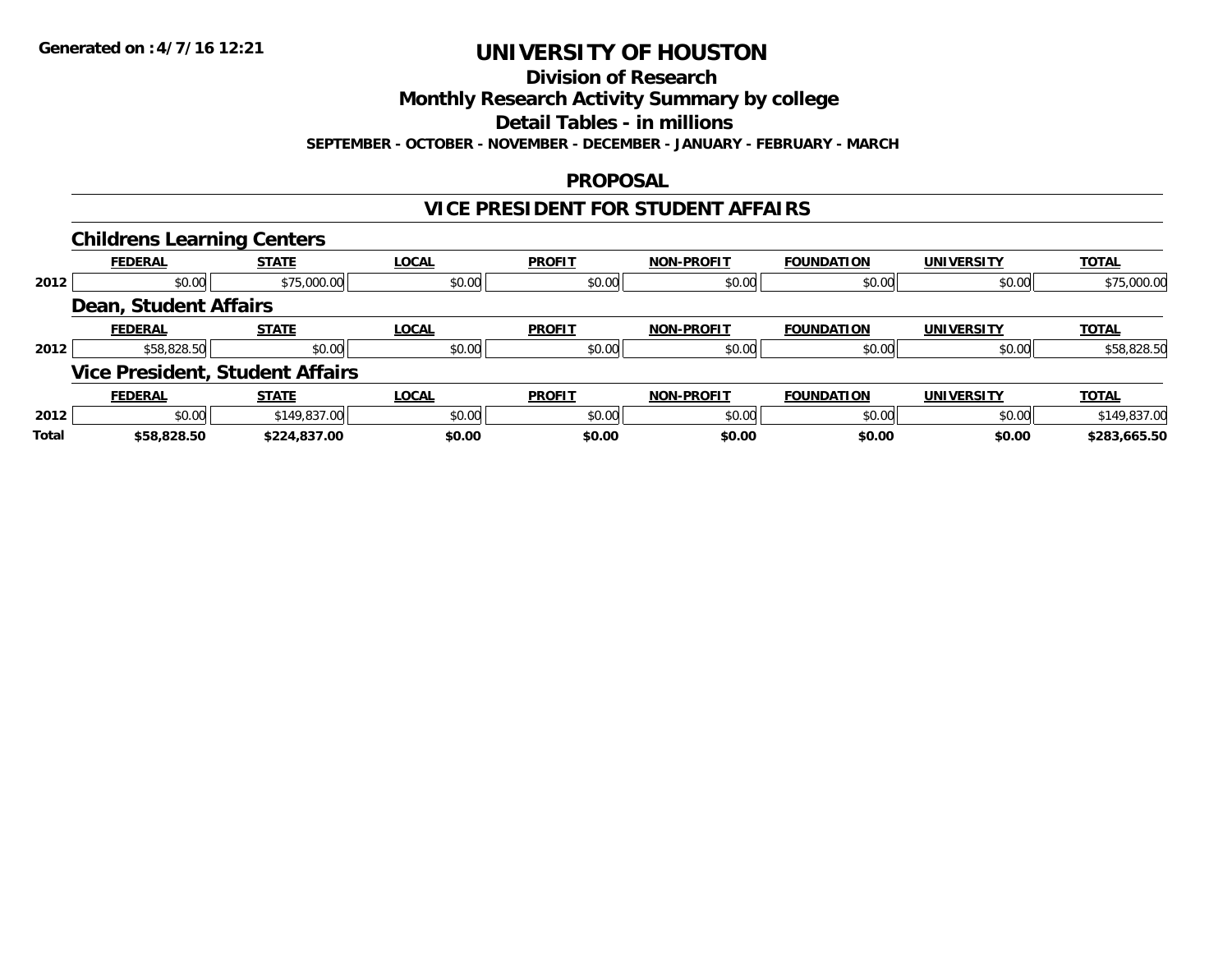**Generated on :4/7/16 12:21**

# UNIVERSITY OF HOUSTON

## Division of Research

## Monthly Research Activity Summary by college

## Detail Tables - in millions

**SEPTEMBER - OCTOBER - NOVEMBER - DECEMBER - JANUARY - FEBRUARY - MARCH**

## PROPOSAL

## VICE PRESIDENT FOR STUDENT AFFAIRS

### Childrens Learning Centers

| | FEDERAL | STATE | LOCAL | PROFIT | NON-PROFIT | FOUNDATION | UNIVERSITY | TOTAL |
|---|---|---|---|---|---|---|---|---|
| 2012 | $0.00 | $75,000.00 | $0.00 | $0.00 | $0.00 | $0.00 | $0.00 | $75,000.00 |

### Dean, Student Affairs

| | FEDERAL | STATE | LOCAL | PROFIT | NON-PROFIT | FOUNDATION | UNIVERSITY | TOTAL |
|---|---|---|---|---|---|---|---|---|
| 2012 | $58,828.50 | $0.00 | $0.00 | $0.00 | $0.00 | $0.00 | $0.00 | $58,828.50 |

### Vice President, Student Affairs

| | FEDERAL | STATE | LOCAL | PROFIT | NON-PROFIT | FOUNDATION | UNIVERSITY | TOTAL |
|---|---|---|---|---|---|---|---|---|
| 2012 | $0.00 | $149,837.00 | $0.00 | $0.00 | $0.00 | $0.00 | $0.00 | $149,837.00 |
| **Total** | **$58,828.50** | **$224,837.00** | **$0.00** | **$0.00** | **$0.00** | **$0.00** | **$0.00** | **$283,665.50** |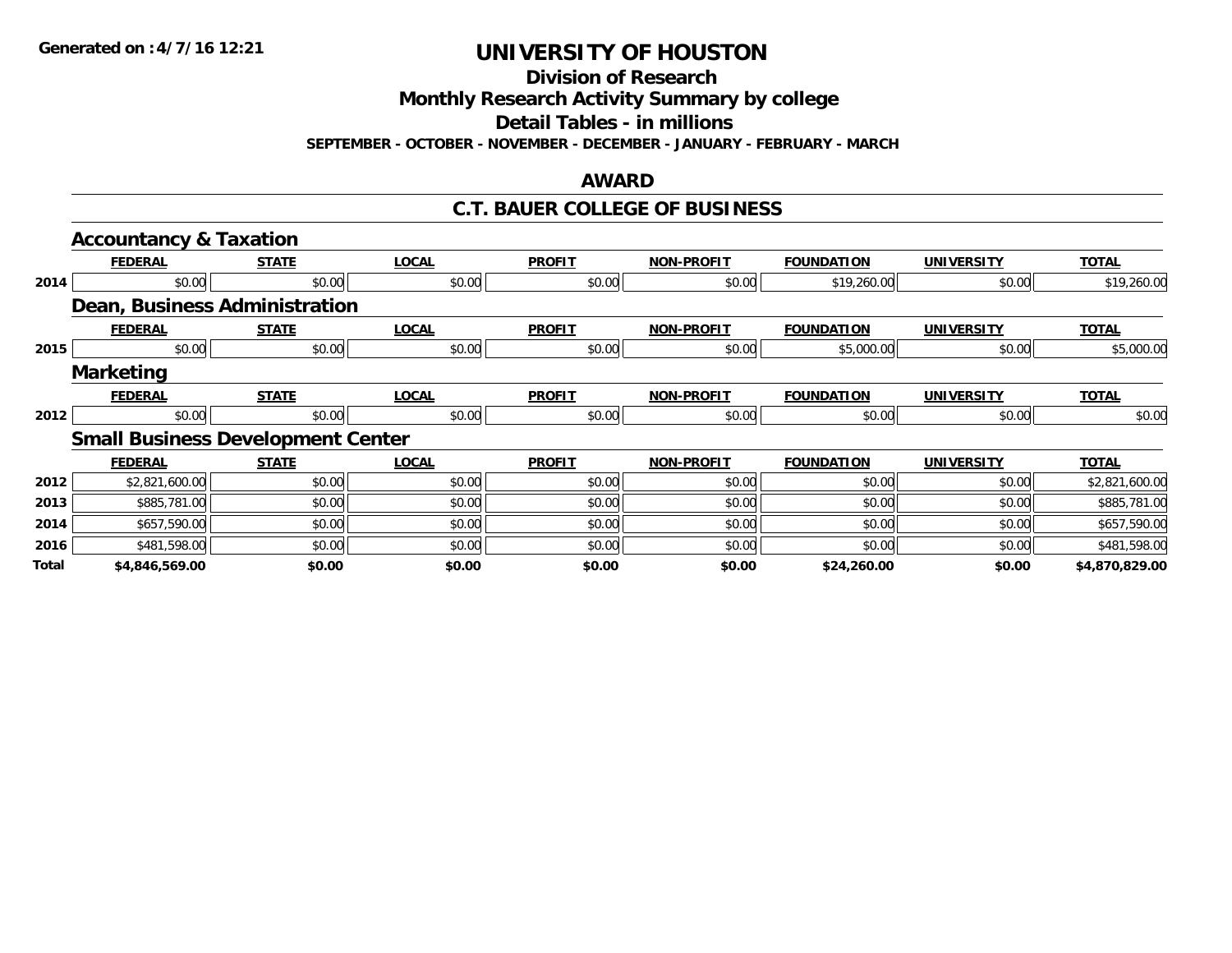Generated on :4/7/16 12:21

# UNIVERSITY OF HOUSTON

## Division of Research

## Monthly Research Activity Summary by college

## Detail Tables - in millions

**SEPTEMBER - OCTOBER - NOVEMBER - DECEMBER - JANUARY - FEBRUARY - MARCH**

## AWARD

## C.T. BAUER COLLEGE OF BUSINESS

### Accountancy & Taxation

| | FEDERAL | STATE | LOCAL | PROFIT | NON-PROFIT | FOUNDATION | UNIVERSITY | TOTAL |
|---|---|---|---|---|---|---|---|---|
| 2014 | $0.00 | $0.00 | $0.00 | $0.00 | $0.00 | $19,260.00 | $0.00 | $19,260.00 |

### Dean, Business Administration

| | FEDERAL | STATE | LOCAL | PROFIT | NON-PROFIT | FOUNDATION | UNIVERSITY | TOTAL |
|---|---|---|---|---|---|---|---|---|
| 2015 | $0.00 | $0.00 | $0.00 | $0.00 | $0.00 | $5,000.00 | $0.00 | $5,000.00 |

### Marketing

| | FEDERAL | STATE | LOCAL | PROFIT | NON-PROFIT | FOUNDATION | UNIVERSITY | TOTAL |
|---|---|---|---|---|---|---|---|---|
| 2012 | $0.00 | $0.00 | $0.00 | $0.00 | $0.00 | $0.00 | $0.00 | $0.00 |

### Small Business Development Center

| | FEDERAL | STATE | LOCAL | PROFIT | NON-PROFIT | FOUNDATION | UNIVERSITY | TOTAL |
|---|---|---|---|---|---|---|---|---|
| 2012 | $2,821,600.00 | $0.00 | $0.00 | $0.00 | $0.00 | $0.00 | $0.00 | $2,821,600.00 |
| 2013 | $885,781.00 | $0.00 | $0.00 | $0.00 | $0.00 | $0.00 | $0.00 | $885,781.00 |
| 2014 | $657,590.00 | $0.00 | $0.00 | $0.00 | $0.00 | $0.00 | $0.00 | $657,590.00 |
| 2016 | $481,598.00 | $0.00 | $0.00 | $0.00 | $0.00 | $0.00 | $0.00 | $481,598.00 |
| **Total** | **$4,846,569.00** | **$0.00** | **$0.00** | **$0.00** | **$0.00** | **$24,260.00** | **$0.00** | **$4,870,829.00** |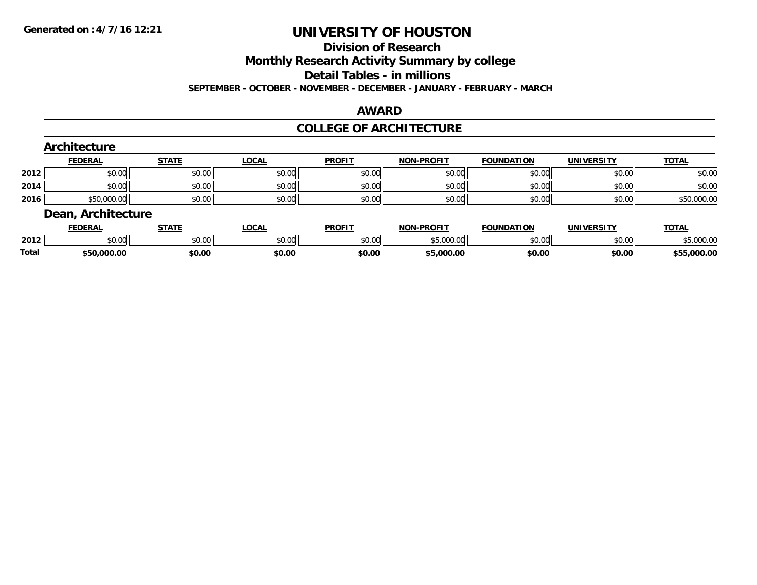Generated on :4/7/16 12:21

# UNIVERSITY OF HOUSTON

## Division of Research

## Monthly Research Activity Summary by college

## Detail Tables - in millions

**SEPTEMBER - OCTOBER - NOVEMBER - DECEMBER - JANUARY - FEBRUARY - MARCH**

## AWARD

## COLLEGE OF ARCHITECTURE

### Architecture

| | FEDERAL | STATE | LOCAL | PROFIT | NON-PROFIT | FOUNDATION | UNIVERSITY | TOTAL |
|---|---|---|---|---|---|---|---|---|
| 2012 | $0.00 | $0.00 | $0.00 | $0.00 | $0.00 | $0.00 | $0.00 | $0.00 |
| 2014 | $0.00 | $0.00 | $0.00 | $0.00 | $0.00 | $0.00 | $0.00 | $0.00 |
| 2016 | $50,000.00 | $0.00 | $0.00 | $0.00 | $0.00 | $0.00 | $0.00 | $50,000.00 |

### Dean, Architecture

| | FEDERAL | STATE | LOCAL | PROFIT | NON-PROFIT | FOUNDATION | UNIVERSITY | TOTAL |
|---|---|---|---|---|---|---|---|---|
| 2012 | $0.00 | $0.00 | $0.00 | $0.00 | $5,000.00 | $0.00 | $0.00 | $5,000.00 |
| **Total** | **$50,000.00** | **$0.00** | **$0.00** | **$0.00** | **$5,000.00** | **$0.00** | **$0.00** | **$55,000.00** |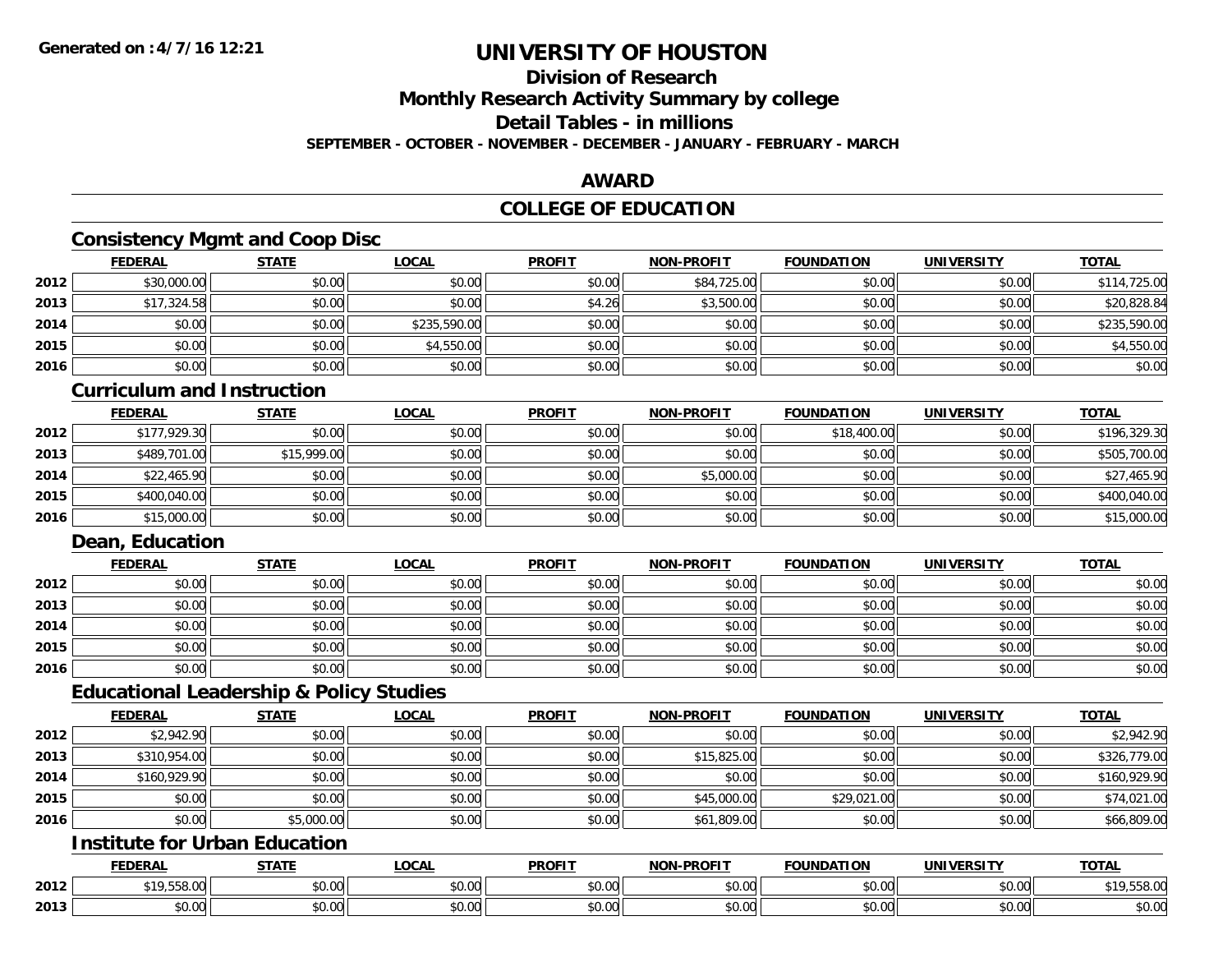**Generated on :4/7/16 12:21**

# UNIVERSITY OF HOUSTON

## Division of Research

## Monthly Research Activity Summary by college

## Detail Tables - in millions

**SEPTEMBER - OCTOBER - NOVEMBER - DECEMBER - JANUARY - FEBRUARY - MARCH**

## AWARD

## COLLEGE OF EDUCATION

### Consistency Mgmt and Coop Disc

| | FEDERAL | STATE | LOCAL | PROFIT | NON-PROFIT | FOUNDATION | UNIVERSITY | TOTAL |
|---|---|---|---|---|---|---|---|---|
| 2012 | $30,000.00 | $0.00 | $0.00 | $0.00 | $84,725.00 | $0.00 | $0.00 | $114,725.00 |
| 2013 | $17,324.58 | $0.00 | $0.00 | $4.26 | $3,500.00 | $0.00 | $0.00 | $20,828.84 |
| 2014 | $0.00 | $0.00 | $235,590.00 | $0.00 | $0.00 | $0.00 | $0.00 | $235,590.00 |
| 2015 | $0.00 | $0.00 | $4,550.00 | $0.00 | $0.00 | $0.00 | $0.00 | $4,550.00 |
| 2016 | $0.00 | $0.00 | $0.00 | $0.00 | $0.00 | $0.00 | $0.00 | $0.00 |

### Curriculum and Instruction

| | FEDERAL | STATE | LOCAL | PROFIT | NON-PROFIT | FOUNDATION | UNIVERSITY | TOTAL |
|---|---|---|---|---|---|---|---|---|
| 2012 | $177,929.30 | $0.00 | $0.00 | $0.00 | $0.00 | $18,400.00 | $0.00 | $196,329.30 |
| 2013 | $489,701.00 | $15,999.00 | $0.00 | $0.00 | $0.00 | $0.00 | $0.00 | $505,700.00 |
| 2014 | $22,465.90 | $0.00 | $0.00 | $0.00 | $5,000.00 | $0.00 | $0.00 | $27,465.90 |
| 2015 | $400,040.00 | $0.00 | $0.00 | $0.00 | $0.00 | $0.00 | $0.00 | $400,040.00 |
| 2016 | $15,000.00 | $0.00 | $0.00 | $0.00 | $0.00 | $0.00 | $0.00 | $15,000.00 |

### Dean, Education

| | FEDERAL | STATE | LOCAL | PROFIT | NON-PROFIT | FOUNDATION | UNIVERSITY | TOTAL |
|---|---|---|---|---|---|---|---|---|
| 2012 | $0.00 | $0.00 | $0.00 | $0.00 | $0.00 | $0.00 | $0.00 | $0.00 |
| 2013 | $0.00 | $0.00 | $0.00 | $0.00 | $0.00 | $0.00 | $0.00 | $0.00 |
| 2014 | $0.00 | $0.00 | $0.00 | $0.00 | $0.00 | $0.00 | $0.00 | $0.00 |
| 2015 | $0.00 | $0.00 | $0.00 | $0.00 | $0.00 | $0.00 | $0.00 | $0.00 |
| 2016 | $0.00 | $0.00 | $0.00 | $0.00 | $0.00 | $0.00 | $0.00 | $0.00 |

### Educational Leadership & Policy Studies

| | FEDERAL | STATE | LOCAL | PROFIT | NON-PROFIT | FOUNDATION | UNIVERSITY | TOTAL |
|---|---|---|---|---|---|---|---|---|
| 2012 | $2,942.90 | $0.00 | $0.00 | $0.00 | $0.00 | $0.00 | $0.00 | $2,942.90 |
| 2013 | $310,954.00 | $0.00 | $0.00 | $0.00 | $15,825.00 | $0.00 | $0.00 | $326,779.00 |
| 2014 | $160,929.90 | $0.00 | $0.00 | $0.00 | $0.00 | $0.00 | $0.00 | $160,929.90 |
| 2015 | $0.00 | $0.00 | $0.00 | $0.00 | $45,000.00 | $29,021.00 | $0.00 | $74,021.00 |
| 2016 | $0.00 | $5,000.00 | $0.00 | $0.00 | $61,809.00 | $0.00 | $0.00 | $66,809.00 |

### Institute for Urban Education

| | FEDERAL | STATE | LOCAL | PROFIT | NON-PROFIT | FOUNDATION | UNIVERSITY | TOTAL |
|---|---|---|---|---|---|---|---|---|
| 2012 | $19,558.00 | $0.00 | $0.00 | $0.00 | $0.00 | $0.00 | $0.00 | $19,558.00 |
| 2013 | $0.00 | $0.00 | $0.00 | $0.00 | $0.00 | $0.00 | $0.00 | $0.00 |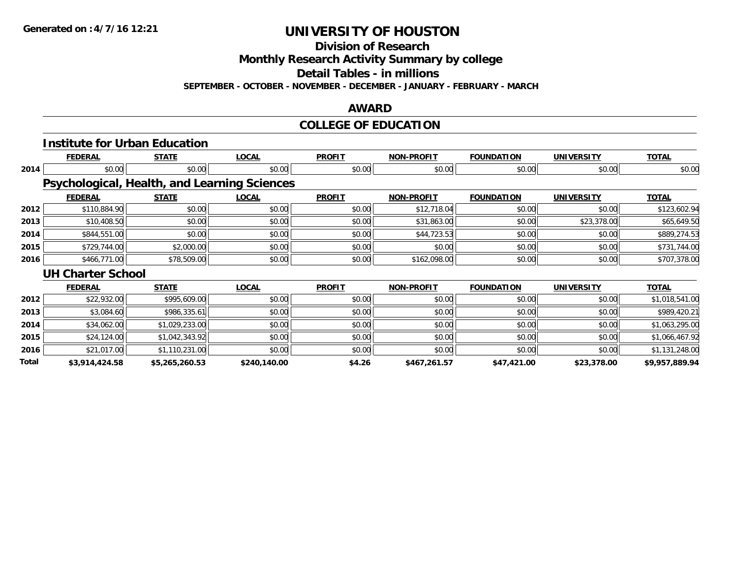**Generated on :4/7/16 12:21**

# UNIVERSITY OF HOUSTON

## Division of Research

## Monthly Research Activity Summary by college

## Detail Tables - in millions

**SEPTEMBER - OCTOBER - NOVEMBER - DECEMBER - JANUARY - FEBRUARY - MARCH**

## AWARD

## COLLEGE OF EDUCATION

### Institute for Urban Education

| | FEDERAL | STATE | LOCAL | PROFIT | NON-PROFIT | FOUNDATION | UNIVERSITY | TOTAL |
|---|---|---|---|---|---|---|---|---|
| 2014 | $0.00 | $0.00 | $0.00 | $0.00 | $0.00 | $0.00 | $0.00 | $0.00 |

### Psychological, Health, and Learning Sciences

| | FEDERAL | STATE | LOCAL | PROFIT | NON-PROFIT | FOUNDATION | UNIVERSITY | TOTAL |
|---|---|---|---|---|---|---|---|---|
| 2012 | $110,884.90 | $0.00 | $0.00 | $0.00 | $12,718.04 | $0.00 | $0.00 | $123,602.94 |
| 2013 | $10,408.50 | $0.00 | $0.00 | $0.00 | $31,863.00 | $0.00 | $23,378.00 | $65,649.50 |
| 2014 | $844,551.00 | $0.00 | $0.00 | $0.00 | $44,723.53 | $0.00 | $0.00 | $889,274.53 |
| 2015 | $729,744.00 | $2,000.00 | $0.00 | $0.00 | $0.00 | $0.00 | $0.00 | $731,744.00 |
| 2016 | $466,771.00 | $78,509.00 | $0.00 | $0.00 | $162,098.00 | $0.00 | $0.00 | $707,378.00 |

### UH Charter School

| | FEDERAL | STATE | LOCAL | PROFIT | NON-PROFIT | FOUNDATION | UNIVERSITY | TOTAL |
|---|---|---|---|---|---|---|---|---|
| 2012 | $22,932.00 | $995,609.00 | $0.00 | $0.00 | $0.00 | $0.00 | $0.00 | $1,018,541.00 |
| 2013 | $3,084.60 | $986,335.61 | $0.00 | $0.00 | $0.00 | $0.00 | $0.00 | $989,420.21 |
| 2014 | $34,062.00 | $1,029,233.00 | $0.00 | $0.00 | $0.00 | $0.00 | $0.00 | $1,063,295.00 |
| 2015 | $24,124.00 | $1,042,343.92 | $0.00 | $0.00 | $0.00 | $0.00 | $0.00 | $1,066,467.92 |
| 2016 | $21,017.00 | $1,110,231.00 | $0.00 | $0.00 | $0.00 | $0.00 | $0.00 | $1,131,248.00 |
| **Total** | **$3,914,424.58** | **$5,265,260.53** | **$240,140.00** | **$4.26** | **$467,261.57** | **$47,421.00** | **$23,378.00** | **$9,957,889.94** |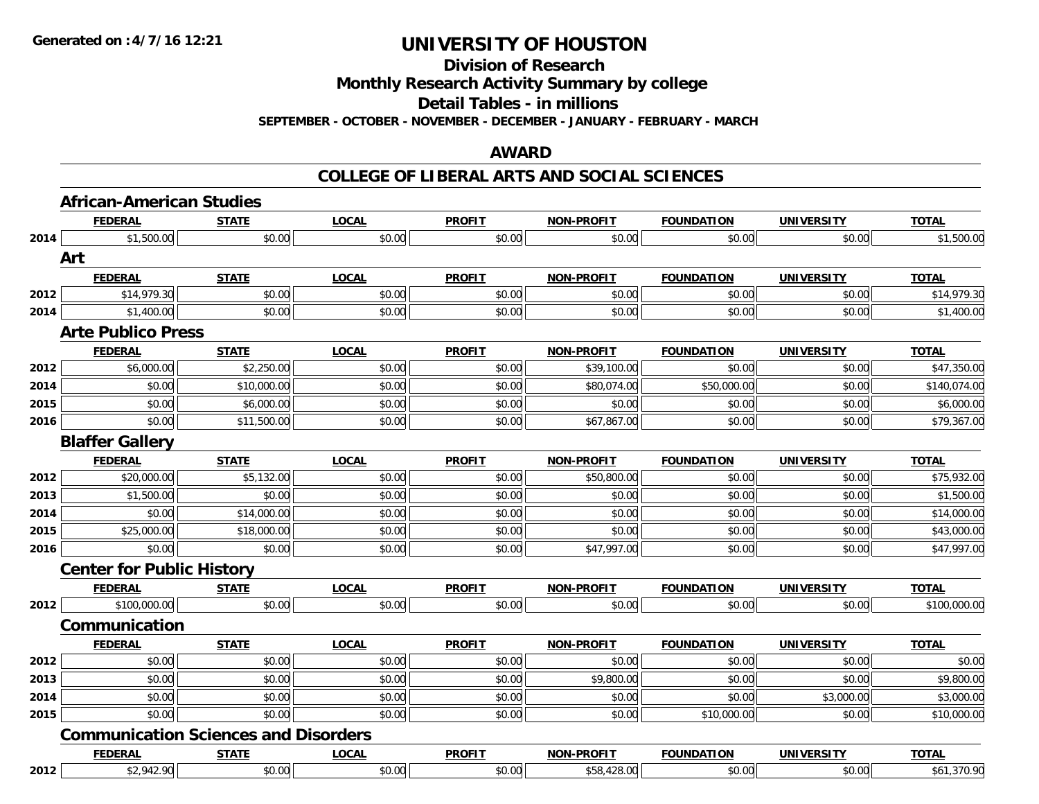# UNIVERSITY OF HOUSTON

## Division of Research

## Monthly Research Activity Summary by college

## Detail Tables - in millions

**SEPTEMBER - OCTOBER - NOVEMBER - DECEMBER - JANUARY - FEBRUARY - MARCH**

## AWARD

## COLLEGE OF LIBERAL ARTS AND SOCIAL SCIENCES

### African-American Studies

| | FEDERAL | STATE | LOCAL | PROFIT | NON-PROFIT | FOUNDATION | UNIVERSITY | TOTAL |
|---|---|---|---|---|---|---|---|---|
| 2014 | $1,500.00 | $0.00 | $0.00 | $0.00 | $0.00 | $0.00 | $0.00 | $1,500.00 |

### Art

| | FEDERAL | STATE | LOCAL | PROFIT | NON-PROFIT | FOUNDATION | UNIVERSITY | TOTAL |
|---|---|---|---|---|---|---|---|---|
| 2012 | $14,979.30 | $0.00 | $0.00 | $0.00 | $0.00 | $0.00 | $0.00 | $14,979.30 |
| 2014 | $1,400.00 | $0.00 | $0.00 | $0.00 | $0.00 | $0.00 | $0.00 | $1,400.00 |

### Arte Publico Press

| | FEDERAL | STATE | LOCAL | PROFIT | NON-PROFIT | FOUNDATION | UNIVERSITY | TOTAL |
|---|---|---|---|---|---|---|---|---|
| 2012 | $6,000.00 | $2,250.00 | $0.00 | $0.00 | $39,100.00 | $0.00 | $0.00 | $47,350.00 |
| 2014 | $0.00 | $10,000.00 | $0.00 | $0.00 | $80,074.00 | $50,000.00 | $0.00 | $140,074.00 |
| 2015 | $0.00 | $6,000.00 | $0.00 | $0.00 | $0.00 | $0.00 | $0.00 | $6,000.00 |
| 2016 | $0.00 | $11,500.00 | $0.00 | $0.00 | $67,867.00 | $0.00 | $0.00 | $79,367.00 |

### Blaffer Gallery

| | FEDERAL | STATE | LOCAL | PROFIT | NON-PROFIT | FOUNDATION | UNIVERSITY | TOTAL |
|---|---|---|---|---|---|---|---|---|
| 2012 | $20,000.00 | $5,132.00 | $0.00 | $0.00 | $50,800.00 | $0.00 | $0.00 | $75,932.00 |
| 2013 | $1,500.00 | $0.00 | $0.00 | $0.00 | $0.00 | $0.00 | $0.00 | $1,500.00 |
| 2014 | $0.00 | $14,000.00 | $0.00 | $0.00 | $0.00 | $0.00 | $0.00 | $14,000.00 |
| 2015 | $25,000.00 | $18,000.00 | $0.00 | $0.00 | $0.00 | $0.00 | $0.00 | $43,000.00 |
| 2016 | $0.00 | $0.00 | $0.00 | $0.00 | $47,997.00 | $0.00 | $0.00 | $47,997.00 |

### Center for Public History

| | FEDERAL | STATE | LOCAL | PROFIT | NON-PROFIT | FOUNDATION | UNIVERSITY | TOTAL |
|---|---|---|---|---|---|---|---|---|
| 2012 | $100,000.00 | $0.00 | $0.00 | $0.00 | $0.00 | $0.00 | $0.00 | $100,000.00 |

### Communication

| | FEDERAL | STATE | LOCAL | PROFIT | NON-PROFIT | FOUNDATION | UNIVERSITY | TOTAL |
|---|---|---|---|---|---|---|---|---|
| 2012 | $0.00 | $0.00 | $0.00 | $0.00 | $0.00 | $0.00 | $0.00 | $0.00 |
| 2013 | $0.00 | $0.00 | $0.00 | $0.00 | $9,800.00 | $0.00 | $0.00 | $9,800.00 |
| 2014 | $0.00 | $0.00 | $0.00 | $0.00 | $0.00 | $0.00 | $3,000.00 | $3,000.00 |
| 2015 | $0.00 | $0.00 | $0.00 | $0.00 | $0.00 | $10,000.00 | $0.00 | $10,000.00 |

### Communication Sciences and Disorders

| | FEDERAL | STATE | LOCAL | PROFIT | NON-PROFIT | FOUNDATION | UNIVERSITY | TOTAL |
|---|---|---|---|---|---|---|---|---|
| 2012 | $2,942.90 | $0.00 | $0.00 | $0.00 | $58,428.00 | $0.00 | $0.00 | $61,370.90 |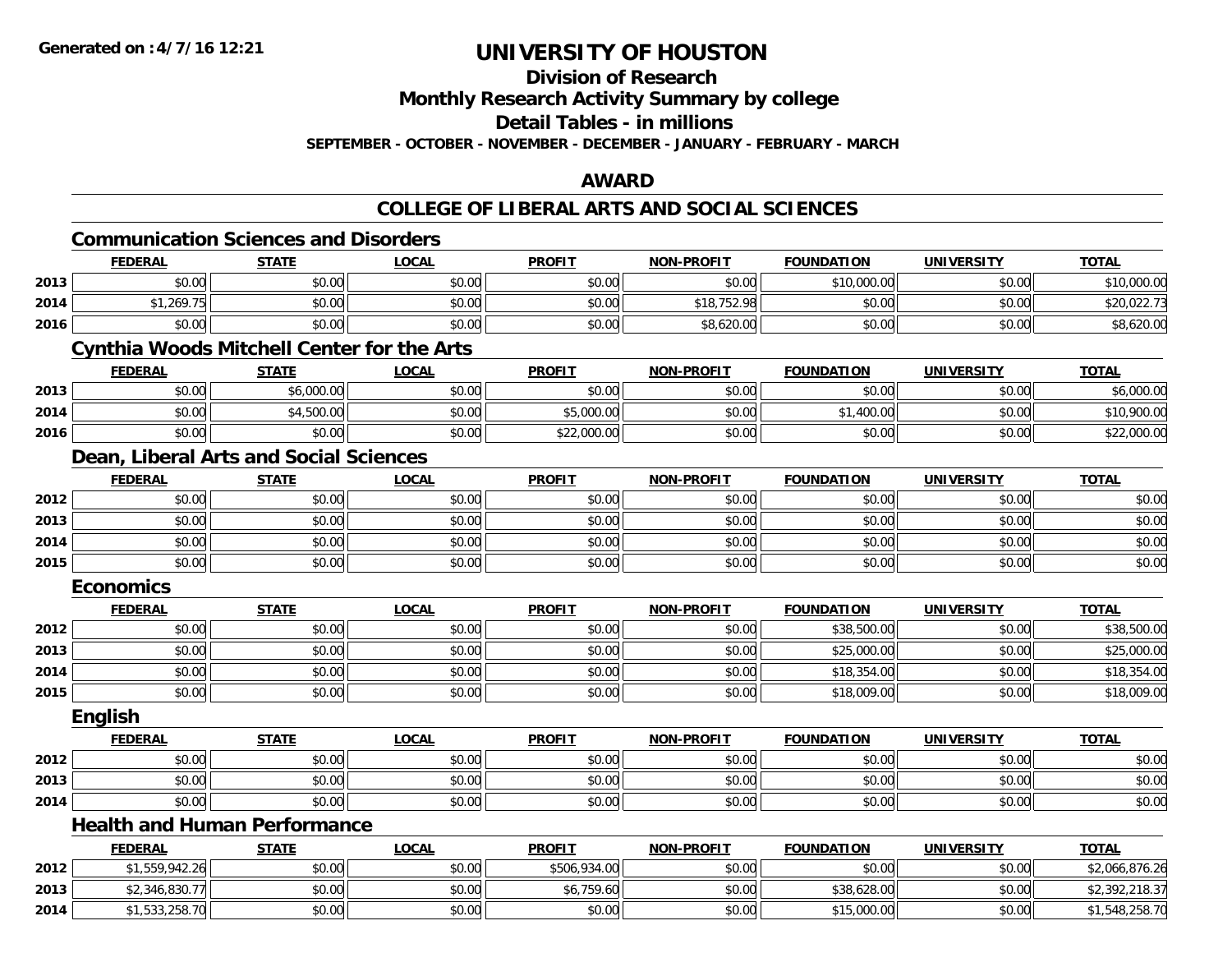# UNIVERSITY OF HOUSTON

## Division of Research
## Monthly Research Activity Summary by college
## Detail Tables - in millions

**SEPTEMBER - OCTOBER - NOVEMBER - DECEMBER - JANUARY - FEBRUARY - MARCH**

## AWARD

## COLLEGE OF LIBERAL ARTS AND SOCIAL SCIENCES

### Communication Sciences and Disorders

| | FEDERAL | STATE | LOCAL | PROFIT | NON-PROFIT | FOUNDATION | UNIVERSITY | TOTAL |
|---|---|---|---|---|---|---|---|---|
| 2013 | $0.00 | $0.00 | $0.00 | $0.00 | $0.00 | $10,000.00 | $0.00 | $10,000.00 |
| 2014 | $1,269.75 | $0.00 | $0.00 | $0.00 | $18,752.98 | $0.00 | $0.00 | $20,022.73 |
| 2016 | $0.00 | $0.00 | $0.00 | $0.00 | $8,620.00 | $0.00 | $0.00 | $8,620.00 |

### Cynthia Woods Mitchell Center for the Arts

| | FEDERAL | STATE | LOCAL | PROFIT | NON-PROFIT | FOUNDATION | UNIVERSITY | TOTAL |
|---|---|---|---|---|---|---|---|---|
| 2013 | $0.00 | $6,000.00 | $0.00 | $0.00 | $0.00 | $0.00 | $0.00 | $6,000.00 |
| 2014 | $0.00 | $4,500.00 | $0.00 | $5,000.00 | $0.00 | $1,400.00 | $0.00 | $10,900.00 |
| 2016 | $0.00 | $0.00 | $0.00 | $22,000.00 | $0.00 | $0.00 | $0.00 | $22,000.00 |

### Dean, Liberal Arts and Social Sciences

| | FEDERAL | STATE | LOCAL | PROFIT | NON-PROFIT | FOUNDATION | UNIVERSITY | TOTAL |
|---|---|---|---|---|---|---|---|---|
| 2012 | $0.00 | $0.00 | $0.00 | $0.00 | $0.00 | $0.00 | $0.00 | $0.00 |
| 2013 | $0.00 | $0.00 | $0.00 | $0.00 | $0.00 | $0.00 | $0.00 | $0.00 |
| 2014 | $0.00 | $0.00 | $0.00 | $0.00 | $0.00 | $0.00 | $0.00 | $0.00 |
| 2015 | $0.00 | $0.00 | $0.00 | $0.00 | $0.00 | $0.00 | $0.00 | $0.00 |

### Economics

| | FEDERAL | STATE | LOCAL | PROFIT | NON-PROFIT | FOUNDATION | UNIVERSITY | TOTAL |
|---|---|---|---|---|---|---|---|---|
| 2012 | $0.00 | $0.00 | $0.00 | $0.00 | $0.00 | $38,500.00 | $0.00 | $38,500.00 |
| 2013 | $0.00 | $0.00 | $0.00 | $0.00 | $0.00 | $25,000.00 | $0.00 | $25,000.00 |
| 2014 | $0.00 | $0.00 | $0.00 | $0.00 | $0.00 | $18,354.00 | $0.00 | $18,354.00 |
| 2015 | $0.00 | $0.00 | $0.00 | $0.00 | $0.00 | $18,009.00 | $0.00 | $18,009.00 |

### English

| | FEDERAL | STATE | LOCAL | PROFIT | NON-PROFIT | FOUNDATION | UNIVERSITY | TOTAL |
|---|---|---|---|---|---|---|---|---|
| 2012 | $0.00 | $0.00 | $0.00 | $0.00 | $0.00 | $0.00 | $0.00 | $0.00 |
| 2013 | $0.00 | $0.00 | $0.00 | $0.00 | $0.00 | $0.00 | $0.00 | $0.00 |
| 2014 | $0.00 | $0.00 | $0.00 | $0.00 | $0.00 | $0.00 | $0.00 | $0.00 |

### Health and Human Performance

| | FEDERAL | STATE | LOCAL | PROFIT | NON-PROFIT | FOUNDATION | UNIVERSITY | TOTAL |
|---|---|---|---|---|---|---|---|---|
| 2012 | $1,559,942.26 | $0.00 | $0.00 | $506,934.00 | $0.00 | $0.00 | $0.00 | $2,066,876.26 |
| 2013 | $2,346,830.77 | $0.00 | $0.00 | $6,759.60 | $0.00 | $38,628.00 | $0.00 | $2,392,218.37 |
| 2014 | $1,533,258.70 | $0.00 | $0.00 | $0.00 | $0.00 | $15,000.00 | $0.00 | $1,548,258.70 |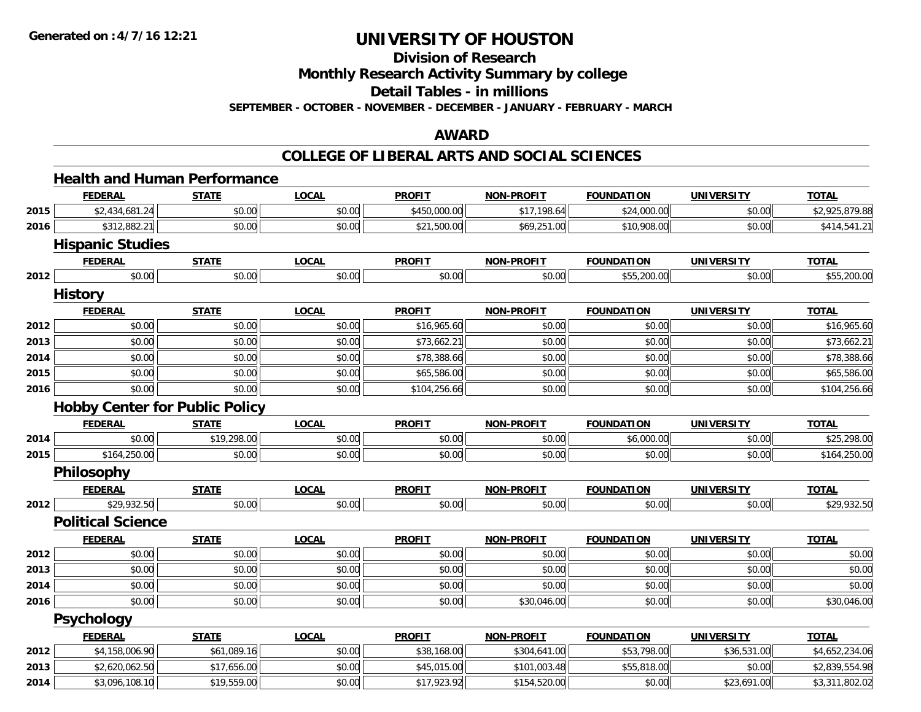Generated on :4/7/16 12:21

# UNIVERSITY OF HOUSTON

## Division of Research

## Monthly Research Activity Summary by college

## Detail Tables - in millions

**SEPTEMBER - OCTOBER - NOVEMBER - DECEMBER - JANUARY - FEBRUARY - MARCH**

## AWARD

## COLLEGE OF LIBERAL ARTS AND SOCIAL SCIENCES

### Health and Human Performance

| | FEDERAL | STATE | LOCAL | PROFIT | NON-PROFIT | FOUNDATION | UNIVERSITY | TOTAL |
|---|---|---|---|---|---|---|---|---|
| 2015 | $2,434,681.24 | $0.00 | $0.00 | $450,000.00 | $17,198.64 | $24,000.00 | $0.00 | $2,925,879.88 |
| 2016 | $312,882.21 | $0.00 | $0.00 | $21,500.00 | $69,251.00 | $10,908.00 | $0.00 | $414,541.21 |

### Hispanic Studies

| | FEDERAL | STATE | LOCAL | PROFIT | NON-PROFIT | FOUNDATION | UNIVERSITY | TOTAL |
|---|---|---|---|---|---|---|---|---|
| 2012 | $0.00 | $0.00 | $0.00 | $0.00 | $0.00 | $55,200.00 | $0.00 | $55,200.00 |

### History

| | FEDERAL | STATE | LOCAL | PROFIT | NON-PROFIT | FOUNDATION | UNIVERSITY | TOTAL |
|---|---|---|---|---|---|---|---|---|
| 2012 | $0.00 | $0.00 | $0.00 | $16,965.60 | $0.00 | $0.00 | $0.00 | $16,965.60 |
| 2013 | $0.00 | $0.00 | $0.00 | $73,662.21 | $0.00 | $0.00 | $0.00 | $73,662.21 |
| 2014 | $0.00 | $0.00 | $0.00 | $78,388.66 | $0.00 | $0.00 | $0.00 | $78,388.66 |
| 2015 | $0.00 | $0.00 | $0.00 | $65,586.00 | $0.00 | $0.00 | $0.00 | $65,586.00 |
| 2016 | $0.00 | $0.00 | $0.00 | $104,256.66 | $0.00 | $0.00 | $0.00 | $104,256.66 |

### Hobby Center for Public Policy

| | FEDERAL | STATE | LOCAL | PROFIT | NON-PROFIT | FOUNDATION | UNIVERSITY | TOTAL |
|---|---|---|---|---|---|---|---|---|
| 2014 | $0.00 | $19,298.00 | $0.00 | $0.00 | $0.00 | $6,000.00 | $0.00 | $25,298.00 |
| 2015 | $164,250.00 | $0.00 | $0.00 | $0.00 | $0.00 | $0.00 | $0.00 | $164,250.00 |

### Philosophy

| | FEDERAL | STATE | LOCAL | PROFIT | NON-PROFIT | FOUNDATION | UNIVERSITY | TOTAL |
|---|---|---|---|---|---|---|---|---|
| 2012 | $29,932.50 | $0.00 | $0.00 | $0.00 | $0.00 | $0.00 | $0.00 | $29,932.50 |

### Political Science

| | FEDERAL | STATE | LOCAL | PROFIT | NON-PROFIT | FOUNDATION | UNIVERSITY | TOTAL |
|---|---|---|---|---|---|---|---|---|
| 2012 | $0.00 | $0.00 | $0.00 | $0.00 | $0.00 | $0.00 | $0.00 | $0.00 |
| 2013 | $0.00 | $0.00 | $0.00 | $0.00 | $0.00 | $0.00 | $0.00 | $0.00 |
| 2014 | $0.00 | $0.00 | $0.00 | $0.00 | $0.00 | $0.00 | $0.00 | $0.00 |
| 2016 | $0.00 | $0.00 | $0.00 | $0.00 | $30,046.00 | $0.00 | $0.00 | $30,046.00 |

### Psychology

| | FEDERAL | STATE | LOCAL | PROFIT | NON-PROFIT | FOUNDATION | UNIVERSITY | TOTAL |
|---|---|---|---|---|---|---|---|---|
| 2012 | $4,158,006.90 | $61,089.16 | $0.00 | $38,168.00 | $304,641.00 | $53,798.00 | $36,531.00 | $4,652,234.06 |
| 2013 | $2,620,062.50 | $17,656.00 | $0.00 | $45,015.00 | $101,003.48 | $55,818.00 | $0.00 | $2,839,554.98 |
| 2014 | $3,096,108.10 | $19,559.00 | $0.00 | $17,923.92 | $154,520.00 | $0.00 | $23,691.00 | $3,311,802.02 |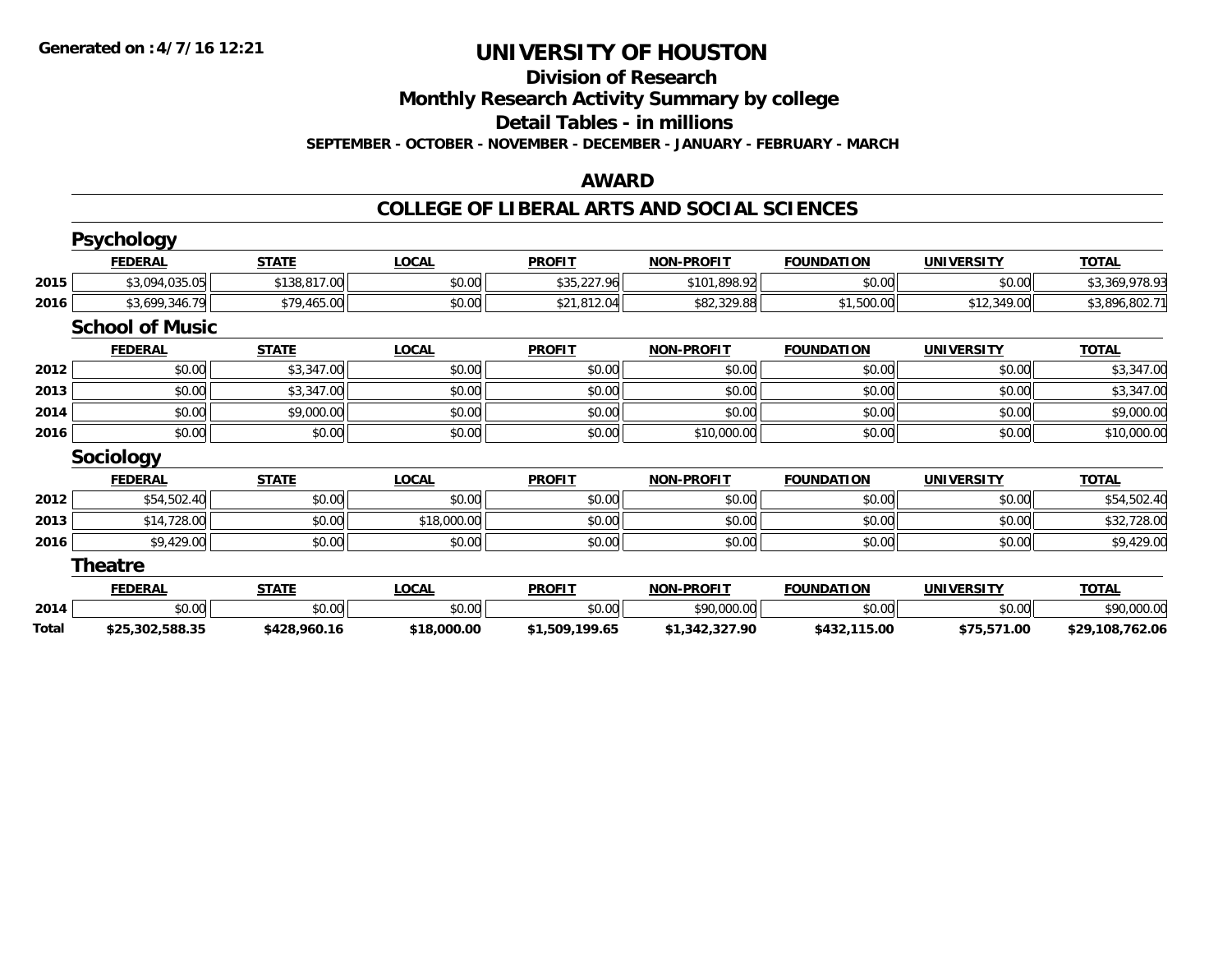# UNIVERSITY OF HOUSTON

## Division of Research

## Monthly Research Activity Summary by college

## Detail Tables - in millions

**SEPTEMBER - OCTOBER - NOVEMBER - DECEMBER - JANUARY - FEBRUARY - MARCH**

## AWARD

## COLLEGE OF LIBERAL ARTS AND SOCIAL SCIENCES

### Psychology

| | FEDERAL | STATE | LOCAL | PROFIT | NON-PROFIT | FOUNDATION | UNIVERSITY | TOTAL |
|---|---|---|---|---|---|---|---|---|
| 2015 | $3,094,035.05 | $138,817.00 | $0.00 | $35,227.96 | $101,898.92 | $0.00 | $0.00 | $3,369,978.93 |
| 2016 | $3,699,346.79 | $79,465.00 | $0.00 | $21,812.04 | $82,329.88 | $1,500.00 | $12,349.00 | $3,896,802.71 |

### School of Music

| | FEDERAL | STATE | LOCAL | PROFIT | NON-PROFIT | FOUNDATION | UNIVERSITY | TOTAL |
|---|---|---|---|---|---|---|---|---|
| 2012 | $0.00 | $3,347.00 | $0.00 | $0.00 | $0.00 | $0.00 | $0.00 | $3,347.00 |
| 2013 | $0.00 | $3,347.00 | $0.00 | $0.00 | $0.00 | $0.00 | $0.00 | $3,347.00 |
| 2014 | $0.00 | $9,000.00 | $0.00 | $0.00 | $0.00 | $0.00 | $0.00 | $9,000.00 |
| 2016 | $0.00 | $0.00 | $0.00 | $0.00 | $10,000.00 | $0.00 | $0.00 | $10,000.00 |

### Sociology

| | FEDERAL | STATE | LOCAL | PROFIT | NON-PROFIT | FOUNDATION | UNIVERSITY | TOTAL |
|---|---|---|---|---|---|---|---|---|
| 2012 | $54,502.40 | $0.00 | $0.00 | $0.00 | $0.00 | $0.00 | $0.00 | $54,502.40 |
| 2013 | $14,728.00 | $0.00 | $18,000.00 | $0.00 | $0.00 | $0.00 | $0.00 | $32,728.00 |
| 2016 | $9,429.00 | $0.00 | $0.00 | $0.00 | $0.00 | $0.00 | $0.00 | $9,429.00 |

### Theatre

| | FEDERAL | STATE | LOCAL | PROFIT | NON-PROFIT | FOUNDATION | UNIVERSITY | TOTAL |
|---|---|---|---|---|---|---|---|---|
| 2014 | $0.00 | $0.00 | $0.00 | $0.00 | $90,000.00 | $0.00 | $0.00 | $90,000.00 |
| **Total** | **$25,302,588.35** | **$428,960.16** | **$18,000.00** | **$1,509,199.65** | **$1,342,327.90** | **$432,115.00** | **$75,571.00** | **$29,108,762.06** |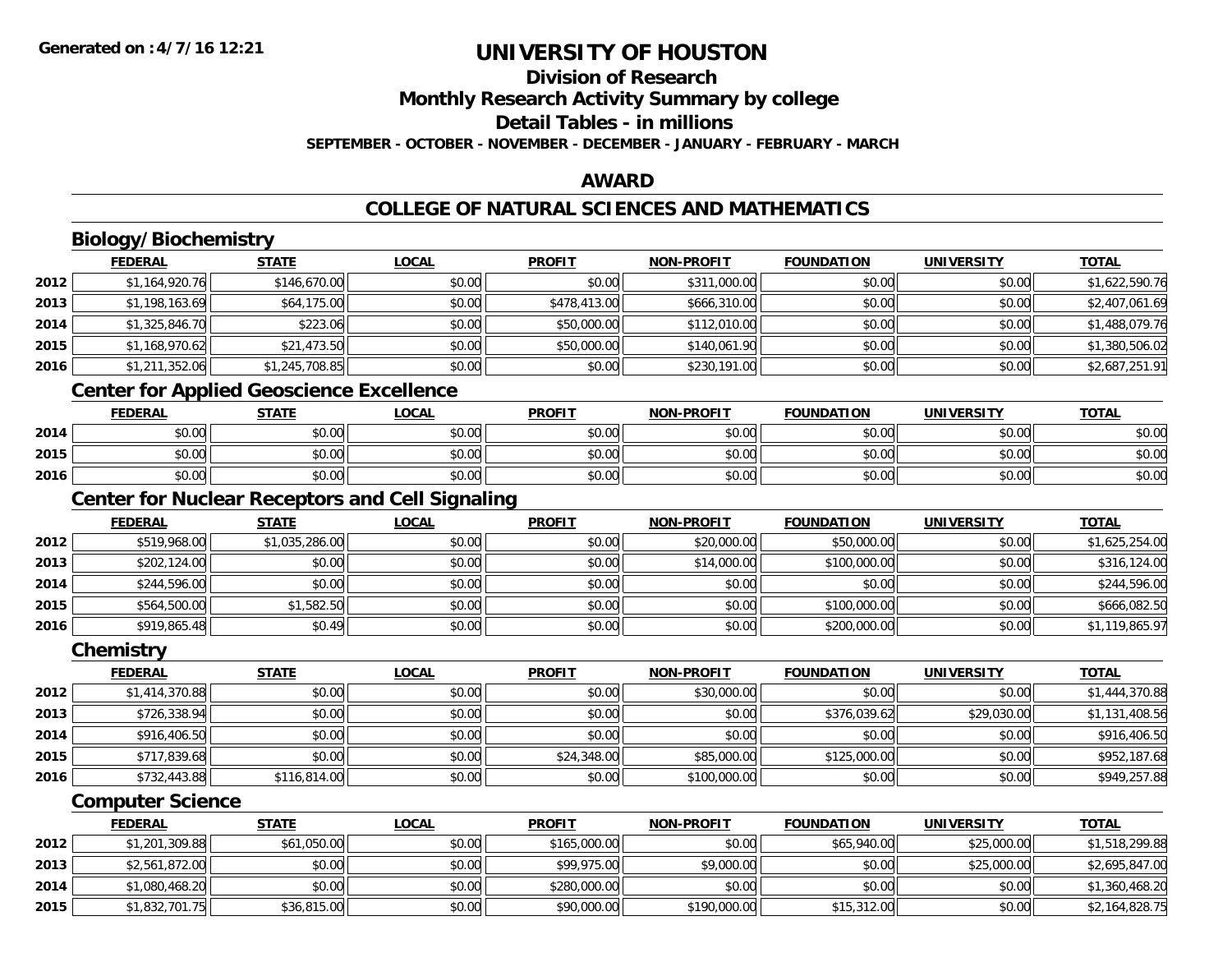# UNIVERSITY OF HOUSTON

## Division of Research

## Monthly Research Activity Summary by college

## Detail Tables - in millions

**SEPTEMBER - OCTOBER - NOVEMBER - DECEMBER - JANUARY - FEBRUARY - MARCH**

## AWARD

## COLLEGE OF NATURAL SCIENCES AND MATHEMATICS

### Biology/Biochemistry

| | FEDERAL | STATE | LOCAL | PROFIT | NON-PROFIT | FOUNDATION | UNIVERSITY | TOTAL |
|---|---|---|---|---|---|---|---|---|
| 2012 | $1,164,920.76 | $146,670.00 | $0.00 | $0.00 | $311,000.00 | $0.00 | $0.00 | $1,622,590.76 |
| 2013 | $1,198,163.69 | $64,175.00 | $0.00 | $478,413.00 | $666,310.00 | $0.00 | $0.00 | $2,407,061.69 |
| 2014 | $1,325,846.70 | $223.06 | $0.00 | $50,000.00 | $112,010.00 | $0.00 | $0.00 | $1,488,079.76 |
| 2015 | $1,168,970.62 | $21,473.50 | $0.00 | $50,000.00 | $140,061.90 | $0.00 | $0.00 | $1,380,506.02 |
| 2016 | $1,211,352.06 | $1,245,708.85 | $0.00 | $0.00 | $230,191.00 | $0.00 | $0.00 | $2,687,251.91 |

### Center for Applied Geoscience Excellence

| | FEDERAL | STATE | LOCAL | PROFIT | NON-PROFIT | FOUNDATION | UNIVERSITY | TOTAL |
|---|---|---|---|---|---|---|---|---|
| 2014 | $0.00 | $0.00 | $0.00 | $0.00 | $0.00 | $0.00 | $0.00 | $0.00 |
| 2015 | $0.00 | $0.00 | $0.00 | $0.00 | $0.00 | $0.00 | $0.00 | $0.00 |
| 2016 | $0.00 | $0.00 | $0.00 | $0.00 | $0.00 | $0.00 | $0.00 | $0.00 |

### Center for Nuclear Receptors and Cell Signaling

| | FEDERAL | STATE | LOCAL | PROFIT | NON-PROFIT | FOUNDATION | UNIVERSITY | TOTAL |
|---|---|---|---|---|---|---|---|---|
| 2012 | $519,968.00 | $1,035,286.00 | $0.00 | $0.00 | $20,000.00 | $50,000.00 | $0.00 | $1,625,254.00 |
| 2013 | $202,124.00 | $0.00 | $0.00 | $0.00 | $14,000.00 | $100,000.00 | $0.00 | $316,124.00 |
| 2014 | $244,596.00 | $0.00 | $0.00 | $0.00 | $0.00 | $0.00 | $0.00 | $244,596.00 |
| 2015 | $564,500.00 | $1,582.50 | $0.00 | $0.00 | $0.00 | $100,000.00 | $0.00 | $666,082.50 |
| 2016 | $919,865.48 | $0.49 | $0.00 | $0.00 | $0.00 | $200,000.00 | $0.00 | $1,119,865.97 |

### Chemistry

| | FEDERAL | STATE | LOCAL | PROFIT | NON-PROFIT | FOUNDATION | UNIVERSITY | TOTAL |
|---|---|---|---|---|---|---|---|---|
| 2012 | $1,414,370.88 | $0.00 | $0.00 | $0.00 | $30,000.00 | $0.00 | $0.00 | $1,444,370.88 |
| 2013 | $726,338.94 | $0.00 | $0.00 | $0.00 | $0.00 | $376,039.62 | $29,030.00 | $1,131,408.56 |
| 2014 | $916,406.50 | $0.00 | $0.00 | $0.00 | $0.00 | $0.00 | $0.00 | $916,406.50 |
| 2015 | $717,839.68 | $0.00 | $0.00 | $24,348.00 | $85,000.00 | $125,000.00 | $0.00 | $952,187.68 |
| 2016 | $732,443.88 | $116,814.00 | $0.00 | $0.00 | $100,000.00 | $0.00 | $0.00 | $949,257.88 |

### Computer Science

| | FEDERAL | STATE | LOCAL | PROFIT | NON-PROFIT | FOUNDATION | UNIVERSITY | TOTAL |
|---|---|---|---|---|---|---|---|---|
| 2012 | $1,201,309.88 | $61,050.00 | $0.00 | $165,000.00 | $0.00 | $65,940.00 | $25,000.00 | $1,518,299.88 |
| 2013 | $2,561,872.00 | $0.00 | $0.00 | $99,975.00 | $9,000.00 | $0.00 | $25,000.00 | $2,695,847.00 |
| 2014 | $1,080,468.20 | $0.00 | $0.00 | $280,000.00 | $0.00 | $0.00 | $0.00 | $1,360,468.20 |
| 2015 | $1,832,701.75 | $36,815.00 | $0.00 | $90,000.00 | $190,000.00 | $15,312.00 | $0.00 | $2,164,828.75 |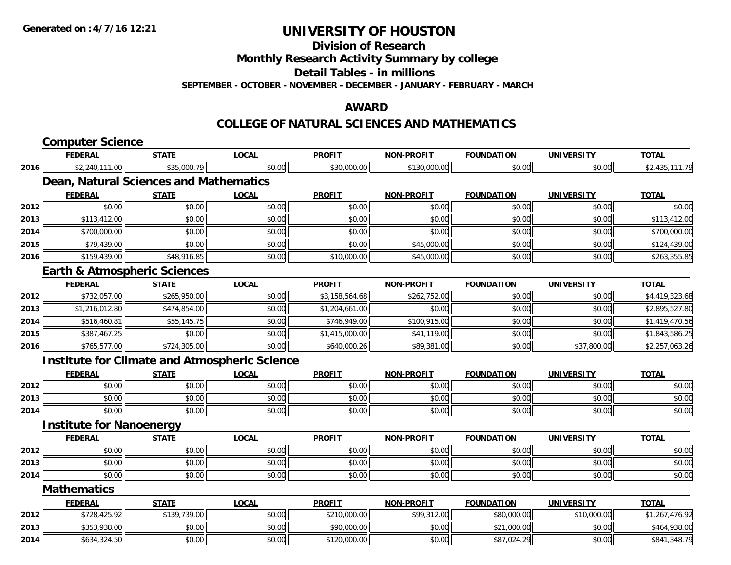**Generated on :4/7/16 12:21**

# UNIVERSITY OF HOUSTON

## Division of Research

## Monthly Research Activity Summary by college

## Detail Tables - in millions

**SEPTEMBER - OCTOBER - NOVEMBER - DECEMBER - JANUARY - FEBRUARY - MARCH**

## AWARD

## COLLEGE OF NATURAL SCIENCES AND MATHEMATICS

### Computer Science

| | FEDERAL | STATE | LOCAL | PROFIT | NON-PROFIT | FOUNDATION | UNIVERSITY | TOTAL |
|---|---|---|---|---|---|---|---|---|
| 2016 | $2,240,111.00 | $35,000.79 | $0.00 | $30,000.00 | $130,000.00 | $0.00 | $0.00 | $2,435,111.79 |

### Dean, Natural Sciences and Mathematics

| | FEDERAL | STATE | LOCAL | PROFIT | NON-PROFIT | FOUNDATION | UNIVERSITY | TOTAL |
|---|---|---|---|---|---|---|---|---|
| 2012 | $0.00 | $0.00 | $0.00 | $0.00 | $0.00 | $0.00 | $0.00 | $0.00 |
| 2013 | $113,412.00 | $0.00 | $0.00 | $0.00 | $0.00 | $0.00 | $0.00 | $113,412.00 |
| 2014 | $700,000.00 | $0.00 | $0.00 | $0.00 | $0.00 | $0.00 | $0.00 | $700,000.00 |
| 2015 | $79,439.00 | $0.00 | $0.00 | $0.00 | $45,000.00 | $0.00 | $0.00 | $124,439.00 |
| 2016 | $159,439.00 | $48,916.85 | $0.00 | $10,000.00 | $45,000.00 | $0.00 | $0.00 | $263,355.85 |

### Earth & Atmospheric Sciences

| | FEDERAL | STATE | LOCAL | PROFIT | NON-PROFIT | FOUNDATION | UNIVERSITY | TOTAL |
|---|---|---|---|---|---|---|---|---|
| 2012 | $732,057.00 | $265,950.00 | $0.00 | $3,158,564.68 | $262,752.00 | $0.00 | $0.00 | $4,419,323.68 |
| 2013 | $1,216,012.80 | $474,854.00 | $0.00 | $1,204,661.00 | $0.00 | $0.00 | $0.00 | $2,895,527.80 |
| 2014 | $516,460.81 | $55,145.75 | $0.00 | $746,949.00 | $100,915.00 | $0.00 | $0.00 | $1,419,470.56 |
| 2015 | $387,467.25 | $0.00 | $0.00 | $1,415,000.00 | $41,119.00 | $0.00 | $0.00 | $1,843,586.25 |
| 2016 | $765,577.00 | $724,305.00 | $0.00 | $640,000.26 | $89,381.00 | $0.00 | $37,800.00 | $2,257,063.26 |

### Institute for Climate and Atmospheric Science

| | FEDERAL | STATE | LOCAL | PROFIT | NON-PROFIT | FOUNDATION | UNIVERSITY | TOTAL |
|---|---|---|---|---|---|---|---|---|
| 2012 | $0.00 | $0.00 | $0.00 | $0.00 | $0.00 | $0.00 | $0.00 | $0.00 |
| 2013 | $0.00 | $0.00 | $0.00 | $0.00 | $0.00 | $0.00 | $0.00 | $0.00 |
| 2014 | $0.00 | $0.00 | $0.00 | $0.00 | $0.00 | $0.00 | $0.00 | $0.00 |

### Institute for Nanoenergy

| | FEDERAL | STATE | LOCAL | PROFIT | NON-PROFIT | FOUNDATION | UNIVERSITY | TOTAL |
|---|---|---|---|---|---|---|---|---|
| 2012 | $0.00 | $0.00 | $0.00 | $0.00 | $0.00 | $0.00 | $0.00 | $0.00 |
| 2013 | $0.00 | $0.00 | $0.00 | $0.00 | $0.00 | $0.00 | $0.00 | $0.00 |
| 2014 | $0.00 | $0.00 | $0.00 | $0.00 | $0.00 | $0.00 | $0.00 | $0.00 |

### Mathematics

| | FEDERAL | STATE | LOCAL | PROFIT | NON-PROFIT | FOUNDATION | UNIVERSITY | TOTAL |
|---|---|---|---|---|---|---|---|---|
| 2012 | $728,425.92 | $139,739.00 | $0.00 | $210,000.00 | $99,312.00 | $80,000.00 | $10,000.00 | $1,267,476.92 |
| 2013 | $353,938.00 | $0.00 | $0.00 | $90,000.00 | $0.00 | $21,000.00 | $0.00 | $464,938.00 |
| 2014 | $634,324.50 | $0.00 | $0.00 | $120,000.00 | $0.00 | $87,024.29 | $0.00 | $841,348.79 |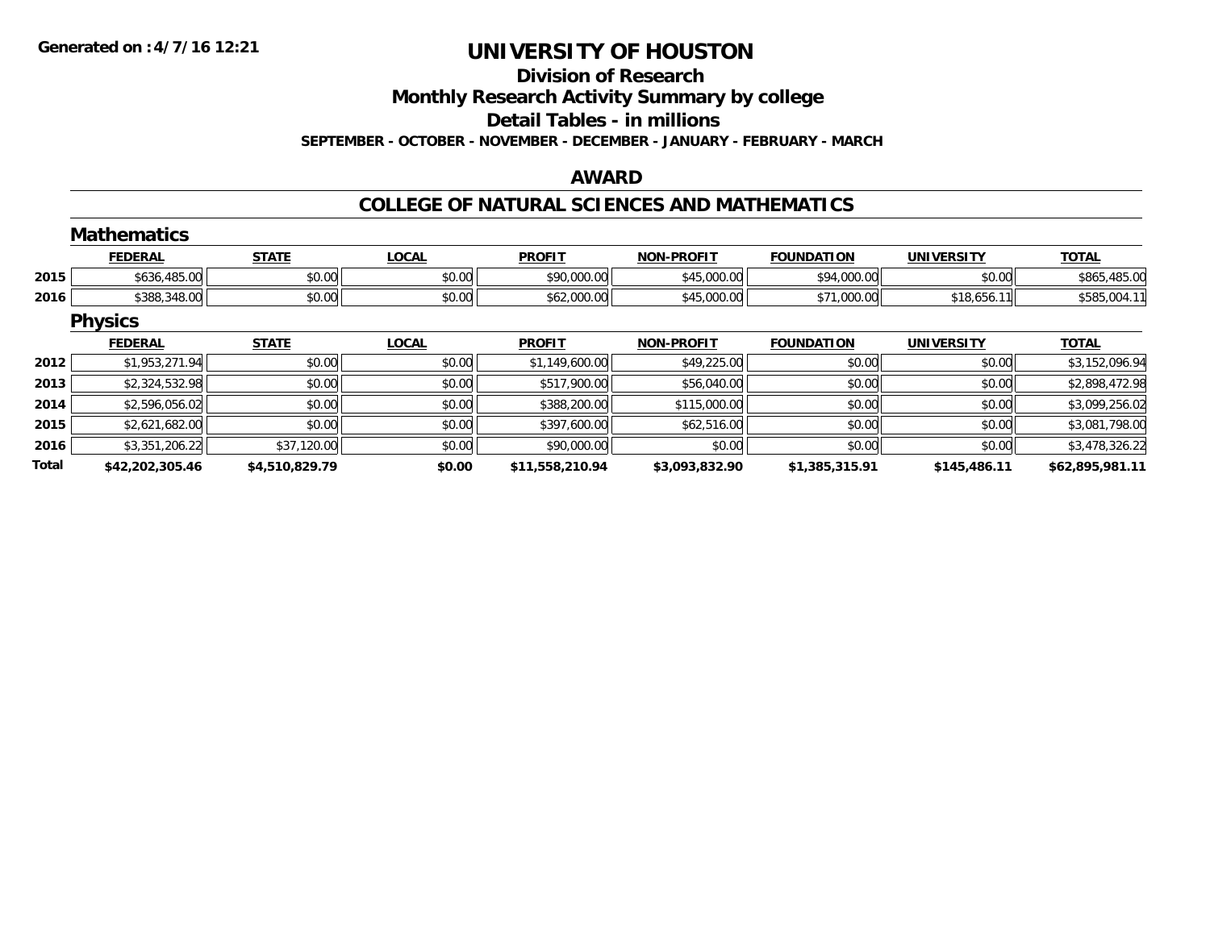**Generated on :4/7/16 12:21**

# UNIVERSITY OF HOUSTON

## Division of Research

## Monthly Research Activity Summary by college

## Detail Tables - in millions

**SEPTEMBER - OCTOBER - NOVEMBER - DECEMBER - JANUARY - FEBRUARY - MARCH**

## AWARD

## COLLEGE OF NATURAL SCIENCES AND MATHEMATICS

### Mathematics

| | FEDERAL | STATE | LOCAL | PROFIT | NON-PROFIT | FOUNDATION | UNIVERSITY | TOTAL |
|---|---|---|---|---|---|---|---|---|
| 2015 | $636,485.00 | $0.00 | $0.00 | $90,000.00 | $45,000.00 | $94,000.00 | $0.00 | $865,485.00 |
| 2016 | $388,348.00 | $0.00 | $0.00 | $62,000.00 | $45,000.00 | $71,000.00 | $18,656.11 | $585,004.11 |

### Physics

| | FEDERAL | STATE | LOCAL | PROFIT | NON-PROFIT | FOUNDATION | UNIVERSITY | TOTAL |
|---|---|---|---|---|---|---|---|---|
| 2012 | $1,953,271.94 | $0.00 | $0.00 | $1,149,600.00 | $49,225.00 | $0.00 | $0.00 | $3,152,096.94 |
| 2013 | $2,324,532.98 | $0.00 | $0.00 | $517,900.00 | $56,040.00 | $0.00 | $0.00 | $2,898,472.98 |
| 2014 | $2,596,056.02 | $0.00 | $0.00 | $388,200.00 | $115,000.00 | $0.00 | $0.00 | $3,099,256.02 |
| 2015 | $2,621,682.00 | $0.00 | $0.00 | $397,600.00 | $62,516.00 | $0.00 | $0.00 | $3,081,798.00 |
| 2016 | $3,351,206.22 | $37,120.00 | $0.00 | $90,000.00 | $0.00 | $0.00 | $0.00 | $3,478,326.22 |
| **Total** | **$42,202,305.46** | **$4,510,829.79** | **$0.00** | **$11,558,210.94** | **$3,093,832.90** | **$1,385,315.91** | **$145,486.11** | **$62,895,981.11** |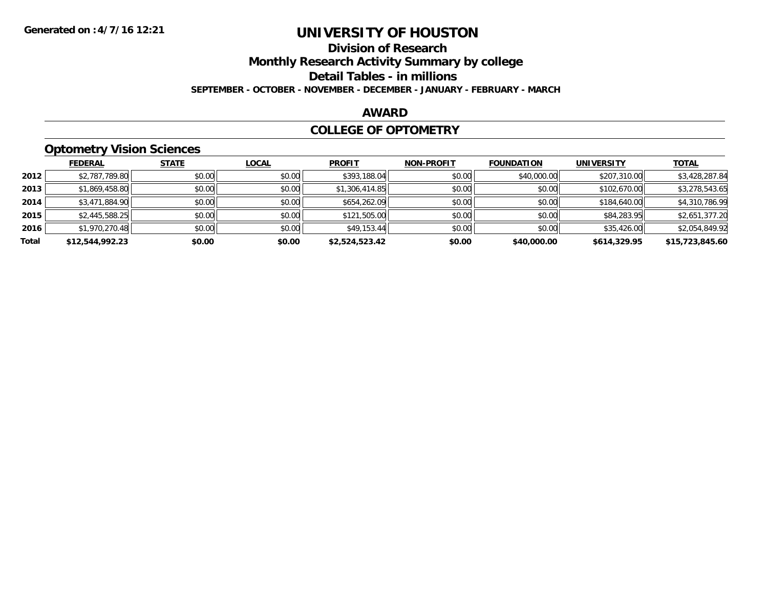**Generated on :4/7/16 12:21**

# UNIVERSITY OF HOUSTON

## Division of Research

## Monthly Research Activity Summary by college

## Detail Tables - in millions

**SEPTEMBER - OCTOBER - NOVEMBER - DECEMBER - JANUARY - FEBRUARY - MARCH**

## AWARD

## COLLEGE OF OPTOMETRY

### Optometry Vision Sciences

| | FEDERAL | STATE | LOCAL | PROFIT | NON-PROFIT | FOUNDATION | UNIVERSITY | TOTAL |
|---|---|---|---|---|---|---|---|---|
| **2012** | $2,787,789.80 | $0.00 | $0.00 | $393,188.04 | $0.00 | $40,000.00 | $207,310.00 | $3,428,287.84 |
| **2013** | $1,869,458.80 | $0.00 | $0.00 | $1,306,414.85 | $0.00 | $0.00 | $102,670.00 | $3,278,543.65 |
| **2014** | $3,471,884.90 | $0.00 | $0.00 | $654,262.09 | $0.00 | $0.00 | $184,640.00 | $4,310,786.99 |
| **2015** | $2,445,588.25 | $0.00 | $0.00 | $121,505.00 | $0.00 | $0.00 | $84,283.95 | $2,651,377.20 |
| **2016** | $1,970,270.48 | $0.00 | $0.00 | $49,153.44 | $0.00 | $0.00 | $35,426.00 | $2,054,849.92 |
| **Total** | **$12,544,992.23** | **$0.00** | **$0.00** | **$2,524,523.42** | **$0.00** | **$40,000.00** | **$614,329.95** | **$15,723,845.60** |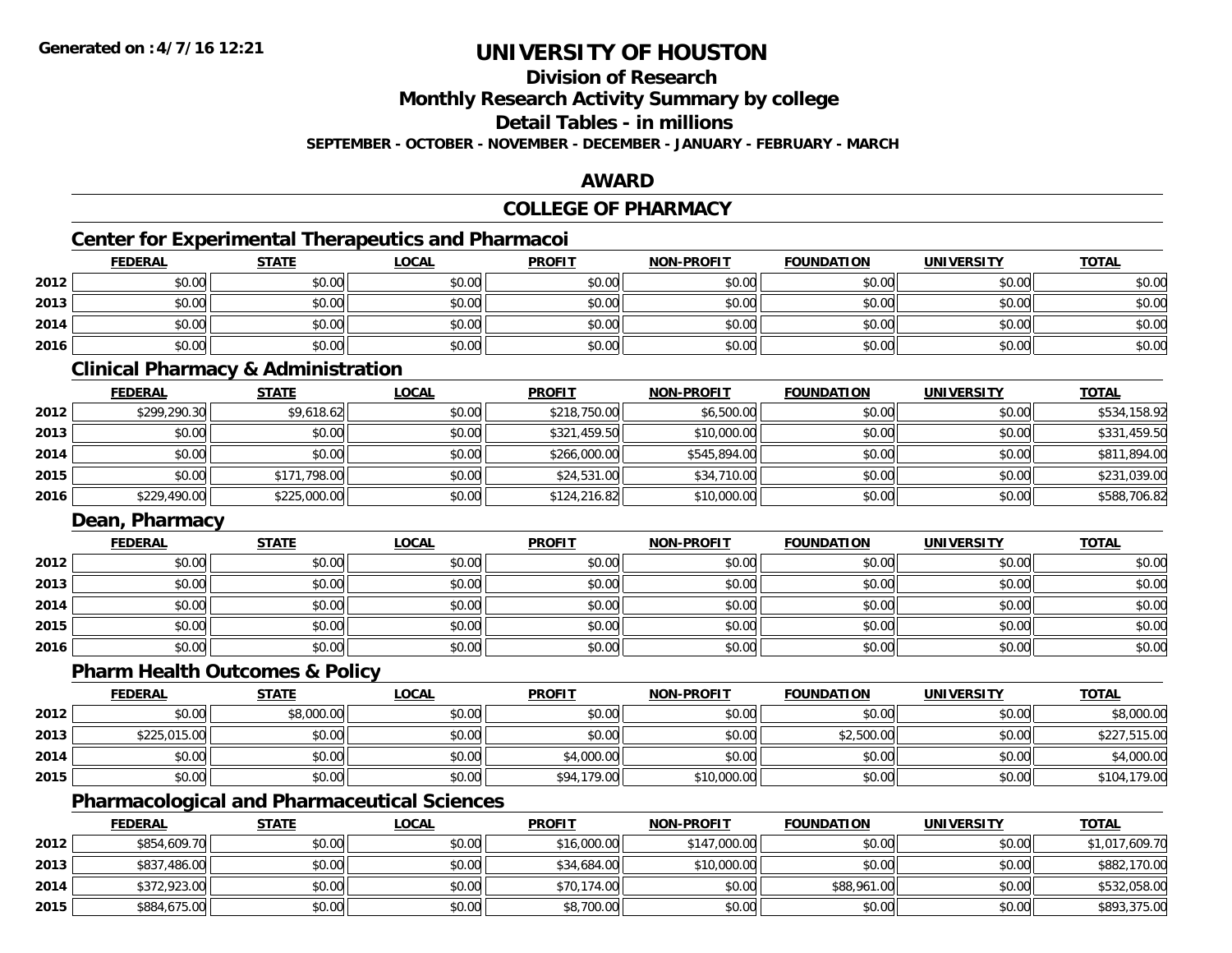**Generated on :4/7/16 12:21**

# UNIVERSITY OF HOUSTON

## Division of Research

## Monthly Research Activity Summary by college

## Detail Tables - in millions

**SEPTEMBER - OCTOBER - NOVEMBER - DECEMBER - JANUARY - FEBRUARY - MARCH**

## AWARD

## COLLEGE OF PHARMACY

### Center for Experimental Therapeutics and Pharmacoi

| | FEDERAL | STATE | LOCAL | PROFIT | NON-PROFIT | FOUNDATION | UNIVERSITY | TOTAL |
|---|---|---|---|---|---|---|---|---|
| 2012 | $0.00 | $0.00 | $0.00 | $0.00 | $0.00 | $0.00 | $0.00 | $0.00 |
| 2013 | $0.00 | $0.00 | $0.00 | $0.00 | $0.00 | $0.00 | $0.00 | $0.00 |
| 2014 | $0.00 | $0.00 | $0.00 | $0.00 | $0.00 | $0.00 | $0.00 | $0.00 |
| 2016 | $0.00 | $0.00 | $0.00 | $0.00 | $0.00 | $0.00 | $0.00 | $0.00 |

### Clinical Pharmacy & Administration

| | FEDERAL | STATE | LOCAL | PROFIT | NON-PROFIT | FOUNDATION | UNIVERSITY | TOTAL |
|---|---|---|---|---|---|---|---|---|
| 2012 | $299,290.30 | $9,618.62 | $0.00 | $218,750.00 | $6,500.00 | $0.00 | $0.00 | $534,158.92 |
| 2013 | $0.00 | $0.00 | $0.00 | $321,459.50 | $10,000.00 | $0.00 | $0.00 | $331,459.50 |
| 2014 | $0.00 | $0.00 | $0.00 | $266,000.00 | $545,894.00 | $0.00 | $0.00 | $811,894.00 |
| 2015 | $0.00 | $171,798.00 | $0.00 | $24,531.00 | $34,710.00 | $0.00 | $0.00 | $231,039.00 |
| 2016 | $229,490.00 | $225,000.00 | $0.00 | $124,216.82 | $10,000.00 | $0.00 | $0.00 | $588,706.82 |

### Dean, Pharmacy

| | FEDERAL | STATE | LOCAL | PROFIT | NON-PROFIT | FOUNDATION | UNIVERSITY | TOTAL |
|---|---|---|---|---|---|---|---|---|
| 2012 | $0.00 | $0.00 | $0.00 | $0.00 | $0.00 | $0.00 | $0.00 | $0.00 |
| 2013 | $0.00 | $0.00 | $0.00 | $0.00 | $0.00 | $0.00 | $0.00 | $0.00 |
| 2014 | $0.00 | $0.00 | $0.00 | $0.00 | $0.00 | $0.00 | $0.00 | $0.00 |
| 2015 | $0.00 | $0.00 | $0.00 | $0.00 | $0.00 | $0.00 | $0.00 | $0.00 |
| 2016 | $0.00 | $0.00 | $0.00 | $0.00 | $0.00 | $0.00 | $0.00 | $0.00 |

### Pharm Health Outcomes & Policy

| | FEDERAL | STATE | LOCAL | PROFIT | NON-PROFIT | FOUNDATION | UNIVERSITY | TOTAL |
|---|---|---|---|---|---|---|---|---|
| 2012 | $0.00 | $8,000.00 | $0.00 | $0.00 | $0.00 | $0.00 | $0.00 | $8,000.00 |
| 2013 | $225,015.00 | $0.00 | $0.00 | $0.00 | $0.00 | $2,500.00 | $0.00 | $227,515.00 |
| 2014 | $0.00 | $0.00 | $0.00 | $4,000.00 | $0.00 | $0.00 | $0.00 | $4,000.00 |
| 2015 | $0.00 | $0.00 | $0.00 | $94,179.00 | $10,000.00 | $0.00 | $0.00 | $104,179.00 |

### Pharmacological and Pharmaceutical Sciences

| | FEDERAL | STATE | LOCAL | PROFIT | NON-PROFIT | FOUNDATION | UNIVERSITY | TOTAL |
|---|---|---|---|---|---|---|---|---|
| 2012 | $854,609.70 | $0.00 | $0.00 | $16,000.00 | $147,000.00 | $0.00 | $0.00 | $1,017,609.70 |
| 2013 | $837,486.00 | $0.00 | $0.00 | $34,684.00 | $10,000.00 | $0.00 | $0.00 | $882,170.00 |
| 2014 | $372,923.00 | $0.00 | $0.00 | $70,174.00 | $0.00 | $88,961.00 | $0.00 | $532,058.00 |
| 2015 | $884,675.00 | $0.00 | $0.00 | $8,700.00 | $0.00 | $0.00 | $0.00 | $893,375.00 |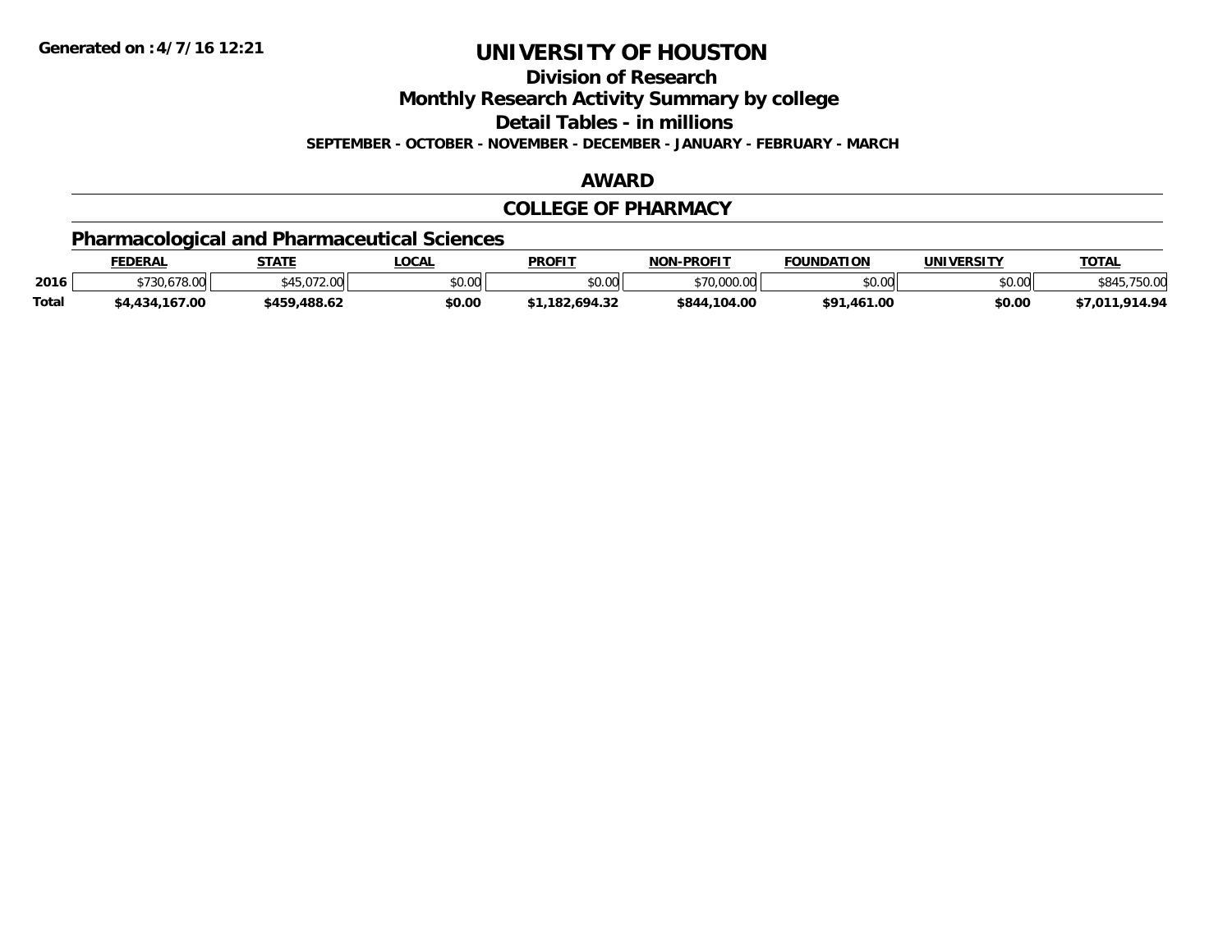**Generated on :4/7/16 12:21**

# UNIVERSITY OF HOUSTON

## Division of Research

## Monthly Research Activity Summary by college

## Detail Tables - in millions

**SEPTEMBER - OCTOBER - NOVEMBER - DECEMBER - JANUARY - FEBRUARY - MARCH**

## AWARD

## COLLEGE OF PHARMACY

### Pharmacological and Pharmaceutical Sciences

| | FEDERAL | STATE | LOCAL | PROFIT | NON-PROFIT | FOUNDATION | UNIVERSITY | TOTAL |
|---|---|---|---|---|---|---|---|---|
| 2016 | $730,678.00 | $45,072.00 | $0.00 | $0.00 | $70,000.00 | $0.00 | $0.00 | $845,750.00 |
| **Total** | **$4,434,167.00** | **$459,488.62** | **$0.00** | **$1,182,694.32** | **$844,104.00** | **$91,461.00** | **$0.00** | **$7,011,914.94** |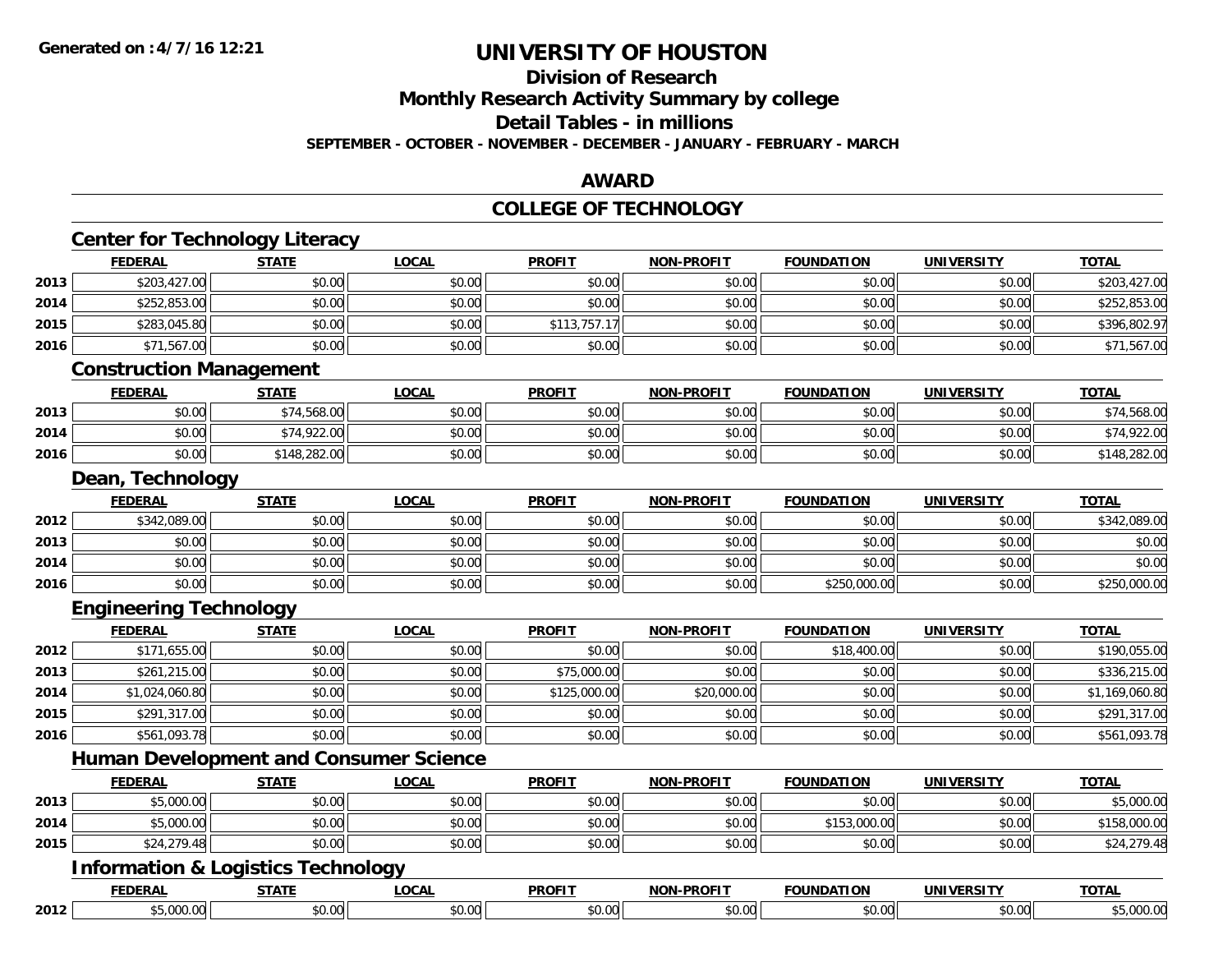**Generated on :4/7/16 12:21**

# UNIVERSITY OF HOUSTON

## Division of Research

## Monthly Research Activity Summary by college

## Detail Tables - in millions

**SEPTEMBER - OCTOBER - NOVEMBER - DECEMBER - JANUARY - FEBRUARY - MARCH**

## AWARD

## COLLEGE OF TECHNOLOGY

### Center for Technology Literacy

| | FEDERAL | STATE | LOCAL | PROFIT | NON-PROFIT | FOUNDATION | UNIVERSITY | TOTAL |
|---|---|---|---|---|---|---|---|---|
| 2013 | $203,427.00 | $0.00 | $0.00 | $0.00 | $0.00 | $0.00 | $0.00 | $203,427.00 |
| 2014 | $252,853.00 | $0.00 | $0.00 | $0.00 | $0.00 | $0.00 | $0.00 | $252,853.00 |
| 2015 | $283,045.80 | $0.00 | $0.00 | $113,757.17 | $0.00 | $0.00 | $0.00 | $396,802.97 |
| 2016 | $71,567.00 | $0.00 | $0.00 | $0.00 | $0.00 | $0.00 | $0.00 | $71,567.00 |

### Construction Management

| | FEDERAL | STATE | LOCAL | PROFIT | NON-PROFIT | FOUNDATION | UNIVERSITY | TOTAL |
|---|---|---|---|---|---|---|---|---|
| 2013 | $0.00 | $74,568.00 | $0.00 | $0.00 | $0.00 | $0.00 | $0.00 | $74,568.00 |
| 2014 | $0.00 | $74,922.00 | $0.00 | $0.00 | $0.00 | $0.00 | $0.00 | $74,922.00 |
| 2016 | $0.00 | $148,282.00 | $0.00 | $0.00 | $0.00 | $0.00 | $0.00 | $148,282.00 |

### Dean, Technology

| | FEDERAL | STATE | LOCAL | PROFIT | NON-PROFIT | FOUNDATION | UNIVERSITY | TOTAL |
|---|---|---|---|---|---|---|---|---|
| 2012 | $342,089.00 | $0.00 | $0.00 | $0.00 | $0.00 | $0.00 | $0.00 | $342,089.00 |
| 2013 | $0.00 | $0.00 | $0.00 | $0.00 | $0.00 | $0.00 | $0.00 | $0.00 |
| 2014 | $0.00 | $0.00 | $0.00 | $0.00 | $0.00 | $0.00 | $0.00 | $0.00 |
| 2016 | $0.00 | $0.00 | $0.00 | $0.00 | $0.00 | $250,000.00 | $0.00 | $250,000.00 |

### Engineering Technology

| | FEDERAL | STATE | LOCAL | PROFIT | NON-PROFIT | FOUNDATION | UNIVERSITY | TOTAL |
|---|---|---|---|---|---|---|---|---|
| 2012 | $171,655.00 | $0.00 | $0.00 | $0.00 | $0.00 | $18,400.00 | $0.00 | $190,055.00 |
| 2013 | $261,215.00 | $0.00 | $0.00 | $75,000.00 | $0.00 | $0.00 | $0.00 | $336,215.00 |
| 2014 | $1,024,060.80 | $0.00 | $0.00 | $125,000.00 | $20,000.00 | $0.00 | $0.00 | $1,169,060.80 |
| 2015 | $291,317.00 | $0.00 | $0.00 | $0.00 | $0.00 | $0.00 | $0.00 | $291,317.00 |
| 2016 | $561,093.78 | $0.00 | $0.00 | $0.00 | $0.00 | $0.00 | $0.00 | $561,093.78 |

### Human Development and Consumer Science

| | FEDERAL | STATE | LOCAL | PROFIT | NON-PROFIT | FOUNDATION | UNIVERSITY | TOTAL |
|---|---|---|---|---|---|---|---|---|
| 2013 | $5,000.00 | $0.00 | $0.00 | $0.00 | $0.00 | $0.00 | $0.00 | $5,000.00 |
| 2014 | $5,000.00 | $0.00 | $0.00 | $0.00 | $0.00 | $153,000.00 | $0.00 | $158,000.00 |
| 2015 | $24,279.48 | $0.00 | $0.00 | $0.00 | $0.00 | $0.00 | $0.00 | $24,279.48 |

### Information & Logistics Technology

| | FEDERAL | STATE | LOCAL | PROFIT | NON-PROFIT | FOUNDATION | UNIVERSITY | TOTAL |
|---|---|---|---|---|---|---|---|---|
| 2012 | $5,000.00 | $0.00 | $0.00 | $0.00 | $0.00 | $0.00 | $0.00 | $5,000.00 |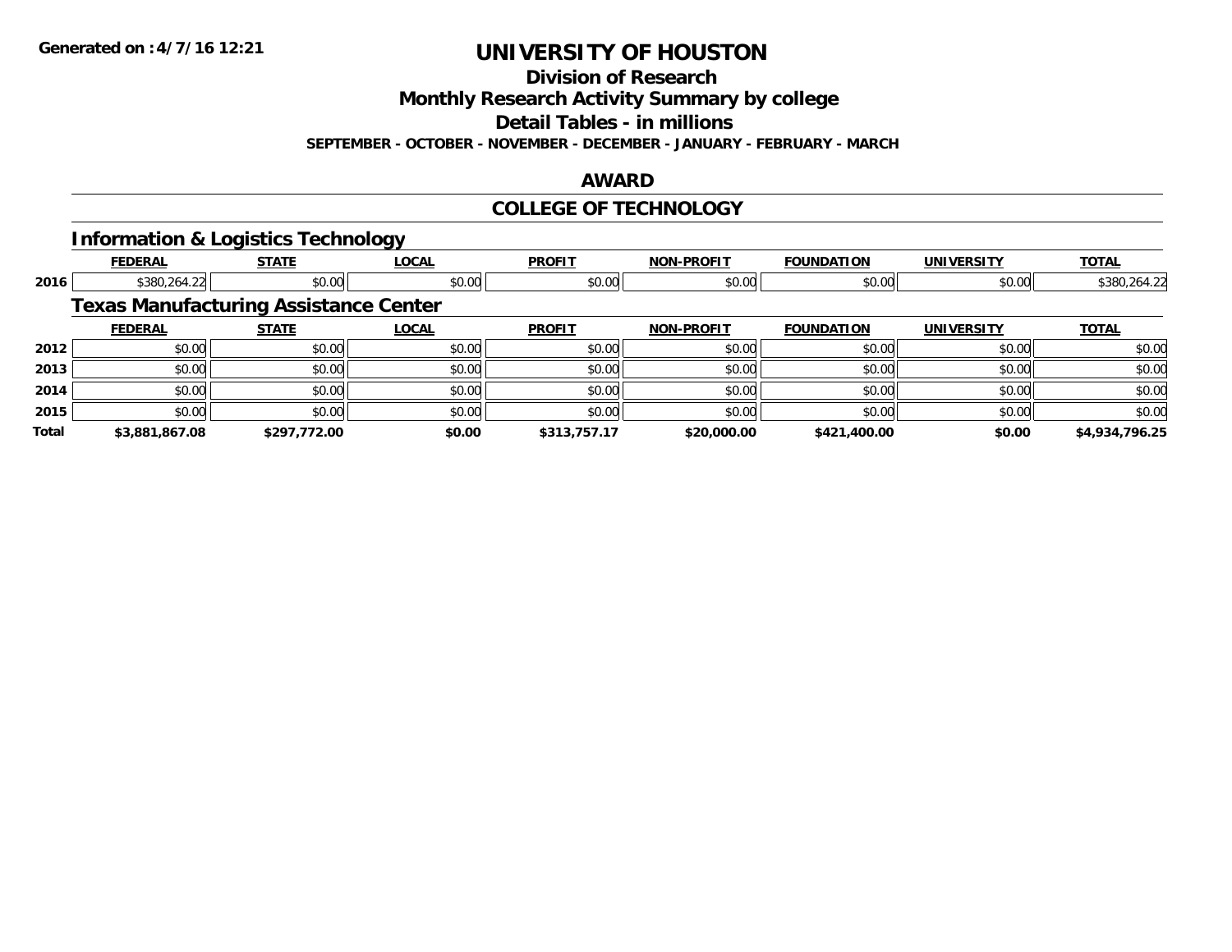**Generated on :4/7/16 12:21**

# UNIVERSITY OF HOUSTON

## Division of Research

## Monthly Research Activity Summary by college

## Detail Tables - in millions

**SEPTEMBER - OCTOBER - NOVEMBER - DECEMBER - JANUARY - FEBRUARY - MARCH**

## AWARD

## COLLEGE OF TECHNOLOGY

### Information & Logistics Technology

| | FEDERAL | STATE | LOCAL | PROFIT | NON-PROFIT | FOUNDATION | UNIVERSITY | TOTAL |
|---|---|---|---|---|---|---|---|---|
| 2016 | $380,264.22 | $0.00 | $0.00 | $0.00 | $0.00 | $0.00 | $0.00 | $380,264.22 |

### Texas Manufacturing Assistance Center

| | FEDERAL | STATE | LOCAL | PROFIT | NON-PROFIT | FOUNDATION | UNIVERSITY | TOTAL |
|---|---|---|---|---|---|---|---|---|
| 2012 | $0.00 | $0.00 | $0.00 | $0.00 | $0.00 | $0.00 | $0.00 | $0.00 |
| 2013 | $0.00 | $0.00 | $0.00 | $0.00 | $0.00 | $0.00 | $0.00 | $0.00 |
| 2014 | $0.00 | $0.00 | $0.00 | $0.00 | $0.00 | $0.00 | $0.00 | $0.00 |
| 2015 | $0.00 | $0.00 | $0.00 | $0.00 | $0.00 | $0.00 | $0.00 | $0.00 |
| **Total** | **$3,881,867.08** | **$297,772.00** | **$0.00** | **$313,757.17** | **$20,000.00** | **$421,400.00** | **$0.00** | **$4,934,796.25** |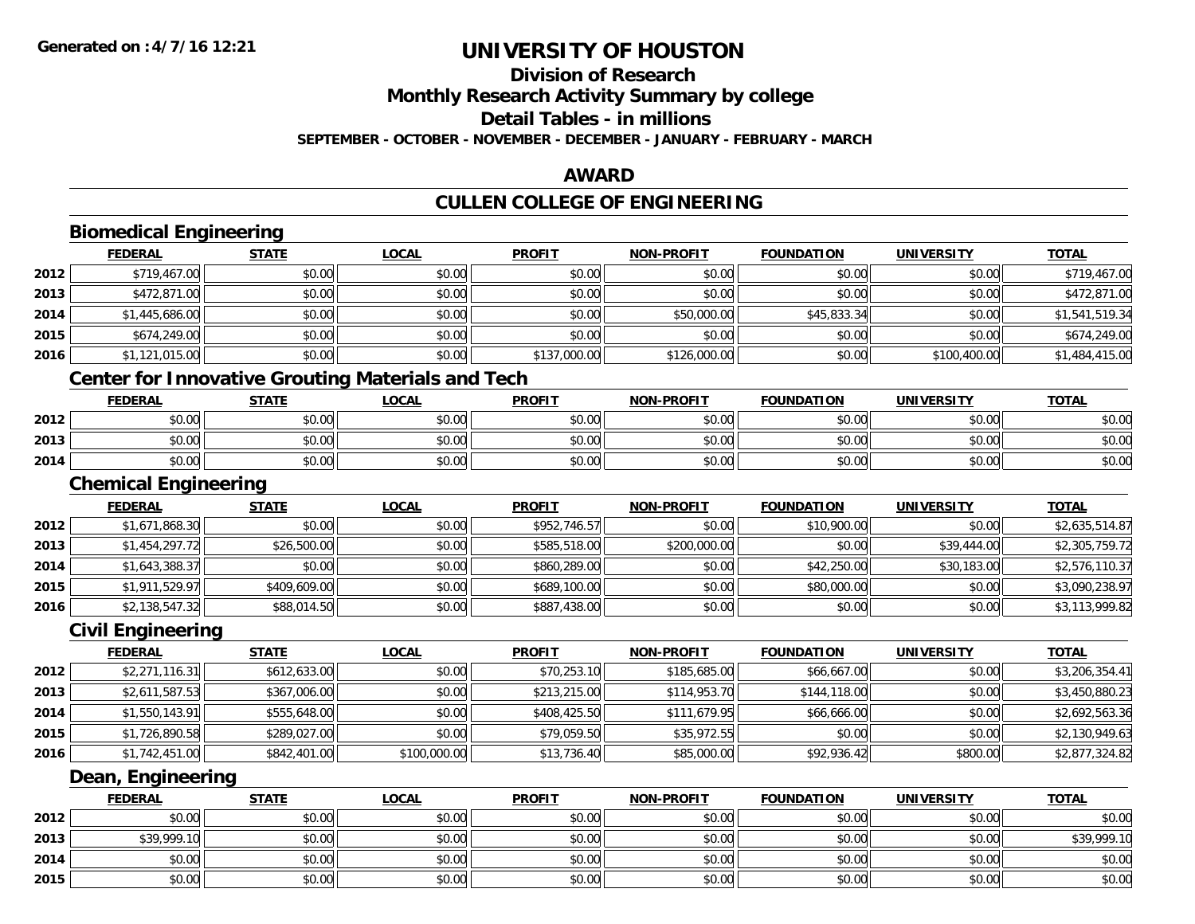**Generated on :4/7/16 12:21**

# UNIVERSITY OF HOUSTON

## Division of Research

## Monthly Research Activity Summary by college

## Detail Tables - in millions

**SEPTEMBER - OCTOBER - NOVEMBER - DECEMBER - JANUARY - FEBRUARY - MARCH**

## AWARD

## CULLEN COLLEGE OF ENGINEERING

### Biomedical Engineering

| | FEDERAL | STATE | LOCAL | PROFIT | NON-PROFIT | FOUNDATION | UNIVERSITY | TOTAL |
|---|---|---|---|---|---|---|---|---|
| 2012 | $719,467.00 | $0.00 | $0.00 | $0.00 | $0.00 | $0.00 | $0.00 | $719,467.00 |
| 2013 | $472,871.00 | $0.00 | $0.00 | $0.00 | $0.00 | $0.00 | $0.00 | $472,871.00 |
| 2014 | $1,445,686.00 | $0.00 | $0.00 | $0.00 | $50,000.00 | $45,833.34 | $0.00 | $1,541,519.34 |
| 2015 | $674,249.00 | $0.00 | $0.00 | $0.00 | $0.00 | $0.00 | $0.00 | $674,249.00 |
| 2016 | $1,121,015.00 | $0.00 | $0.00 | $137,000.00 | $126,000.00 | $0.00 | $100,400.00 | $1,484,415.00 |

### Center for Innovative Grouting Materials and Tech

| | FEDERAL | STATE | LOCAL | PROFIT | NON-PROFIT | FOUNDATION | UNIVERSITY | TOTAL |
|---|---|---|---|---|---|---|---|---|
| 2012 | $0.00 | $0.00 | $0.00 | $0.00 | $0.00 | $0.00 | $0.00 | $0.00 |
| 2013 | $0.00 | $0.00 | $0.00 | $0.00 | $0.00 | $0.00 | $0.00 | $0.00 |
| 2014 | $0.00 | $0.00 | $0.00 | $0.00 | $0.00 | $0.00 | $0.00 | $0.00 |

### Chemical Engineering

| | FEDERAL | STATE | LOCAL | PROFIT | NON-PROFIT | FOUNDATION | UNIVERSITY | TOTAL |
|---|---|---|---|---|---|---|---|---|
| 2012 | $1,671,868.30 | $0.00 | $0.00 | $952,746.57 | $0.00 | $10,900.00 | $0.00 | $2,635,514.87 |
| 2013 | $1,454,297.72 | $26,500.00 | $0.00 | $585,518.00 | $200,000.00 | $0.00 | $39,444.00 | $2,305,759.72 |
| 2014 | $1,643,388.37 | $0.00 | $0.00 | $860,289.00 | $0.00 | $42,250.00 | $30,183.00 | $2,576,110.37 |
| 2015 | $1,911,529.97 | $409,609.00 | $0.00 | $689,100.00 | $0.00 | $80,000.00 | $0.00 | $3,090,238.97 |
| 2016 | $2,138,547.32 | $88,014.50 | $0.00 | $887,438.00 | $0.00 | $0.00 | $0.00 | $3,113,999.82 |

### Civil Engineering

| | FEDERAL | STATE | LOCAL | PROFIT | NON-PROFIT | FOUNDATION | UNIVERSITY | TOTAL |
|---|---|---|---|---|---|---|---|---|
| 2012 | $2,271,116.31 | $612,633.00 | $0.00 | $70,253.10 | $185,685.00 | $66,667.00 | $0.00 | $3,206,354.41 |
| 2013 | $2,611,587.53 | $367,006.00 | $0.00 | $213,215.00 | $114,953.70 | $144,118.00 | $0.00 | $3,450,880.23 |
| 2014 | $1,550,143.91 | $555,648.00 | $0.00 | $408,425.50 | $111,679.95 | $66,666.00 | $0.00 | $2,692,563.36 |
| 2015 | $1,726,890.58 | $289,027.00 | $0.00 | $79,059.50 | $35,972.55 | $0.00 | $0.00 | $2,130,949.63 |
| 2016 | $1,742,451.00 | $842,401.00 | $100,000.00 | $13,736.40 | $85,000.00 | $92,936.42 | $800.00 | $2,877,324.82 |

### Dean, Engineering

| | FEDERAL | STATE | LOCAL | PROFIT | NON-PROFIT | FOUNDATION | UNIVERSITY | TOTAL |
|---|---|---|---|---|---|---|---|---|
| 2012 | $0.00 | $0.00 | $0.00 | $0.00 | $0.00 | $0.00 | $0.00 | $0.00 |
| 2013 | $39,999.10 | $0.00 | $0.00 | $0.00 | $0.00 | $0.00 | $0.00 | $39,999.10 |
| 2014 | $0.00 | $0.00 | $0.00 | $0.00 | $0.00 | $0.00 | $0.00 | $0.00 |
| 2015 | $0.00 | $0.00 | $0.00 | $0.00 | $0.00 | $0.00 | $0.00 | $0.00 |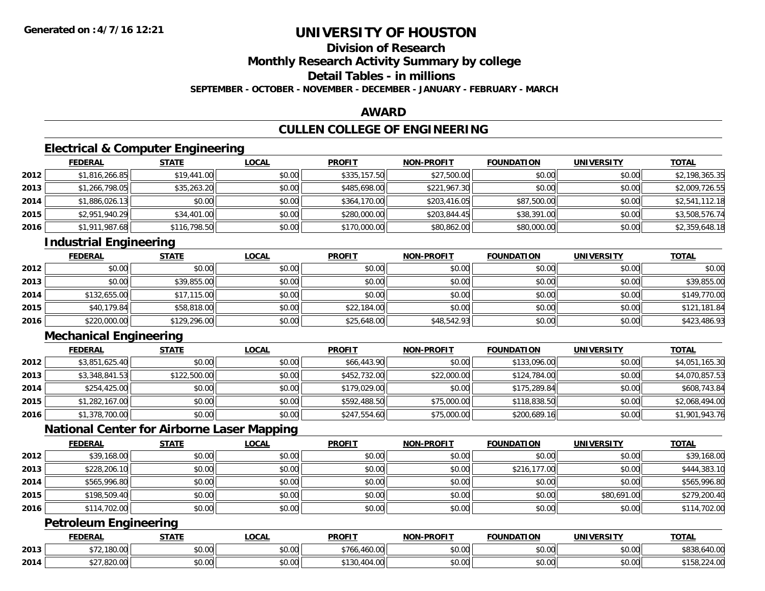# UNIVERSITY OF HOUSTON

## Division of Research

## Monthly Research Activity Summary by college

## Detail Tables - in millions

**SEPTEMBER - OCTOBER - NOVEMBER - DECEMBER - JANUARY - FEBRUARY - MARCH**

## AWARD

## CULLEN COLLEGE OF ENGINEERING

### Electrical & Computer Engineering

| | FEDERAL | STATE | LOCAL | PROFIT | NON-PROFIT | FOUNDATION | UNIVERSITY | TOTAL |
|---|---|---|---|---|---|---|---|---|
| 2012 | $1,816,266.85 | $19,441.00 | $0.00 | $335,157.50 | $27,500.00 | $0.00 | $0.00 | $2,198,365.35 |
| 2013 | $1,266,798.05 | $35,263.20 | $0.00 | $485,698.00 | $221,967.30 | $0.00 | $0.00 | $2,009,726.55 |
| 2014 | $1,886,026.13 | $0.00 | $0.00 | $364,170.00 | $203,416.05 | $87,500.00 | $0.00 | $2,541,112.18 |
| 2015 | $2,951,940.29 | $34,401.00 | $0.00 | $280,000.00 | $203,844.45 | $38,391.00 | $0.00 | $3,508,576.74 |
| 2016 | $1,911,987.68 | $116,798.50 | $0.00 | $170,000.00 | $80,862.00 | $80,000.00 | $0.00 | $2,359,648.18 |

### Industrial Engineering

| | FEDERAL | STATE | LOCAL | PROFIT | NON-PROFIT | FOUNDATION | UNIVERSITY | TOTAL |
|---|---|---|---|---|---|---|---|---|
| 2012 | $0.00 | $0.00 | $0.00 | $0.00 | $0.00 | $0.00 | $0.00 | $0.00 |
| 2013 | $0.00 | $39,855.00 | $0.00 | $0.00 | $0.00 | $0.00 | $0.00 | $39,855.00 |
| 2014 | $132,655.00 | $17,115.00 | $0.00 | $0.00 | $0.00 | $0.00 | $0.00 | $149,770.00 |
| 2015 | $40,179.84 | $58,818.00 | $0.00 | $22,184.00 | $0.00 | $0.00 | $0.00 | $121,181.84 |
| 2016 | $220,000.00 | $129,296.00 | $0.00 | $25,648.00 | $48,542.93 | $0.00 | $0.00 | $423,486.93 |

### Mechanical Engineering

| | FEDERAL | STATE | LOCAL | PROFIT | NON-PROFIT | FOUNDATION | UNIVERSITY | TOTAL |
|---|---|---|---|---|---|---|---|---|
| 2012 | $3,851,625.40 | $0.00 | $0.00 | $66,443.90 | $0.00 | $133,096.00 | $0.00 | $4,051,165.30 |
| 2013 | $3,348,841.53 | $122,500.00 | $0.00 | $452,732.00 | $22,000.00 | $124,784.00 | $0.00 | $4,070,857.53 |
| 2014 | $254,425.00 | $0.00 | $0.00 | $179,029.00 | $0.00 | $175,289.84 | $0.00 | $608,743.84 |
| 2015 | $1,282,167.00 | $0.00 | $0.00 | $592,488.50 | $75,000.00 | $118,838.50 | $0.00 | $2,068,494.00 |
| 2016 | $1,378,700.00 | $0.00 | $0.00 | $247,554.60 | $75,000.00 | $200,689.16 | $0.00 | $1,901,943.76 |

### National Center for Airborne Laser Mapping

| | FEDERAL | STATE | LOCAL | PROFIT | NON-PROFIT | FOUNDATION | UNIVERSITY | TOTAL |
|---|---|---|---|---|---|---|---|---|
| 2012 | $39,168.00 | $0.00 | $0.00 | $0.00 | $0.00 | $0.00 | $0.00 | $39,168.00 |
| 2013 | $228,206.10 | $0.00 | $0.00 | $0.00 | $0.00 | $216,177.00 | $0.00 | $444,383.10 |
| 2014 | $565,996.80 | $0.00 | $0.00 | $0.00 | $0.00 | $0.00 | $0.00 | $565,996.80 |
| 2015 | $198,509.40 | $0.00 | $0.00 | $0.00 | $0.00 | $0.00 | $80,691.00 | $279,200.40 |
| 2016 | $114,702.00 | $0.00 | $0.00 | $0.00 | $0.00 | $0.00 | $0.00 | $114,702.00 |

### Petroleum Engineering

| | FEDERAL | STATE | LOCAL | PROFIT | NON-PROFIT | FOUNDATION | UNIVERSITY | TOTAL |
|---|---|---|---|---|---|---|---|---|
| 2013 | $72,180.00 | $0.00 | $0.00 | $766,460.00 | $0.00 | $0.00 | $0.00 | $838,640.00 |
| 2014 | $27,820.00 | $0.00 | $0.00 | $130,404.00 | $0.00 | $0.00 | $0.00 | $158,224.00 |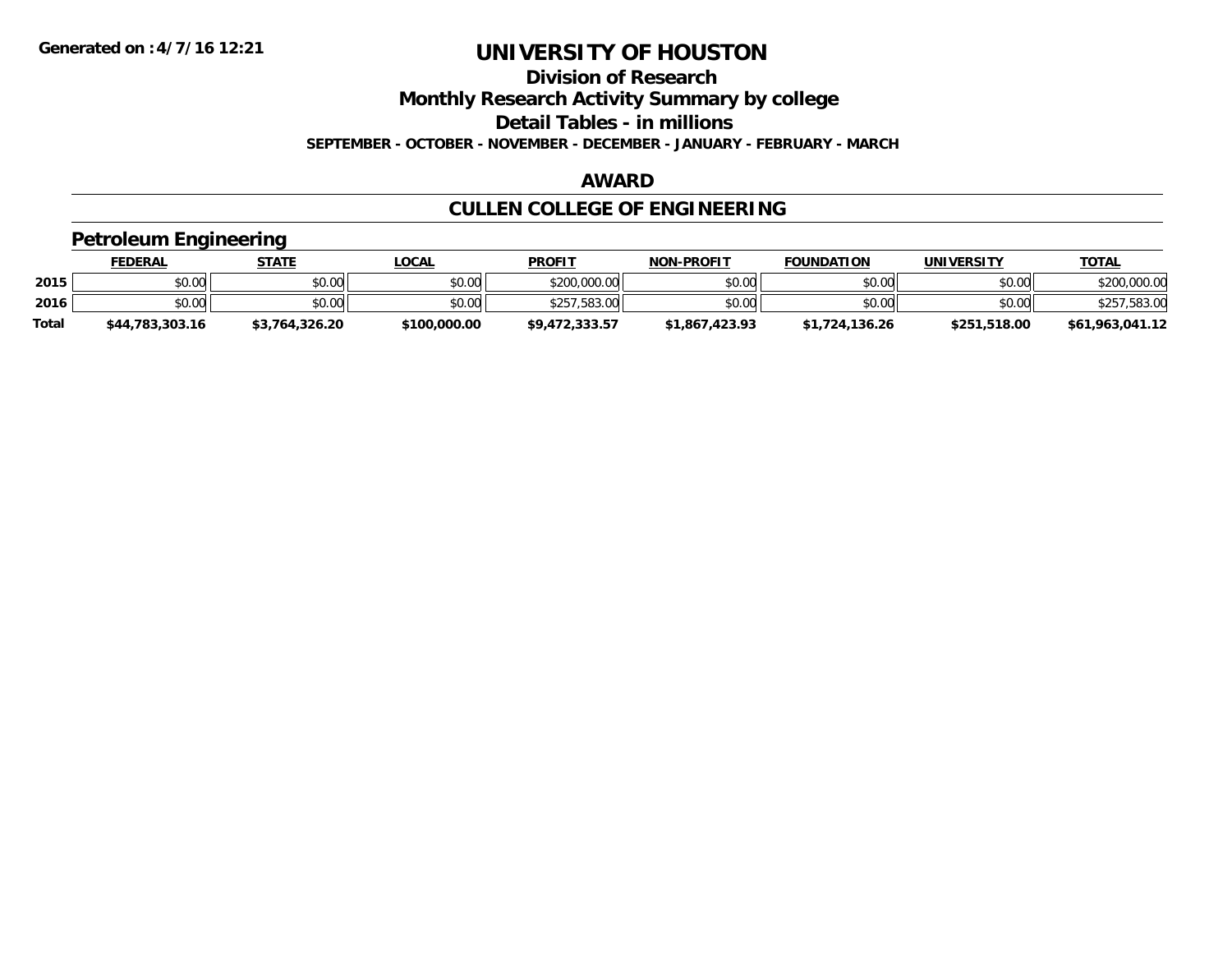# UNIVERSITY OF HOUSTON

## Division of Research

## Monthly Research Activity Summary by college

## Detail Tables - in millions

**SEPTEMBER - OCTOBER - NOVEMBER - DECEMBER - JANUARY - FEBRUARY - MARCH**

## AWARD

## CULLEN COLLEGE OF ENGINEERING

### Petroleum Engineering

| | FEDERAL | STATE | LOCAL | PROFIT | NON-PROFIT | FOUNDATION | UNIVERSITY | TOTAL |
|---|---|---|---|---|---|---|---|---|
| 2015 | $0.00 | $0.00 | $0.00 | $200,000.00 | $0.00 | $0.00 | $0.00 | $200,000.00 |
| 2016 | $0.00 | $0.00 | $0.00 | $257,583.00 | $0.00 | $0.00 | $0.00 | $257,583.00 |
| **Total** | **$44,783,303.16** | **$3,764,326.20** | **$100,000.00** | **$9,472,333.57** | **$1,867,423.93** | **$1,724,136.26** | **$251,518.00** | **$61,963,041.12** |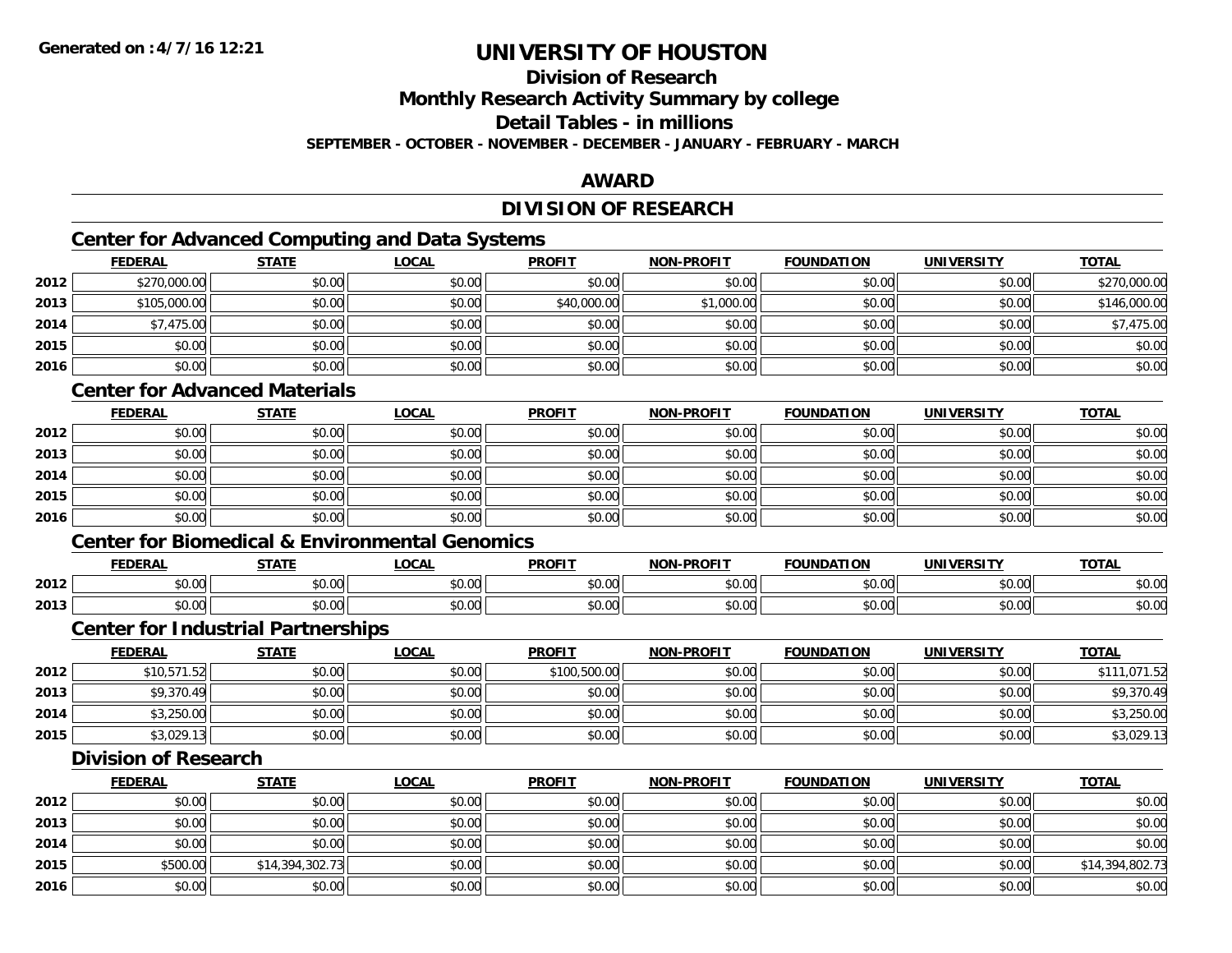**Generated on :4/7/16 12:21**

# UNIVERSITY OF HOUSTON

## Division of Research

## Monthly Research Activity Summary by college

## Detail Tables - in millions

**SEPTEMBER - OCTOBER - NOVEMBER - DECEMBER - JANUARY - FEBRUARY - MARCH**

## AWARD

## DIVISION OF RESEARCH

### Center for Advanced Computing and Data Systems

| | FEDERAL | STATE | LOCAL | PROFIT | NON-PROFIT | FOUNDATION | UNIVERSITY | TOTAL |
|---|---|---|---|---|---|---|---|---|
| 2012 | $270,000.00 | $0.00 | $0.00 | $0.00 | $0.00 | $0.00 | $0.00 | $270,000.00 |
| 2013 | $105,000.00 | $0.00 | $0.00 | $40,000.00 | $1,000.00 | $0.00 | $0.00 | $146,000.00 |
| 2014 | $7,475.00 | $0.00 | $0.00 | $0.00 | $0.00 | $0.00 | $0.00 | $7,475.00 |
| 2015 | $0.00 | $0.00 | $0.00 | $0.00 | $0.00 | $0.00 | $0.00 | $0.00 |
| 2016 | $0.00 | $0.00 | $0.00 | $0.00 | $0.00 | $0.00 | $0.00 | $0.00 |

### Center for Advanced Materials

| | FEDERAL | STATE | LOCAL | PROFIT | NON-PROFIT | FOUNDATION | UNIVERSITY | TOTAL |
|---|---|---|---|---|---|---|---|---|
| 2012 | $0.00 | $0.00 | $0.00 | $0.00 | $0.00 | $0.00 | $0.00 | $0.00 |
| 2013 | $0.00 | $0.00 | $0.00 | $0.00 | $0.00 | $0.00 | $0.00 | $0.00 |
| 2014 | $0.00 | $0.00 | $0.00 | $0.00 | $0.00 | $0.00 | $0.00 | $0.00 |
| 2015 | $0.00 | $0.00 | $0.00 | $0.00 | $0.00 | $0.00 | $0.00 | $0.00 |
| 2016 | $0.00 | $0.00 | $0.00 | $0.00 | $0.00 | $0.00 | $0.00 | $0.00 |

### Center for Biomedical & Environmental Genomics

| | FEDERAL | STATE | LOCAL | PROFIT | NON-PROFIT | FOUNDATION | UNIVERSITY | TOTAL |
|---|---|---|---|---|---|---|---|---|
| 2012 | $0.00 | $0.00 | $0.00 | $0.00 | $0.00 | $0.00 | $0.00 | $0.00 |
| 2013 | $0.00 | $0.00 | $0.00 | $0.00 | $0.00 | $0.00 | $0.00 | $0.00 |

### Center for Industrial Partnerships

| | FEDERAL | STATE | LOCAL | PROFIT | NON-PROFIT | FOUNDATION | UNIVERSITY | TOTAL |
|---|---|---|---|---|---|---|---|---|
| 2012 | $10,571.52 | $0.00 | $0.00 | $100,500.00 | $0.00 | $0.00 | $0.00 | $111,071.52 |
| 2013 | $9,370.49 | $0.00 | $0.00 | $0.00 | $0.00 | $0.00 | $0.00 | $9,370.49 |
| 2014 | $3,250.00 | $0.00 | $0.00 | $0.00 | $0.00 | $0.00 | $0.00 | $3,250.00 |
| 2015 | $3,029.13 | $0.00 | $0.00 | $0.00 | $0.00 | $0.00 | $0.00 | $3,029.13 |

### Division of Research

| | FEDERAL | STATE | LOCAL | PROFIT | NON-PROFIT | FOUNDATION | UNIVERSITY | TOTAL |
|---|---|---|---|---|---|---|---|---|
| 2012 | $0.00 | $0.00 | $0.00 | $0.00 | $0.00 | $0.00 | $0.00 | $0.00 |
| 2013 | $0.00 | $0.00 | $0.00 | $0.00 | $0.00 | $0.00 | $0.00 | $0.00 |
| 2014 | $0.00 | $0.00 | $0.00 | $0.00 | $0.00 | $0.00 | $0.00 | $0.00 |
| 2015 | $500.00 | $14,394,302.73 | $0.00 | $0.00 | $0.00 | $0.00 | $0.00 | $14,394,802.73 |
| 2016 | $0.00 | $0.00 | $0.00 | $0.00 | $0.00 | $0.00 | $0.00 | $0.00 |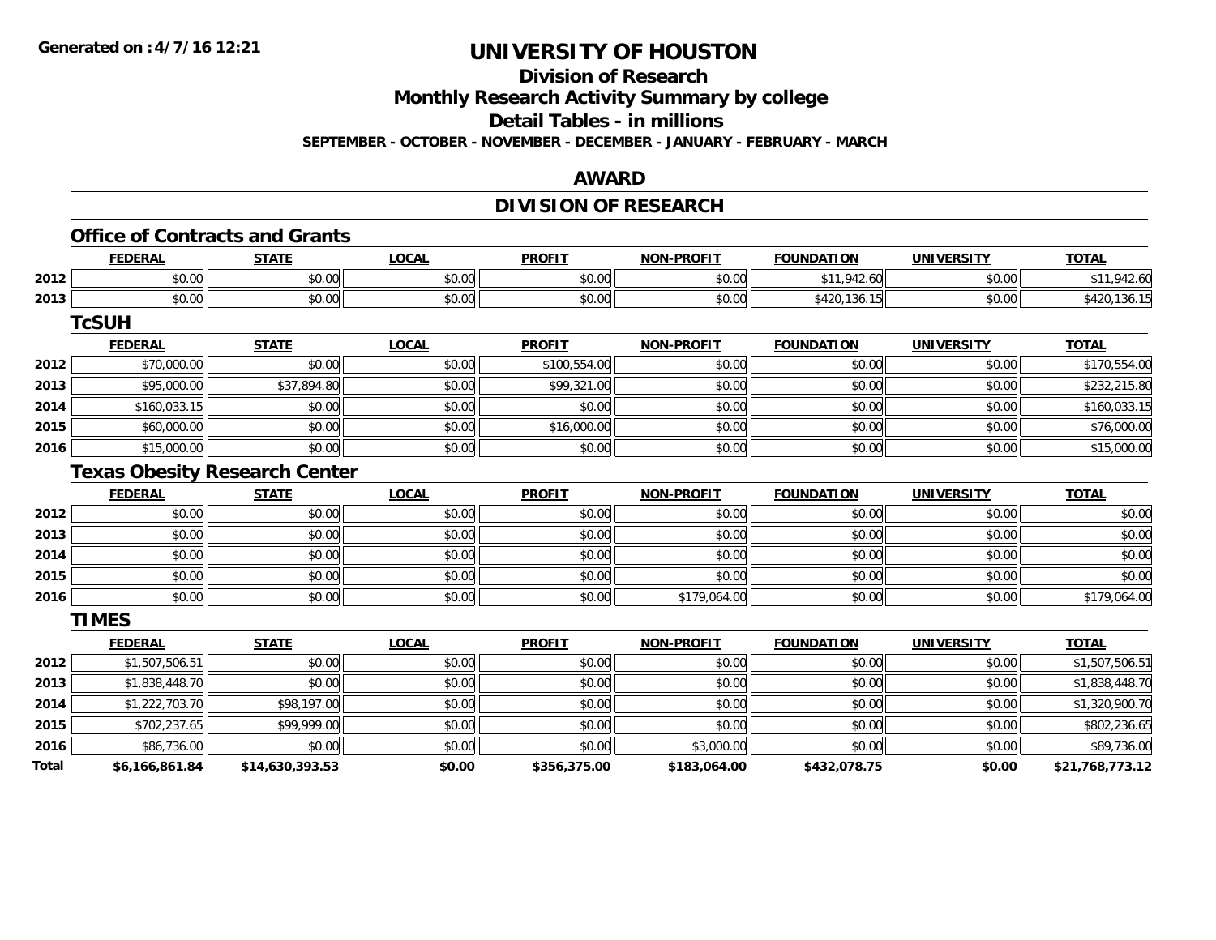Generated on :4/7/16 12:21

# UNIVERSITY OF HOUSTON

## Division of Research

## Monthly Research Activity Summary by college

## Detail Tables - in millions

**SEPTEMBER - OCTOBER - NOVEMBER - DECEMBER - JANUARY - FEBRUARY - MARCH**

## AWARD

## DIVISION OF RESEARCH

### Office of Contracts and Grants

| | FEDERAL | STATE | LOCAL | PROFIT | NON-PROFIT | FOUNDATION | UNIVERSITY | TOTAL |
|---|---|---|---|---|---|---|---|---|
| 2012 | $0.00 | $0.00 | $0.00 | $0.00 | $0.00 | $11,942.60 | $0.00 | $11,942.60 |
| 2013 | $0.00 | $0.00 | $0.00 | $0.00 | $0.00 | $420,136.15 | $0.00 | $420,136.15 |

### TcSUH

| | FEDERAL | STATE | LOCAL | PROFIT | NON-PROFIT | FOUNDATION | UNIVERSITY | TOTAL |
|---|---|---|---|---|---|---|---|---|
| 2012 | $70,000.00 | $0.00 | $0.00 | $100,554.00 | $0.00 | $0.00 | $0.00 | $170,554.00 |
| 2013 | $95,000.00 | $37,894.80 | $0.00 | $99,321.00 | $0.00 | $0.00 | $0.00 | $232,215.80 |
| 2014 | $160,033.15 | $0.00 | $0.00 | $0.00 | $0.00 | $0.00 | $0.00 | $160,033.15 |
| 2015 | $60,000.00 | $0.00 | $0.00 | $16,000.00 | $0.00 | $0.00 | $0.00 | $76,000.00 |
| 2016 | $15,000.00 | $0.00 | $0.00 | $0.00 | $0.00 | $0.00 | $0.00 | $15,000.00 |

### Texas Obesity Research Center

| | FEDERAL | STATE | LOCAL | PROFIT | NON-PROFIT | FOUNDATION | UNIVERSITY | TOTAL |
|---|---|---|---|---|---|---|---|---|
| 2012 | $0.00 | $0.00 | $0.00 | $0.00 | $0.00 | $0.00 | $0.00 | $0.00 |
| 2013 | $0.00 | $0.00 | $0.00 | $0.00 | $0.00 | $0.00 | $0.00 | $0.00 |
| 2014 | $0.00 | $0.00 | $0.00 | $0.00 | $0.00 | $0.00 | $0.00 | $0.00 |
| 2015 | $0.00 | $0.00 | $0.00 | $0.00 | $0.00 | $0.00 | $0.00 | $0.00 |
| 2016 | $0.00 | $0.00 | $0.00 | $0.00 | $179,064.00 | $0.00 | $0.00 | $179,064.00 |

### TIMES

| | FEDERAL | STATE | LOCAL | PROFIT | NON-PROFIT | FOUNDATION | UNIVERSITY | TOTAL |
|---|---|---|---|---|---|---|---|---|
| 2012 | $1,507,506.51 | $0.00 | $0.00 | $0.00 | $0.00 | $0.00 | $0.00 | $1,507,506.51 |
| 2013 | $1,838,448.70 | $0.00 | $0.00 | $0.00 | $0.00 | $0.00 | $0.00 | $1,838,448.70 |
| 2014 | $1,222,703.70 | $98,197.00 | $0.00 | $0.00 | $0.00 | $0.00 | $0.00 | $1,320,900.70 |
| 2015 | $702,237.65 | $99,999.00 | $0.00 | $0.00 | $0.00 | $0.00 | $0.00 | $802,236.65 |
| 2016 | $86,736.00 | $0.00 | $0.00 | $0.00 | $3,000.00 | $0.00 | $0.00 | $89,736.00 |
| **Total** | **$6,166,861.84** | **$14,630,393.53** | **$0.00** | **$356,375.00** | **$183,064.00** | **$432,078.75** | **$0.00** | **$21,768,773.12** |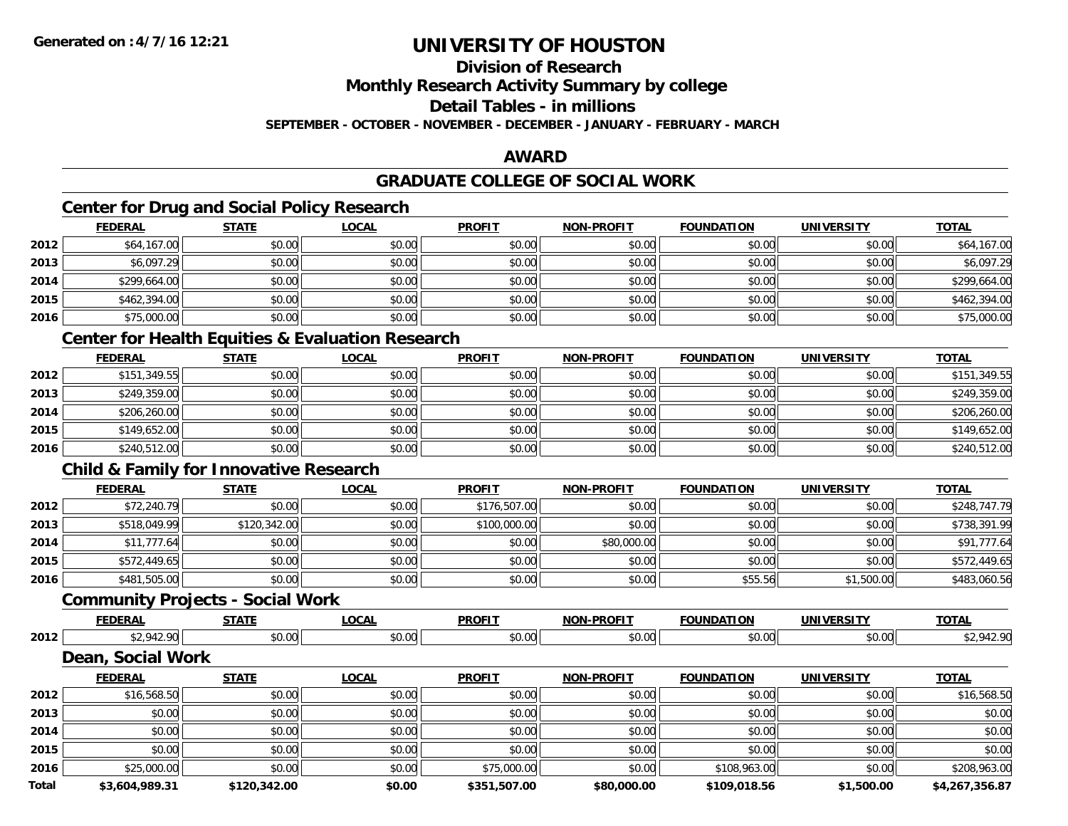# UNIVERSITY OF HOUSTON

**Generated on :4/7/16 12:21**

## Division of Research

## Monthly Research Activity Summary by college

## Detail Tables - in millions

**SEPTEMBER - OCTOBER - NOVEMBER - DECEMBER - JANUARY - FEBRUARY - MARCH**

## AWARD

## GRADUATE COLLEGE OF SOCIAL WORK

### Center for Drug and Social Policy Research

| | FEDERAL | STATE | LOCAL | PROFIT | NON-PROFIT | FOUNDATION | UNIVERSITY | TOTAL |
|---|---|---|---|---|---|---|---|---|
| 2012 | $64,167.00 | $0.00 | $0.00 | $0.00 | $0.00 | $0.00 | $0.00 | $64,167.00 |
| 2013 | $6,097.29 | $0.00 | $0.00 | $0.00 | $0.00 | $0.00 | $0.00 | $6,097.29 |
| 2014 | $299,664.00 | $0.00 | $0.00 | $0.00 | $0.00 | $0.00 | $0.00 | $299,664.00 |
| 2015 | $462,394.00 | $0.00 | $0.00 | $0.00 | $0.00 | $0.00 | $0.00 | $462,394.00 |
| 2016 | $75,000.00 | $0.00 | $0.00 | $0.00 | $0.00 | $0.00 | $0.00 | $75,000.00 |

### Center for Health Equities & Evaluation Research

| | FEDERAL | STATE | LOCAL | PROFIT | NON-PROFIT | FOUNDATION | UNIVERSITY | TOTAL |
|---|---|---|---|---|---|---|---|---|
| 2012 | $151,349.55 | $0.00 | $0.00 | $0.00 | $0.00 | $0.00 | $0.00 | $151,349.55 |
| 2013 | $249,359.00 | $0.00 | $0.00 | $0.00 | $0.00 | $0.00 | $0.00 | $249,359.00 |
| 2014 | $206,260.00 | $0.00 | $0.00 | $0.00 | $0.00 | $0.00 | $0.00 | $206,260.00 |
| 2015 | $149,652.00 | $0.00 | $0.00 | $0.00 | $0.00 | $0.00 | $0.00 | $149,652.00 |
| 2016 | $240,512.00 | $0.00 | $0.00 | $0.00 | $0.00 | $0.00 | $0.00 | $240,512.00 |

### Child & Family for Innovative Research

| | FEDERAL | STATE | LOCAL | PROFIT | NON-PROFIT | FOUNDATION | UNIVERSITY | TOTAL |
|---|---|---|---|---|---|---|---|---|
| 2012 | $72,240.79 | $0.00 | $0.00 | $176,507.00 | $0.00 | $0.00 | $0.00 | $248,747.79 |
| 2013 | $518,049.99 | $120,342.00 | $0.00 | $100,000.00 | $0.00 | $0.00 | $0.00 | $738,391.99 |
| 2014 | $11,777.64 | $0.00 | $0.00 | $0.00 | $80,000.00 | $0.00 | $0.00 | $91,777.64 |
| 2015 | $572,449.65 | $0.00 | $0.00 | $0.00 | $0.00 | $0.00 | $0.00 | $572,449.65 |
| 2016 | $481,505.00 | $0.00 | $0.00 | $0.00 | $0.00 | $55.56 | $1,500.00 | $483,060.56 |

### Community Projects - Social Work

| | FEDERAL | STATE | LOCAL | PROFIT | NON-PROFIT | FOUNDATION | UNIVERSITY | TOTAL |
|---|---|---|---|---|---|---|---|---|
| 2012 | $2,942.90 | $0.00 | $0.00 | $0.00 | $0.00 | $0.00 | $0.00 | $2,942.90 |

### Dean, Social Work

| | FEDERAL | STATE | LOCAL | PROFIT | NON-PROFIT | FOUNDATION | UNIVERSITY | TOTAL |
|---|---|---|---|---|---|---|---|---|
| 2012 | $16,568.50 | $0.00 | $0.00 | $0.00 | $0.00 | $0.00 | $0.00 | $16,568.50 |
| 2013 | $0.00 | $0.00 | $0.00 | $0.00 | $0.00 | $0.00 | $0.00 | $0.00 |
| 2014 | $0.00 | $0.00 | $0.00 | $0.00 | $0.00 | $0.00 | $0.00 | $0.00 |
| 2015 | $0.00 | $0.00 | $0.00 | $0.00 | $0.00 | $0.00 | $0.00 | $0.00 |
| 2016 | $25,000.00 | $0.00 | $0.00 | $75,000.00 | $0.00 | $108,963.00 | $0.00 | $208,963.00 |
| **Total** | **$3,604,989.31** | **$120,342.00** | **$0.00** | **$351,507.00** | **$80,000.00** | **$109,018.56** | **$1,500.00** | **$4,267,356.87** |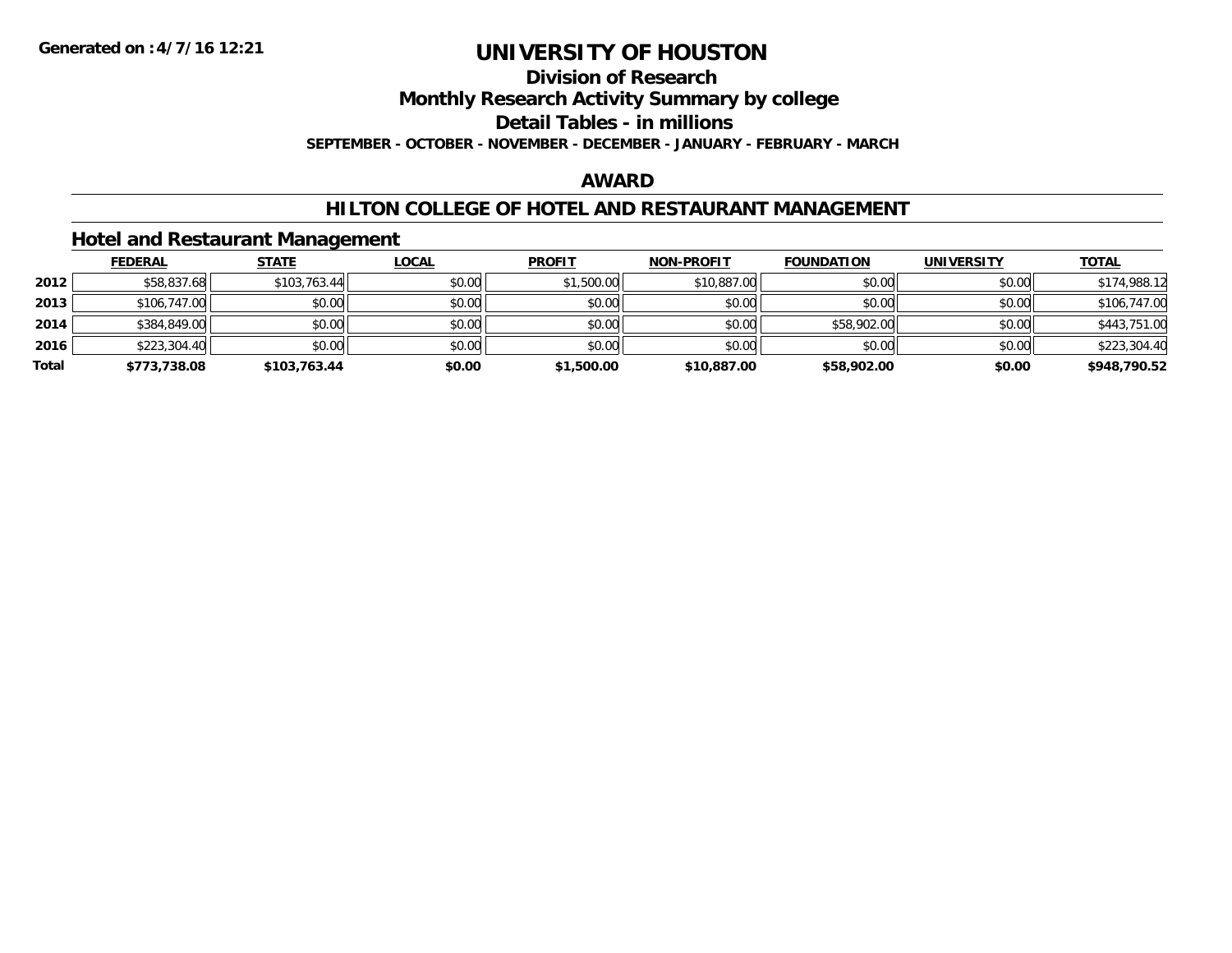# UNIVERSITY OF HOUSTON

## Division of Research

## Monthly Research Activity Summary by college

## Detail Tables - in millions

**SEPTEMBER - OCTOBER - NOVEMBER - DECEMBER - JANUARY - FEBRUARY - MARCH**

## AWARD

## HILTON COLLEGE OF HOTEL AND RESTAURANT MANAGEMENT

### Hotel and Restaurant Management

| | FEDERAL | STATE | LOCAL | PROFIT | NON-PROFIT | FOUNDATION | UNIVERSITY | TOTAL |
|---|---|---|---|---|---|---|---|---|
| 2012 | $58,837.68 | $103,763.44 | $0.00 | $1,500.00 | $10,887.00 | $0.00 | $0.00 | $174,988.12 |
| 2013 | $106,747.00 | $0.00 | $0.00 | $0.00 | $0.00 | $0.00 | $0.00 | $106,747.00 |
| 2014 | $384,849.00 | $0.00 | $0.00 | $0.00 | $0.00 | $58,902.00 | $0.00 | $443,751.00 |
| 2016 | $223,304.40 | $0.00 | $0.00 | $0.00 | $0.00 | $0.00 | $0.00 | $223,304.40 |
| **Total** | **$773,738.08** | **$103,763.44** | **$0.00** | **$1,500.00** | **$10,887.00** | **$58,902.00** | **$0.00** | **$948,790.52** |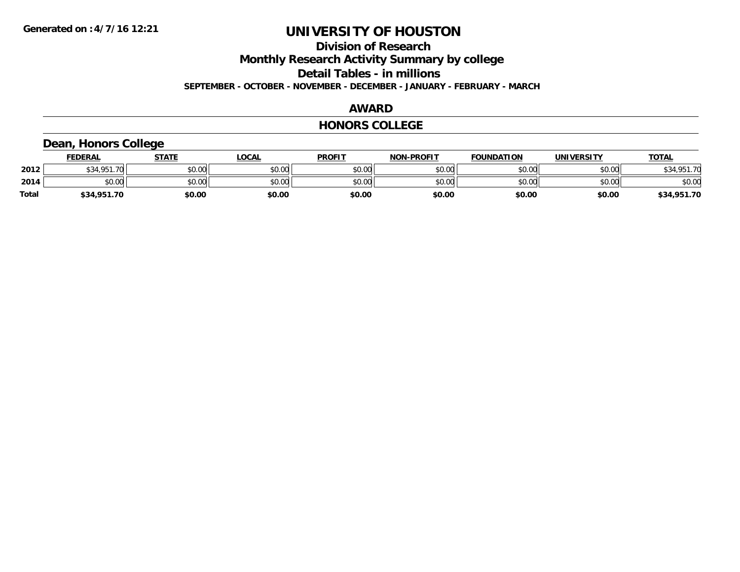# UNIVERSITY OF HOUSTON

## Division of Research

## Monthly Research Activity Summary by college

## Detail Tables - in millions

**SEPTEMBER - OCTOBER - NOVEMBER - DECEMBER - JANUARY - FEBRUARY - MARCH**

## AWARD

## HONORS COLLEGE

### Dean, Honors College

| | FEDERAL | STATE | LOCAL | PROFIT | NON-PROFIT | FOUNDATION | UNIVERSITY | TOTAL |
|---|---|---|---|---|---|---|---|---|
| 2012 | $34,951.70 | $0.00 | $0.00 | $0.00 | $0.00 | $0.00 | $0.00 | $34,951.70 |
| 2014 | $0.00 | $0.00 | $0.00 | $0.00 | $0.00 | $0.00 | $0.00 | $0.00 |
| **Total** | **$34,951.70** | **$0.00** | **$0.00** | **$0.00** | **$0.00** | **$0.00** | **$0.00** | **$34,951.70** |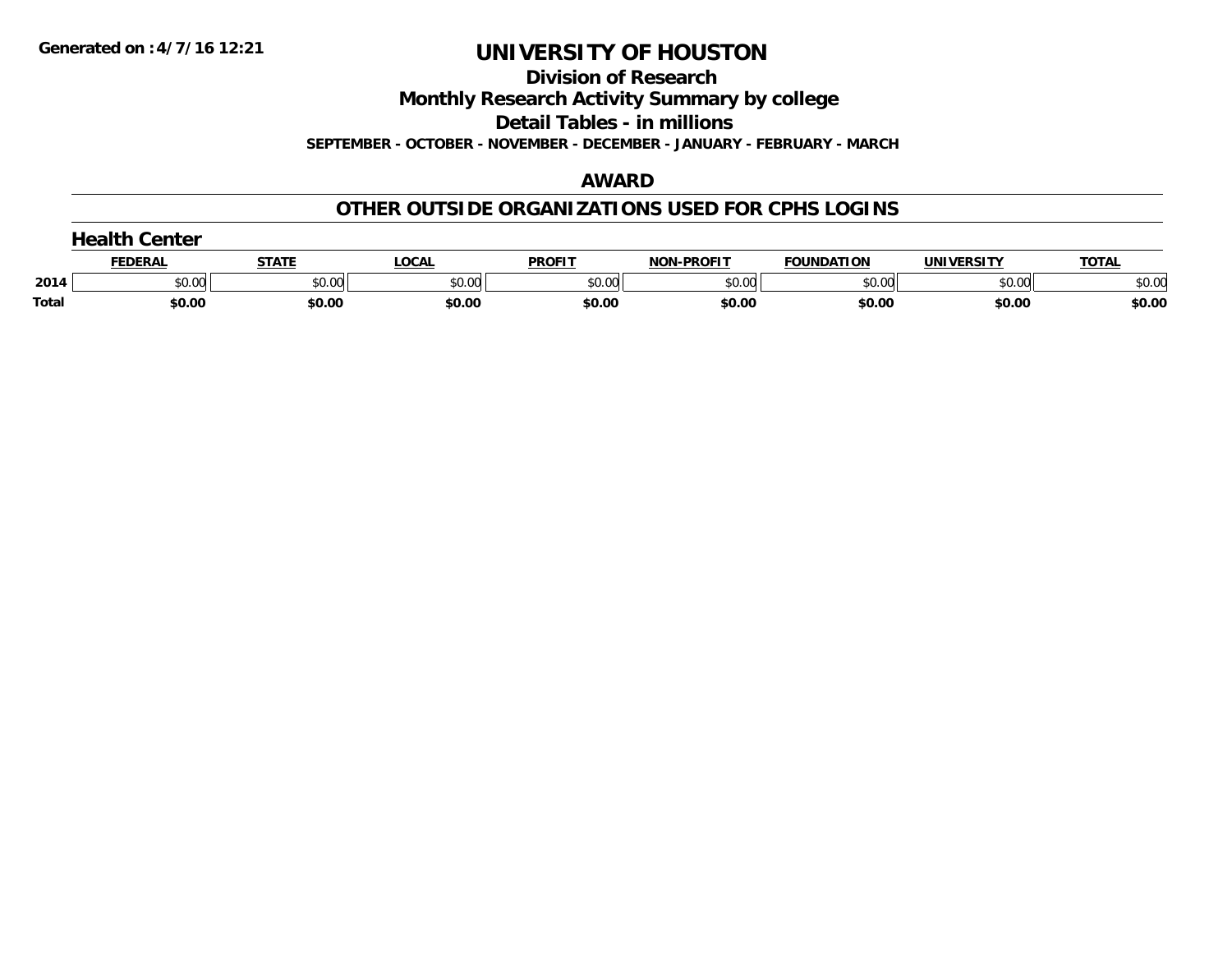Generated on :4/7/16 12:21

# UNIVERSITY OF HOUSTON

## Division of Research

## Monthly Research Activity Summary by college

## Detail Tables - in millions

**SEPTEMBER - OCTOBER - NOVEMBER - DECEMBER - JANUARY - FEBRUARY - MARCH**

## AWARD

## OTHER OUTSIDE ORGANIZATIONS USED FOR CPHS LOGINS

### Health Center

| | FEDERAL | STATE | LOCAL | PROFIT | NON-PROFIT | FOUNDATION | UNIVERSITY | TOTAL |
|---|---|---|---|---|---|---|---|---|
| 2014 | $0.00 | $0.00 | $0.00 | $0.00 | $0.00 | $0.00 | $0.00 | $0.00 |
| **Total** | **$0.00** | **$0.00** | **$0.00** | **$0.00** | **$0.00** | **$0.00** | **$0.00** | **$0.00** |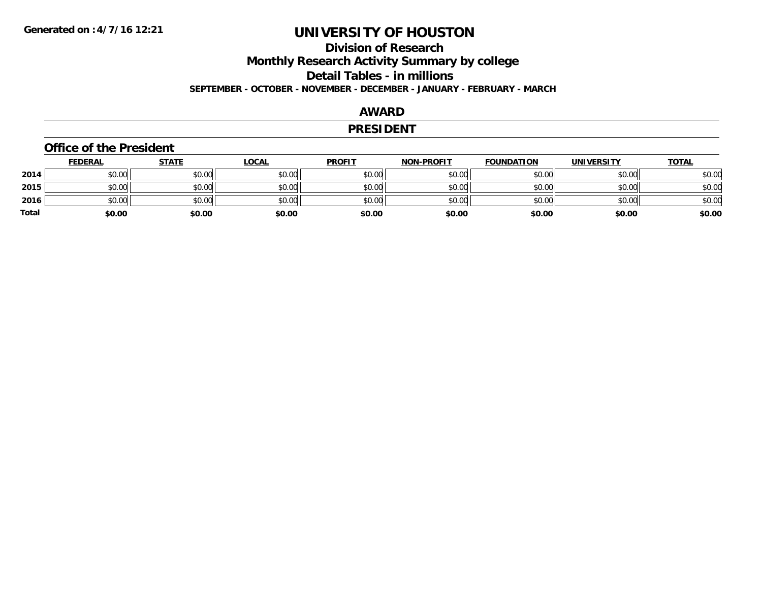**Generated on :4/7/16 12:21**

# UNIVERSITY OF HOUSTON

## Division of Research

## Monthly Research Activity Summary by college

## Detail Tables - in millions

**SEPTEMBER - OCTOBER - NOVEMBER - DECEMBER - JANUARY - FEBRUARY - MARCH**

## AWARD

## PRESIDENT

### Office of the President

| | FEDERAL | STATE | LOCAL | PROFIT | NON-PROFIT | FOUNDATION | UNIVERSITY | TOTAL |
|---|---|---|---|---|---|---|---|---|
| 2014 | $0.00 | $0.00 | $0.00 | $0.00 | $0.00 | $0.00 | $0.00 | $0.00 |
| 2015 | $0.00 | $0.00 | $0.00 | $0.00 | $0.00 | $0.00 | $0.00 | $0.00 |
| 2016 | $0.00 | $0.00 | $0.00 | $0.00 | $0.00 | $0.00 | $0.00 | $0.00 |
| **Total** | **$0.00** | **$0.00** | **$0.00** | **$0.00** | **$0.00** | **$0.00** | **$0.00** | **$0.00** |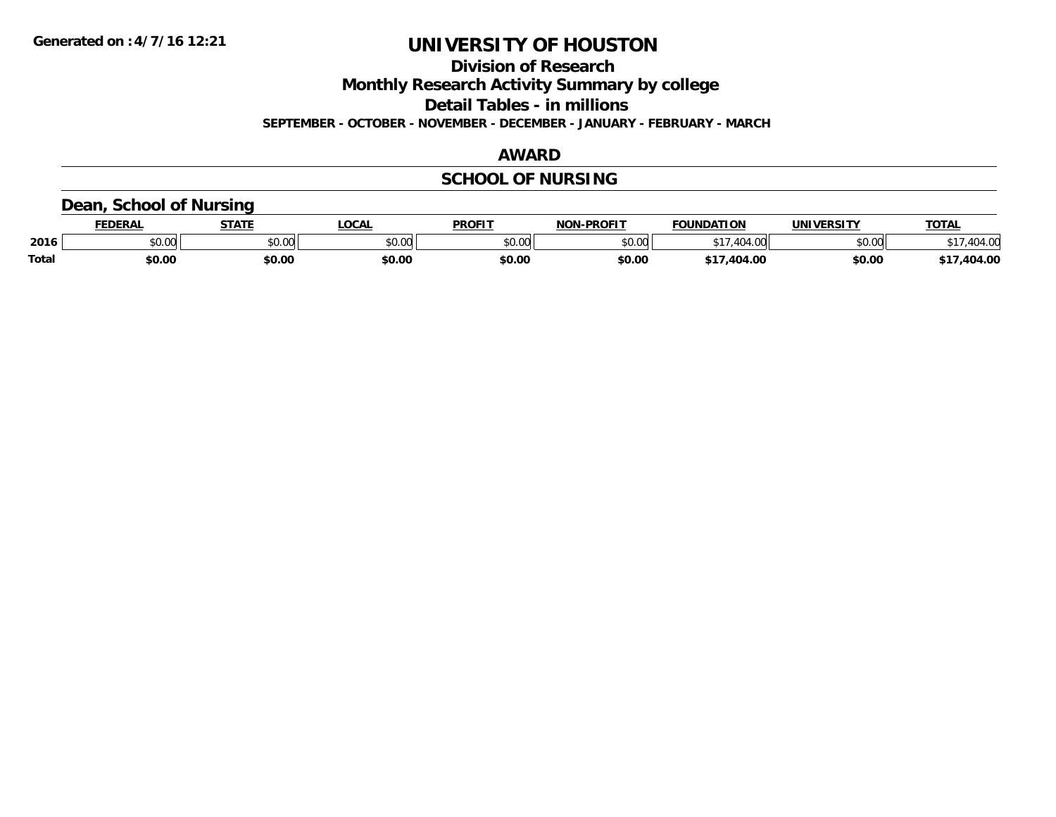# UNIVERSITY OF HOUSTON

## Division of Research

## Monthly Research Activity Summary by college

## Detail Tables - in millions

**SEPTEMBER - OCTOBER - NOVEMBER - DECEMBER - JANUARY - FEBRUARY - MARCH**

## AWARD

## SCHOOL OF NURSING

### Dean, School of Nursing

| | FEDERAL | STATE | LOCAL | PROFIT | NON-PROFIT | FOUNDATION | UNIVERSITY | TOTAL |
|---|---|---|---|---|---|---|---|---|
| 2016 | $0.00 | $0.00 | $0.00 | $0.00 | $0.00 | $17,404.00 | $0.00 | $17,404.00 |
| **Total** | **$0.00** | **$0.00** | **$0.00** | **$0.00** | **$0.00** | **$17,404.00** | **$0.00** | **$17,404.00** |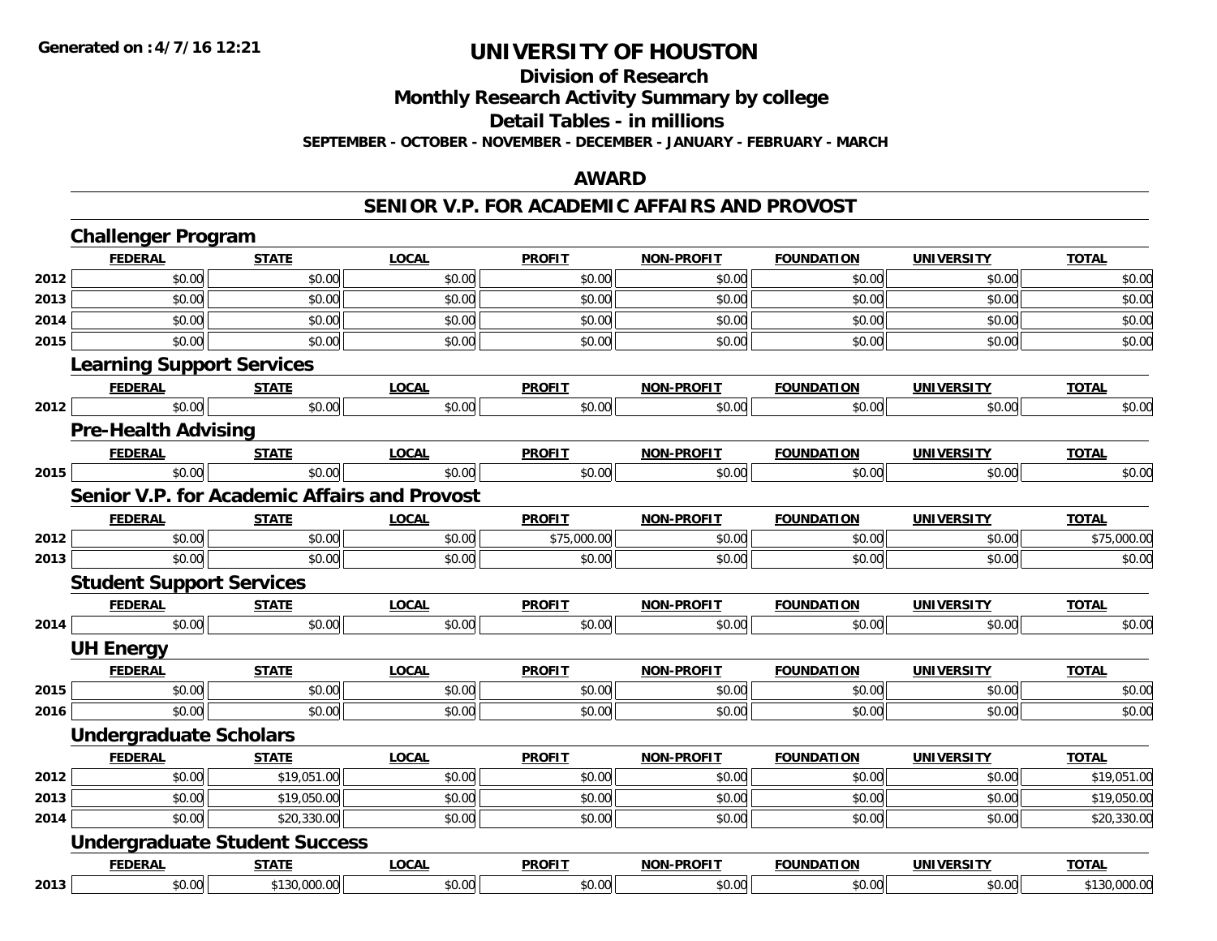# UNIVERSITY OF HOUSTON

## Division of Research

## Monthly Research Activity Summary by college

## Detail Tables - in millions

**SEPTEMBER - OCTOBER - NOVEMBER - DECEMBER - JANUARY - FEBRUARY - MARCH**

**Generated on : 4/7/16 12:21**

## AWARD

## SENIOR V.P. FOR ACADEMIC AFFAIRS AND PROVOST

### Challenger Program

| | FEDERAL | STATE | LOCAL | PROFIT | NON-PROFIT | FOUNDATION | UNIVERSITY | TOTAL |
|---|---|---|---|---|---|---|---|---|
| 2012 | $0.00 | $0.00 | $0.00 | $0.00 | $0.00 | $0.00 | $0.00 | $0.00 |
| 2013 | $0.00 | $0.00 | $0.00 | $0.00 | $0.00 | $0.00 | $0.00 | $0.00 |
| 2014 | $0.00 | $0.00 | $0.00 | $0.00 | $0.00 | $0.00 | $0.00 | $0.00 |
| 2015 | $0.00 | $0.00 | $0.00 | $0.00 | $0.00 | $0.00 | $0.00 | $0.00 |

### Learning Support Services

| | FEDERAL | STATE | LOCAL | PROFIT | NON-PROFIT | FOUNDATION | UNIVERSITY | TOTAL |
|---|---|---|---|---|---|---|---|---|
| 2012 | $0.00 | $0.00 | $0.00 | $0.00 | $0.00 | $0.00 | $0.00 | $0.00 |

### Pre-Health Advising

| | FEDERAL | STATE | LOCAL | PROFIT | NON-PROFIT | FOUNDATION | UNIVERSITY | TOTAL |
|---|---|---|---|---|---|---|---|---|
| 2015 | $0.00 | $0.00 | $0.00 | $0.00 | $0.00 | $0.00 | $0.00 | $0.00 |

### Senior V.P. for Academic Affairs and Provost

| | FEDERAL | STATE | LOCAL | PROFIT | NON-PROFIT | FOUNDATION | UNIVERSITY | TOTAL |
|---|---|---|---|---|---|---|---|---|
| 2012 | $0.00 | $0.00 | $0.00 | $75,000.00 | $0.00 | $0.00 | $0.00 | $75,000.00 |
| 2013 | $0.00 | $0.00 | $0.00 | $0.00 | $0.00 | $0.00 | $0.00 | $0.00 |

### Student Support Services

| | FEDERAL | STATE | LOCAL | PROFIT | NON-PROFIT | FOUNDATION | UNIVERSITY | TOTAL |
|---|---|---|---|---|---|---|---|---|
| 2014 | $0.00 | $0.00 | $0.00 | $0.00 | $0.00 | $0.00 | $0.00 | $0.00 |

### UH Energy

| | FEDERAL | STATE | LOCAL | PROFIT | NON-PROFIT | FOUNDATION | UNIVERSITY | TOTAL |
|---|---|---|---|---|---|---|---|---|
| 2015 | $0.00 | $0.00 | $0.00 | $0.00 | $0.00 | $0.00 | $0.00 | $0.00 |
| 2016 | $0.00 | $0.00 | $0.00 | $0.00 | $0.00 | $0.00 | $0.00 | $0.00 |

### Undergraduate Scholars

| | FEDERAL | STATE | LOCAL | PROFIT | NON-PROFIT | FOUNDATION | UNIVERSITY | TOTAL |
|---|---|---|---|---|---|---|---|---|
| 2012 | $0.00 | $19,051.00 | $0.00 | $0.00 | $0.00 | $0.00 | $0.00 | $19,051.00 |
| 2013 | $0.00 | $19,050.00 | $0.00 | $0.00 | $0.00 | $0.00 | $0.00 | $19,050.00 |
| 2014 | $0.00 | $20,330.00 | $0.00 | $0.00 | $0.00 | $0.00 | $0.00 | $20,330.00 |

### Undergraduate Student Success

| | FEDERAL | STATE | LOCAL | PROFIT | NON-PROFIT | FOUNDATION | UNIVERSITY | TOTAL |
|---|---|---|---|---|---|---|---|---|
| 2013 | $0.00 | $130,000.00 | $0.00 | $0.00 | $0.00 | $0.00 | $0.00 | $130,000.00 |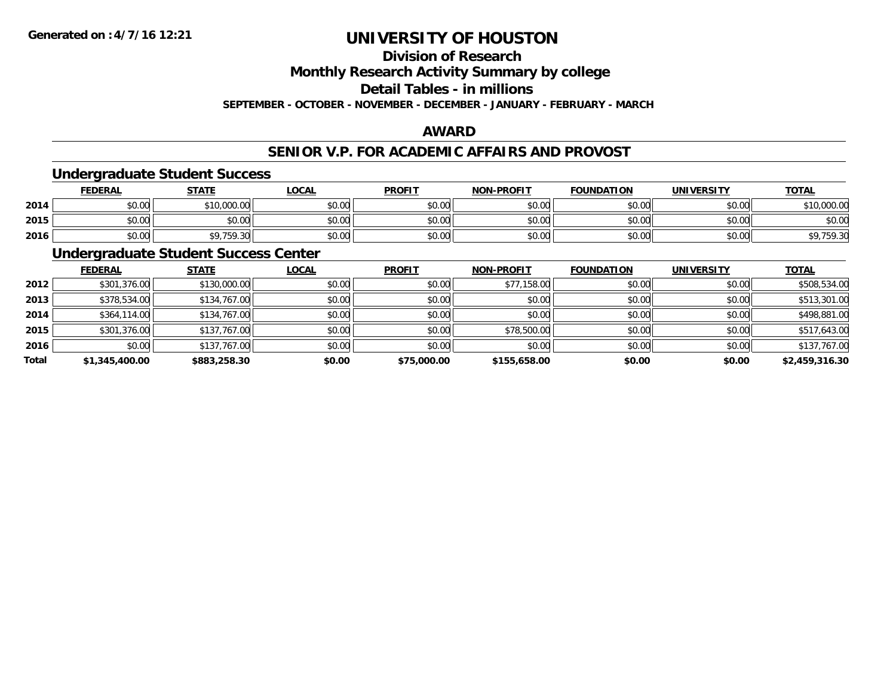**Generated on :4/7/16 12:21**

# UNIVERSITY OF HOUSTON

## Division of Research

## Monthly Research Activity Summary by college

## Detail Tables - in millions

**SEPTEMBER - OCTOBER - NOVEMBER - DECEMBER - JANUARY - FEBRUARY - MARCH**

## AWARD

## SENIOR V.P. FOR ACADEMIC AFFAIRS AND PROVOST

### Undergraduate Student Success

| | FEDERAL | STATE | LOCAL | PROFIT | NON-PROFIT | FOUNDATION | UNIVERSITY | TOTAL |
|---|---|---|---|---|---|---|---|---|
| 2014 | $0.00 | $10,000.00 | $0.00 | $0.00 | $0.00 | $0.00 | $0.00 | $10,000.00 |
| 2015 | $0.00 | $0.00 | $0.00 | $0.00 | $0.00 | $0.00 | $0.00 | $0.00 |
| 2016 | $0.00 | $9,759.30 | $0.00 | $0.00 | $0.00 | $0.00 | $0.00 | $9,759.30 |

### Undergraduate Student Success Center

| | FEDERAL | STATE | LOCAL | PROFIT | NON-PROFIT | FOUNDATION | UNIVERSITY | TOTAL |
|---|---|---|---|---|---|---|---|---|
| 2012 | $301,376.00 | $130,000.00 | $0.00 | $0.00 | $77,158.00 | $0.00 | $0.00 | $508,534.00 |
| 2013 | $378,534.00 | $134,767.00 | $0.00 | $0.00 | $0.00 | $0.00 | $0.00 | $513,301.00 |
| 2014 | $364,114.00 | $134,767.00 | $0.00 | $0.00 | $0.00 | $0.00 | $0.00 | $498,881.00 |
| 2015 | $301,376.00 | $137,767.00 | $0.00 | $0.00 | $78,500.00 | $0.00 | $0.00 | $517,643.00 |
| 2016 | $0.00 | $137,767.00 | $0.00 | $0.00 | $0.00 | $0.00 | $0.00 | $137,767.00 |
| **Total** | **$1,345,400.00** | **$883,258.30** | **$0.00** | **$75,000.00** | **$155,658.00** | **$0.00** | **$0.00** | **$2,459,316.30** |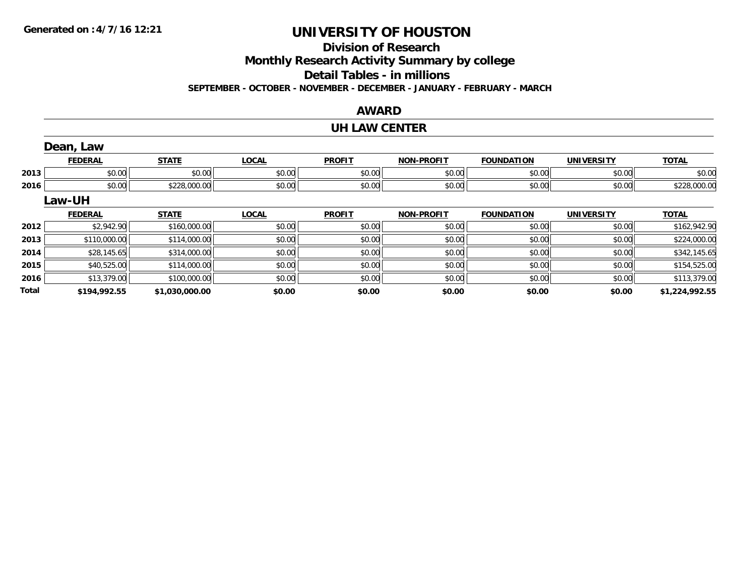# UNIVERSITY OF HOUSTON

## Division of Research

## Monthly Research Activity Summary by college

## Detail Tables - in millions

**SEPTEMBER - OCTOBER - NOVEMBER - DECEMBER - JANUARY - FEBRUARY - MARCH**

## AWARD

## UH LAW CENTER

### Dean, Law

| | FEDERAL | STATE | LOCAL | PROFIT | NON-PROFIT | FOUNDATION | UNIVERSITY | TOTAL |
|---|---|---|---|---|---|---|---|---|
| 2013 | $0.00 | $0.00 | $0.00 | $0.00 | $0.00 | $0.00 | $0.00 | $0.00 |
| 2016 | $0.00 | $228,000.00 | $0.00 | $0.00 | $0.00 | $0.00 | $0.00 | $228,000.00 |

### Law-UH

| | FEDERAL | STATE | LOCAL | PROFIT | NON-PROFIT | FOUNDATION | UNIVERSITY | TOTAL |
|---|---|---|---|---|---|---|---|---|
| 2012 | $2,942.90 | $160,000.00 | $0.00 | $0.00 | $0.00 | $0.00 | $0.00 | $162,942.90 |
| 2013 | $110,000.00 | $114,000.00 | $0.00 | $0.00 | $0.00 | $0.00 | $0.00 | $224,000.00 |
| 2014 | $28,145.65 | $314,000.00 | $0.00 | $0.00 | $0.00 | $0.00 | $0.00 | $342,145.65 |
| 2015 | $40,525.00 | $114,000.00 | $0.00 | $0.00 | $0.00 | $0.00 | $0.00 | $154,525.00 |
| 2016 | $13,379.00 | $100,000.00 | $0.00 | $0.00 | $0.00 | $0.00 | $0.00 | $113,379.00 |
| **Total** | **$194,992.55** | **$1,030,000.00** | **$0.00** | **$0.00** | **$0.00** | **$0.00** | **$0.00** | **$1,224,992.55** |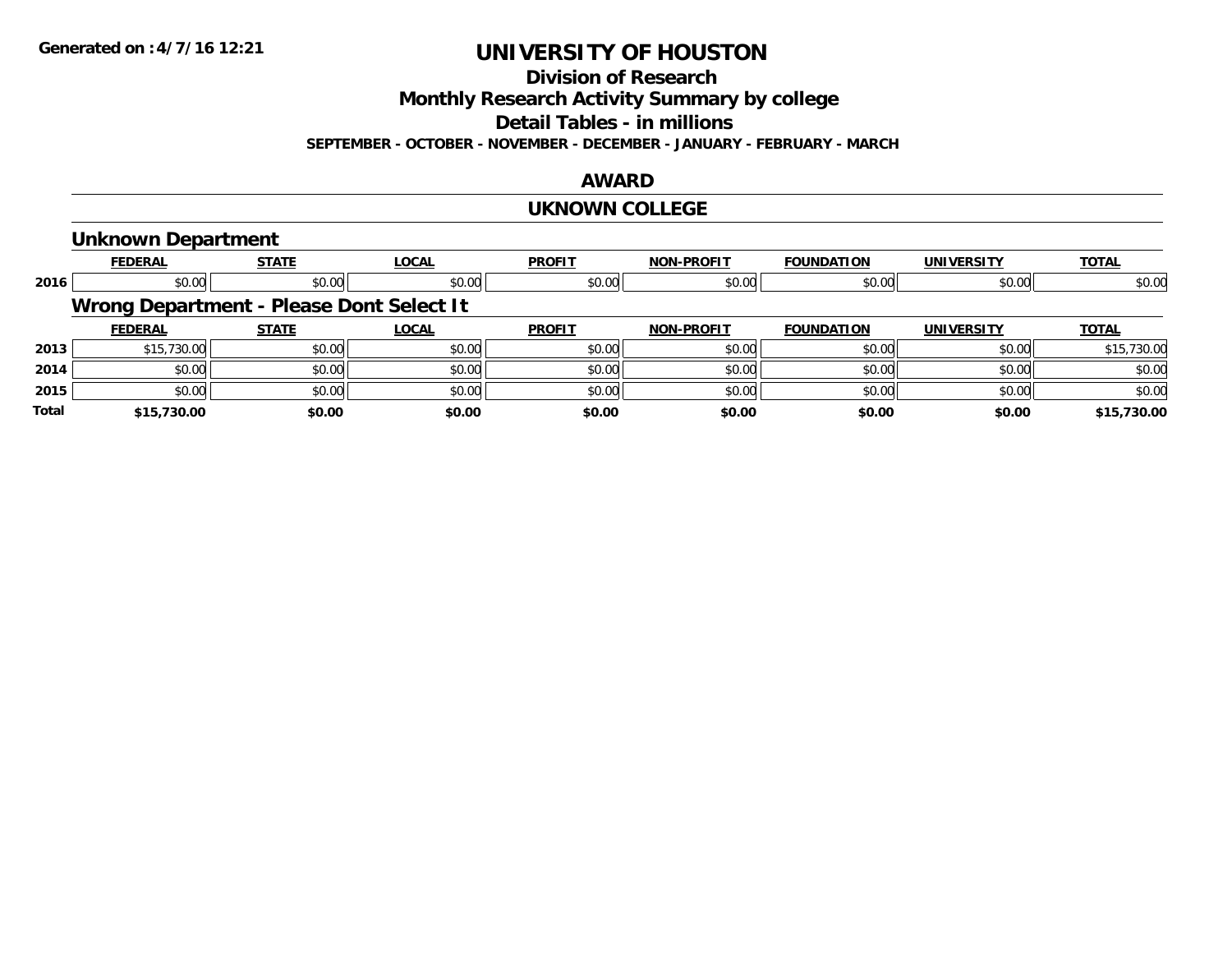# UNIVERSITY OF HOUSTON

## Division of Research

## Monthly Research Activity Summary by college

## Detail Tables - in millions

**SEPTEMBER - OCTOBER - NOVEMBER - DECEMBER - JANUARY - FEBRUARY - MARCH**

## AWARD

## UKNOWN COLLEGE

### Unknown Department

| | FEDERAL | STATE | LOCAL | PROFIT | NON-PROFIT | FOUNDATION | UNIVERSITY | TOTAL |
|---|---|---|---|---|---|---|---|---|
| 2016 | $0.00 | $0.00 | $0.00 | $0.00 | $0.00 | $0.00 | $0.00 | $0.00 |

### Wrong Department - Please Dont Select It

| | FEDERAL | STATE | LOCAL | PROFIT | NON-PROFIT | FOUNDATION | UNIVERSITY | TOTAL |
|---|---|---|---|---|---|---|---|---|
| 2013 | $15,730.00 | $0.00 | $0.00 | $0.00 | $0.00 | $0.00 | $0.00 | $15,730.00 |
| 2014 | $0.00 | $0.00 | $0.00 | $0.00 | $0.00 | $0.00 | $0.00 | $0.00 |
| 2015 | $0.00 | $0.00 | $0.00 | $0.00 | $0.00 | $0.00 | $0.00 | $0.00 |
| **Total** | **$15,730.00** | **$0.00** | **$0.00** | **$0.00** | **$0.00** | **$0.00** | **$0.00** | **$15,730.00** |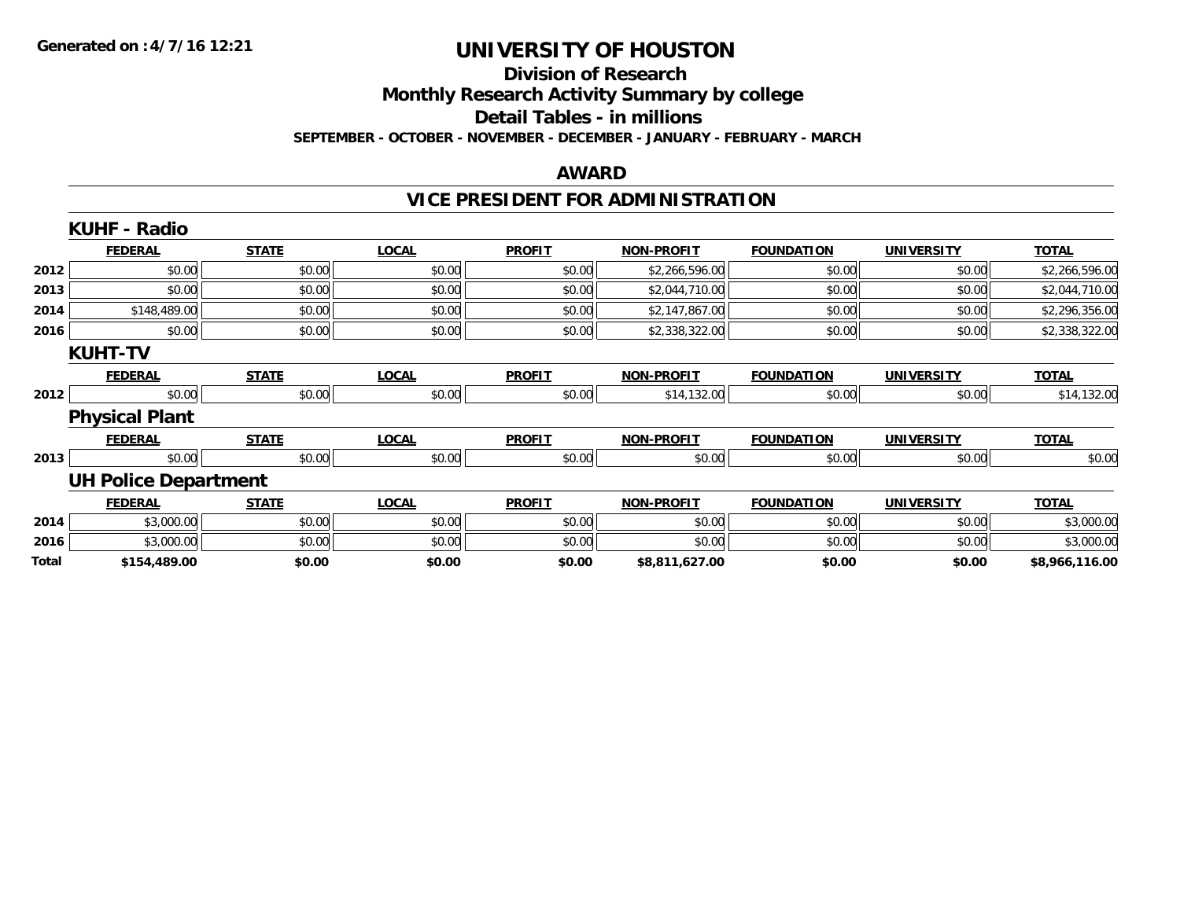# UNIVERSITY OF HOUSTON

## Division of Research

## Monthly Research Activity Summary by college

## Detail Tables - in millions

**SEPTEMBER - OCTOBER - NOVEMBER - DECEMBER - JANUARY - FEBRUARY - MARCH**

### AWARD

### VICE PRESIDENT FOR ADMINISTRATION

#### KUHF - Radio

| | FEDERAL | STATE | LOCAL | PROFIT | NON-PROFIT | FOUNDATION | UNIVERSITY | TOTAL |
|---|---|---|---|---|---|---|---|---|
| 2012 | $0.00 | $0.00 | $0.00 | $0.00 | $2,266,596.00 | $0.00 | $0.00 | $2,266,596.00 |
| 2013 | $0.00 | $0.00 | $0.00 | $0.00 | $2,044,710.00 | $0.00 | $0.00 | $2,044,710.00 |
| 2014 | $148,489.00 | $0.00 | $0.00 | $0.00 | $2,147,867.00 | $0.00 | $0.00 | $2,296,356.00 |
| 2016 | $0.00 | $0.00 | $0.00 | $0.00 | $2,338,322.00 | $0.00 | $0.00 | $2,338,322.00 |

#### KUHT-TV

| | FEDERAL | STATE | LOCAL | PROFIT | NON-PROFIT | FOUNDATION | UNIVERSITY | TOTAL |
|---|---|---|---|---|---|---|---|---|
| 2012 | $0.00 | $0.00 | $0.00 | $0.00 | $14,132.00 | $0.00 | $0.00 | $14,132.00 |

#### Physical Plant

| | FEDERAL | STATE | LOCAL | PROFIT | NON-PROFIT | FOUNDATION | UNIVERSITY | TOTAL |
|---|---|---|---|---|---|---|---|---|
| 2013 | $0.00 | $0.00 | $0.00 | $0.00 | $0.00 | $0.00 | $0.00 | $0.00 |

#### UH Police Department

| | FEDERAL | STATE | LOCAL | PROFIT | NON-PROFIT | FOUNDATION | UNIVERSITY | TOTAL |
|---|---|---|---|---|---|---|---|---|
| 2014 | $3,000.00 | $0.00 | $0.00 | $0.00 | $0.00 | $0.00 | $0.00 | $3,000.00 |
| 2016 | $3,000.00 | $0.00 | $0.00 | $0.00 | $0.00 | $0.00 | $0.00 | $3,000.00 |
| **Total** | **$154,489.00** | **$0.00** | **$0.00** | **$0.00** | **$8,811,627.00** | **$0.00** | **$0.00** | **$8,966,116.00** |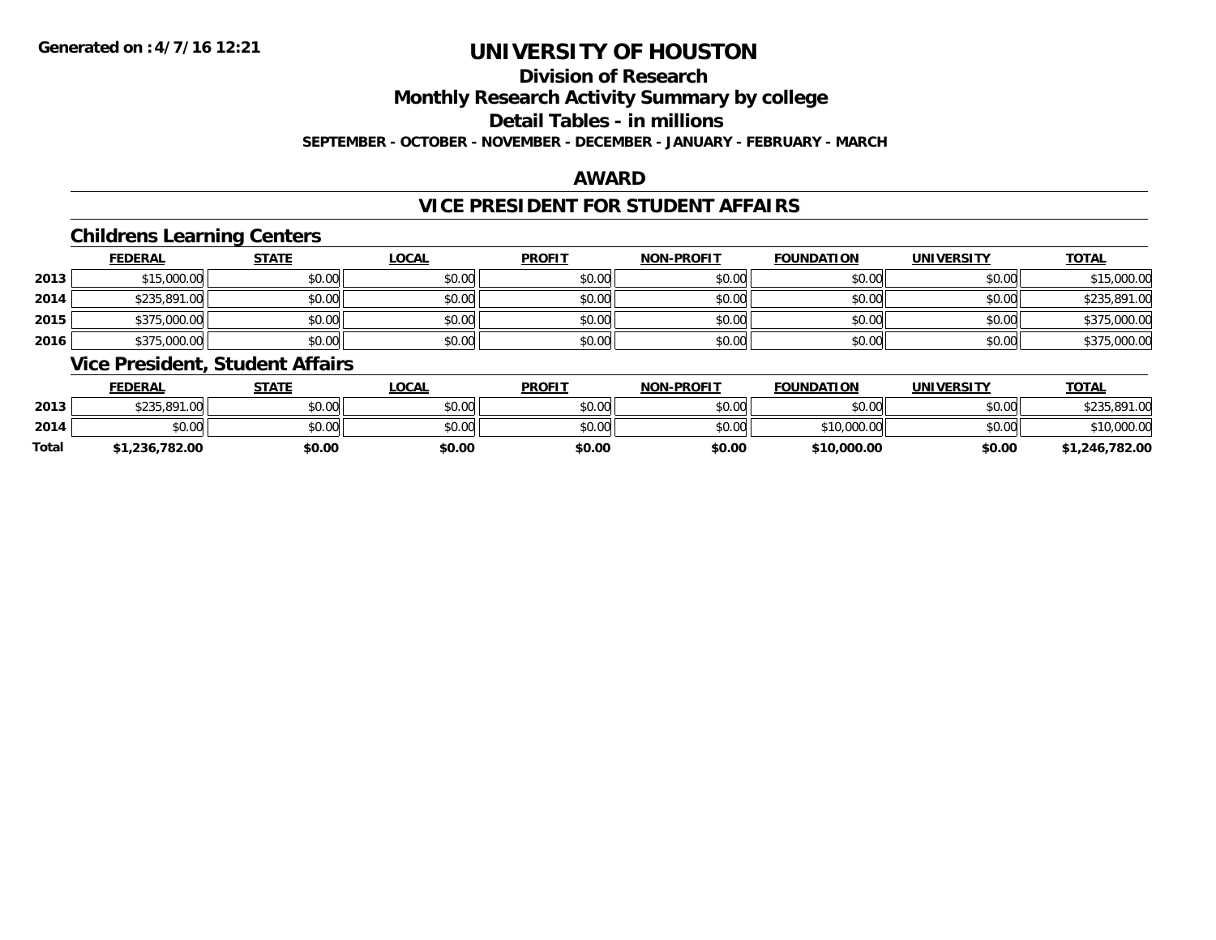# UNIVERSITY OF HOUSTON

## Division of Research

## Monthly Research Activity Summary by college

## Detail Tables - in millions

**SEPTEMBER - OCTOBER - NOVEMBER - DECEMBER - JANUARY - FEBRUARY - MARCH**

## AWARD

## VICE PRESIDENT FOR STUDENT AFFAIRS

### Childrens Learning Centers

| | FEDERAL | STATE | LOCAL | PROFIT | NON-PROFIT | FOUNDATION | UNIVERSITY | TOTAL |
|---|---|---|---|---|---|---|---|---|
| 2013 | $15,000.00 | $0.00 | $0.00 | $0.00 | $0.00 | $0.00 | $0.00 | $15,000.00 |
| 2014 | $235,891.00 | $0.00 | $0.00 | $0.00 | $0.00 | $0.00 | $0.00 | $235,891.00 |
| 2015 | $375,000.00 | $0.00 | $0.00 | $0.00 | $0.00 | $0.00 | $0.00 | $375,000.00 |
| 2016 | $375,000.00 | $0.00 | $0.00 | $0.00 | $0.00 | $0.00 | $0.00 | $375,000.00 |

### Vice President, Student Affairs

| | FEDERAL | STATE | LOCAL | PROFIT | NON-PROFIT | FOUNDATION | UNIVERSITY | TOTAL |
|---|---|---|---|---|---|---|---|---|
| 2013 | $235,891.00 | $0.00 | $0.00 | $0.00 | $0.00 | $0.00 | $0.00 | $235,891.00 |
| 2014 | $0.00 | $0.00 | $0.00 | $0.00 | $0.00 | $10,000.00 | $0.00 | $10,000.00 |
| **Total** | **$1,236,782.00** | **$0.00** | **$0.00** | **$0.00** | **$0.00** | **$10,000.00** | **$0.00** | **$1,246,782.00** |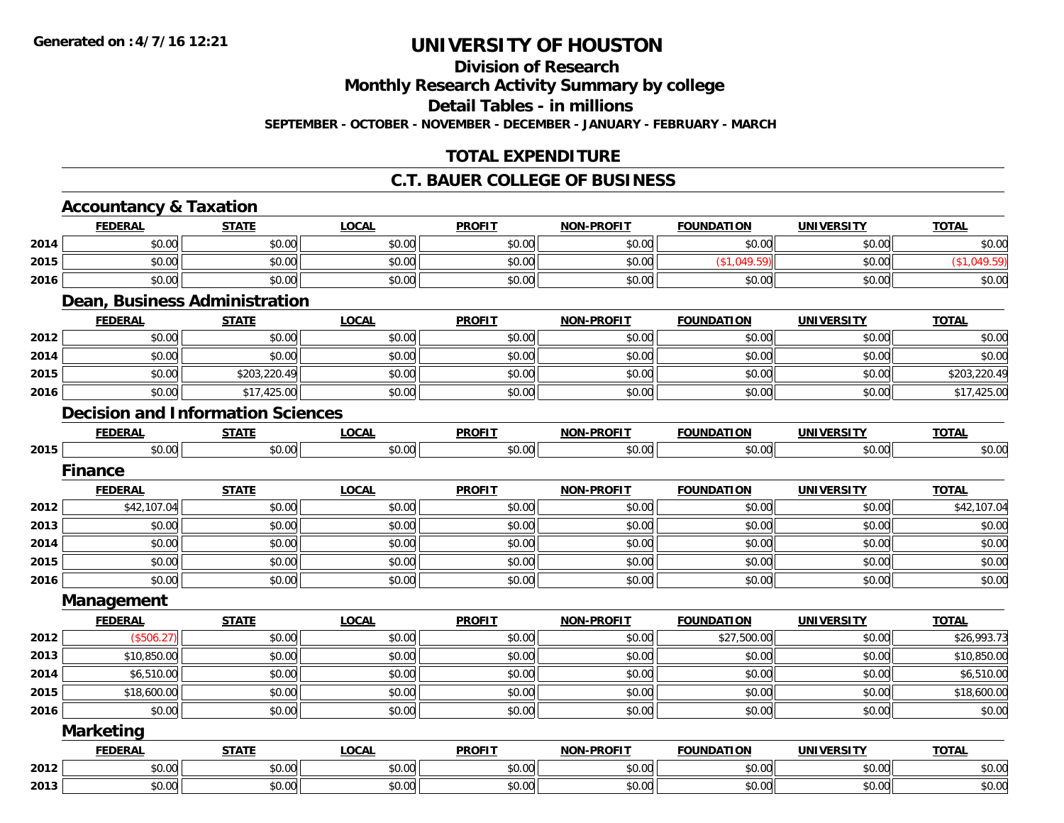**Generated on :4/7/16 12:21**

# UNIVERSITY OF HOUSTON

## Division of Research

## Monthly Research Activity Summary by college

## Detail Tables - in millions

**SEPTEMBER - OCTOBER - NOVEMBER - DECEMBER - JANUARY - FEBRUARY - MARCH**

## TOTAL EXPENDITURE

## C.T. BAUER COLLEGE OF BUSINESS

### Accountancy & Taxation

| | FEDERAL | STATE | LOCAL | PROFIT | NON-PROFIT | FOUNDATION | UNIVERSITY | TOTAL |
|---|---|---|---|---|---|---|---|---|
| 2014 | $0.00 | $0.00 | $0.00 | $0.00 | $0.00 | $0.00 | $0.00 | $0.00 |
| 2015 | $0.00 | $0.00 | $0.00 | $0.00 | $0.00 | ($1,049.59) | $0.00 | ($1,049.59) |
| 2016 | $0.00 | $0.00 | $0.00 | $0.00 | $0.00 | $0.00 | $0.00 | $0.00 |

### Dean, Business Administration

| | FEDERAL | STATE | LOCAL | PROFIT | NON-PROFIT | FOUNDATION | UNIVERSITY | TOTAL |
|---|---|---|---|---|---|---|---|---|
| 2012 | $0.00 | $0.00 | $0.00 | $0.00 | $0.00 | $0.00 | $0.00 | $0.00 |
| 2014 | $0.00 | $0.00 | $0.00 | $0.00 | $0.00 | $0.00 | $0.00 | $0.00 |
| 2015 | $0.00 | $203,220.49 | $0.00 | $0.00 | $0.00 | $0.00 | $0.00 | $203,220.49 |
| 2016 | $0.00 | $17,425.00 | $0.00 | $0.00 | $0.00 | $0.00 | $0.00 | $17,425.00 |

### Decision and Information Sciences

| | FEDERAL | STATE | LOCAL | PROFIT | NON-PROFIT | FOUNDATION | UNIVERSITY | TOTAL |
|---|---|---|---|---|---|---|---|---|
| 2015 | $0.00 | $0.00 | $0.00 | $0.00 | $0.00 | $0.00 | $0.00 | $0.00 |

### Finance

| | FEDERAL | STATE | LOCAL | PROFIT | NON-PROFIT | FOUNDATION | UNIVERSITY | TOTAL |
|---|---|---|---|---|---|---|---|---|
| 2012 | $42,107.04 | $0.00 | $0.00 | $0.00 | $0.00 | $0.00 | $0.00 | $42,107.04 |
| 2013 | $0.00 | $0.00 | $0.00 | $0.00 | $0.00 | $0.00 | $0.00 | $0.00 |
| 2014 | $0.00 | $0.00 | $0.00 | $0.00 | $0.00 | $0.00 | $0.00 | $0.00 |
| 2015 | $0.00 | $0.00 | $0.00 | $0.00 | $0.00 | $0.00 | $0.00 | $0.00 |
| 2016 | $0.00 | $0.00 | $0.00 | $0.00 | $0.00 | $0.00 | $0.00 | $0.00 |

### Management

| | FEDERAL | STATE | LOCAL | PROFIT | NON-PROFIT | FOUNDATION | UNIVERSITY | TOTAL |
|---|---|---|---|---|---|---|---|---|
| 2012 | ($506.27) | $0.00 | $0.00 | $0.00 | $0.00 | $27,500.00 | $0.00 | $26,993.73 |
| 2013 | $10,850.00 | $0.00 | $0.00 | $0.00 | $0.00 | $0.00 | $0.00 | $10,850.00 |
| 2014 | $6,510.00 | $0.00 | $0.00 | $0.00 | $0.00 | $0.00 | $0.00 | $6,510.00 |
| 2015 | $18,600.00 | $0.00 | $0.00 | $0.00 | $0.00 | $0.00 | $0.00 | $18,600.00 |
| 2016 | $0.00 | $0.00 | $0.00 | $0.00 | $0.00 | $0.00 | $0.00 | $0.00 |

### Marketing

| | FEDERAL | STATE | LOCAL | PROFIT | NON-PROFIT | FOUNDATION | UNIVERSITY | TOTAL |
|---|---|---|---|---|---|---|---|---|
| 2012 | $0.00 | $0.00 | $0.00 | $0.00 | $0.00 | $0.00 | $0.00 | $0.00 |
| 2013 | $0.00 | $0.00 | $0.00 | $0.00 | $0.00 | $0.00 | $0.00 | $0.00 |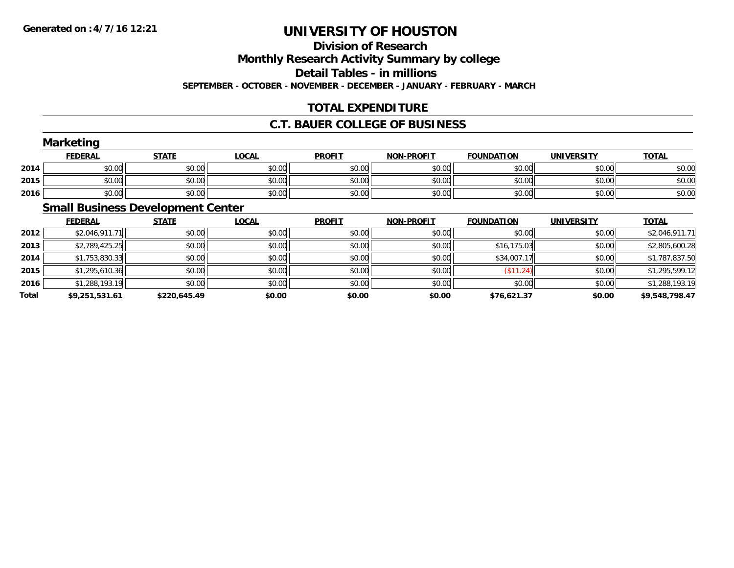**Generated on :4/7/16 12:21**

# UNIVERSITY OF HOUSTON

## Division of Research

## Monthly Research Activity Summary by college

## Detail Tables - in millions

**SEPTEMBER - OCTOBER - NOVEMBER - DECEMBER - JANUARY - FEBRUARY - MARCH**

## TOTAL EXPENDITURE

## C.T. BAUER COLLEGE OF BUSINESS

### Marketing

| | FEDERAL | STATE | LOCAL | PROFIT | NON-PROFIT | FOUNDATION | UNIVERSITY | TOTAL |
|---|---|---|---|---|---|---|---|---|
| 2014 | $0.00 | $0.00 | $0.00 | $0.00 | $0.00 | $0.00 | $0.00 | $0.00 |
| 2015 | $0.00 | $0.00 | $0.00 | $0.00 | $0.00 | $0.00 | $0.00 | $0.00 |
| 2016 | $0.00 | $0.00 | $0.00 | $0.00 | $0.00 | $0.00 | $0.00 | $0.00 |

### Small Business Development Center

| | FEDERAL | STATE | LOCAL | PROFIT | NON-PROFIT | FOUNDATION | UNIVERSITY | TOTAL |
|---|---|---|---|---|---|---|---|---|
| 2012 | $2,046,911.71 | $0.00 | $0.00 | $0.00 | $0.00 | $0.00 | $0.00 | $2,046,911.71 |
| 2013 | $2,789,425.25 | $0.00 | $0.00 | $0.00 | $0.00 | $16,175.03 | $0.00 | $2,805,600.28 |
| 2014 | $1,753,830.33 | $0.00 | $0.00 | $0.00 | $0.00 | $34,007.17 | $0.00 | $1,787,837.50 |
| 2015 | $1,295,610.36 | $0.00 | $0.00 | $0.00 | $0.00 | ($11.24) | $0.00 | $1,295,599.12 |
| 2016 | $1,288,193.19 | $0.00 | $0.00 | $0.00 | $0.00 | $0.00 | $0.00 | $1,288,193.19 |
| **Total** | **$9,251,531.61** | **$220,645.49** | **$0.00** | **$0.00** | **$0.00** | **$76,621.37** | **$0.00** | **$9,548,798.47** |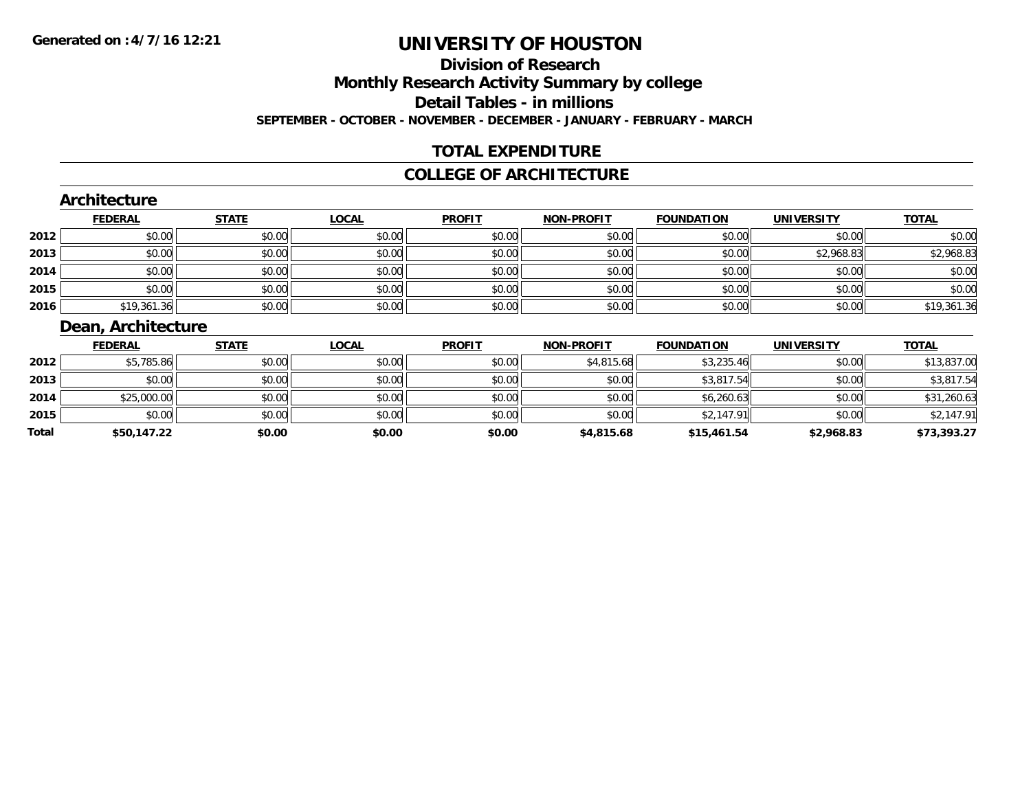# UNIVERSITY OF HOUSTON

## Division of Research

## Monthly Research Activity Summary by college

## Detail Tables - in millions

**SEPTEMBER - OCTOBER - NOVEMBER - DECEMBER - JANUARY - FEBRUARY - MARCH**

## TOTAL EXPENDITURE

## COLLEGE OF ARCHITECTURE

### Architecture

| | FEDERAL | STATE | LOCAL | PROFIT | NON-PROFIT | FOUNDATION | UNIVERSITY | TOTAL |
|---|---|---|---|---|---|---|---|---|
| 2012 | $0.00 | $0.00 | $0.00 | $0.00 | $0.00 | $0.00 | $0.00 | $0.00 |
| 2013 | $0.00 | $0.00 | $0.00 | $0.00 | $0.00 | $0.00 | $2,968.83 | $2,968.83 |
| 2014 | $0.00 | $0.00 | $0.00 | $0.00 | $0.00 | $0.00 | $0.00 | $0.00 |
| 2015 | $0.00 | $0.00 | $0.00 | $0.00 | $0.00 | $0.00 | $0.00 | $0.00 |
| 2016 | $19,361.36 | $0.00 | $0.00 | $0.00 | $0.00 | $0.00 | $0.00 | $19,361.36 |

### Dean, Architecture

| | FEDERAL | STATE | LOCAL | PROFIT | NON-PROFIT | FOUNDATION | UNIVERSITY | TOTAL |
|---|---|---|---|---|---|---|---|---|
| 2012 | $5,785.86 | $0.00 | $0.00 | $0.00 | $4,815.68 | $3,235.46 | $0.00 | $13,837.00 |
| 2013 | $0.00 | $0.00 | $0.00 | $0.00 | $0.00 | $3,817.54 | $0.00 | $3,817.54 |
| 2014 | $25,000.00 | $0.00 | $0.00 | $0.00 | $0.00 | $6,260.63 | $0.00 | $31,260.63 |
| 2015 | $0.00 | $0.00 | $0.00 | $0.00 | $0.00 | $2,147.91 | $0.00 | $2,147.91 |
| **Total** | **$50,147.22** | **$0.00** | **$0.00** | **$0.00** | **$4,815.68** | **$15,461.54** | **$2,968.83** | **$73,393.27** |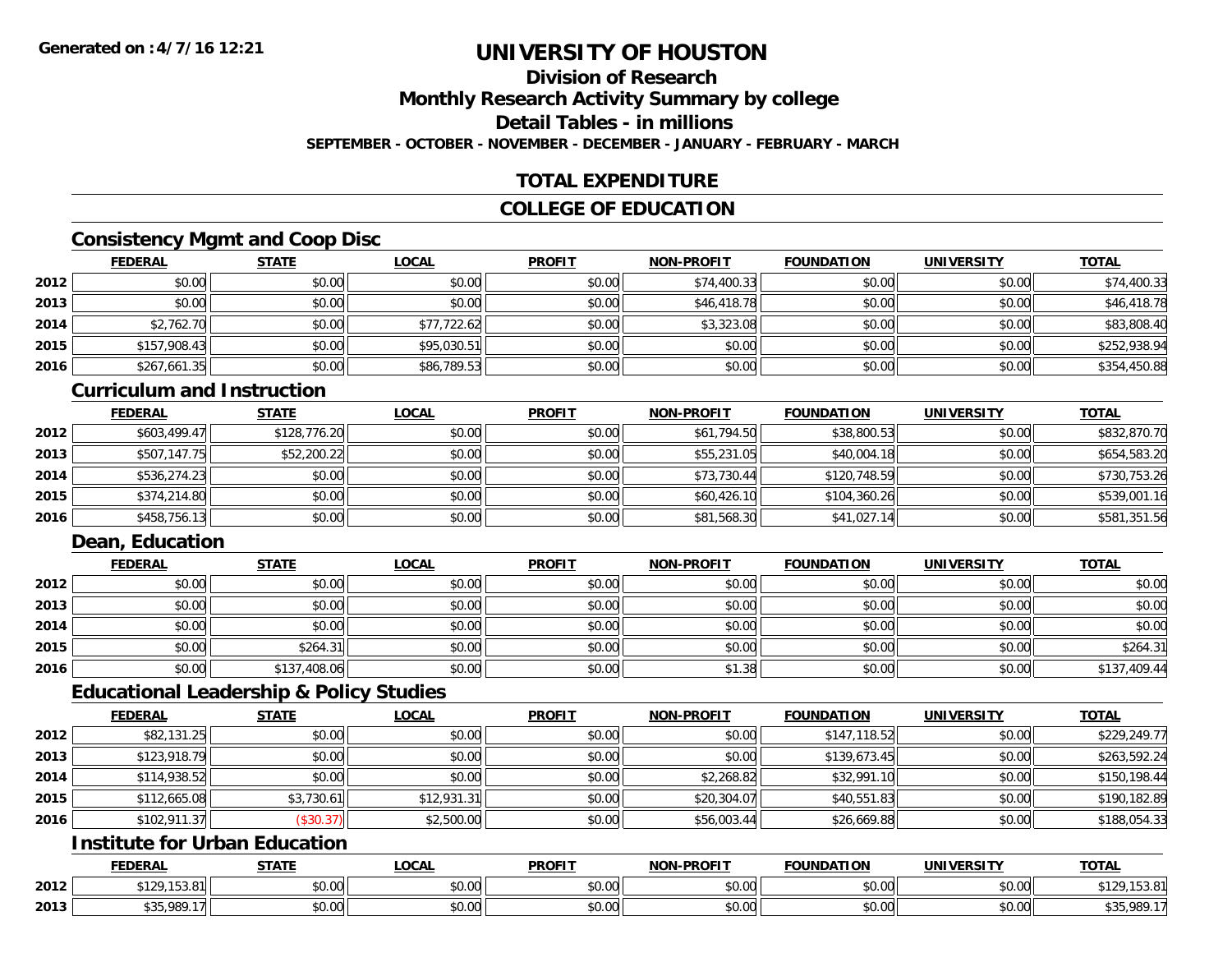**Generated on :4/7/16 12:21**

# UNIVERSITY OF HOUSTON

## Division of Research

## Monthly Research Activity Summary by college

## Detail Tables - in millions

**SEPTEMBER - OCTOBER - NOVEMBER - DECEMBER - JANUARY - FEBRUARY - MARCH**

## TOTAL EXPENDITURE

## COLLEGE OF EDUCATION

### Consistency Mgmt and Coop Disc

| | FEDERAL | STATE | LOCAL | PROFIT | NON-PROFIT | FOUNDATION | UNIVERSITY | TOTAL |
|---|---|---|---|---|---|---|---|---|
| 2012 | $0.00 | $0.00 | $0.00 | $0.00 | $74,400.33 | $0.00 | $0.00 | $74,400.33 |
| 2013 | $0.00 | $0.00 | $0.00 | $0.00 | $46,418.78 | $0.00 | $0.00 | $46,418.78 |
| 2014 | $2,762.70 | $0.00 | $77,722.62 | $0.00 | $3,323.08 | $0.00 | $0.00 | $83,808.40 |
| 2015 | $157,908.43 | $0.00 | $95,030.51 | $0.00 | $0.00 | $0.00 | $0.00 | $252,938.94 |
| 2016 | $267,661.35 | $0.00 | $86,789.53 | $0.00 | $0.00 | $0.00 | $0.00 | $354,450.88 |

### Curriculum and Instruction

| | FEDERAL | STATE | LOCAL | PROFIT | NON-PROFIT | FOUNDATION | UNIVERSITY | TOTAL |
|---|---|---|---|---|---|---|---|---|
| 2012 | $603,499.47 | $128,776.20 | $0.00 | $0.00 | $61,794.50 | $38,800.53 | $0.00 | $832,870.70 |
| 2013 | $507,147.75 | $52,200.22 | $0.00 | $0.00 | $55,231.05 | $40,004.18 | $0.00 | $654,583.20 |
| 2014 | $536,274.23 | $0.00 | $0.00 | $0.00 | $73,730.44 | $120,748.59 | $0.00 | $730,753.26 |
| 2015 | $374,214.80 | $0.00 | $0.00 | $0.00 | $60,426.10 | $104,360.26 | $0.00 | $539,001.16 |
| 2016 | $458,756.13 | $0.00 | $0.00 | $0.00 | $81,568.30 | $41,027.14 | $0.00 | $581,351.56 |

### Dean, Education

| | FEDERAL | STATE | LOCAL | PROFIT | NON-PROFIT | FOUNDATION | UNIVERSITY | TOTAL |
|---|---|---|---|---|---|---|---|---|
| 2012 | $0.00 | $0.00 | $0.00 | $0.00 | $0.00 | $0.00 | $0.00 | $0.00 |
| 2013 | $0.00 | $0.00 | $0.00 | $0.00 | $0.00 | $0.00 | $0.00 | $0.00 |
| 2014 | $0.00 | $0.00 | $0.00 | $0.00 | $0.00 | $0.00 | $0.00 | $0.00 |
| 2015 | $0.00 | $264.31 | $0.00 | $0.00 | $0.00 | $0.00 | $0.00 | $264.31 |
| 2016 | $0.00 | $137,408.06 | $0.00 | $0.00 | $1.38 | $0.00 | $0.00 | $137,409.44 |

### Educational Leadership & Policy Studies

| | FEDERAL | STATE | LOCAL | PROFIT | NON-PROFIT | FOUNDATION | UNIVERSITY | TOTAL |
|---|---|---|---|---|---|---|---|---|
| 2012 | $82,131.25 | $0.00 | $0.00 | $0.00 | $0.00 | $147,118.52 | $0.00 | $229,249.77 |
| 2013 | $123,918.79 | $0.00 | $0.00 | $0.00 | $0.00 | $139,673.45 | $0.00 | $263,592.24 |
| 2014 | $114,938.52 | $0.00 | $0.00 | $0.00 | $2,268.82 | $32,991.10 | $0.00 | $150,198.44 |
| 2015 | $112,665.08 | $3,730.61 | $12,931.31 | $0.00 | $20,304.07 | $40,551.83 | $0.00 | $190,182.89 |
| 2016 | $102,911.37 | ($30.37) | $2,500.00 | $0.00 | $56,003.44 | $26,669.88 | $0.00 | $188,054.33 |

### Institute for Urban Education

| | FEDERAL | STATE | LOCAL | PROFIT | NON-PROFIT | FOUNDATION | UNIVERSITY | TOTAL |
|---|---|---|---|---|---|---|---|---|
| 2012 | $129,153.81 | $0.00 | $0.00 | $0.00 | $0.00 | $0.00 | $0.00 | $129,153.81 |
| 2013 | $35,989.17 | $0.00 | $0.00 | $0.00 | $0.00 | $0.00 | $0.00 | $35,989.17 |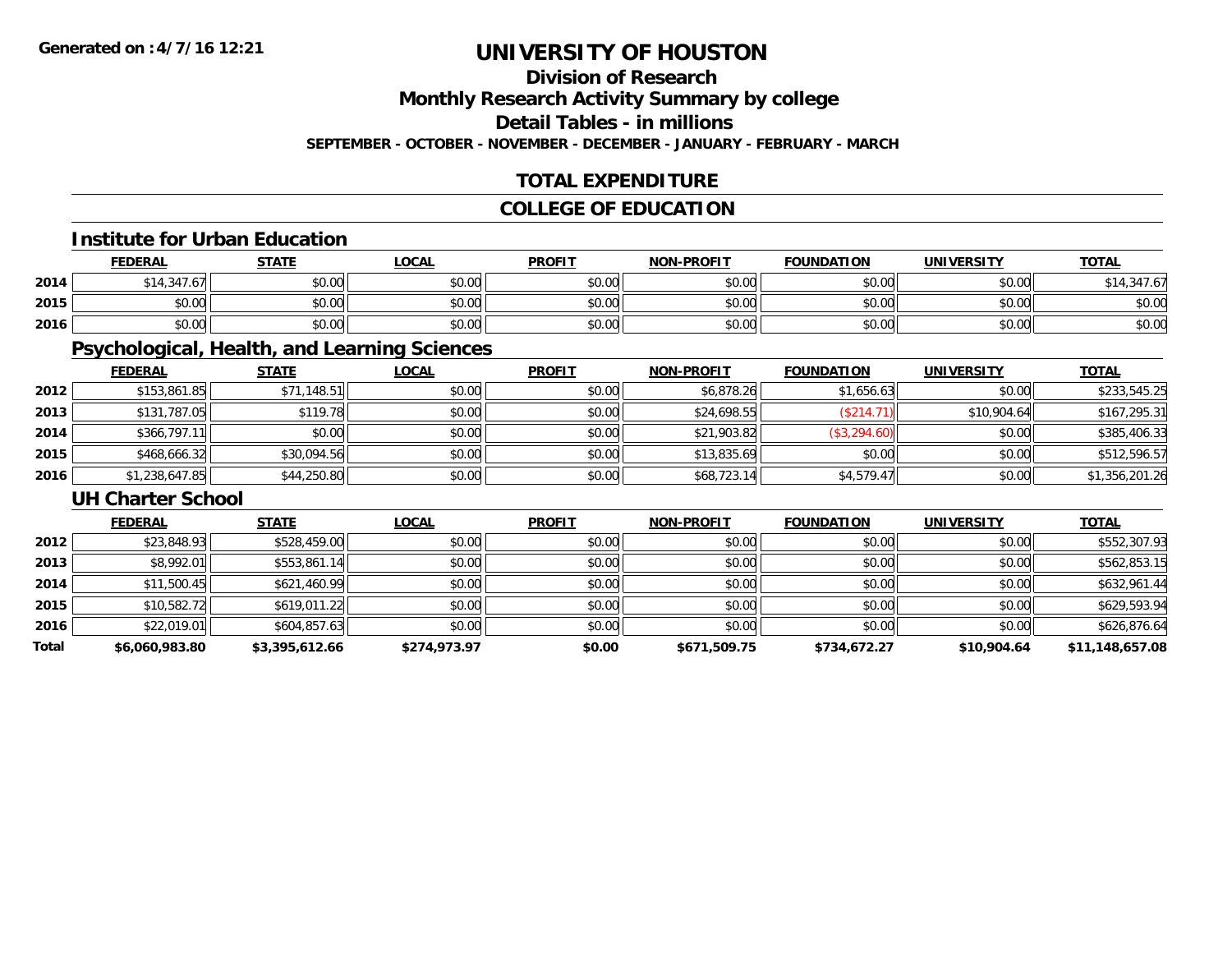Generated on :4/7/16 12:21

# UNIVERSITY OF HOUSTON

## Division of Research

## Monthly Research Activity Summary by college

## Detail Tables - in millions

**SEPTEMBER - OCTOBER - NOVEMBER - DECEMBER - JANUARY - FEBRUARY - MARCH**

## TOTAL EXPENDITURE

## COLLEGE OF EDUCATION

### Institute for Urban Education

| | FEDERAL | STATE | LOCAL | PROFIT | NON-PROFIT | FOUNDATION | UNIVERSITY | TOTAL |
|---|---|---|---|---|---|---|---|---|
| 2014 | $14,347.67 | $0.00 | $0.00 | $0.00 | $0.00 | $0.00 | $0.00 | $14,347.67 |
| 2015 | $0.00 | $0.00 | $0.00 | $0.00 | $0.00 | $0.00 | $0.00 | $0.00 |
| 2016 | $0.00 | $0.00 | $0.00 | $0.00 | $0.00 | $0.00 | $0.00 | $0.00 |

### Psychological, Health, and Learning Sciences

| | FEDERAL | STATE | LOCAL | PROFIT | NON-PROFIT | FOUNDATION | UNIVERSITY | TOTAL |
|---|---|---|---|---|---|---|---|---|
| 2012 | $153,861.85 | $71,148.51 | $0.00 | $0.00 | $6,878.26 | $1,656.63 | $0.00 | $233,545.25 |
| 2013 | $131,787.05 | $119.78 | $0.00 | $0.00 | $24,698.55 | ($214.71) | $10,904.64 | $167,295.31 |
| 2014 | $366,797.11 | $0.00 | $0.00 | $0.00 | $21,903.82 | ($3,294.60) | $0.00 | $385,406.33 |
| 2015 | $468,666.32 | $30,094.56 | $0.00 | $0.00 | $13,835.69 | $0.00 | $0.00 | $512,596.57 |
| 2016 | $1,238,647.85 | $44,250.80 | $0.00 | $0.00 | $68,723.14 | $4,579.47 | $0.00 | $1,356,201.26 |

### UH Charter School

| | FEDERAL | STATE | LOCAL | PROFIT | NON-PROFIT | FOUNDATION | UNIVERSITY | TOTAL |
|---|---|---|---|---|---|---|---|---|
| 2012 | $23,848.93 | $528,459.00 | $0.00 | $0.00 | $0.00 | $0.00 | $0.00 | $552,307.93 |
| 2013 | $8,992.01 | $553,861.14 | $0.00 | $0.00 | $0.00 | $0.00 | $0.00 | $562,853.15 |
| 2014 | $11,500.45 | $621,460.99 | $0.00 | $0.00 | $0.00 | $0.00 | $0.00 | $632,961.44 |
| 2015 | $10,582.72 | $619,011.22 | $0.00 | $0.00 | $0.00 | $0.00 | $0.00 | $629,593.94 |
| 2016 | $22,019.01 | $604,857.63 | $0.00 | $0.00 | $0.00 | $0.00 | $0.00 | $626,876.64 |
| **Total** | **$6,060,983.80** | **$3,395,612.66** | **$274,973.97** | **$0.00** | **$671,509.75** | **$734,672.27** | **$10,904.64** | **$11,148,657.08** |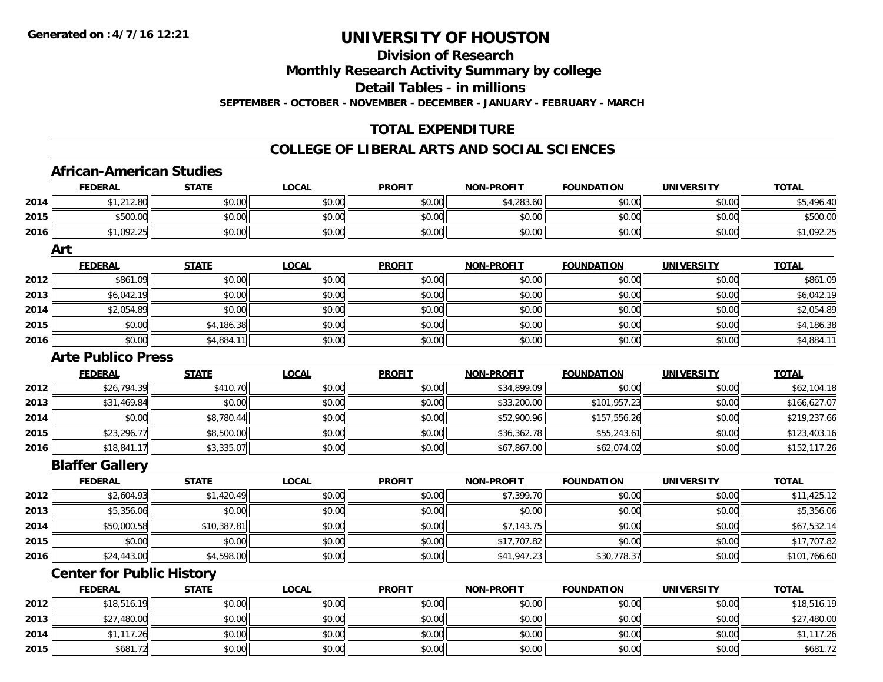Generated on :4/7/16 12:21

# UNIVERSITY OF HOUSTON

## Division of Research
## Monthly Research Activity Summary by college
## Detail Tables - in millions

**SEPTEMBER - OCTOBER - NOVEMBER - DECEMBER - JANUARY - FEBRUARY - MARCH**

## TOTAL EXPENDITURE

## COLLEGE OF LIBERAL ARTS AND SOCIAL SCIENCES

### African-American Studies

| | FEDERAL | STATE | LOCAL | PROFIT | NON-PROFIT | FOUNDATION | UNIVERSITY | TOTAL |
|---|---|---|---|---|---|---|---|---|
| 2014 | $1,212.80 | $0.00 | $0.00 | $0.00 | $4,283.60 | $0.00 | $0.00 | $5,496.40 |
| 2015 | $500.00 | $0.00 | $0.00 | $0.00 | $0.00 | $0.00 | $0.00 | $500.00 |
| 2016 | $1,092.25 | $0.00 | $0.00 | $0.00 | $0.00 | $0.00 | $0.00 | $1,092.25 |

### Art

| | FEDERAL | STATE | LOCAL | PROFIT | NON-PROFIT | FOUNDATION | UNIVERSITY | TOTAL |
|---|---|---|---|---|---|---|---|---|
| 2012 | $861.09 | $0.00 | $0.00 | $0.00 | $0.00 | $0.00 | $0.00 | $861.09 |
| 2013 | $6,042.19 | $0.00 | $0.00 | $0.00 | $0.00 | $0.00 | $0.00 | $6,042.19 |
| 2014 | $2,054.89 | $0.00 | $0.00 | $0.00 | $0.00 | $0.00 | $0.00 | $2,054.89 |
| 2015 | $0.00 | $4,186.38 | $0.00 | $0.00 | $0.00 | $0.00 | $0.00 | $4,186.38 |
| 2016 | $0.00 | $4,884.11 | $0.00 | $0.00 | $0.00 | $0.00 | $0.00 | $4,884.11 |

### Arte Publico Press

| | FEDERAL | STATE | LOCAL | PROFIT | NON-PROFIT | FOUNDATION | UNIVERSITY | TOTAL |
|---|---|---|---|---|---|---|---|---|
| 2012 | $26,794.39 | $410.70 | $0.00 | $0.00 | $34,899.09 | $0.00 | $0.00 | $62,104.18 |
| 2013 | $31,469.84 | $0.00 | $0.00 | $0.00 | $33,200.00 | $101,957.23 | $0.00 | $166,627.07 |
| 2014 | $0.00 | $8,780.44 | $0.00 | $0.00 | $52,900.96 | $157,556.26 | $0.00 | $219,237.66 |
| 2015 | $23,296.77 | $8,500.00 | $0.00 | $0.00 | $36,362.78 | $55,243.61 | $0.00 | $123,403.16 |
| 2016 | $18,841.17 | $3,335.07 | $0.00 | $0.00 | $67,867.00 | $62,074.02 | $0.00 | $152,117.26 |

### Blaffer Gallery

| | FEDERAL | STATE | LOCAL | PROFIT | NON-PROFIT | FOUNDATION | UNIVERSITY | TOTAL |
|---|---|---|---|---|---|---|---|---|
| 2012 | $2,604.93 | $1,420.49 | $0.00 | $0.00 | $7,399.70 | $0.00 | $0.00 | $11,425.12 |
| 2013 | $5,356.06 | $0.00 | $0.00 | $0.00 | $0.00 | $0.00 | $0.00 | $5,356.06 |
| 2014 | $50,000.58 | $10,387.81 | $0.00 | $0.00 | $7,143.75 | $0.00 | $0.00 | $67,532.14 |
| 2015 | $0.00 | $0.00 | $0.00 | $0.00 | $17,707.82 | $0.00 | $0.00 | $17,707.82 |
| 2016 | $24,443.00 | $4,598.00 | $0.00 | $0.00 | $41,947.23 | $30,778.37 | $0.00 | $101,766.60 |

### Center for Public History

| | FEDERAL | STATE | LOCAL | PROFIT | NON-PROFIT | FOUNDATION | UNIVERSITY | TOTAL |
|---|---|---|---|---|---|---|---|---|
| 2012 | $18,516.19 | $0.00 | $0.00 | $0.00 | $0.00 | $0.00 | $0.00 | $18,516.19 |
| 2013 | $27,480.00 | $0.00 | $0.00 | $0.00 | $0.00 | $0.00 | $0.00 | $27,480.00 |
| 2014 | $1,117.26 | $0.00 | $0.00 | $0.00 | $0.00 | $0.00 | $0.00 | $1,117.26 |
| 2015 | $681.72 | $0.00 | $0.00 | $0.00 | $0.00 | $0.00 | $0.00 | $681.72 |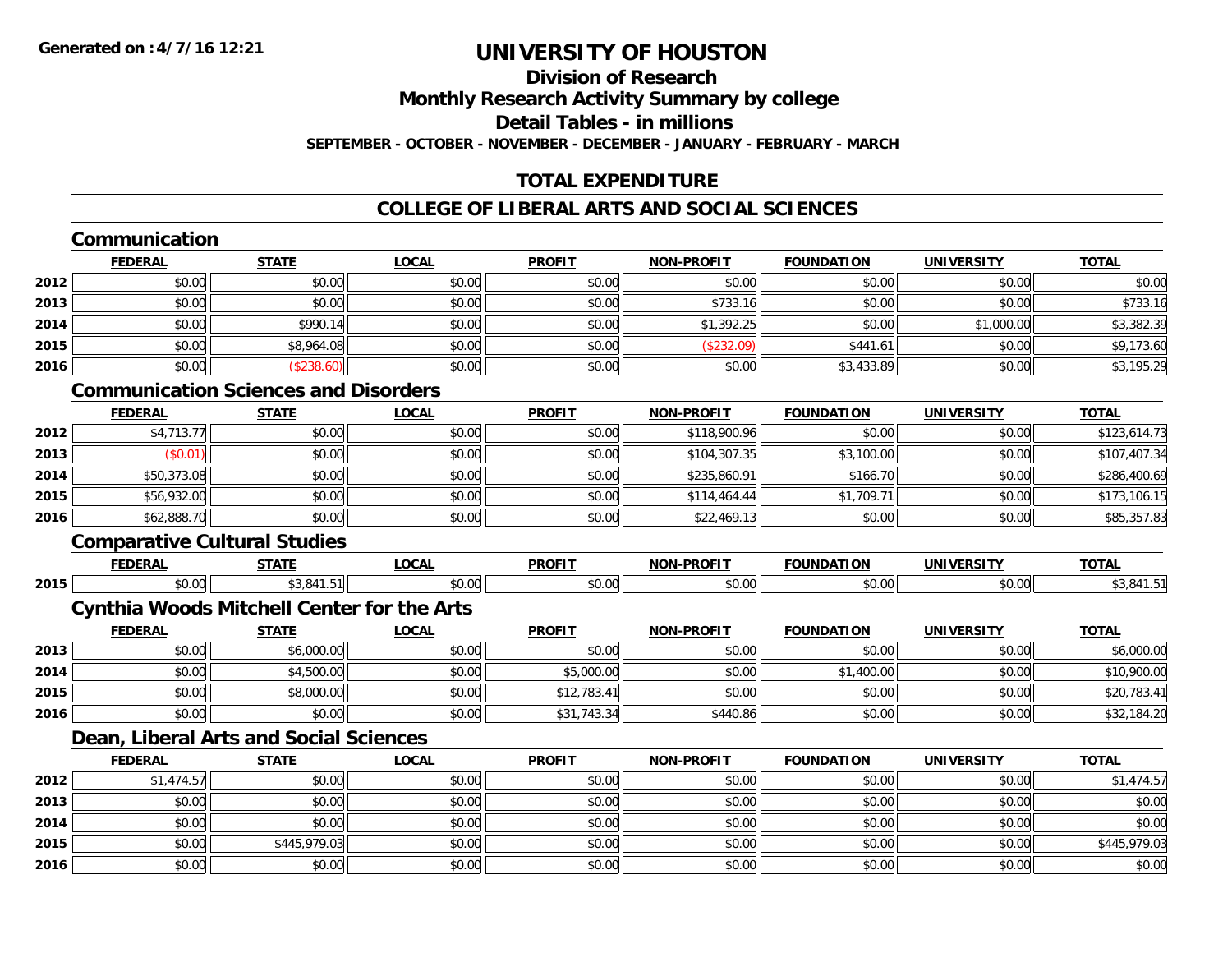# UNIVERSITY OF HOUSTON

## Division of Research

## Monthly Research Activity Summary by college

## Detail Tables - in millions

**SEPTEMBER - OCTOBER - NOVEMBER - DECEMBER - JANUARY - FEBRUARY - MARCH**

## TOTAL EXPENDITURE

## COLLEGE OF LIBERAL ARTS AND SOCIAL SCIENCES

### Communication

| | FEDERAL | STATE | LOCAL | PROFIT | NON-PROFIT | FOUNDATION | UNIVERSITY | TOTAL |
|---|---|---|---|---|---|---|---|---|
| 2012 | $0.00 | $0.00 | $0.00 | $0.00 | $0.00 | $0.00 | $0.00 | $0.00 |
| 2013 | $0.00 | $0.00 | $0.00 | $0.00 | $733.16 | $0.00 | $0.00 | $733.16 |
| 2014 | $0.00 | $990.14 | $0.00 | $0.00 | $1,392.25 | $0.00 | $1,000.00 | $3,382.39 |
| 2015 | $0.00 | $8,964.08 | $0.00 | $0.00 | ($232.09) | $441.61 | $0.00 | $9,173.60 |
| 2016 | $0.00 | ($238.60) | $0.00 | $0.00 | $0.00 | $3,433.89 | $0.00 | $3,195.29 |

### Communication Sciences and Disorders

| | FEDERAL | STATE | LOCAL | PROFIT | NON-PROFIT | FOUNDATION | UNIVERSITY | TOTAL |
|---|---|---|---|---|---|---|---|---|
| 2012 | $4,713.77 | $0.00 | $0.00 | $0.00 | $118,900.96 | $0.00 | $0.00 | $123,614.73 |
| 2013 | ($0.01) | $0.00 | $0.00 | $0.00 | $104,307.35 | $3,100.00 | $0.00 | $107,407.34 |
| 2014 | $50,373.08 | $0.00 | $0.00 | $0.00 | $235,860.91 | $166.70 | $0.00 | $286,400.69 |
| 2015 | $56,932.00 | $0.00 | $0.00 | $0.00 | $114,464.44 | $1,709.71 | $0.00 | $173,106.15 |
| 2016 | $62,888.70 | $0.00 | $0.00 | $0.00 | $22,469.13 | $0.00 | $0.00 | $85,357.83 |

### Comparative Cultural Studies

| | FEDERAL | STATE | LOCAL | PROFIT | NON-PROFIT | FOUNDATION | UNIVERSITY | TOTAL |
|---|---|---|---|---|---|---|---|---|
| 2015 | $0.00 | $3,841.51 | $0.00 | $0.00 | $0.00 | $0.00 | $0.00 | $3,841.51 |

### Cynthia Woods Mitchell Center for the Arts

| | FEDERAL | STATE | LOCAL | PROFIT | NON-PROFIT | FOUNDATION | UNIVERSITY | TOTAL |
|---|---|---|---|---|---|---|---|---|
| 2013 | $0.00 | $6,000.00 | $0.00 | $0.00 | $0.00 | $0.00 | $0.00 | $6,000.00 |
| 2014 | $0.00 | $4,500.00 | $0.00 | $5,000.00 | $0.00 | $1,400.00 | $0.00 | $10,900.00 |
| 2015 | $0.00 | $8,000.00 | $0.00 | $12,783.41 | $0.00 | $0.00 | $0.00 | $20,783.41 |
| 2016 | $0.00 | $0.00 | $0.00 | $31,743.34 | $440.86 | $0.00 | $0.00 | $32,184.20 |

### Dean, Liberal Arts and Social Sciences

| | FEDERAL | STATE | LOCAL | PROFIT | NON-PROFIT | FOUNDATION | UNIVERSITY | TOTAL |
|---|---|---|---|---|---|---|---|---|
| 2012 | $1,474.57 | $0.00 | $0.00 | $0.00 | $0.00 | $0.00 | $0.00 | $1,474.57 |
| 2013 | $0.00 | $0.00 | $0.00 | $0.00 | $0.00 | $0.00 | $0.00 | $0.00 |
| 2014 | $0.00 | $0.00 | $0.00 | $0.00 | $0.00 | $0.00 | $0.00 | $0.00 |
| 2015 | $0.00 | $445,979.03 | $0.00 | $0.00 | $0.00 | $0.00 | $0.00 | $445,979.03 |
| 2016 | $0.00 | $0.00 | $0.00 | $0.00 | $0.00 | $0.00 | $0.00 | $0.00 |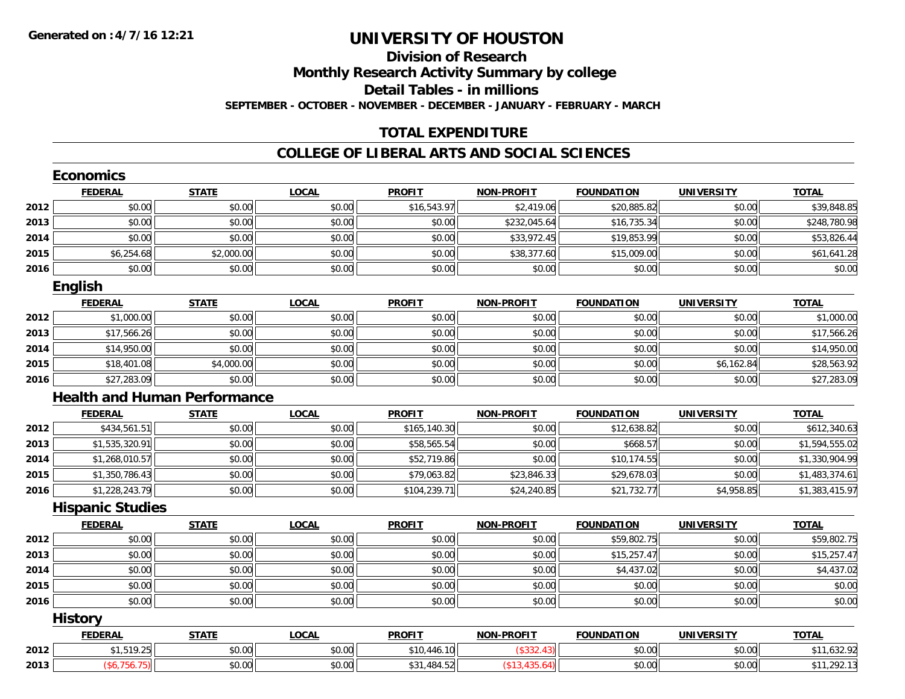Generated on :4/7/16 12:21

# UNIVERSITY OF HOUSTON

## Division of Research

## Monthly Research Activity Summary by college

## Detail Tables - in millions

**SEPTEMBER - OCTOBER - NOVEMBER - DECEMBER - JANUARY - FEBRUARY - MARCH**

## TOTAL EXPENDITURE

## COLLEGE OF LIBERAL ARTS AND SOCIAL SCIENCES

### Economics

| | FEDERAL | STATE | LOCAL | PROFIT | NON-PROFIT | FOUNDATION | UNIVERSITY | TOTAL |
|---|---|---|---|---|---|---|---|---|
| 2012 | $0.00 | $0.00 | $0.00 | $16,543.97 | $2,419.06 | $20,885.82 | $0.00 | $39,848.85 |
| 2013 | $0.00 | $0.00 | $0.00 | $0.00 | $232,045.64 | $16,735.34 | $0.00 | $248,780.98 |
| 2014 | $0.00 | $0.00 | $0.00 | $0.00 | $33,972.45 | $19,853.99 | $0.00 | $53,826.44 |
| 2015 | $6,254.68 | $2,000.00 | $0.00 | $0.00 | $38,377.60 | $15,009.00 | $0.00 | $61,641.28 |
| 2016 | $0.00 | $0.00 | $0.00 | $0.00 | $0.00 | $0.00 | $0.00 | $0.00 |

### English

| | FEDERAL | STATE | LOCAL | PROFIT | NON-PROFIT | FOUNDATION | UNIVERSITY | TOTAL |
|---|---|---|---|---|---|---|---|---|
| 2012 | $1,000.00 | $0.00 | $0.00 | $0.00 | $0.00 | $0.00 | $0.00 | $1,000.00 |
| 2013 | $17,566.26 | $0.00 | $0.00 | $0.00 | $0.00 | $0.00 | $0.00 | $17,566.26 |
| 2014 | $14,950.00 | $0.00 | $0.00 | $0.00 | $0.00 | $0.00 | $0.00 | $14,950.00 |
| 2015 | $18,401.08 | $4,000.00 | $0.00 | $0.00 | $0.00 | $0.00 | $6,162.84 | $28,563.92 |
| 2016 | $27,283.09 | $0.00 | $0.00 | $0.00 | $0.00 | $0.00 | $0.00 | $27,283.09 |

### Health and Human Performance

| | FEDERAL | STATE | LOCAL | PROFIT | NON-PROFIT | FOUNDATION | UNIVERSITY | TOTAL |
|---|---|---|---|---|---|---|---|---|
| 2012 | $434,561.51 | $0.00 | $0.00 | $165,140.30 | $0.00 | $12,638.82 | $0.00 | $612,340.63 |
| 2013 | $1,535,320.91 | $0.00 | $0.00 | $58,565.54 | $0.00 | $668.57 | $0.00 | $1,594,555.02 |
| 2014 | $1,268,010.57 | $0.00 | $0.00 | $52,719.86 | $0.00 | $10,174.55 | $0.00 | $1,330,904.99 |
| 2015 | $1,350,786.43 | $0.00 | $0.00 | $79,063.82 | $23,846.33 | $29,678.03 | $0.00 | $1,483,374.61 |
| 2016 | $1,228,243.79 | $0.00 | $0.00 | $104,239.71 | $24,240.85 | $21,732.77 | $4,958.85 | $1,383,415.97 |

### Hispanic Studies

| | FEDERAL | STATE | LOCAL | PROFIT | NON-PROFIT | FOUNDATION | UNIVERSITY | TOTAL |
|---|---|---|---|---|---|---|---|---|
| 2012 | $0.00 | $0.00 | $0.00 | $0.00 | $0.00 | $59,802.75 | $0.00 | $59,802.75 |
| 2013 | $0.00 | $0.00 | $0.00 | $0.00 | $0.00 | $15,257.47 | $0.00 | $15,257.47 |
| 2014 | $0.00 | $0.00 | $0.00 | $0.00 | $0.00 | $4,437.02 | $0.00 | $4,437.02 |
| 2015 | $0.00 | $0.00 | $0.00 | $0.00 | $0.00 | $0.00 | $0.00 | $0.00 |
| 2016 | $0.00 | $0.00 | $0.00 | $0.00 | $0.00 | $0.00 | $0.00 | $0.00 |

### History

| | FEDERAL | STATE | LOCAL | PROFIT | NON-PROFIT | FOUNDATION | UNIVERSITY | TOTAL |
|---|---|---|---|---|---|---|---|---|
| 2012 | $1,519.25 | $0.00 | $0.00 | $10,446.10 | ($332.43) | $0.00 | $0.00 | $11,632.92 |
| 2013 | ($6,756.75) | $0.00 | $0.00 | $31,484.52 | ($13,435.64) | $0.00 | $0.00 | $11,292.13 |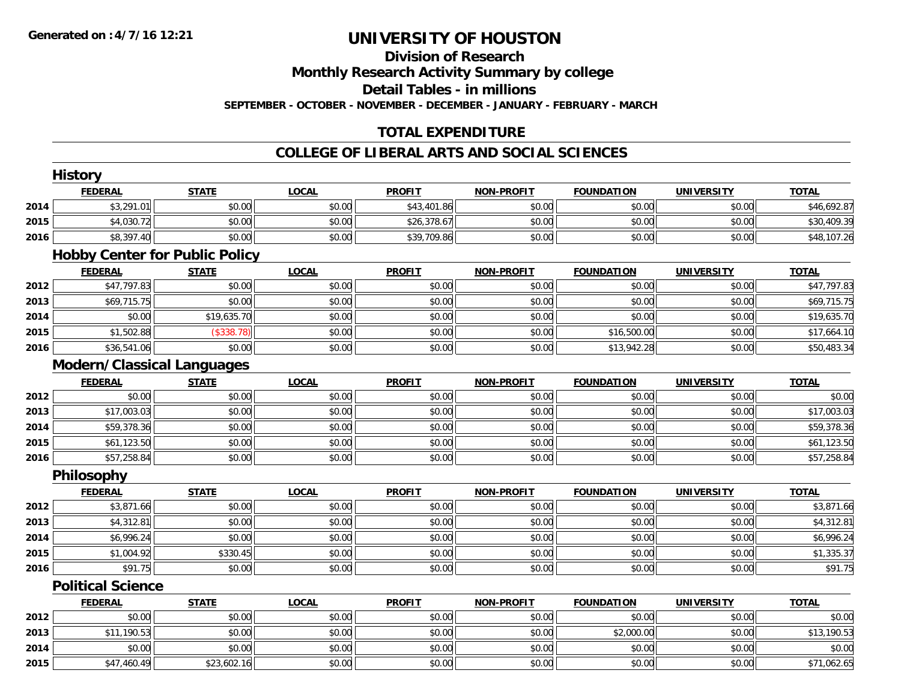**Generated on :4/7/16 12:21**

# UNIVERSITY OF HOUSTON

## Division of Research

## Monthly Research Activity Summary by college

## Detail Tables - in millions

**SEPTEMBER - OCTOBER - NOVEMBER - DECEMBER - JANUARY - FEBRUARY - MARCH**

## TOTAL EXPENDITURE

## COLLEGE OF LIBERAL ARTS AND SOCIAL SCIENCES

### History

| | FEDERAL | STATE | LOCAL | PROFIT | NON-PROFIT | FOUNDATION | UNIVERSITY | TOTAL |
|---|---|---|---|---|---|---|---|---|
| 2014 | $3,291.01 | $0.00 | $0.00 | $43,401.86 | $0.00 | $0.00 | $0.00 | $46,692.87 |
| 2015 | $4,030.72 | $0.00 | $0.00 | $26,378.67 | $0.00 | $0.00 | $0.00 | $30,409.39 |
| 2016 | $8,397.40 | $0.00 | $0.00 | $39,709.86 | $0.00 | $0.00 | $0.00 | $48,107.26 |

### Hobby Center for Public Policy

| | FEDERAL | STATE | LOCAL | PROFIT | NON-PROFIT | FOUNDATION | UNIVERSITY | TOTAL |
|---|---|---|---|---|---|---|---|---|
| 2012 | $47,797.83 | $0.00 | $0.00 | $0.00 | $0.00 | $0.00 | $0.00 | $47,797.83 |
| 2013 | $69,715.75 | $0.00 | $0.00 | $0.00 | $0.00 | $0.00 | $0.00 | $69,715.75 |
| 2014 | $0.00 | $19,635.70 | $0.00 | $0.00 | $0.00 | $0.00 | $0.00 | $19,635.70 |
| 2015 | $1,502.88 | ($338.78) | $0.00 | $0.00 | $0.00 | $16,500.00 | $0.00 | $17,664.10 |
| 2016 | $36,541.06 | $0.00 | $0.00 | $0.00 | $0.00 | $13,942.28 | $0.00 | $50,483.34 |

### Modern/Classical Languages

| | FEDERAL | STATE | LOCAL | PROFIT | NON-PROFIT | FOUNDATION | UNIVERSITY | TOTAL |
|---|---|---|---|---|---|---|---|---|
| 2012 | $0.00 | $0.00 | $0.00 | $0.00 | $0.00 | $0.00 | $0.00 | $0.00 |
| 2013 | $17,003.03 | $0.00 | $0.00 | $0.00 | $0.00 | $0.00 | $0.00 | $17,003.03 |
| 2014 | $59,378.36 | $0.00 | $0.00 | $0.00 | $0.00 | $0.00 | $0.00 | $59,378.36 |
| 2015 | $61,123.50 | $0.00 | $0.00 | $0.00 | $0.00 | $0.00 | $0.00 | $61,123.50 |
| 2016 | $57,258.84 | $0.00 | $0.00 | $0.00 | $0.00 | $0.00 | $0.00 | $57,258.84 |

### Philosophy

| | FEDERAL | STATE | LOCAL | PROFIT | NON-PROFIT | FOUNDATION | UNIVERSITY | TOTAL |
|---|---|---|---|---|---|---|---|---|
| 2012 | $3,871.66 | $0.00 | $0.00 | $0.00 | $0.00 | $0.00 | $0.00 | $3,871.66 |
| 2013 | $4,312.81 | $0.00 | $0.00 | $0.00 | $0.00 | $0.00 | $0.00 | $4,312.81 |
| 2014 | $6,996.24 | $0.00 | $0.00 | $0.00 | $0.00 | $0.00 | $0.00 | $6,996.24 |
| 2015 | $1,004.92 | $330.45 | $0.00 | $0.00 | $0.00 | $0.00 | $0.00 | $1,335.37 |
| 2016 | $91.75 | $0.00 | $0.00 | $0.00 | $0.00 | $0.00 | $0.00 | $91.75 |

### Political Science

| | FEDERAL | STATE | LOCAL | PROFIT | NON-PROFIT | FOUNDATION | UNIVERSITY | TOTAL |
|---|---|---|---|---|---|---|---|---|
| 2012 | $0.00 | $0.00 | $0.00 | $0.00 | $0.00 | $0.00 | $0.00 | $0.00 |
| 2013 | $11,190.53 | $0.00 | $0.00 | $0.00 | $0.00 | $2,000.00 | $0.00 | $13,190.53 |
| 2014 | $0.00 | $0.00 | $0.00 | $0.00 | $0.00 | $0.00 | $0.00 | $0.00 |
| 2015 | $47,460.49 | $23,602.16 | $0.00 | $0.00 | $0.00 | $0.00 | $0.00 | $71,062.65 |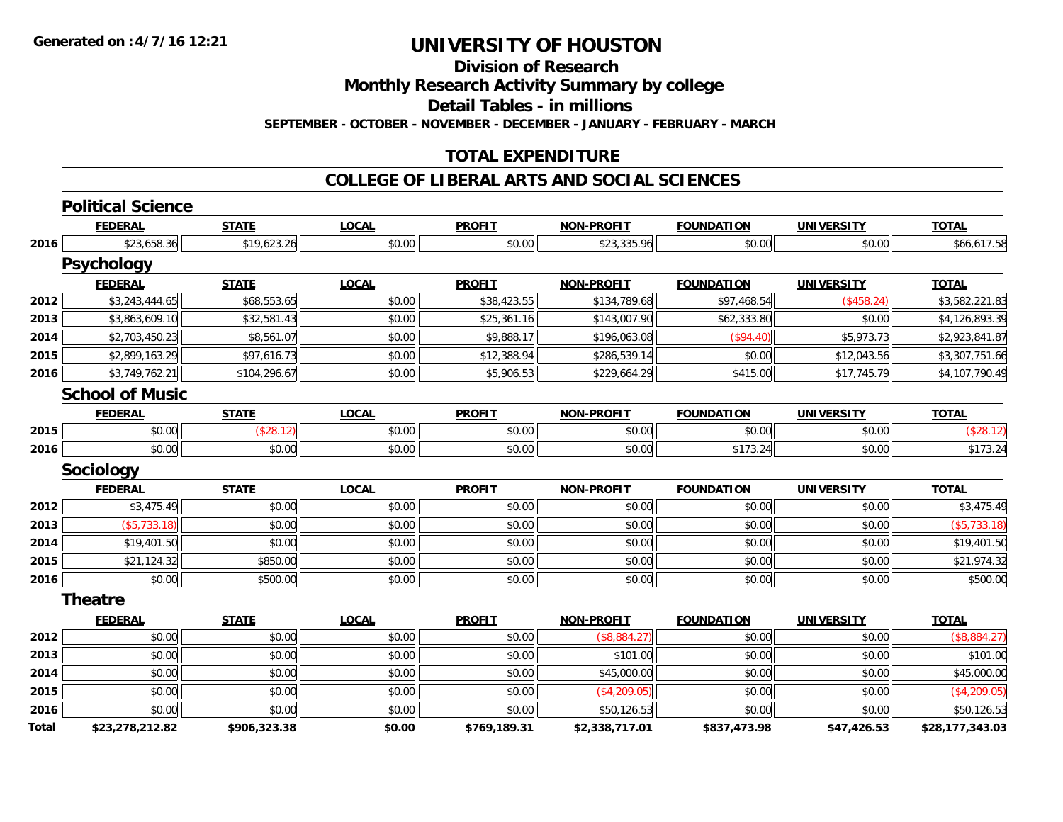Generated on :4/7/16 12:21

# UNIVERSITY OF HOUSTON

## Division of Research

## Monthly Research Activity Summary by college

## Detail Tables - in millions

**SEPTEMBER - OCTOBER - NOVEMBER - DECEMBER - JANUARY - FEBRUARY - MARCH**

## TOTAL EXPENDITURE

## COLLEGE OF LIBERAL ARTS AND SOCIAL SCIENCES

### Political Science

| | FEDERAL | STATE | LOCAL | PROFIT | NON-PROFIT | FOUNDATION | UNIVERSITY | TOTAL |
|---|---|---|---|---|---|---|---|---|
| 2016 | $23,658.36 | $19,623.26 | $0.00 | $0.00 | $23,335.96 | $0.00 | $0.00 | $66,617.58 |

### Psychology

| | FEDERAL | STATE | LOCAL | PROFIT | NON-PROFIT | FOUNDATION | UNIVERSITY | TOTAL |
|---|---|---|---|---|---|---|---|---|
| 2012 | $3,243,444.65 | $68,553.65 | $0.00 | $38,423.55 | $134,789.68 | $97,468.54 | ($458.24) | $3,582,221.83 |
| 2013 | $3,863,609.10 | $32,581.43 | $0.00 | $25,361.16 | $143,007.90 | $62,333.80 | $0.00 | $4,126,893.39 |
| 2014 | $2,703,450.23 | $8,561.07 | $0.00 | $9,888.17 | $196,063.08 | ($94.40) | $5,973.73 | $2,923,841.87 |
| 2015 | $2,899,163.29 | $97,616.73 | $0.00 | $12,388.94 | $286,539.14 | $0.00 | $12,043.56 | $3,307,751.66 |
| 2016 | $3,749,762.21 | $104,296.67 | $0.00 | $5,906.53 | $229,664.29 | $415.00 | $17,745.79 | $4,107,790.49 |

### School of Music

| | FEDERAL | STATE | LOCAL | PROFIT | NON-PROFIT | FOUNDATION | UNIVERSITY | TOTAL |
|---|---|---|---|---|---|---|---|---|
| 2015 | $0.00 | ($28.12) | $0.00 | $0.00 | $0.00 | $0.00 | $0.00 | ($28.12) |
| 2016 | $0.00 | $0.00 | $0.00 | $0.00 | $0.00 | $173.24 | $0.00 | $173.24 |

### Sociology

| | FEDERAL | STATE | LOCAL | PROFIT | NON-PROFIT | FOUNDATION | UNIVERSITY | TOTAL |
|---|---|---|---|---|---|---|---|---|
| 2012 | $3,475.49 | $0.00 | $0.00 | $0.00 | $0.00 | $0.00 | $0.00 | $3,475.49 |
| 2013 | ($5,733.18) | $0.00 | $0.00 | $0.00 | $0.00 | $0.00 | $0.00 | ($5,733.18) |
| 2014 | $19,401.50 | $0.00 | $0.00 | $0.00 | $0.00 | $0.00 | $0.00 | $19,401.50 |
| 2015 | $21,124.32 | $850.00 | $0.00 | $0.00 | $0.00 | $0.00 | $0.00 | $21,974.32 |
| 2016 | $0.00 | $500.00 | $0.00 | $0.00 | $0.00 | $0.00 | $0.00 | $500.00 |

### Theatre

| | FEDERAL | STATE | LOCAL | PROFIT | NON-PROFIT | FOUNDATION | UNIVERSITY | TOTAL |
|---|---|---|---|---|---|---|---|---|
| 2012 | $0.00 | $0.00 | $0.00 | $0.00 | ($8,884.27) | $0.00 | $0.00 | ($8,884.27) |
| 2013 | $0.00 | $0.00 | $0.00 | $0.00 | $101.00 | $0.00 | $0.00 | $101.00 |
| 2014 | $0.00 | $0.00 | $0.00 | $0.00 | $45,000.00 | $0.00 | $0.00 | $45,000.00 |
| 2015 | $0.00 | $0.00 | $0.00 | $0.00 | ($4,209.05) | $0.00 | $0.00 | ($4,209.05) |
| 2016 | $0.00 | $0.00 | $0.00 | $0.00 | $50,126.53 | $0.00 | $0.00 | $50,126.53 |
| **Total** | **$23,278,212.82** | **$906,323.38** | **$0.00** | **$769,189.31** | **$2,338,717.01** | **$837,473.98** | **$47,426.53** | **$28,177,343.03** |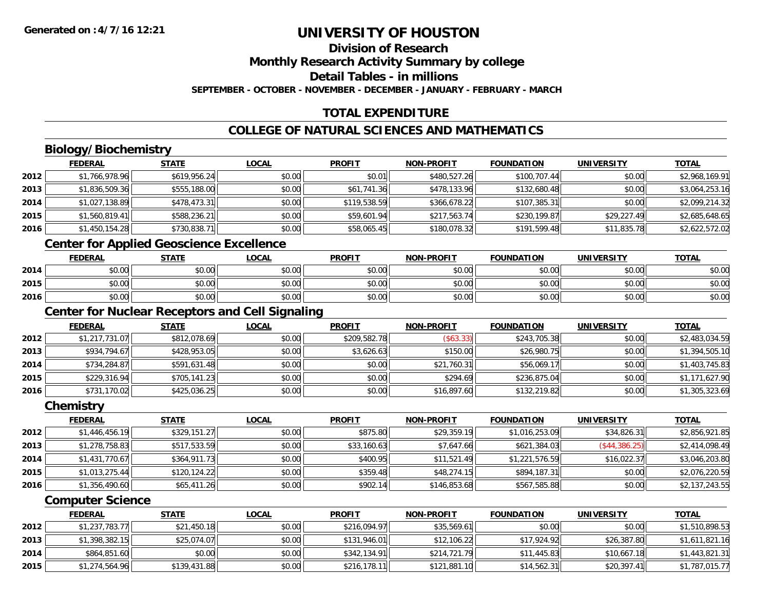Generated on :4/7/16 12:21

# UNIVERSITY OF HOUSTON

## Division of Research

## Monthly Research Activity Summary by college

## Detail Tables - in millions

**SEPTEMBER - OCTOBER - NOVEMBER - DECEMBER - JANUARY - FEBRUARY - MARCH**

## TOTAL EXPENDITURE

## COLLEGE OF NATURAL SCIENCES AND MATHEMATICS

### Biology/Biochemistry

| | FEDERAL | STATE | LOCAL | PROFIT | NON-PROFIT | FOUNDATION | UNIVERSITY | TOTAL |
|---|---|---|---|---|---|---|---|---|
| 2012 | $1,766,978.96 | $619,956.24 | $0.00 | $0.01 | $480,527.26 | $100,707.44 | $0.00 | $2,968,169.91 |
| 2013 | $1,836,509.36 | $555,188.00 | $0.00 | $61,741.36 | $478,133.96 | $132,680.48 | $0.00 | $3,064,253.16 |
| 2014 | $1,027,138.89 | $478,473.31 | $0.00 | $119,538.59 | $366,678.22 | $107,385.31 | $0.00 | $2,099,214.32 |
| 2015 | $1,560,819.41 | $588,236.21 | $0.00 | $59,601.94 | $217,563.74 | $230,199.87 | $29,227.49 | $2,685,648.65 |
| 2016 | $1,450,154.28 | $730,838.71 | $0.00 | $58,065.45 | $180,078.32 | $191,599.48 | $11,835.78 | $2,622,572.02 |

### Center for Applied Geoscience Excellence

| | FEDERAL | STATE | LOCAL | PROFIT | NON-PROFIT | FOUNDATION | UNIVERSITY | TOTAL |
|---|---|---|---|---|---|---|---|---|
| 2014 | $0.00 | $0.00 | $0.00 | $0.00 | $0.00 | $0.00 | $0.00 | $0.00 |
| 2015 | $0.00 | $0.00 | $0.00 | $0.00 | $0.00 | $0.00 | $0.00 | $0.00 |
| 2016 | $0.00 | $0.00 | $0.00 | $0.00 | $0.00 | $0.00 | $0.00 | $0.00 |

### Center for Nuclear Receptors and Cell Signaling

| | FEDERAL | STATE | LOCAL | PROFIT | NON-PROFIT | FOUNDATION | UNIVERSITY | TOTAL |
|---|---|---|---|---|---|---|---|---|
| 2012 | $1,217,731.07 | $812,078.69 | $0.00 | $209,582.78 | ($63.33) | $243,705.38 | $0.00 | $2,483,034.59 |
| 2013 | $934,794.67 | $428,953.05 | $0.00 | $3,626.63 | $150.00 | $26,980.75 | $0.00 | $1,394,505.10 |
| 2014 | $734,284.87 | $591,631.48 | $0.00 | $0.00 | $21,760.31 | $56,069.17 | $0.00 | $1,403,745.83 |
| 2015 | $229,316.94 | $705,141.23 | $0.00 | $0.00 | $294.69 | $236,875.04 | $0.00 | $1,171,627.90 |
| 2016 | $731,170.02 | $425,036.25 | $0.00 | $0.00 | $16,897.60 | $132,219.82 | $0.00 | $1,305,323.69 |

### Chemistry

| | FEDERAL | STATE | LOCAL | PROFIT | NON-PROFIT | FOUNDATION | UNIVERSITY | TOTAL |
|---|---|---|---|---|---|---|---|---|
| 2012 | $1,446,456.19 | $329,151.27 | $0.00 | $875.80 | $29,359.19 | $1,016,253.09 | $34,826.31 | $2,856,921.85 |
| 2013 | $1,278,758.83 | $517,533.59 | $0.00 | $33,160.63 | $7,647.66 | $621,384.03 | ($44,386.25) | $2,414,098.49 |
| 2014 | $1,431,770.67 | $364,911.73 | $0.00 | $400.95 | $11,521.49 | $1,221,576.59 | $16,022.37 | $3,046,203.80 |
| 2015 | $1,013,275.44 | $120,124.22 | $0.00 | $359.48 | $48,274.15 | $894,187.31 | $0.00 | $2,076,220.59 |
| 2016 | $1,356,490.60 | $65,411.26 | $0.00 | $902.14 | $146,853.68 | $567,585.88 | $0.00 | $2,137,243.55 |

### Computer Science

| | FEDERAL | STATE | LOCAL | PROFIT | NON-PROFIT | FOUNDATION | UNIVERSITY | TOTAL |
|---|---|---|---|---|---|---|---|---|
| 2012 | $1,237,783.77 | $21,450.18 | $0.00 | $216,094.97 | $35,569.61 | $0.00 | $0.00 | $1,510,898.53 |
| 2013 | $1,398,382.15 | $25,074.07 | $0.00 | $131,946.01 | $12,106.22 | $17,924.92 | $26,387.80 | $1,611,821.16 |
| 2014 | $864,851.60 | $0.00 | $0.00 | $342,134.91 | $214,721.79 | $11,445.83 | $10,667.18 | $1,443,821.31 |
| 2015 | $1,274,564.96 | $139,431.88 | $0.00 | $216,178.11 | $121,881.10 | $14,562.31 | $20,397.41 | $1,787,015.77 |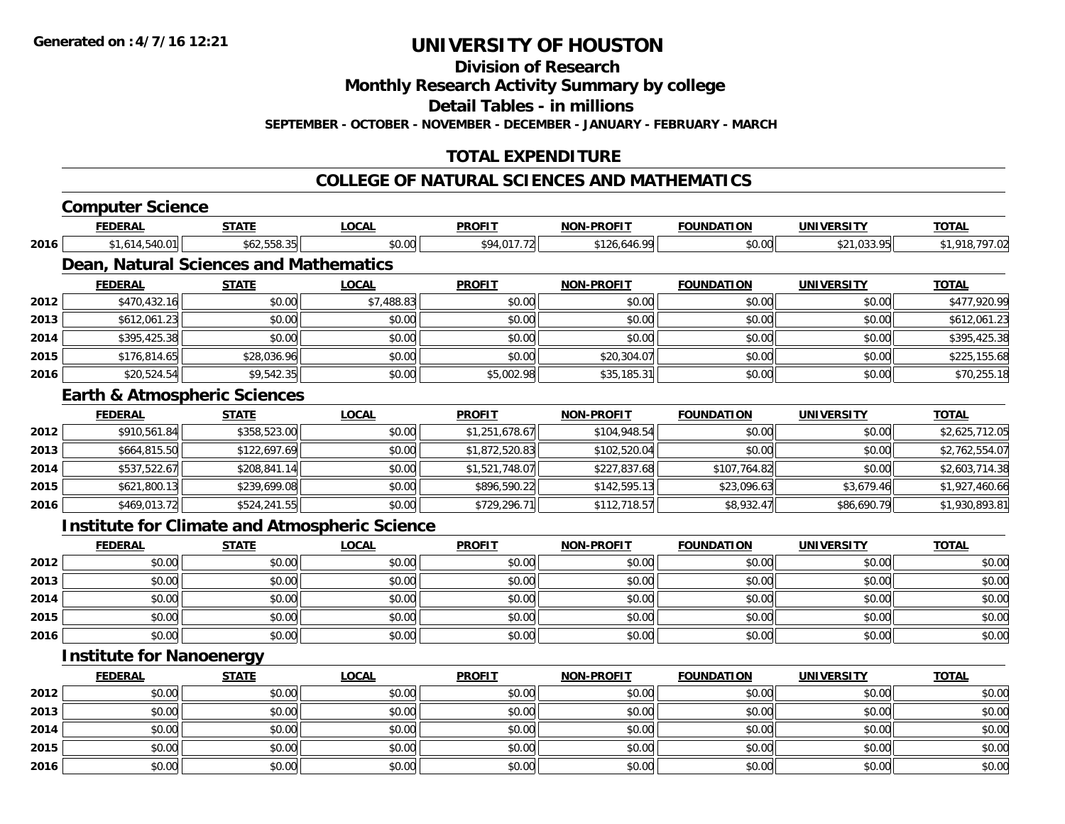# UNIVERSITY OF HOUSTON

## Division of Research

## Monthly Research Activity Summary by college

## Detail Tables - in millions

**SEPTEMBER - OCTOBER - NOVEMBER - DECEMBER - JANUARY - FEBRUARY - MARCH**

## TOTAL EXPENDITURE

## COLLEGE OF NATURAL SCIENCES AND MATHEMATICS

### Computer Science

| | FEDERAL | STATE | LOCAL | PROFIT | NON-PROFIT | FOUNDATION | UNIVERSITY | TOTAL |
|---|---|---|---|---|---|---|---|---|
| 2016 | $1,614,540.01 | $62,558.35 | $0.00 | $94,017.72 | $126,646.99 | $0.00 | $21,033.95 | $1,918,797.02 |

### Dean, Natural Sciences and Mathematics

| | FEDERAL | STATE | LOCAL | PROFIT | NON-PROFIT | FOUNDATION | UNIVERSITY | TOTAL |
|---|---|---|---|---|---|---|---|---|
| 2012 | $470,432.16 | $0.00 | $7,488.83 | $0.00 | $0.00 | $0.00 | $0.00 | $477,920.99 |
| 2013 | $612,061.23 | $0.00 | $0.00 | $0.00 | $0.00 | $0.00 | $0.00 | $612,061.23 |
| 2014 | $395,425.38 | $0.00 | $0.00 | $0.00 | $0.00 | $0.00 | $0.00 | $395,425.38 |
| 2015 | $176,814.65 | $28,036.96 | $0.00 | $0.00 | $20,304.07 | $0.00 | $0.00 | $225,155.68 |
| 2016 | $20,524.54 | $9,542.35 | $0.00 | $5,002.98 | $35,185.31 | $0.00 | $0.00 | $70,255.18 |

### Earth & Atmospheric Sciences

| | FEDERAL | STATE | LOCAL | PROFIT | NON-PROFIT | FOUNDATION | UNIVERSITY | TOTAL |
|---|---|---|---|---|---|---|---|---|
| 2012 | $910,561.84 | $358,523.00 | $0.00 | $1,251,678.67 | $104,948.54 | $0.00 | $0.00 | $2,625,712.05 |
| 2013 | $664,815.50 | $122,697.69 | $0.00 | $1,872,520.83 | $102,520.04 | $0.00 | $0.00 | $2,762,554.07 |
| 2014 | $537,522.67 | $208,841.14 | $0.00 | $1,521,748.07 | $227,837.68 | $107,764.82 | $0.00 | $2,603,714.38 |
| 2015 | $621,800.13 | $239,699.08 | $0.00 | $896,590.22 | $142,595.13 | $23,096.63 | $3,679.46 | $1,927,460.66 |
| 2016 | $469,013.72 | $524,241.55 | $0.00 | $729,296.71 | $112,718.57 | $8,932.47 | $86,690.79 | $1,930,893.81 |

### Institute for Climate and Atmospheric Science

| | FEDERAL | STATE | LOCAL | PROFIT | NON-PROFIT | FOUNDATION | UNIVERSITY | TOTAL |
|---|---|---|---|---|---|---|---|---|
| 2012 | $0.00 | $0.00 | $0.00 | $0.00 | $0.00 | $0.00 | $0.00 | $0.00 |
| 2013 | $0.00 | $0.00 | $0.00 | $0.00 | $0.00 | $0.00 | $0.00 | $0.00 |
| 2014 | $0.00 | $0.00 | $0.00 | $0.00 | $0.00 | $0.00 | $0.00 | $0.00 |
| 2015 | $0.00 | $0.00 | $0.00 | $0.00 | $0.00 | $0.00 | $0.00 | $0.00 |
| 2016 | $0.00 | $0.00 | $0.00 | $0.00 | $0.00 | $0.00 | $0.00 | $0.00 |

### Institute for Nanoenergy

| | FEDERAL | STATE | LOCAL | PROFIT | NON-PROFIT | FOUNDATION | UNIVERSITY | TOTAL |
|---|---|---|---|---|---|---|---|---|
| 2012 | $0.00 | $0.00 | $0.00 | $0.00 | $0.00 | $0.00 | $0.00 | $0.00 |
| 2013 | $0.00 | $0.00 | $0.00 | $0.00 | $0.00 | $0.00 | $0.00 | $0.00 |
| 2014 | $0.00 | $0.00 | $0.00 | $0.00 | $0.00 | $0.00 | $0.00 | $0.00 |
| 2015 | $0.00 | $0.00 | $0.00 | $0.00 | $0.00 | $0.00 | $0.00 | $0.00 |
| 2016 | $0.00 | $0.00 | $0.00 | $0.00 | $0.00 | $0.00 | $0.00 | $0.00 |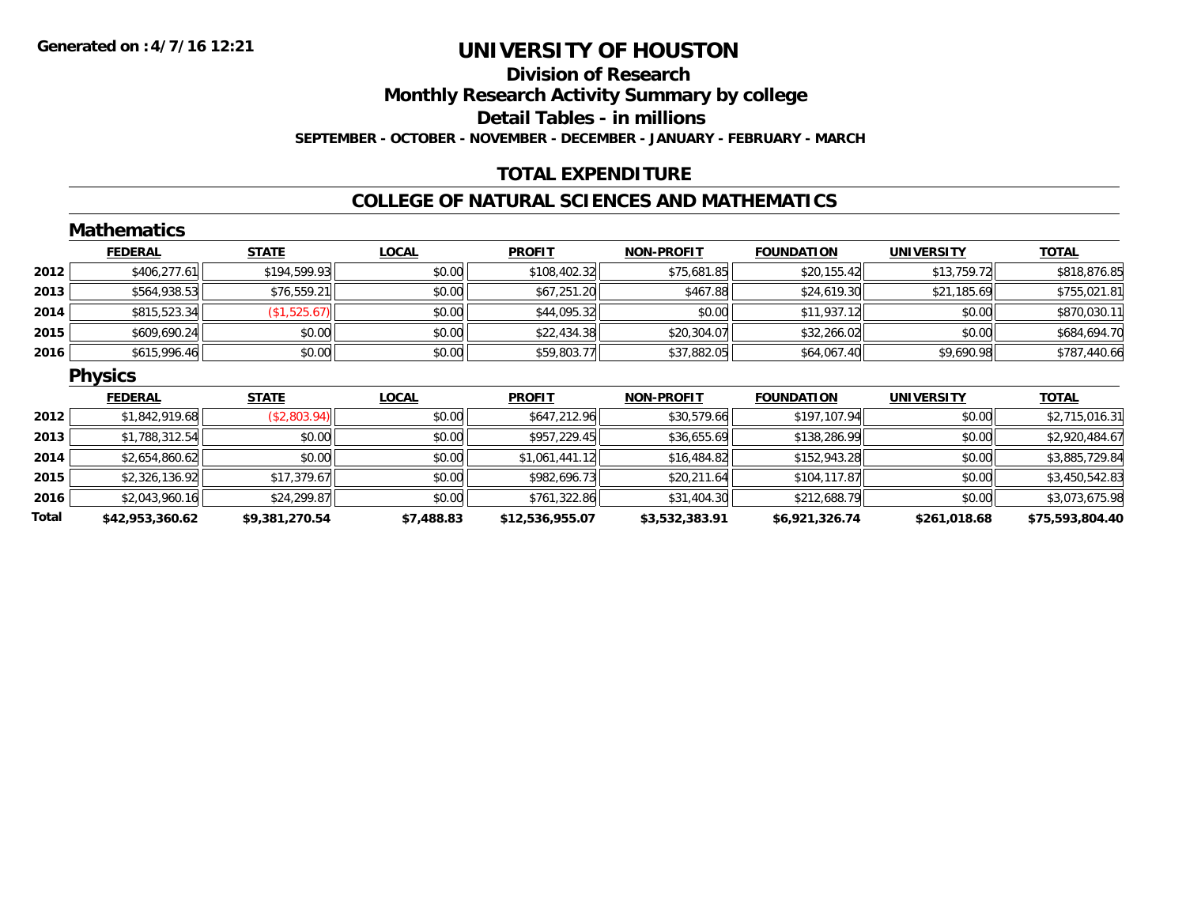**Generated on :4/7/16 12:21**

# UNIVERSITY OF HOUSTON

## Division of Research

## Monthly Research Activity Summary by college

## Detail Tables - in millions

**SEPTEMBER - OCTOBER - NOVEMBER - DECEMBER - JANUARY - FEBRUARY - MARCH**

## TOTAL EXPENDITURE

## COLLEGE OF NATURAL SCIENCES AND MATHEMATICS

### Mathematics

| | FEDERAL | STATE | LOCAL | PROFIT | NON-PROFIT | FOUNDATION | UNIVERSITY | TOTAL |
|---|---|---|---|---|---|---|---|---|
| 2012 | $406,277.61 | $194,599.93 | $0.00 | $108,402.32 | $75,681.85 | $20,155.42 | $13,759.72 | $818,876.85 |
| 2013 | $564,938.53 | $76,559.21 | $0.00 | $67,251.20 | $467.88 | $24,619.30 | $21,185.69 | $755,021.81 |
| 2014 | $815,523.34 | ($1,525.67) | $0.00 | $44,095.32 | $0.00 | $11,937.12 | $0.00 | $870,030.11 |
| 2015 | $609,690.24 | $0.00 | $0.00 | $22,434.38 | $20,304.07 | $32,266.02 | $0.00 | $684,694.70 |
| 2016 | $615,996.46 | $0.00 | $0.00 | $59,803.77 | $37,882.05 | $64,067.40 | $9,690.98 | $787,440.66 |

### Physics

| | FEDERAL | STATE | LOCAL | PROFIT | NON-PROFIT | FOUNDATION | UNIVERSITY | TOTAL |
|---|---|---|---|---|---|---|---|---|
| 2012 | $1,842,919.68 | ($2,803.94) | $0.00 | $647,212.96 | $30,579.66 | $197,107.94 | $0.00 | $2,715,016.31 |
| 2013 | $1,788,312.54 | $0.00 | $0.00 | $957,229.45 | $36,655.69 | $138,286.99 | $0.00 | $2,920,484.67 |
| 2014 | $2,654,860.62 | $0.00 | $0.00 | $1,061,441.12 | $16,484.82 | $152,943.28 | $0.00 | $3,885,729.84 |
| 2015 | $2,326,136.92 | $17,379.67 | $0.00 | $982,696.73 | $20,211.64 | $104,117.87 | $0.00 | $3,450,542.83 |
| 2016 | $2,043,960.16 | $24,299.87 | $0.00 | $761,322.86 | $31,404.30 | $212,688.79 | $0.00 | $3,073,675.98 |
| **Total** | **$42,953,360.62** | **$9,381,270.54** | **$7,488.83** | **$12,536,955.07** | **$3,532,383.91** | **$6,921,326.74** | **$261,018.68** | **$75,593,804.40** |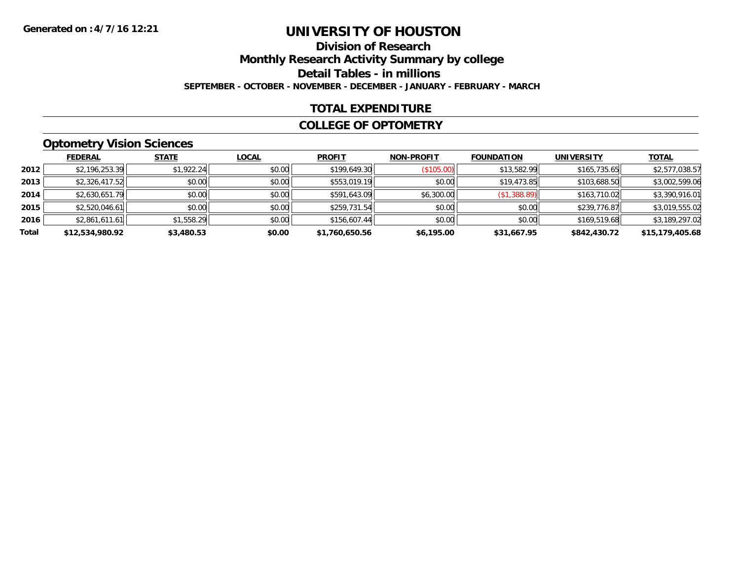# UNIVERSITY OF HOUSTON

## Division of Research

## Monthly Research Activity Summary by college

## Detail Tables - in millions

**SEPTEMBER - OCTOBER - NOVEMBER - DECEMBER - JANUARY - FEBRUARY - MARCH**

**Generated on :4/7/16 12:21**

## TOTAL EXPENDITURE

## COLLEGE OF OPTOMETRY

### Optometry Vision Sciences

| | FEDERAL | STATE | LOCAL | PROFIT | NON-PROFIT | FOUNDATION | UNIVERSITY | TOTAL |
|---|---|---|---|---|---|---|---|---|
| 2012 | $2,196,253.39 | $1,922.24 | $0.00 | $199,649.30 | ($105.00) | $13,582.99 | $165,735.65 | $2,577,038.57 |
| 2013 | $2,326,417.52 | $0.00 | $0.00 | $553,019.19 | $0.00 | $19,473.85 | $103,688.50 | $3,002,599.06 |
| 2014 | $2,630,651.79 | $0.00 | $0.00 | $591,643.09 | $6,300.00 | ($1,388.89) | $163,710.02 | $3,390,916.01 |
| 2015 | $2,520,046.61 | $0.00 | $0.00 | $259,731.54 | $0.00 | $0.00 | $239,776.87 | $3,019,555.02 |
| 2016 | $2,861,611.61 | $1,558.29 | $0.00 | $156,607.44 | $0.00 | $0.00 | $169,519.68 | $3,189,297.02 |
| **Total** | **$12,534,980.92** | **$3,480.53** | **$0.00** | **$1,760,650.56** | **$6,195.00** | **$31,667.95** | **$842,430.72** | **$15,179,405.68** |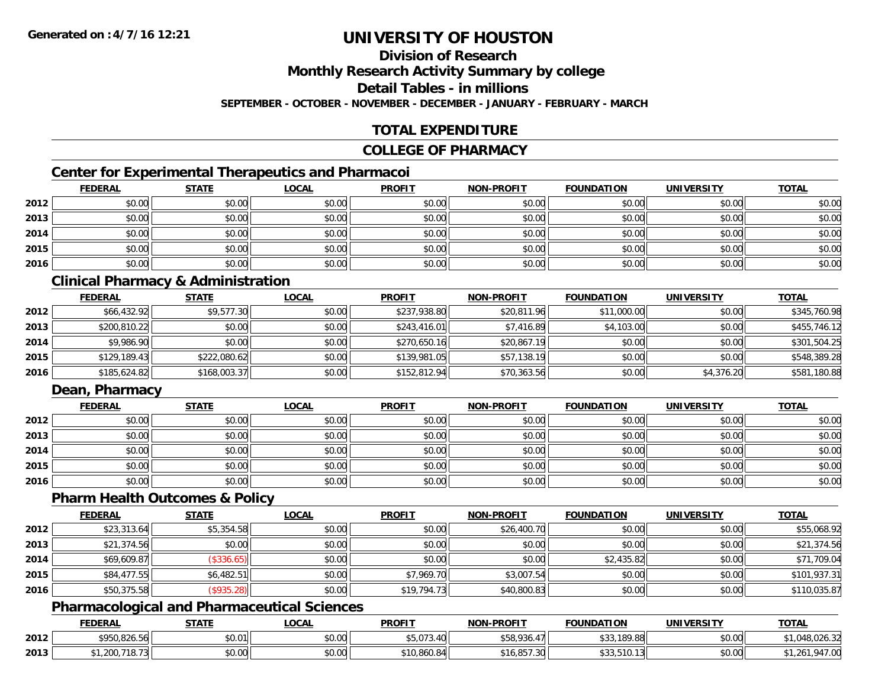# UNIVERSITY OF HOUSTON

## Division of Research

## Monthly Research Activity Summary by college

## Detail Tables - in millions

**SEPTEMBER - OCTOBER - NOVEMBER - DECEMBER - JANUARY - FEBRUARY - MARCH**

**Generated on : 4/7/16 12:21**

## TOTAL EXPENDITURE

## COLLEGE OF PHARMACY

### Center for Experimental Therapeutics and Pharmacoi

| | FEDERAL | STATE | LOCAL | PROFIT | NON-PROFIT | FOUNDATION | UNIVERSITY | TOTAL |
|---|---|---|---|---|---|---|---|---|
| 2012 | $0.00 | $0.00 | $0.00 | $0.00 | $0.00 | $0.00 | $0.00 | $0.00 |
| 2013 | $0.00 | $0.00 | $0.00 | $0.00 | $0.00 | $0.00 | $0.00 | $0.00 |
| 2014 | $0.00 | $0.00 | $0.00 | $0.00 | $0.00 | $0.00 | $0.00 | $0.00 |
| 2015 | $0.00 | $0.00 | $0.00 | $0.00 | $0.00 | $0.00 | $0.00 | $0.00 |
| 2016 | $0.00 | $0.00 | $0.00 | $0.00 | $0.00 | $0.00 | $0.00 | $0.00 |

### Clinical Pharmacy & Administration

| | FEDERAL | STATE | LOCAL | PROFIT | NON-PROFIT | FOUNDATION | UNIVERSITY | TOTAL |
|---|---|---|---|---|---|---|---|---|
| 2012 | $66,432.92 | $9,577.30 | $0.00 | $237,938.80 | $20,811.96 | $11,000.00 | $0.00 | $345,760.98 |
| 2013 | $200,810.22 | $0.00 | $0.00 | $243,416.01 | $7,416.89 | $4,103.00 | $0.00 | $455,746.12 |
| 2014 | $9,986.90 | $0.00 | $0.00 | $270,650.16 | $20,867.19 | $0.00 | $0.00 | $301,504.25 |
| 2015 | $129,189.43 | $222,080.62 | $0.00 | $139,981.05 | $57,138.19 | $0.00 | $0.00 | $548,389.28 |
| 2016 | $185,624.82 | $168,003.37 | $0.00 | $152,812.94 | $70,363.56 | $0.00 | $4,376.20 | $581,180.88 |

### Dean, Pharmacy

| | FEDERAL | STATE | LOCAL | PROFIT | NON-PROFIT | FOUNDATION | UNIVERSITY | TOTAL |
|---|---|---|---|---|---|---|---|---|
| 2012 | $0.00 | $0.00 | $0.00 | $0.00 | $0.00 | $0.00 | $0.00 | $0.00 |
| 2013 | $0.00 | $0.00 | $0.00 | $0.00 | $0.00 | $0.00 | $0.00 | $0.00 |
| 2014 | $0.00 | $0.00 | $0.00 | $0.00 | $0.00 | $0.00 | $0.00 | $0.00 |
| 2015 | $0.00 | $0.00 | $0.00 | $0.00 | $0.00 | $0.00 | $0.00 | $0.00 |
| 2016 | $0.00 | $0.00 | $0.00 | $0.00 | $0.00 | $0.00 | $0.00 | $0.00 |

### Pharm Health Outcomes & Policy

| | FEDERAL | STATE | LOCAL | PROFIT | NON-PROFIT | FOUNDATION | UNIVERSITY | TOTAL |
|---|---|---|---|---|---|---|---|---|
| 2012 | $23,313.64 | $5,354.58 | $0.00 | $0.00 | $26,400.70 | $0.00 | $0.00 | $55,068.92 |
| 2013 | $21,374.56 | $0.00 | $0.00 | $0.00 | $0.00 | $0.00 | $0.00 | $21,374.56 |
| 2014 | $69,609.87 | ($336.65) | $0.00 | $0.00 | $0.00 | $2,435.82 | $0.00 | $71,709.04 |
| 2015 | $84,477.55 | $6,482.51 | $0.00 | $7,969.70 | $3,007.54 | $0.00 | $0.00 | $101,937.31 |
| 2016 | $50,375.58 | ($935.28) | $0.00 | $19,794.73 | $40,800.83 | $0.00 | $0.00 | $110,035.87 |

### Pharmacological and Pharmaceutical Sciences

| | FEDERAL | STATE | LOCAL | PROFIT | NON-PROFIT | FOUNDATION | UNIVERSITY | TOTAL |
|---|---|---|---|---|---|---|---|---|
| 2012 | $950,826.56 | $0.01 | $0.00 | $5,073.40 | $58,936.47 | $33,189.88 | $0.00 | $1,048,026.32 |
| 2013 | $1,200,718.73 | $0.00 | $0.00 | $10,860.84 | $16,857.30 | $33,510.13 | $0.00 | $1,261,947.00 |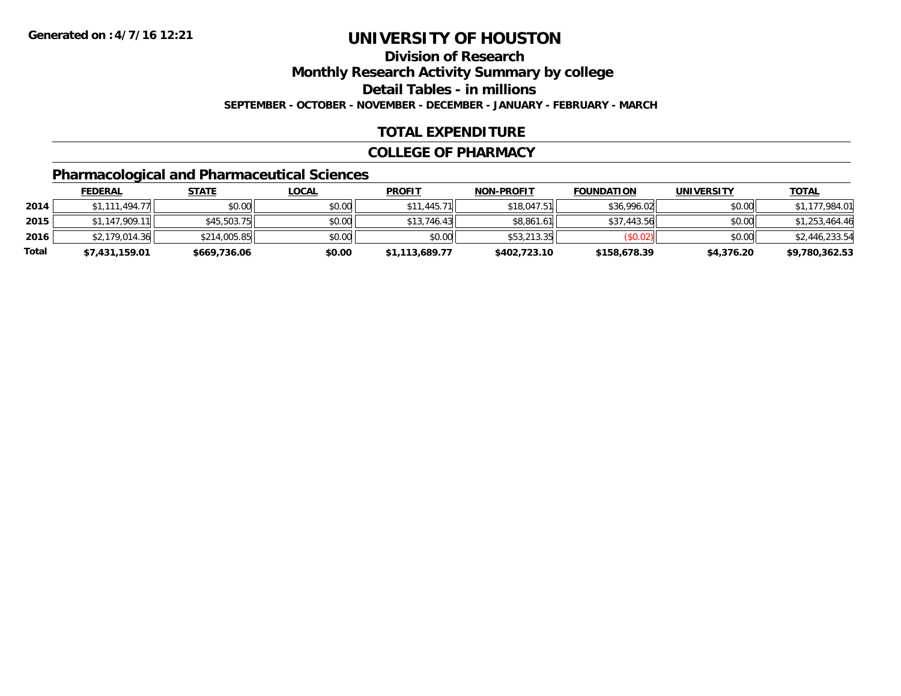Generated on :4/7/16 12:21

# UNIVERSITY OF HOUSTON

## Division of Research

## Monthly Research Activity Summary by college

## Detail Tables - in millions

**SEPTEMBER - OCTOBER - NOVEMBER - DECEMBER - JANUARY - FEBRUARY - MARCH**

## TOTAL EXPENDITURE

## COLLEGE OF PHARMACY

### Pharmacological and Pharmaceutical Sciences

| | FEDERAL | STATE | LOCAL | PROFIT | NON-PROFIT | FOUNDATION | UNIVERSITY | TOTAL |
|---|---|---|---|---|---|---|---|---|
| 2014 | $1,111,494.77 | $0.00 | $0.00 | $11,445.71 | $18,047.51 | $36,996.02 | $0.00 | $1,177,984.01 |
| 2015 | $1,147,909.11 | $45,503.75 | $0.00 | $13,746.43 | $8,861.61 | $37,443.56 | $0.00 | $1,253,464.46 |
| 2016 | $2,179,014.36 | $214,005.85 | $0.00 | $0.00 | $53,213.35 | ($0.02) | $0.00 | $2,446,233.54 |
| **Total** | **$7,431,159.01** | **$669,736.06** | **$0.00** | **$1,113,689.77** | **$402,723.10** | **$158,678.39** | **$4,376.20** | **$9,780,362.53** |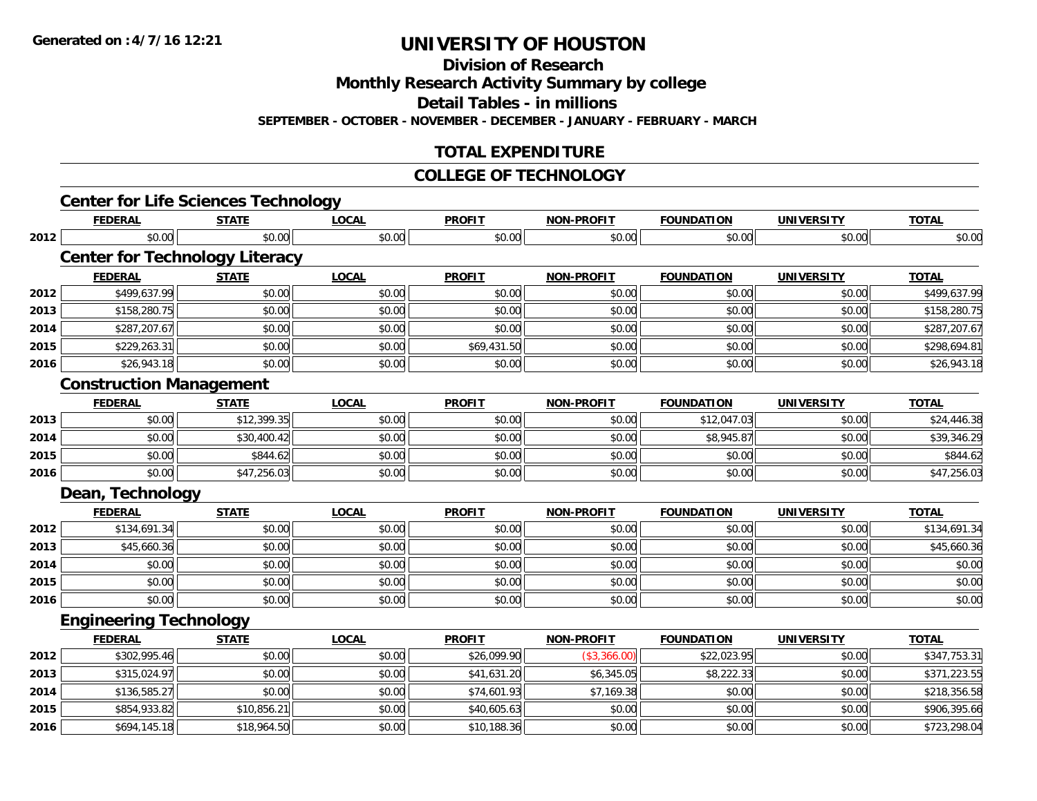Generated on :4/7/16 12:21

# UNIVERSITY OF HOUSTON

## Division of Research

## Monthly Research Activity Summary by college

## Detail Tables - in millions

**SEPTEMBER - OCTOBER - NOVEMBER - DECEMBER - JANUARY - FEBRUARY - MARCH**

## TOTAL EXPENDITURE

## COLLEGE OF TECHNOLOGY

### Center for Life Sciences Technology

| | FEDERAL | STATE | LOCAL | PROFIT | NON-PROFIT | FOUNDATION | UNIVERSITY | TOTAL |
|---|---|---|---|---|---|---|---|---|
| 2012 | $0.00 | $0.00 | $0.00 | $0.00 | $0.00 | $0.00 | $0.00 | $0.00 |

### Center for Technology Literacy

| | FEDERAL | STATE | LOCAL | PROFIT | NON-PROFIT | FOUNDATION | UNIVERSITY | TOTAL |
|---|---|---|---|---|---|---|---|---|
| 2012 | $499,637.99 | $0.00 | $0.00 | $0.00 | $0.00 | $0.00 | $0.00 | $499,637.99 |
| 2013 | $158,280.75 | $0.00 | $0.00 | $0.00 | $0.00 | $0.00 | $0.00 | $158,280.75 |
| 2014 | $287,207.67 | $0.00 | $0.00 | $0.00 | $0.00 | $0.00 | $0.00 | $287,207.67 |
| 2015 | $229,263.31 | $0.00 | $0.00 | $69,431.50 | $0.00 | $0.00 | $0.00 | $298,694.81 |
| 2016 | $26,943.18 | $0.00 | $0.00 | $0.00 | $0.00 | $0.00 | $0.00 | $26,943.18 |

### Construction Management

| | FEDERAL | STATE | LOCAL | PROFIT | NON-PROFIT | FOUNDATION | UNIVERSITY | TOTAL |
|---|---|---|---|---|---|---|---|---|
| 2013 | $0.00 | $12,399.35 | $0.00 | $0.00 | $0.00 | $12,047.03 | $0.00 | $24,446.38 |
| 2014 | $0.00 | $30,400.42 | $0.00 | $0.00 | $0.00 | $8,945.87 | $0.00 | $39,346.29 |
| 2015 | $0.00 | $844.62 | $0.00 | $0.00 | $0.00 | $0.00 | $0.00 | $844.62 |
| 2016 | $0.00 | $47,256.03 | $0.00 | $0.00 | $0.00 | $0.00 | $0.00 | $47,256.03 |

### Dean, Technology

| | FEDERAL | STATE | LOCAL | PROFIT | NON-PROFIT | FOUNDATION | UNIVERSITY | TOTAL |
|---|---|---|---|---|---|---|---|---|
| 2012 | $134,691.34 | $0.00 | $0.00 | $0.00 | $0.00 | $0.00 | $0.00 | $134,691.34 |
| 2013 | $45,660.36 | $0.00 | $0.00 | $0.00 | $0.00 | $0.00 | $0.00 | $45,660.36 |
| 2014 | $0.00 | $0.00 | $0.00 | $0.00 | $0.00 | $0.00 | $0.00 | $0.00 |
| 2015 | $0.00 | $0.00 | $0.00 | $0.00 | $0.00 | $0.00 | $0.00 | $0.00 |
| 2016 | $0.00 | $0.00 | $0.00 | $0.00 | $0.00 | $0.00 | $0.00 | $0.00 |

### Engineering Technology

| | FEDERAL | STATE | LOCAL | PROFIT | NON-PROFIT | FOUNDATION | UNIVERSITY | TOTAL |
|---|---|---|---|---|---|---|---|---|
| 2012 | $302,995.46 | $0.00 | $0.00 | $26,099.90 | ($3,366.00) | $22,023.95 | $0.00 | $347,753.31 |
| 2013 | $315,024.97 | $0.00 | $0.00 | $41,631.20 | $6,345.05 | $8,222.33 | $0.00 | $371,223.55 |
| 2014 | $136,585.27 | $0.00 | $0.00 | $74,601.93 | $7,169.38 | $0.00 | $0.00 | $218,356.58 |
| 2015 | $854,933.82 | $10,856.21 | $0.00 | $40,605.63 | $0.00 | $0.00 | $0.00 | $906,395.66 |
| 2016 | $694,145.18 | $18,964.50 | $0.00 | $10,188.36 | $0.00 | $0.00 | $0.00 | $723,298.04 |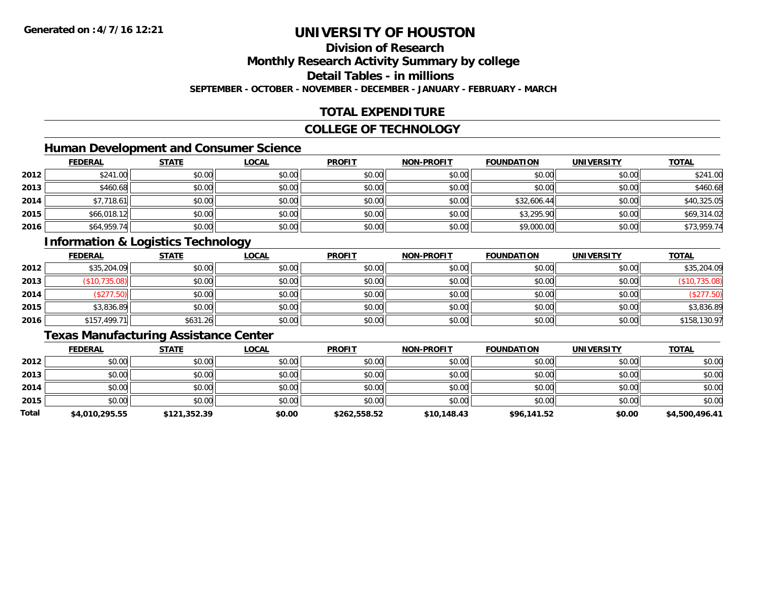# UNIVERSITY OF HOUSTON

## Division of Research

## Monthly Research Activity Summary by college

## Detail Tables - in millions

**SEPTEMBER - OCTOBER - NOVEMBER - DECEMBER - JANUARY - FEBRUARY - MARCH**

**Generated on : 4/7/16 12:21**

## TOTAL EXPENDITURE

## COLLEGE OF TECHNOLOGY

### Human Development and Consumer Science

| | FEDERAL | STATE | LOCAL | PROFIT | NON-PROFIT | FOUNDATION | UNIVERSITY | TOTAL |
|---|---|---|---|---|---|---|---|---|
| 2012 | $241.00 | $0.00 | $0.00 | $0.00 | $0.00 | $0.00 | $0.00 | $241.00 |
| 2013 | $460.68 | $0.00 | $0.00 | $0.00 | $0.00 | $0.00 | $0.00 | $460.68 |
| 2014 | $7,718.61 | $0.00 | $0.00 | $0.00 | $0.00 | $32,606.44 | $0.00 | $40,325.05 |
| 2015 | $66,018.12 | $0.00 | $0.00 | $0.00 | $0.00 | $3,295.90 | $0.00 | $69,314.02 |
| 2016 | $64,959.74 | $0.00 | $0.00 | $0.00 | $0.00 | $9,000.00 | $0.00 | $73,959.74 |

### Information & Logistics Technology

| | FEDERAL | STATE | LOCAL | PROFIT | NON-PROFIT | FOUNDATION | UNIVERSITY | TOTAL |
|---|---|---|---|---|---|---|---|---|
| 2012 | $35,204.09 | $0.00 | $0.00 | $0.00 | $0.00 | $0.00 | $0.00 | $35,204.09 |
| 2013 | ($10,735.08) | $0.00 | $0.00 | $0.00 | $0.00 | $0.00 | $0.00 | ($10,735.08) |
| 2014 | ($277.50) | $0.00 | $0.00 | $0.00 | $0.00 | $0.00 | $0.00 | ($277.50) |
| 2015 | $3,836.89 | $0.00 | $0.00 | $0.00 | $0.00 | $0.00 | $0.00 | $3,836.89 |
| 2016 | $157,499.71 | $631.26 | $0.00 | $0.00 | $0.00 | $0.00 | $0.00 | $158,130.97 |

### Texas Manufacturing Assistance Center

| | FEDERAL | STATE | LOCAL | PROFIT | NON-PROFIT | FOUNDATION | UNIVERSITY | TOTAL |
|---|---|---|---|---|---|---|---|---|
| 2012 | $0.00 | $0.00 | $0.00 | $0.00 | $0.00 | $0.00 | $0.00 | $0.00 |
| 2013 | $0.00 | $0.00 | $0.00 | $0.00 | $0.00 | $0.00 | $0.00 | $0.00 |
| 2014 | $0.00 | $0.00 | $0.00 | $0.00 | $0.00 | $0.00 | $0.00 | $0.00 |
| 2015 | $0.00 | $0.00 | $0.00 | $0.00 | $0.00 | $0.00 | $0.00 | $0.00 |
| **Total** | **$4,010,295.55** | **$121,352.39** | **$0.00** | **$262,558.52** | **$10,148.43** | **$96,141.52** | **$0.00** | **$4,500,496.41** |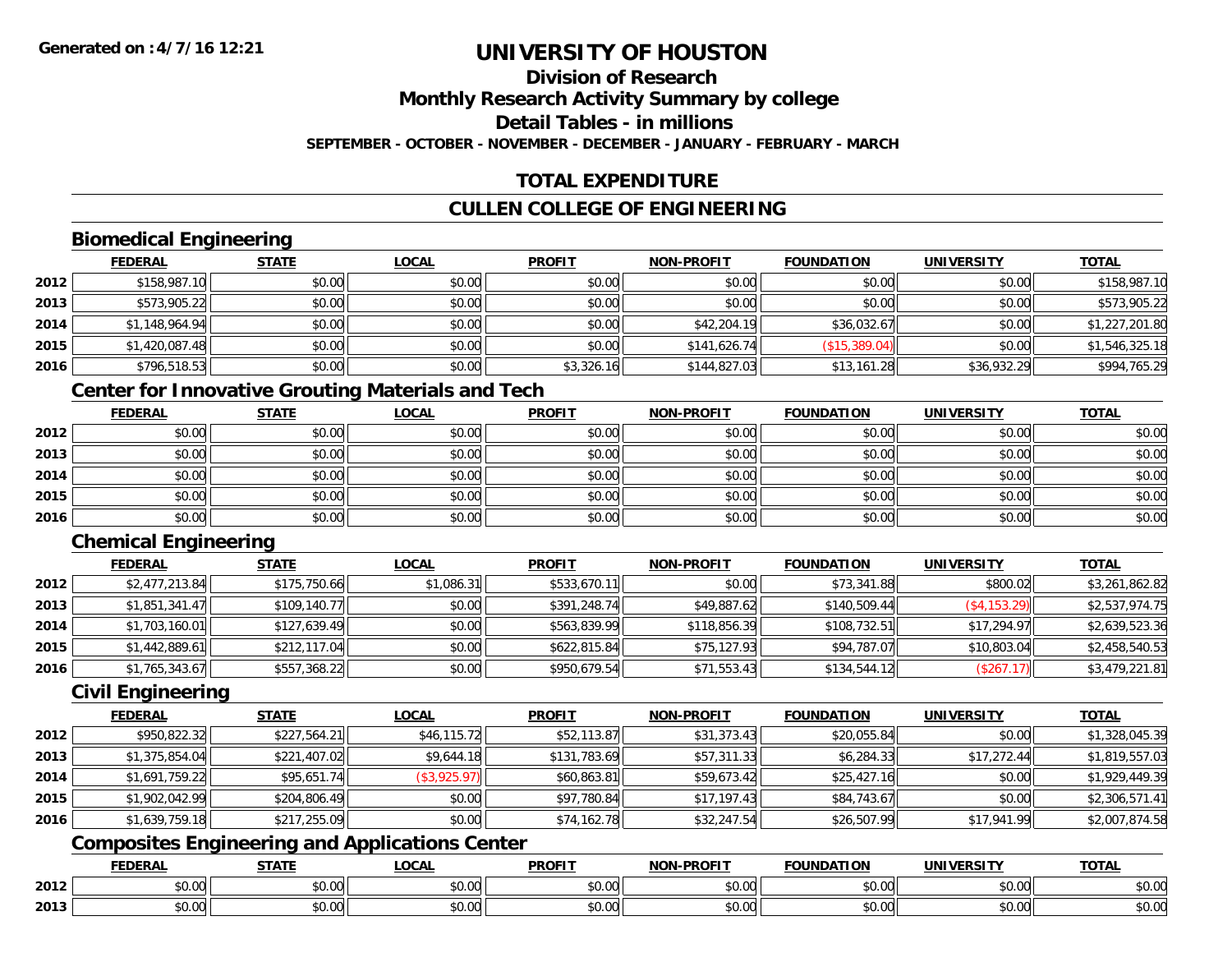**Generated on :4/7/16 12:21**

# UNIVERSITY OF HOUSTON

## Division of Research

## Monthly Research Activity Summary by college

## Detail Tables - in millions

**SEPTEMBER - OCTOBER - NOVEMBER - DECEMBER - JANUARY - FEBRUARY - MARCH**

## TOTAL EXPENDITURE

## CULLEN COLLEGE OF ENGINEERING

### Biomedical Engineering

| | FEDERAL | STATE | LOCAL | PROFIT | NON-PROFIT | FOUNDATION | UNIVERSITY | TOTAL |
|---|---|---|---|---|---|---|---|---|
| 2012 | $158,987.10 | $0.00 | $0.00 | $0.00 | $0.00 | $0.00 | $0.00 | $158,987.10 |
| 2013 | $573,905.22 | $0.00 | $0.00 | $0.00 | $0.00 | $0.00 | $0.00 | $573,905.22 |
| 2014 | $1,148,964.94 | $0.00 | $0.00 | $0.00 | $42,204.19 | $36,032.67 | $0.00 | $1,227,201.80 |
| 2015 | $1,420,087.48 | $0.00 | $0.00 | $0.00 | $141,626.74 | ($15,389.04) | $0.00 | $1,546,325.18 |
| 2016 | $796,518.53 | $0.00 | $0.00 | $3,326.16 | $144,827.03 | $13,161.28 | $36,932.29 | $994,765.29 |

### Center for Innovative Grouting Materials and Tech

| | FEDERAL | STATE | LOCAL | PROFIT | NON-PROFIT | FOUNDATION | UNIVERSITY | TOTAL |
|---|---|---|---|---|---|---|---|---|
| 2012 | $0.00 | $0.00 | $0.00 | $0.00 | $0.00 | $0.00 | $0.00 | $0.00 |
| 2013 | $0.00 | $0.00 | $0.00 | $0.00 | $0.00 | $0.00 | $0.00 | $0.00 |
| 2014 | $0.00 | $0.00 | $0.00 | $0.00 | $0.00 | $0.00 | $0.00 | $0.00 |
| 2015 | $0.00 | $0.00 | $0.00 | $0.00 | $0.00 | $0.00 | $0.00 | $0.00 |
| 2016 | $0.00 | $0.00 | $0.00 | $0.00 | $0.00 | $0.00 | $0.00 | $0.00 |

### Chemical Engineering

| | FEDERAL | STATE | LOCAL | PROFIT | NON-PROFIT | FOUNDATION | UNIVERSITY | TOTAL |
|---|---|---|---|---|---|---|---|---|
| 2012 | $2,477,213.84 | $175,750.66 | $1,086.31 | $533,670.11 | $0.00 | $73,341.88 | $800.02 | $3,261,862.82 |
| 2013 | $1,851,341.47 | $109,140.77 | $0.00 | $391,248.74 | $49,887.62 | $140,509.44 | ($4,153.29) | $2,537,974.75 |
| 2014 | $1,703,160.01 | $127,639.49 | $0.00 | $563,839.99 | $118,856.39 | $108,732.51 | $17,294.97 | $2,639,523.36 |
| 2015 | $1,442,889.61 | $212,117.04 | $0.00 | $622,815.84 | $75,127.93 | $94,787.07 | $10,803.04 | $2,458,540.53 |
| 2016 | $1,765,343.67 | $557,368.22 | $0.00 | $950,679.54 | $71,553.43 | $134,544.12 | ($267.17) | $3,479,221.81 |

### Civil Engineering

| | FEDERAL | STATE | LOCAL | PROFIT | NON-PROFIT | FOUNDATION | UNIVERSITY | TOTAL |
|---|---|---|---|---|---|---|---|---|
| 2012 | $950,822.32 | $227,564.21 | $46,115.72 | $52,113.87 | $31,373.43 | $20,055.84 | $0.00 | $1,328,045.39 |
| 2013 | $1,375,854.04 | $221,407.02 | $9,644.18 | $131,783.69 | $57,311.33 | $6,284.33 | $17,272.44 | $1,819,557.03 |
| 2014 | $1,691,759.22 | $95,651.74 | ($3,925.97) | $60,863.81 | $59,673.42 | $25,427.16 | $0.00 | $1,929,449.39 |
| 2015 | $1,902,042.99 | $204,806.49 | $0.00 | $97,780.84 | $17,197.43 | $84,743.67 | $0.00 | $2,306,571.41 |
| 2016 | $1,639,759.18 | $217,255.09 | $0.00 | $74,162.78 | $32,247.54 | $26,507.99 | $17,941.99 | $2,007,874.58 |

### Composites Engineering and Applications Center

| | FEDERAL | STATE | LOCAL | PROFIT | NON-PROFIT | FOUNDATION | UNIVERSITY | TOTAL |
|---|---|---|---|---|---|---|---|---|
| 2012 | $0.00 | $0.00 | $0.00 | $0.00 | $0.00 | $0.00 | $0.00 | $0.00 |
| 2013 | $0.00 | $0.00 | $0.00 | $0.00 | $0.00 | $0.00 | $0.00 | $0.00 |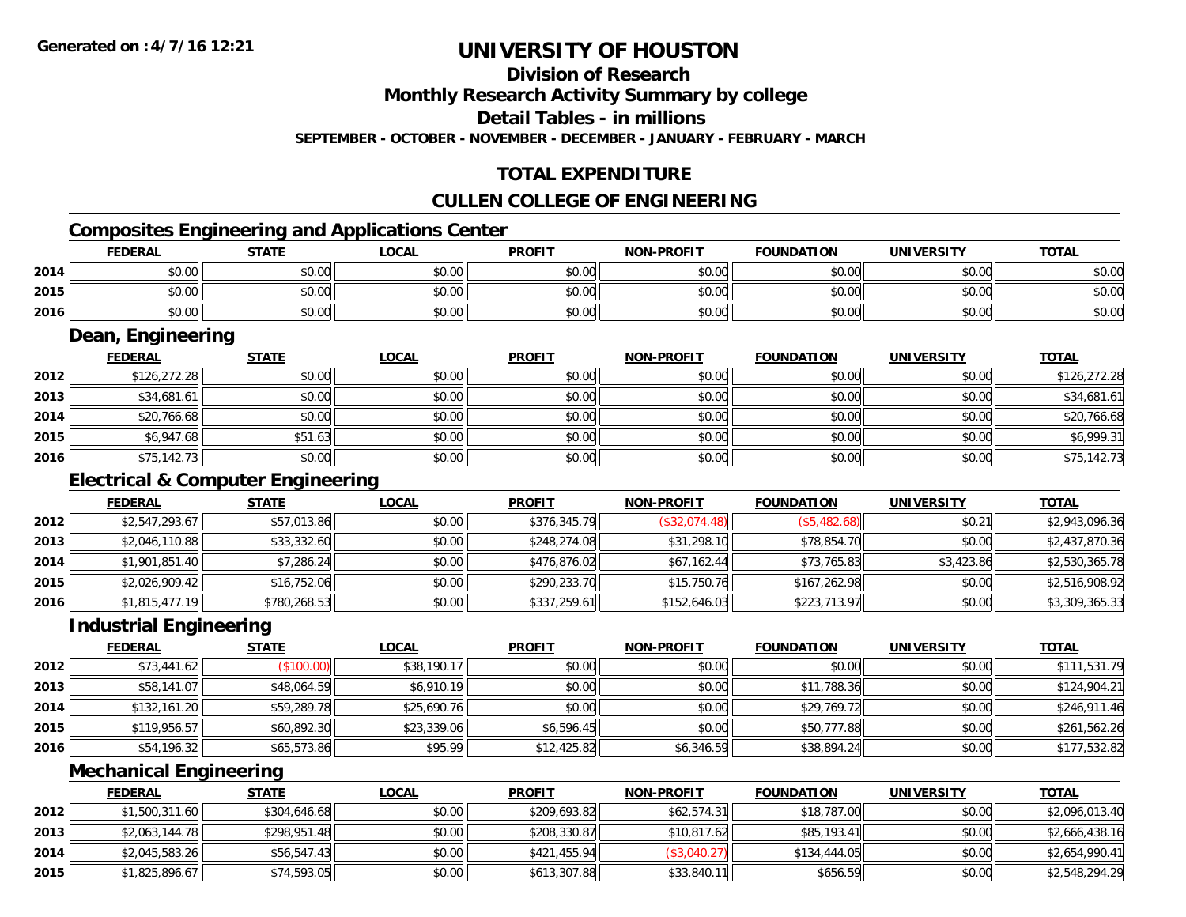Generated on :4/7/16 12:21

# UNIVERSITY OF HOUSTON

## Division of Research

## Monthly Research Activity Summary by college

## Detail Tables - in millions

**SEPTEMBER - OCTOBER - NOVEMBER - DECEMBER - JANUARY - FEBRUARY - MARCH**

## TOTAL EXPENDITURE

## CULLEN COLLEGE OF ENGINEERING

### Composites Engineering and Applications Center

| | FEDERAL | STATE | LOCAL | PROFIT | NON-PROFIT | FOUNDATION | UNIVERSITY | TOTAL |
|---|---|---|---|---|---|---|---|---|
| 2014 | $0.00 | $0.00 | $0.00 | $0.00 | $0.00 | $0.00 | $0.00 | $0.00 |
| 2015 | $0.00 | $0.00 | $0.00 | $0.00 | $0.00 | $0.00 | $0.00 | $0.00 |
| 2016 | $0.00 | $0.00 | $0.00 | $0.00 | $0.00 | $0.00 | $0.00 | $0.00 |

### Dean, Engineering

| | FEDERAL | STATE | LOCAL | PROFIT | NON-PROFIT | FOUNDATION | UNIVERSITY | TOTAL |
|---|---|---|---|---|---|---|---|---|
| 2012 | $126,272.28 | $0.00 | $0.00 | $0.00 | $0.00 | $0.00 | $0.00 | $126,272.28 |
| 2013 | $34,681.61 | $0.00 | $0.00 | $0.00 | $0.00 | $0.00 | $0.00 | $34,681.61 |
| 2014 | $20,766.68 | $0.00 | $0.00 | $0.00 | $0.00 | $0.00 | $0.00 | $20,766.68 |
| 2015 | $6,947.68 | $51.63 | $0.00 | $0.00 | $0.00 | $0.00 | $0.00 | $6,999.31 |
| 2016 | $75,142.73 | $0.00 | $0.00 | $0.00 | $0.00 | $0.00 | $0.00 | $75,142.73 |

### Electrical & Computer Engineering

| | FEDERAL | STATE | LOCAL | PROFIT | NON-PROFIT | FOUNDATION | UNIVERSITY | TOTAL |
|---|---|---|---|---|---|---|---|---|
| 2012 | $2,547,293.67 | $57,013.86 | $0.00 | $376,345.79 | ($32,074.48) | ($5,482.68) | $0.21 | $2,943,096.36 |
| 2013 | $2,046,110.88 | $33,332.60 | $0.00 | $248,274.08 | $31,298.10 | $78,854.70 | $0.00 | $2,437,870.36 |
| 2014 | $1,901,851.40 | $7,286.24 | $0.00 | $476,876.02 | $67,162.44 | $73,765.83 | $3,423.86 | $2,530,365.78 |
| 2015 | $2,026,909.42 | $16,752.06 | $0.00 | $290,233.70 | $15,750.76 | $167,262.98 | $0.00 | $2,516,908.92 |
| 2016 | $1,815,477.19 | $780,268.53 | $0.00 | $337,259.61 | $152,646.03 | $223,713.97 | $0.00 | $3,309,365.33 |

### Industrial Engineering

| | FEDERAL | STATE | LOCAL | PROFIT | NON-PROFIT | FOUNDATION | UNIVERSITY | TOTAL |
|---|---|---|---|---|---|---|---|---|
| 2012 | $73,441.62 | ($100.00) | $38,190.17 | $0.00 | $0.00 | $0.00 | $0.00 | $111,531.79 |
| 2013 | $58,141.07 | $48,064.59 | $6,910.19 | $0.00 | $0.00 | $11,788.36 | $0.00 | $124,904.21 |
| 2014 | $132,161.20 | $59,289.78 | $25,690.76 | $0.00 | $0.00 | $29,769.72 | $0.00 | $246,911.46 |
| 2015 | $119,956.57 | $60,892.30 | $23,339.06 | $6,596.45 | $0.00 | $50,777.88 | $0.00 | $261,562.26 |
| 2016 | $54,196.32 | $65,573.86 | $95.99 | $12,425.82 | $6,346.59 | $38,894.24 | $0.00 | $177,532.82 |

### Mechanical Engineering

| | FEDERAL | STATE | LOCAL | PROFIT | NON-PROFIT | FOUNDATION | UNIVERSITY | TOTAL |
|---|---|---|---|---|---|---|---|---|
| 2012 | $1,500,311.60 | $304,646.68 | $0.00 | $209,693.82 | $62,574.31 | $18,787.00 | $0.00 | $2,096,013.40 |
| 2013 | $2,063,144.78 | $298,951.48 | $0.00 | $208,330.87 | $10,817.62 | $85,193.41 | $0.00 | $2,666,438.16 |
| 2014 | $2,045,583.26 | $56,547.43 | $0.00 | $421,455.94 | ($3,040.27) | $134,444.05 | $0.00 | $2,654,990.41 |
| 2015 | $1,825,896.67 | $74,593.05 | $0.00 | $613,307.88 | $33,840.11 | $656.59 | $0.00 | $2,548,294.29 |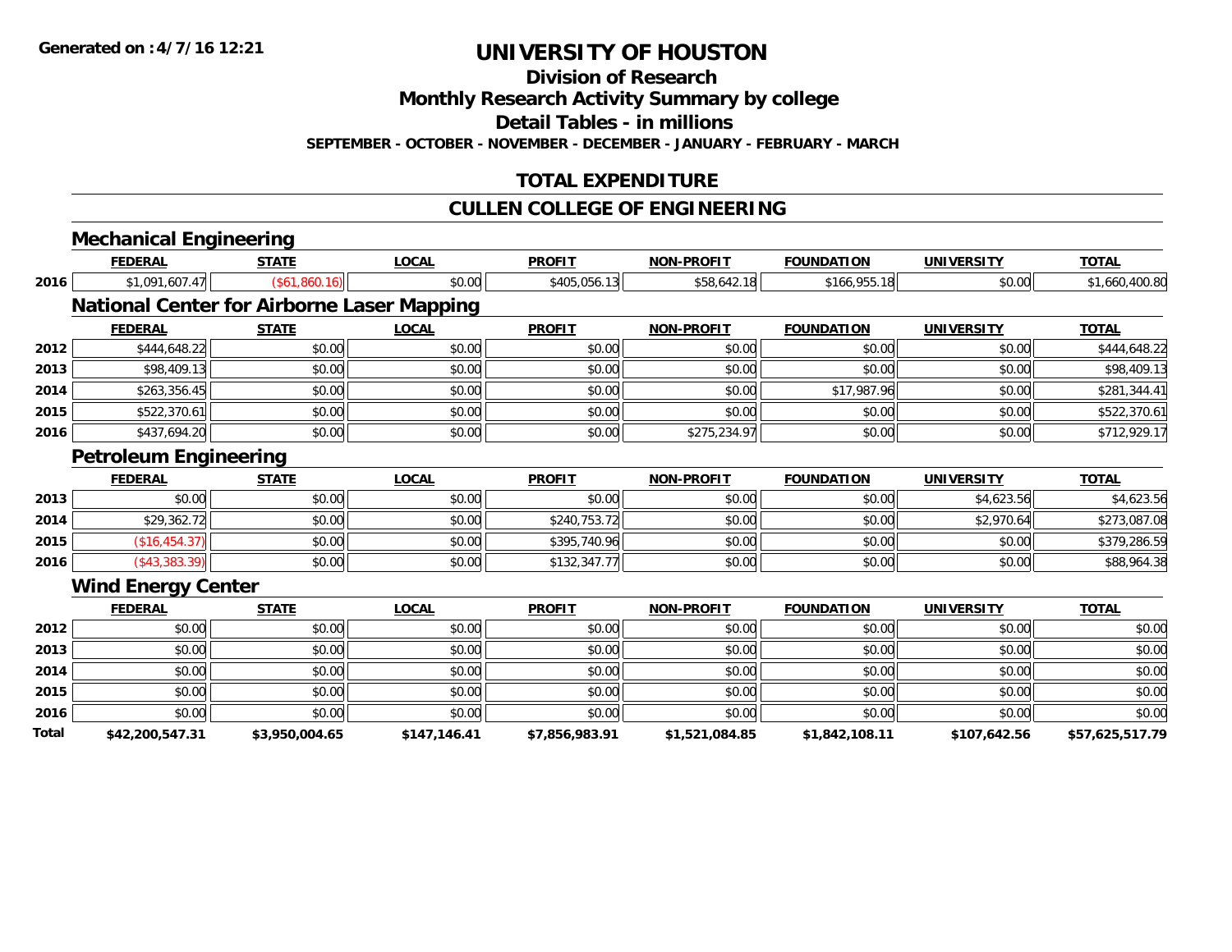# UNIVERSITY OF HOUSTON

## Division of Research

## Monthly Research Activity Summary by college

## Detail Tables - in millions

**SEPTEMBER - OCTOBER - NOVEMBER - DECEMBER - JANUARY - FEBRUARY - MARCH**

## TOTAL EXPENDITURE

## CULLEN COLLEGE OF ENGINEERING

### Mechanical Engineering

| | FEDERAL | STATE | LOCAL | PROFIT | NON-PROFIT | FOUNDATION | UNIVERSITY | TOTAL |
|---|---|---|---|---|---|---|---|---|
| 2016 | $1,091,607.47 | ($61,860.16) | $0.00 | $405,056.13 | $58,642.18 | $166,955.18 | $0.00 | $1,660,400.80 |

### National Center for Airborne Laser Mapping

| | FEDERAL | STATE | LOCAL | PROFIT | NON-PROFIT | FOUNDATION | UNIVERSITY | TOTAL |
|---|---|---|---|---|---|---|---|---|
| 2012 | $444,648.22 | $0.00 | $0.00 | $0.00 | $0.00 | $0.00 | $0.00 | $444,648.22 |
| 2013 | $98,409.13 | $0.00 | $0.00 | $0.00 | $0.00 | $0.00 | $0.00 | $98,409.13 |
| 2014 | $263,356.45 | $0.00 | $0.00 | $0.00 | $0.00 | $17,987.96 | $0.00 | $281,344.41 |
| 2015 | $522,370.61 | $0.00 | $0.00 | $0.00 | $0.00 | $0.00 | $0.00 | $522,370.61 |
| 2016 | $437,694.20 | $0.00 | $0.00 | $0.00 | $275,234.97 | $0.00 | $0.00 | $712,929.17 |

### Petroleum Engineering

| | FEDERAL | STATE | LOCAL | PROFIT | NON-PROFIT | FOUNDATION | UNIVERSITY | TOTAL |
|---|---|---|---|---|---|---|---|---|
| 2013 | $0.00 | $0.00 | $0.00 | $0.00 | $0.00 | $0.00 | $4,623.56 | $4,623.56 |
| 2014 | $29,362.72 | $0.00 | $0.00 | $240,753.72 | $0.00 | $0.00 | $2,970.64 | $273,087.08 |
| 2015 | ($16,454.37) | $0.00 | $0.00 | $395,740.96 | $0.00 | $0.00 | $0.00 | $379,286.59 |
| 2016 | ($43,383.39) | $0.00 | $0.00 | $132,347.77 | $0.00 | $0.00 | $0.00 | $88,964.38 |

### Wind Energy Center

| | FEDERAL | STATE | LOCAL | PROFIT | NON-PROFIT | FOUNDATION | UNIVERSITY | TOTAL |
|---|---|---|---|---|---|---|---|---|
| 2012 | $0.00 | $0.00 | $0.00 | $0.00 | $0.00 | $0.00 | $0.00 | $0.00 |
| 2013 | $0.00 | $0.00 | $0.00 | $0.00 | $0.00 | $0.00 | $0.00 | $0.00 |
| 2014 | $0.00 | $0.00 | $0.00 | $0.00 | $0.00 | $0.00 | $0.00 | $0.00 |
| 2015 | $0.00 | $0.00 | $0.00 | $0.00 | $0.00 | $0.00 | $0.00 | $0.00 |
| 2016 | $0.00 | $0.00 | $0.00 | $0.00 | $0.00 | $0.00 | $0.00 | $0.00 |
| **Total** | **$42,200,547.31** | **$3,950,004.65** | **$147,146.41** | **$7,856,983.91** | **$1,521,084.85** | **$1,842,108.11** | **$107,642.56** | **$57,625,517.79** |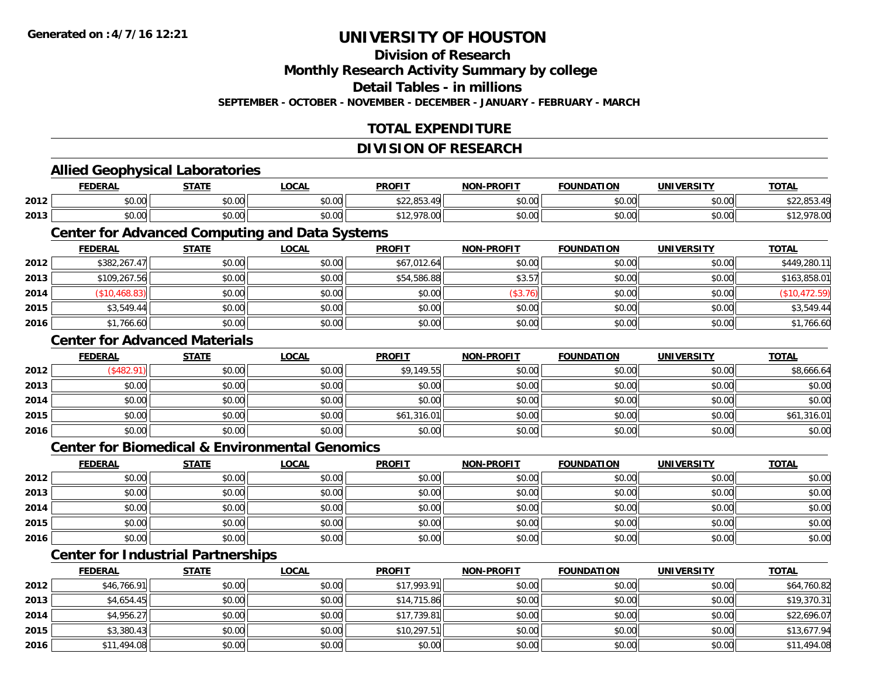# UNIVERSITY OF HOUSTON

## Division of Research

## Monthly Research Activity Summary by college

## Detail Tables - in millions

**SEPTEMBER - OCTOBER - NOVEMBER - DECEMBER - JANUARY - FEBRUARY - MARCH**

## TOTAL EXPENDITURE

## DIVISION OF RESEARCH

### Allied Geophysical Laboratories

| | FEDERAL | STATE | LOCAL | PROFIT | NON-PROFIT | FOUNDATION | UNIVERSITY | TOTAL |
|---|---|---|---|---|---|---|---|---|
| 2012 | $0.00 | $0.00 | $0.00 | $22,853.49 | $0.00 | $0.00 | $0.00 | $22,853.49 |
| 2013 | $0.00 | $0.00 | $0.00 | $12,978.00 | $0.00 | $0.00 | $0.00 | $12,978.00 |

### Center for Advanced Computing and Data Systems

| | FEDERAL | STATE | LOCAL | PROFIT | NON-PROFIT | FOUNDATION | UNIVERSITY | TOTAL |
|---|---|---|---|---|---|---|---|---|
| 2012 | $382,267.47 | $0.00 | $0.00 | $67,012.64 | $0.00 | $0.00 | $0.00 | $449,280.11 |
| 2013 | $109,267.56 | $0.00 | $0.00 | $54,586.88 | $3.57 | $0.00 | $0.00 | $163,858.01 |
| 2014 | ($10,468.83) | $0.00 | $0.00 | $0.00 | ($3.76) | $0.00 | $0.00 | ($10,472.59) |
| 2015 | $3,549.44 | $0.00 | $0.00 | $0.00 | $0.00 | $0.00 | $0.00 | $3,549.44 |
| 2016 | $1,766.60 | $0.00 | $0.00 | $0.00 | $0.00 | $0.00 | $0.00 | $1,766.60 |

### Center for Advanced Materials

| | FEDERAL | STATE | LOCAL | PROFIT | NON-PROFIT | FOUNDATION | UNIVERSITY | TOTAL |
|---|---|---|---|---|---|---|---|---|
| 2012 | ($482.91) | $0.00 | $0.00 | $9,149.55 | $0.00 | $0.00 | $0.00 | $8,666.64 |
| 2013 | $0.00 | $0.00 | $0.00 | $0.00 | $0.00 | $0.00 | $0.00 | $0.00 |
| 2014 | $0.00 | $0.00 | $0.00 | $0.00 | $0.00 | $0.00 | $0.00 | $0.00 |
| 2015 | $0.00 | $0.00 | $0.00 | $61,316.01 | $0.00 | $0.00 | $0.00 | $61,316.01 |
| 2016 | $0.00 | $0.00 | $0.00 | $0.00 | $0.00 | $0.00 | $0.00 | $0.00 |

### Center for Biomedical & Environmental Genomics

| | FEDERAL | STATE | LOCAL | PROFIT | NON-PROFIT | FOUNDATION | UNIVERSITY | TOTAL |
|---|---|---|---|---|---|---|---|---|
| 2012 | $0.00 | $0.00 | $0.00 | $0.00 | $0.00 | $0.00 | $0.00 | $0.00 |
| 2013 | $0.00 | $0.00 | $0.00 | $0.00 | $0.00 | $0.00 | $0.00 | $0.00 |
| 2014 | $0.00 | $0.00 | $0.00 | $0.00 | $0.00 | $0.00 | $0.00 | $0.00 |
| 2015 | $0.00 | $0.00 | $0.00 | $0.00 | $0.00 | $0.00 | $0.00 | $0.00 |
| 2016 | $0.00 | $0.00 | $0.00 | $0.00 | $0.00 | $0.00 | $0.00 | $0.00 |

### Center for Industrial Partnerships

| | FEDERAL | STATE | LOCAL | PROFIT | NON-PROFIT | FOUNDATION | UNIVERSITY | TOTAL |
|---|---|---|---|---|---|---|---|---|
| 2012 | $46,766.91 | $0.00 | $0.00 | $17,993.91 | $0.00 | $0.00 | $0.00 | $64,760.82 |
| 2013 | $4,654.45 | $0.00 | $0.00 | $14,715.86 | $0.00 | $0.00 | $0.00 | $19,370.31 |
| 2014 | $4,956.27 | $0.00 | $0.00 | $17,739.81 | $0.00 | $0.00 | $0.00 | $22,696.07 |
| 2015 | $3,380.43 | $0.00 | $0.00 | $10,297.51 | $0.00 | $0.00 | $0.00 | $13,677.94 |
| 2016 | $11,494.08 | $0.00 | $0.00 | $0.00 | $0.00 | $0.00 | $0.00 | $11,494.08 |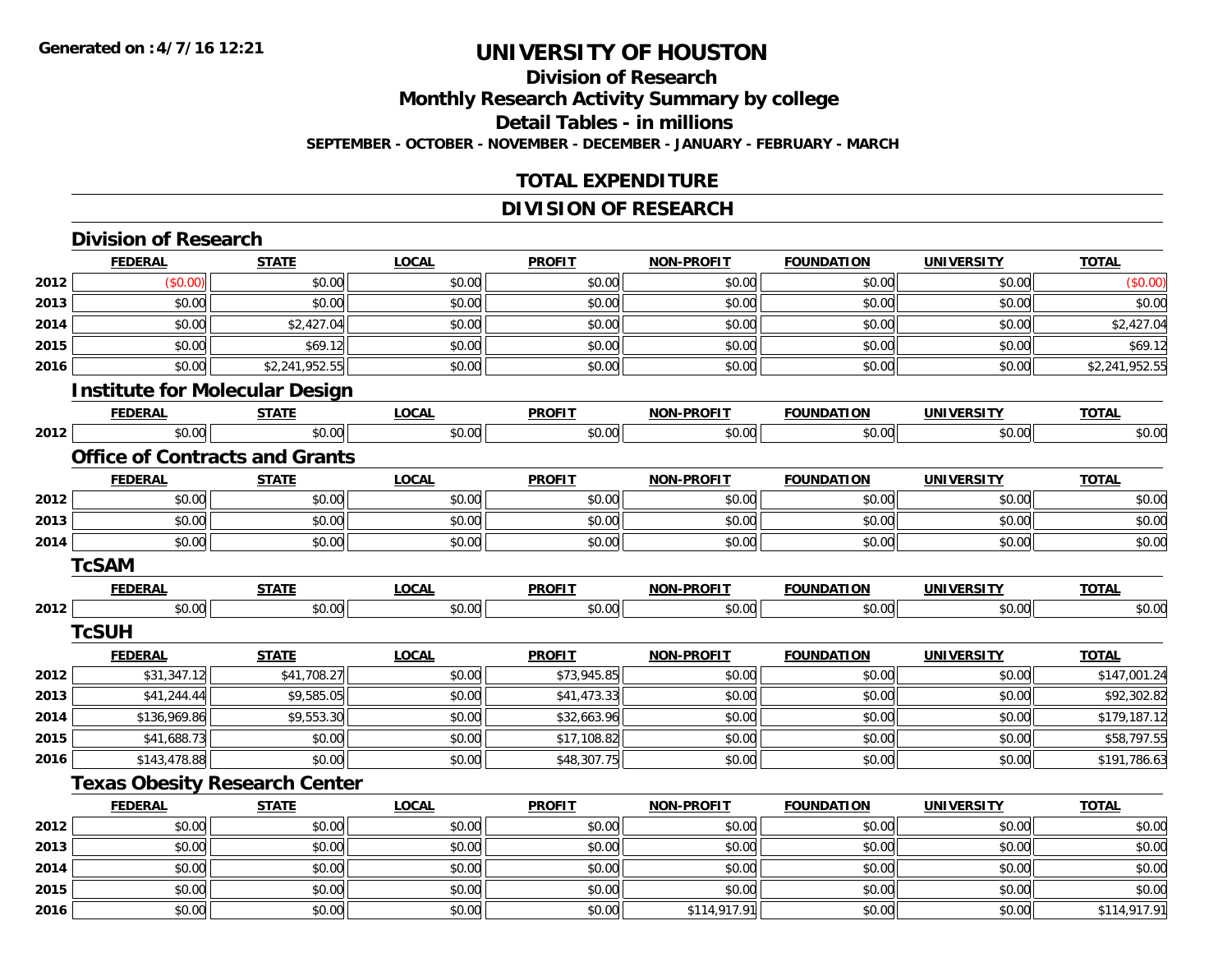Generated on :4/7/16 12:21

# UNIVERSITY OF HOUSTON

## Division of Research

## Monthly Research Activity Summary by college

## Detail Tables - in millions

**SEPTEMBER - OCTOBER - NOVEMBER - DECEMBER - JANUARY - FEBRUARY - MARCH**

## TOTAL EXPENDITURE

## DIVISION OF RESEARCH

### Division of Research

| | FEDERAL | STATE | LOCAL | PROFIT | NON-PROFIT | FOUNDATION | UNIVERSITY | TOTAL |
|---|---|---|---|---|---|---|---|---|
| 2012 | ($0.00) | $0.00 | $0.00 | $0.00 | $0.00 | $0.00 | $0.00 | ($0.00) |
| 2013 | $0.00 | $0.00 | $0.00 | $0.00 | $0.00 | $0.00 | $0.00 | $0.00 |
| 2014 | $0.00 | $2,427.04 | $0.00 | $0.00 | $0.00 | $0.00 | $0.00 | $2,427.04 |
| 2015 | $0.00 | $69.12 | $0.00 | $0.00 | $0.00 | $0.00 | $0.00 | $69.12 |
| 2016 | $0.00 | $2,241,952.55 | $0.00 | $0.00 | $0.00 | $0.00 | $0.00 | $2,241,952.55 |

### Institute for Molecular Design

| | FEDERAL | STATE | LOCAL | PROFIT | NON-PROFIT | FOUNDATION | UNIVERSITY | TOTAL |
|---|---|---|---|---|---|---|---|---|
| 2012 | $0.00 | $0.00 | $0.00 | $0.00 | $0.00 | $0.00 | $0.00 | $0.00 |

### Office of Contracts and Grants

| | FEDERAL | STATE | LOCAL | PROFIT | NON-PROFIT | FOUNDATION | UNIVERSITY | TOTAL |
|---|---|---|---|---|---|---|---|---|
| 2012 | $0.00 | $0.00 | $0.00 | $0.00 | $0.00 | $0.00 | $0.00 | $0.00 |
| 2013 | $0.00 | $0.00 | $0.00 | $0.00 | $0.00 | $0.00 | $0.00 | $0.00 |
| 2014 | $0.00 | $0.00 | $0.00 | $0.00 | $0.00 | $0.00 | $0.00 | $0.00 |

### TcSAM

| | FEDERAL | STATE | LOCAL | PROFIT | NON-PROFIT | FOUNDATION | UNIVERSITY | TOTAL |
|---|---|---|---|---|---|---|---|---|
| 2012 | $0.00 | $0.00 | $0.00 | $0.00 | $0.00 | $0.00 | $0.00 | $0.00 |

### TcSUH

| | FEDERAL | STATE | LOCAL | PROFIT | NON-PROFIT | FOUNDATION | UNIVERSITY | TOTAL |
|---|---|---|---|---|---|---|---|---|
| 2012 | $31,347.12 | $41,708.27 | $0.00 | $73,945.85 | $0.00 | $0.00 | $0.00 | $147,001.24 |
| 2013 | $41,244.44 | $9,585.05 | $0.00 | $41,473.33 | $0.00 | $0.00 | $0.00 | $92,302.82 |
| 2014 | $136,969.86 | $9,553.30 | $0.00 | $32,663.96 | $0.00 | $0.00 | $0.00 | $179,187.12 |
| 2015 | $41,688.73 | $0.00 | $0.00 | $17,108.82 | $0.00 | $0.00 | $0.00 | $58,797.55 |
| 2016 | $143,478.88 | $0.00 | $0.00 | $48,307.75 | $0.00 | $0.00 | $0.00 | $191,786.63 |

### Texas Obesity Research Center

| | FEDERAL | STATE | LOCAL | PROFIT | NON-PROFIT | FOUNDATION | UNIVERSITY | TOTAL |
|---|---|---|---|---|---|---|---|---|
| 2012 | $0.00 | $0.00 | $0.00 | $0.00 | $0.00 | $0.00 | $0.00 | $0.00 |
| 2013 | $0.00 | $0.00 | $0.00 | $0.00 | $0.00 | $0.00 | $0.00 | $0.00 |
| 2014 | $0.00 | $0.00 | $0.00 | $0.00 | $0.00 | $0.00 | $0.00 | $0.00 |
| 2015 | $0.00 | $0.00 | $0.00 | $0.00 | $0.00 | $0.00 | $0.00 | $0.00 |
| 2016 | $0.00 | $0.00 | $0.00 | $0.00 | $114,917.91 | $0.00 | $0.00 | $114,917.91 |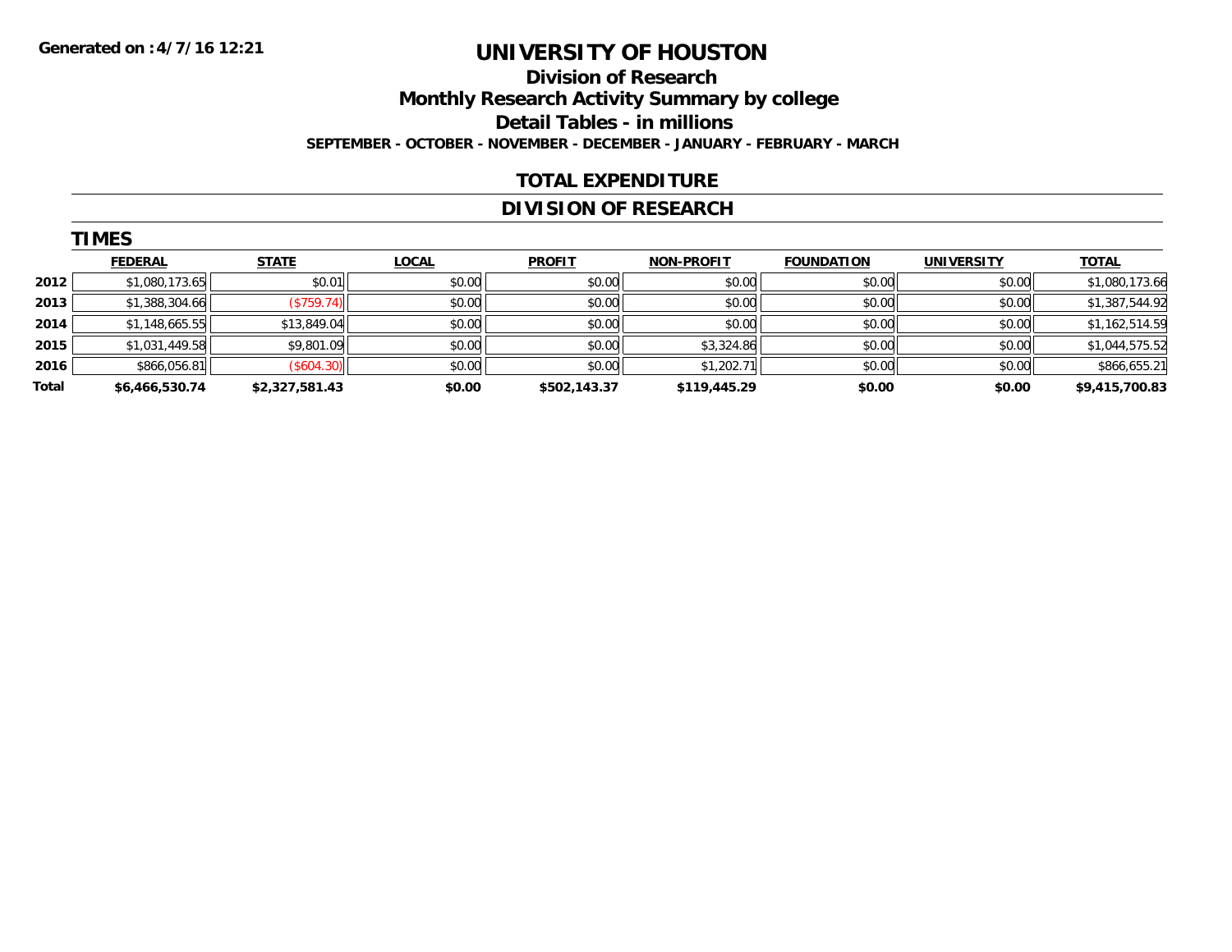Generated on :4/7/16 12:21

# UNIVERSITY OF HOUSTON

## Division of Research

## Monthly Research Activity Summary by college

## Detail Tables - in millions

**SEPTEMBER - OCTOBER - NOVEMBER - DECEMBER - JANUARY - FEBRUARY - MARCH**

## TOTAL EXPENDITURE

## DIVISION OF RESEARCH

### TIMES

| | FEDERAL | STATE | LOCAL | PROFIT | NON-PROFIT | FOUNDATION | UNIVERSITY | TOTAL |
|---|---|---|---|---|---|---|---|---|
| 2012 | $1,080,173.65 | $0.01 | $0.00 | $0.00 | $0.00 | $0.00 | $0.00 | $1,080,173.66 |
| 2013 | $1,388,304.66 | ($759.74) | $0.00 | $0.00 | $0.00 | $0.00 | $0.00 | $1,387,544.92 |
| 2014 | $1,148,665.55 | $13,849.04 | $0.00 | $0.00 | $0.00 | $0.00 | $0.00 | $1,162,514.59 |
| 2015 | $1,031,449.58 | $9,801.09 | $0.00 | $0.00 | $3,324.86 | $0.00 | $0.00 | $1,044,575.52 |
| 2016 | $866,056.81 | ($604.30) | $0.00 | $0.00 | $1,202.71 | $0.00 | $0.00 | $866,655.21 |
| **Total** | **$6,466,530.74** | **$2,327,581.43** | **$0.00** | **$502,143.37** | **$119,445.29** | **$0.00** | **$0.00** | **$9,415,700.83** |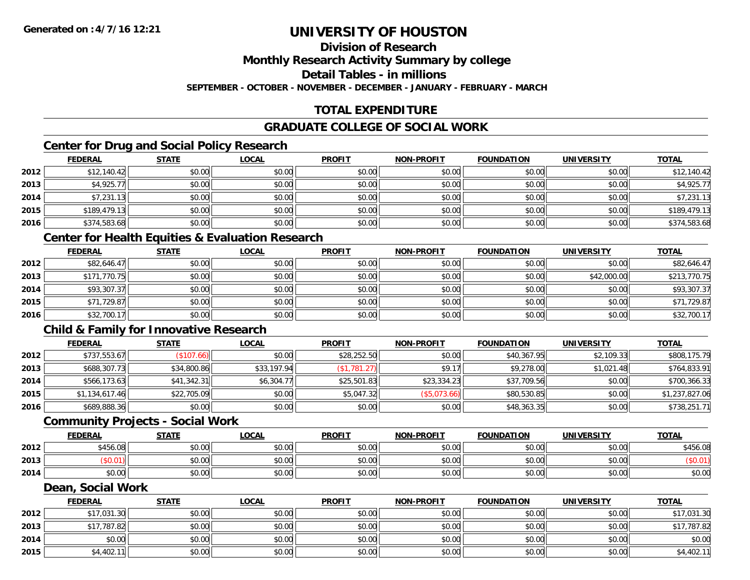**Generated on :4/7/16 12:21**

# UNIVERSITY OF HOUSTON

## Division of Research

## Monthly Research Activity Summary by college

## Detail Tables - in millions

**SEPTEMBER - OCTOBER - NOVEMBER - DECEMBER - JANUARY - FEBRUARY - MARCH**

## TOTAL EXPENDITURE

## GRADUATE COLLEGE OF SOCIAL WORK

### Center for Drug and Social Policy Research

| | FEDERAL | STATE | LOCAL | PROFIT | NON-PROFIT | FOUNDATION | UNIVERSITY | TOTAL |
|---|---|---|---|---|---|---|---|---|
| 2012 | $12,140.42 | $0.00 | $0.00 | $0.00 | $0.00 | $0.00 | $0.00 | $12,140.42 |
| 2013 | $4,925.77 | $0.00 | $0.00 | $0.00 | $0.00 | $0.00 | $0.00 | $4,925.77 |
| 2014 | $7,231.13 | $0.00 | $0.00 | $0.00 | $0.00 | $0.00 | $0.00 | $7,231.13 |
| 2015 | $189,479.13 | $0.00 | $0.00 | $0.00 | $0.00 | $0.00 | $0.00 | $189,479.13 |
| 2016 | $374,583.68 | $0.00 | $0.00 | $0.00 | $0.00 | $0.00 | $0.00 | $374,583.68 |

### Center for Health Equities & Evaluation Research

| | FEDERAL | STATE | LOCAL | PROFIT | NON-PROFIT | FOUNDATION | UNIVERSITY | TOTAL |
|---|---|---|---|---|---|---|---|---|
| 2012 | $82,646.47 | $0.00 | $0.00 | $0.00 | $0.00 | $0.00 | $0.00 | $82,646.47 |
| 2013 | $171,770.75 | $0.00 | $0.00 | $0.00 | $0.00 | $0.00 | $42,000.00 | $213,770.75 |
| 2014 | $93,307.37 | $0.00 | $0.00 | $0.00 | $0.00 | $0.00 | $0.00 | $93,307.37 |
| 2015 | $71,729.87 | $0.00 | $0.00 | $0.00 | $0.00 | $0.00 | $0.00 | $71,729.87 |
| 2016 | $32,700.17 | $0.00 | $0.00 | $0.00 | $0.00 | $0.00 | $0.00 | $32,700.17 |

### Child & Family for Innovative Research

| | FEDERAL | STATE | LOCAL | PROFIT | NON-PROFIT | FOUNDATION | UNIVERSITY | TOTAL |
|---|---|---|---|---|---|---|---|---|
| 2012 | $737,553.67 | ($107.66) | $0.00 | $28,252.50 | $0.00 | $40,367.95 | $2,109.33 | $808,175.79 |
| 2013 | $688,307.73 | $34,800.86 | $33,197.94 | ($1,781.27) | $9.17 | $9,278.00 | $1,021.48 | $764,833.91 |
| 2014 | $566,173.63 | $41,342.31 | $6,304.77 | $25,501.83 | $23,334.23 | $37,709.56 | $0.00 | $700,366.33 |
| 2015 | $1,134,617.46 | $22,705.09 | $0.00 | $5,047.32 | ($5,073.66) | $80,530.85 | $0.00 | $1,237,827.06 |
| 2016 | $689,888.36 | $0.00 | $0.00 | $0.00 | $0.00 | $48,363.35 | $0.00 | $738,251.71 |

### Community Projects - Social Work

| | FEDERAL | STATE | LOCAL | PROFIT | NON-PROFIT | FOUNDATION | UNIVERSITY | TOTAL |
|---|---|---|---|---|---|---|---|---|
| 2012 | $456.08 | $0.00 | $0.00 | $0.00 | $0.00 | $0.00 | $0.00 | $456.08 |
| 2013 | ($0.01) | $0.00 | $0.00 | $0.00 | $0.00 | $0.00 | $0.00 | ($0.01) |
| 2014 | $0.00 | $0.00 | $0.00 | $0.00 | $0.00 | $0.00 | $0.00 | $0.00 |

### Dean, Social Work

| | FEDERAL | STATE | LOCAL | PROFIT | NON-PROFIT | FOUNDATION | UNIVERSITY | TOTAL |
|---|---|---|---|---|---|---|---|---|
| 2012 | $17,031.30 | $0.00 | $0.00 | $0.00 | $0.00 | $0.00 | $0.00 | $17,031.30 |
| 2013 | $17,787.82 | $0.00 | $0.00 | $0.00 | $0.00 | $0.00 | $0.00 | $17,787.82 |
| 2014 | $0.00 | $0.00 | $0.00 | $0.00 | $0.00 | $0.00 | $0.00 | $0.00 |
| 2015 | $4,402.11 | $0.00 | $0.00 | $0.00 | $0.00 | $0.00 | $0.00 | $4,402.11 |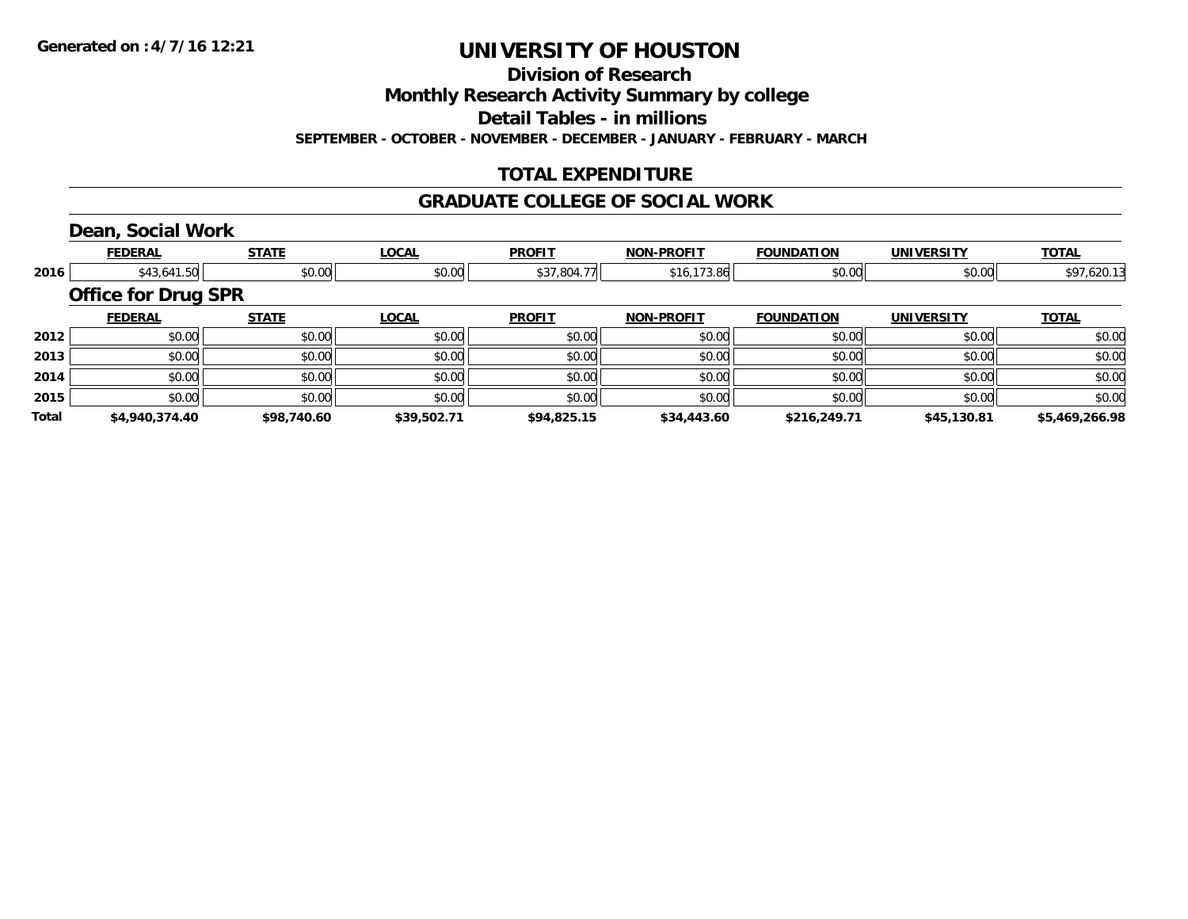# UNIVERSITY OF HOUSTON

## Division of Research

## Monthly Research Activity Summary by college

## Detail Tables - in millions

**SEPTEMBER - OCTOBER - NOVEMBER - DECEMBER - JANUARY - FEBRUARY - MARCH**

## TOTAL EXPENDITURE

## GRADUATE COLLEGE OF SOCIAL WORK

### Dean, Social Work

| | FEDERAL | STATE | LOCAL | PROFIT | NON-PROFIT | FOUNDATION | UNIVERSITY | TOTAL |
|---|---|---|---|---|---|---|---|---|
| 2016 | $43,641.50 | $0.00 | $0.00 | $37,804.77 | $16,173.86 | $0.00 | $0.00 | $97,620.13 |

### Office for Drug SPR

| | FEDERAL | STATE | LOCAL | PROFIT | NON-PROFIT | FOUNDATION | UNIVERSITY | TOTAL |
|---|---|---|---|---|---|---|---|---|
| 2012 | $0.00 | $0.00 | $0.00 | $0.00 | $0.00 | $0.00 | $0.00 | $0.00 |
| 2013 | $0.00 | $0.00 | $0.00 | $0.00 | $0.00 | $0.00 | $0.00 | $0.00 |
| 2014 | $0.00 | $0.00 | $0.00 | $0.00 | $0.00 | $0.00 | $0.00 | $0.00 |
| 2015 | $0.00 | $0.00 | $0.00 | $0.00 | $0.00 | $0.00 | $0.00 | $0.00 |
| **Total** | **$4,940,374.40** | **$98,740.60** | **$39,502.71** | **$94,825.15** | **$34,443.60** | **$216,249.71** | **$45,130.81** | **$5,469,266.98** |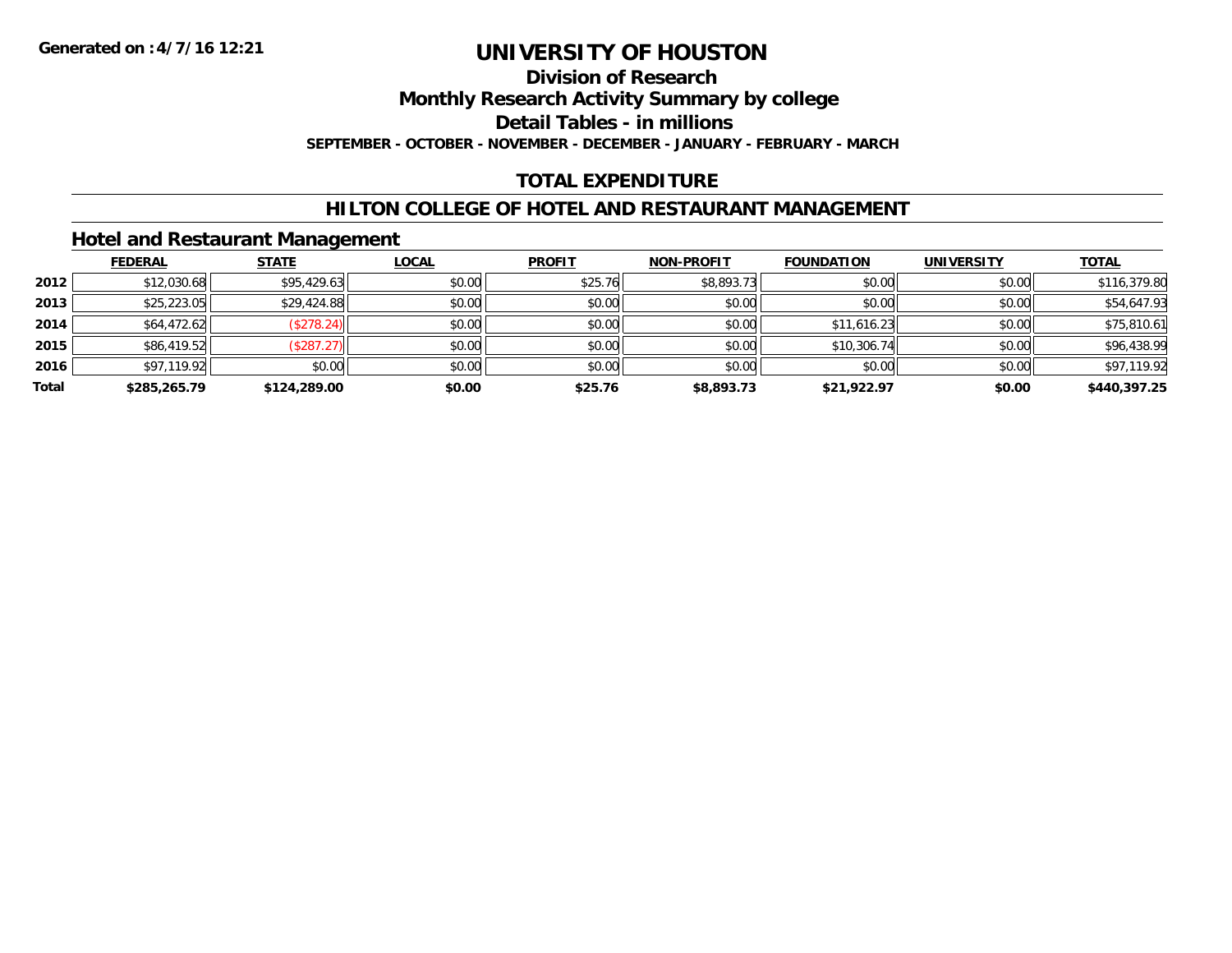Generated on :4/7/16 12:21

# UNIVERSITY OF HOUSTON

## Division of Research

## Monthly Research Activity Summary by college

## Detail Tables - in millions

**SEPTEMBER - OCTOBER - NOVEMBER - DECEMBER - JANUARY - FEBRUARY - MARCH**

## TOTAL EXPENDITURE

## HILTON COLLEGE OF HOTEL AND RESTAURANT MANAGEMENT

### Hotel and Restaurant Management

| | FEDERAL | STATE | LOCAL | PROFIT | NON-PROFIT | FOUNDATION | UNIVERSITY | TOTAL |
|---|---|---|---|---|---|---|---|---|
| 2012 | $12,030.68 | $95,429.63 | $0.00 | $25.76 | $8,893.73 | $0.00 | $0.00 | $116,379.80 |
| 2013 | $25,223.05 | $29,424.88 | $0.00 | $0.00 | $0.00 | $0.00 | $0.00 | $54,647.93 |
| 2014 | $64,472.62 | ($278.24) | $0.00 | $0.00 | $0.00 | $11,616.23 | $0.00 | $75,810.61 |
| 2015 | $86,419.52 | ($287.27) | $0.00 | $0.00 | $0.00 | $10,306.74 | $0.00 | $96,438.99 |
| 2016 | $97,119.92 | $0.00 | $0.00 | $0.00 | $0.00 | $0.00 | $0.00 | $97,119.92 |
| **Total** | **$285,265.79** | **$124,289.00** | **$0.00** | **$25.76** | **$8,893.73** | **$21,922.97** | **$0.00** | **$440,397.25** |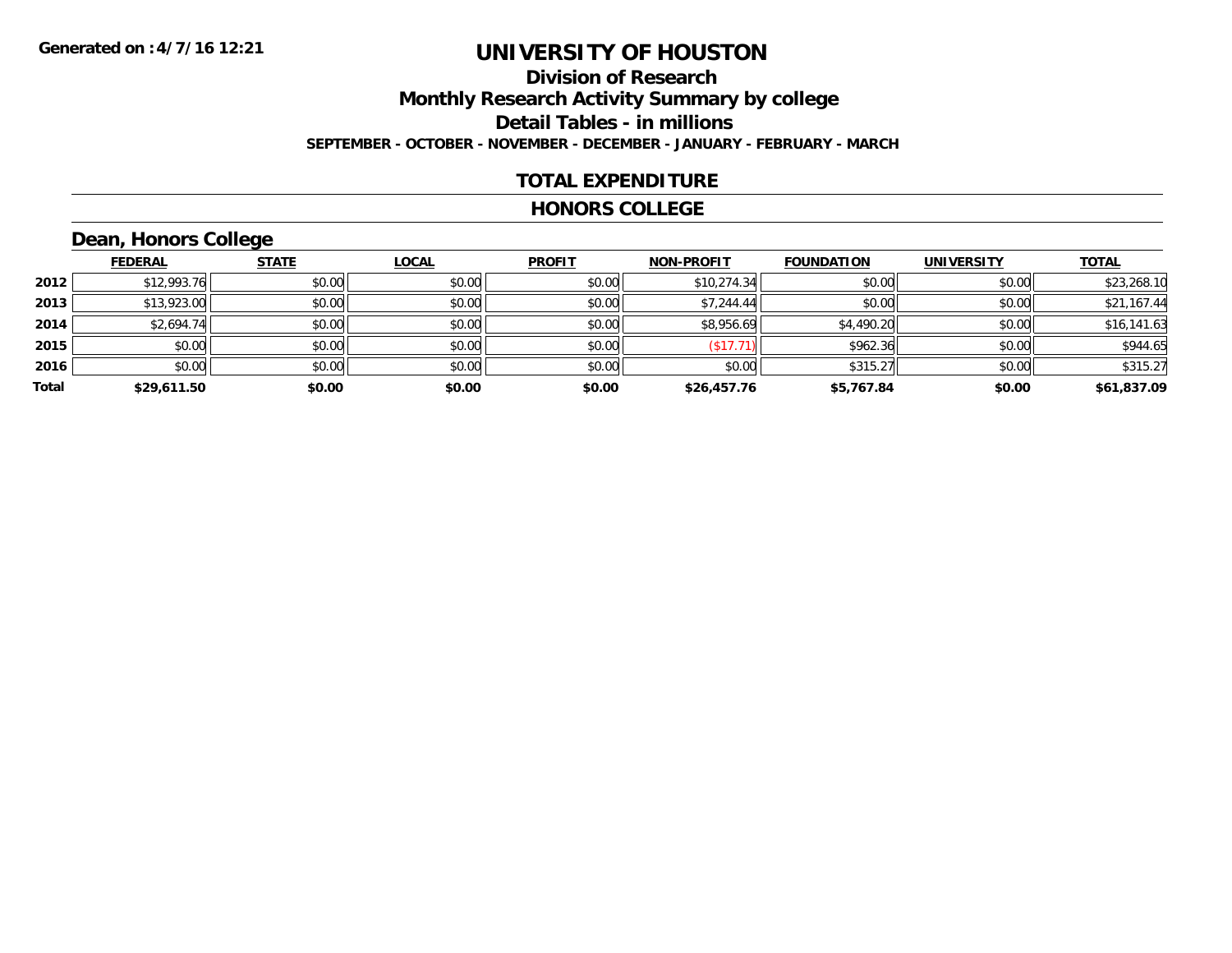Generated on :4/7/16 12:21

# UNIVERSITY OF HOUSTON

## Division of Research

## Monthly Research Activity Summary by college

## Detail Tables - in millions

### SEPTEMBER - OCTOBER - NOVEMBER - DECEMBER - JANUARY - FEBRUARY - MARCH

## TOTAL EXPENDITURE

## HONORS COLLEGE

### Dean, Honors College

| | FEDERAL | STATE | LOCAL | PROFIT | NON-PROFIT | FOUNDATION | UNIVERSITY | TOTAL |
|---|---|---|---|---|---|---|---|---|
| 2012 | $12,993.76 | $0.00 | $0.00 | $0.00 | $10,274.34 | $0.00 | $0.00 | $23,268.10 |
| 2013 | $13,923.00 | $0.00 | $0.00 | $0.00 | $7,244.44 | $0.00 | $0.00 | $21,167.44 |
| 2014 | $2,694.74 | $0.00 | $0.00 | $0.00 | $8,956.69 | $4,490.20 | $0.00 | $16,141.63 |
| 2015 | $0.00 | $0.00 | $0.00 | $0.00 | ($17.71) | $962.36 | $0.00 | $944.65 |
| 2016 | $0.00 | $0.00 | $0.00 | $0.00 | $0.00 | $315.27 | $0.00 | $315.27 |
| **Total** | **$29,611.50** | **$0.00** | **$0.00** | **$0.00** | **$26,457.76** | **$5,767.84** | **$0.00** | **$61,837.09** |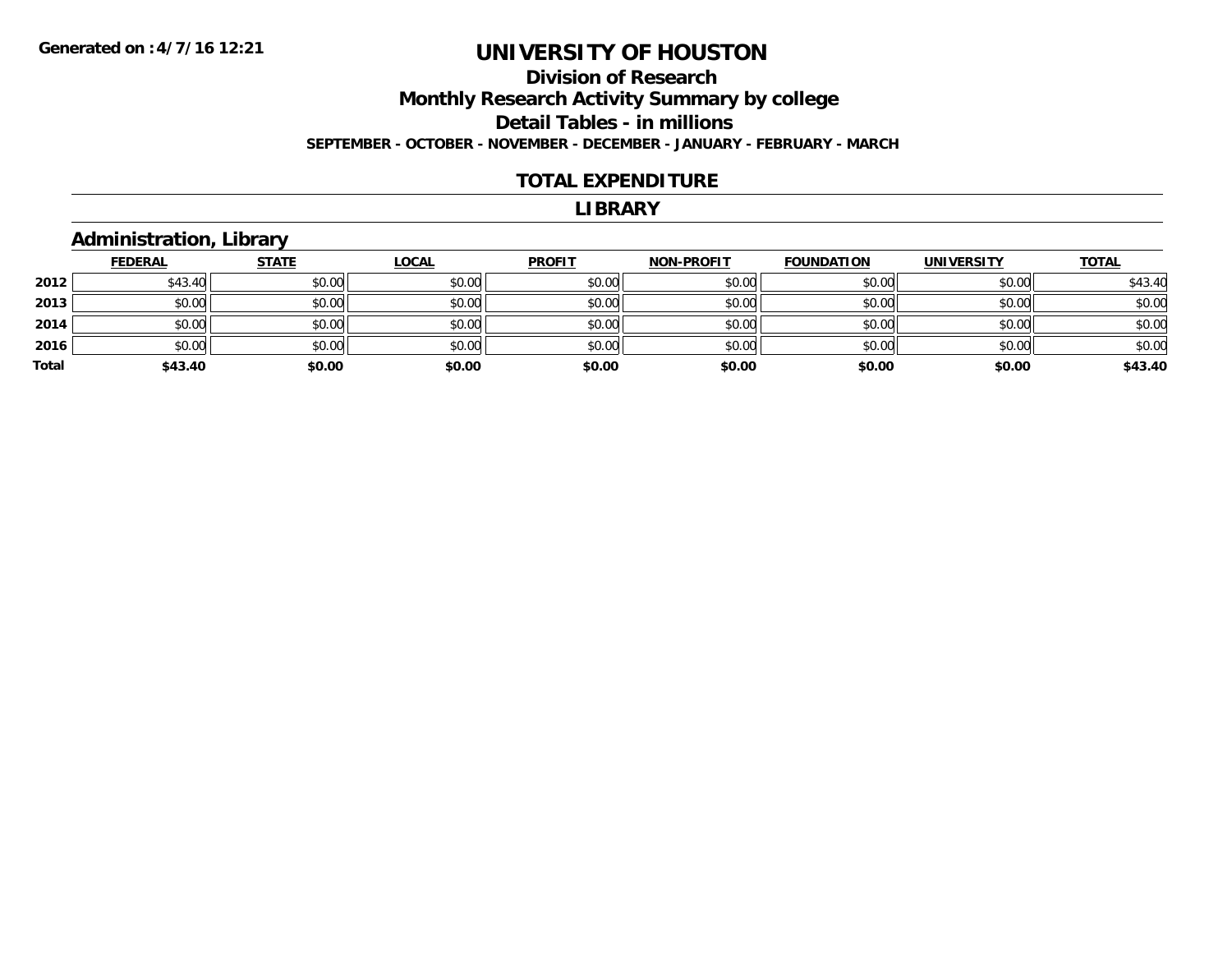Generated on :4/7/16 12:21

# UNIVERSITY OF HOUSTON

## Division of Research

## Monthly Research Activity Summary by college

## Detail Tables - in millions

**SEPTEMBER - OCTOBER - NOVEMBER - DECEMBER - JANUARY - FEBRUARY - MARCH**

## TOTAL EXPENDITURE

## LIBRARY

### Administration, Library

| | FEDERAL | STATE | LOCAL | PROFIT | NON-PROFIT | FOUNDATION | UNIVERSITY | TOTAL |
|---|---|---|---|---|---|---|---|---|
| **2012** | $43.40 | $0.00 | $0.00 | $0.00 | $0.00 | $0.00 | $0.00 | $43.40 |
| **2013** | $0.00 | $0.00 | $0.00 | $0.00 | $0.00 | $0.00 | $0.00 | $0.00 |
| **2014** | $0.00 | $0.00 | $0.00 | $0.00 | $0.00 | $0.00 | $0.00 | $0.00 |
| **2016** | $0.00 | $0.00 | $0.00 | $0.00 | $0.00 | $0.00 | $0.00 | $0.00 |
| **Total** | **$43.40** | **$0.00** | **$0.00** | **$0.00** | **$0.00** | **$0.00** | **$0.00** | **$43.40** |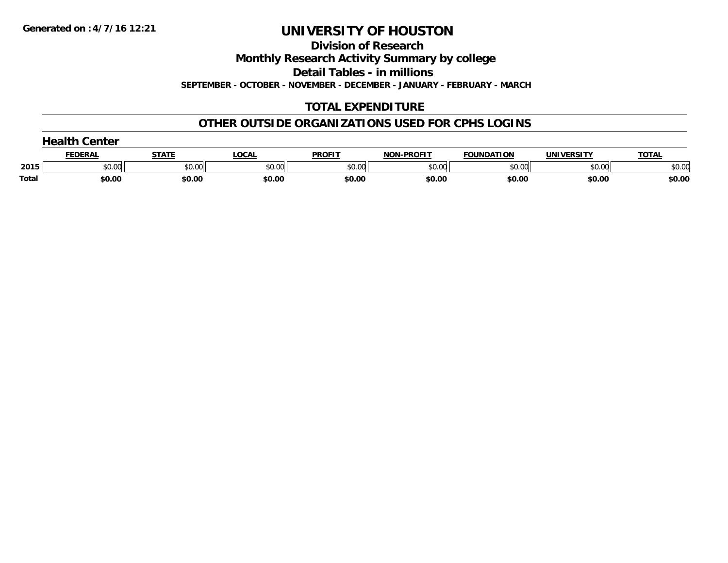Generated on :4/7/16 12:21

# UNIVERSITY OF HOUSTON

## Division of Research

## Monthly Research Activity Summary by college

## Detail Tables - in millions

**SEPTEMBER - OCTOBER - NOVEMBER - DECEMBER - JANUARY - FEBRUARY - MARCH**

## TOTAL EXPENDITURE

## OTHER OUTSIDE ORGANIZATIONS USED FOR CPHS LOGINS

### Health Center

| | FEDERAL | STATE | LOCAL | PROFIT | NON-PROFIT | FOUNDATION | UNIVERSITY | TOTAL |
|---|---|---|---|---|---|---|---|---|
| 2015 | $0.00 | $0.00 | $0.00 | $0.00 | $0.00 | $0.00 | $0.00 | $0.00 |
| **Total** | **$0.00** | **$0.00** | **$0.00** | **$0.00** | **$0.00** | **$0.00** | **$0.00** | **$0.00** |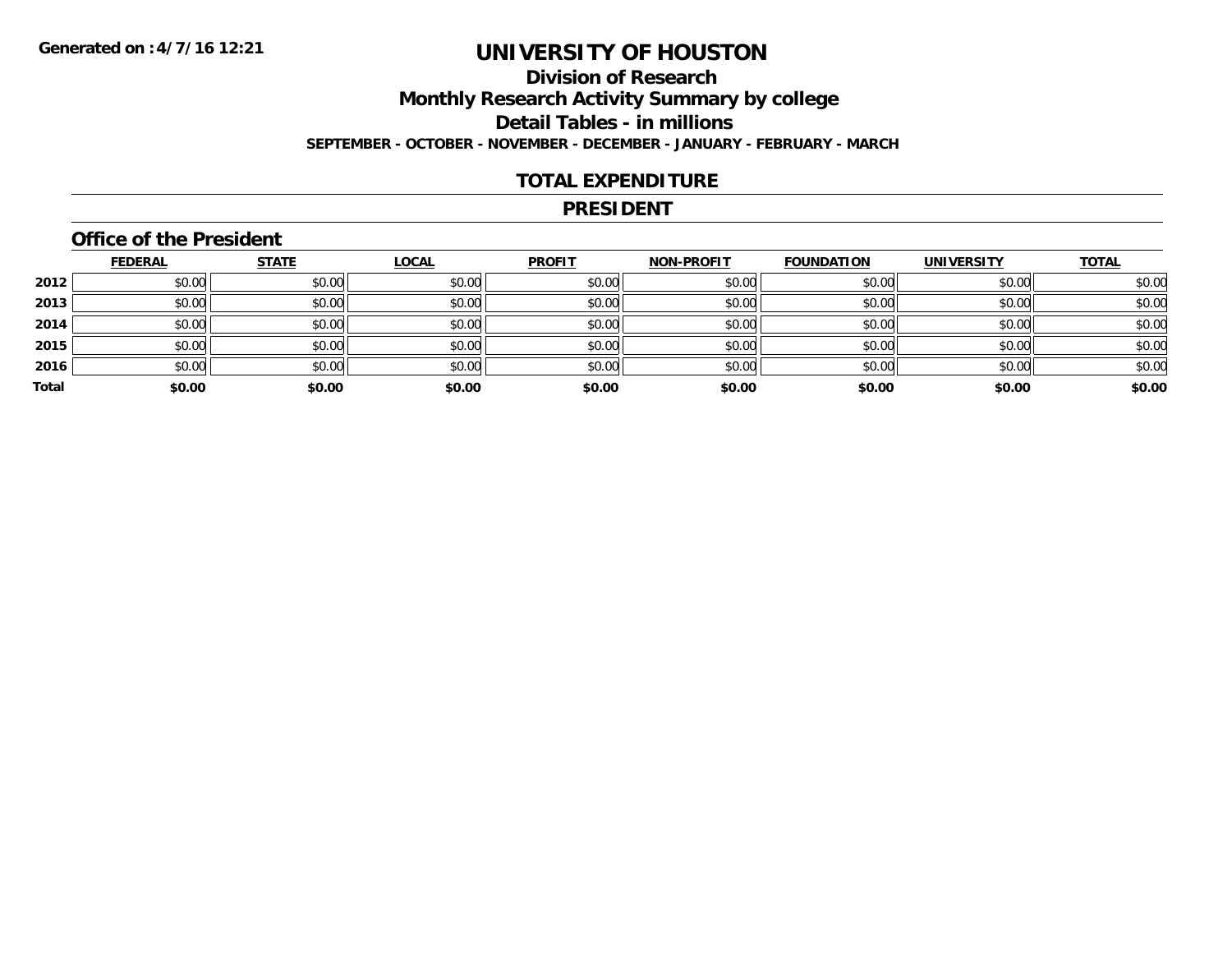Generated on :4/7/16 12:21

# UNIVERSITY OF HOUSTON

## Division of Research

## Monthly Research Activity Summary by college

## Detail Tables - in millions

**SEPTEMBER - OCTOBER - NOVEMBER - DECEMBER - JANUARY - FEBRUARY - MARCH**

## TOTAL EXPENDITURE

## PRESIDENT

### Office of the President

| | FEDERAL | STATE | LOCAL | PROFIT | NON-PROFIT | FOUNDATION | UNIVERSITY | TOTAL |
|---|---|---|---|---|---|---|---|---|
| 2012 | $0.00 | $0.00 | $0.00 | $0.00 | $0.00 | $0.00 | $0.00 | $0.00 |
| 2013 | $0.00 | $0.00 | $0.00 | $0.00 | $0.00 | $0.00 | $0.00 | $0.00 |
| 2014 | $0.00 | $0.00 | $0.00 | $0.00 | $0.00 | $0.00 | $0.00 | $0.00 |
| 2015 | $0.00 | $0.00 | $0.00 | $0.00 | $0.00 | $0.00 | $0.00 | $0.00 |
| 2016 | $0.00 | $0.00 | $0.00 | $0.00 | $0.00 | $0.00 | $0.00 | $0.00 |
| **Total** | **$0.00** | **$0.00** | **$0.00** | **$0.00** | **$0.00** | **$0.00** | **$0.00** | **$0.00** |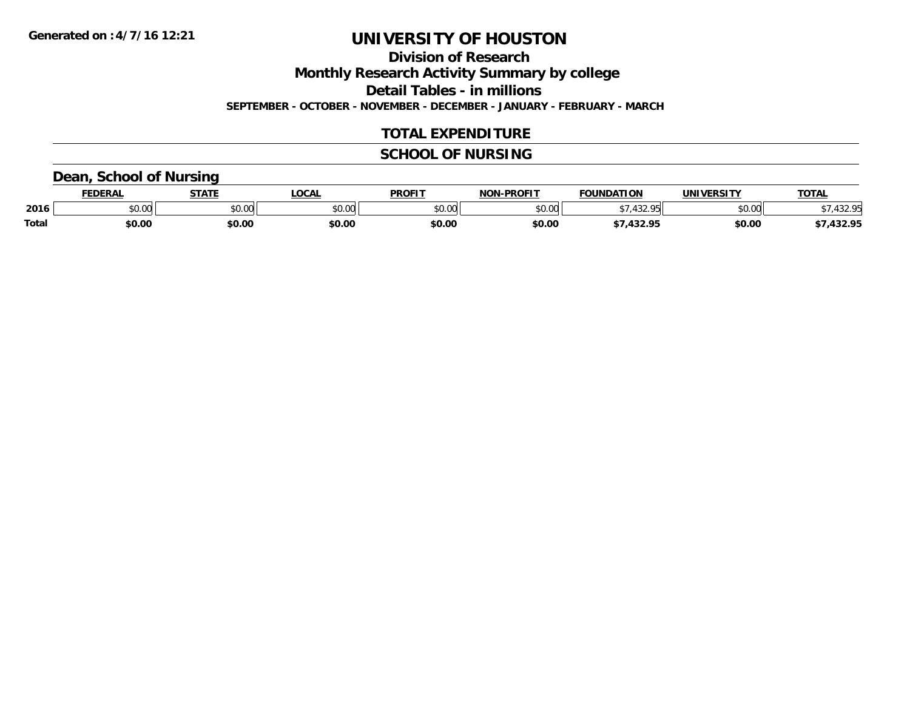Generated on :4/7/16 12:21

# UNIVERSITY OF HOUSTON

## Division of Research

## Monthly Research Activity Summary by college

## Detail Tables - in millions

**SEPTEMBER - OCTOBER - NOVEMBER - DECEMBER - JANUARY - FEBRUARY - MARCH**

## TOTAL EXPENDITURE

## SCHOOL OF NURSING

### Dean, School of Nursing

| | FEDERAL | STATE | LOCAL | PROFIT | NON-PROFIT | FOUNDATION | UNIVERSITY | TOTAL |
|---|---|---|---|---|---|---|---|---|
| 2016 | $0.00 | $0.00 | $0.00 | $0.00 | $0.00 | $7,432.95 | $0.00 | $7,432.95 |
| **Total** | **$0.00** | **$0.00** | **$0.00** | **$0.00** | **$0.00** | **$7,432.95** | **$0.00** | **$7,432.95** |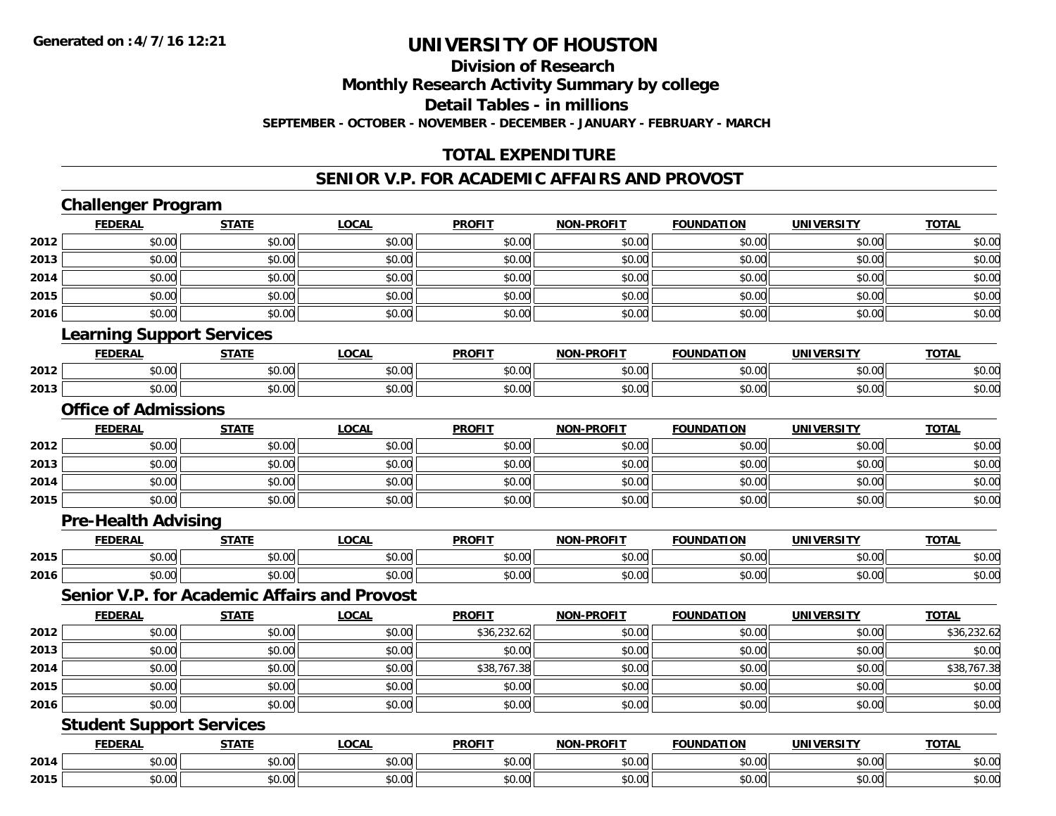# UNIVERSITY OF HOUSTON

## Division of Research
## Monthly Research Activity Summary by college
## Detail Tables - in millions

**SEPTEMBER - OCTOBER - NOVEMBER - DECEMBER - JANUARY - FEBRUARY - MARCH**

## TOTAL EXPENDITURE

## SENIOR V.P. FOR ACADEMIC AFFAIRS AND PROVOST

### Challenger Program

| | FEDERAL | STATE | LOCAL | PROFIT | NON-PROFIT | FOUNDATION | UNIVERSITY | TOTAL |
|---|---|---|---|---|---|---|---|---|
| 2012 | $0.00 | $0.00 | $0.00 | $0.00 | $0.00 | $0.00 | $0.00 | $0.00 |
| 2013 | $0.00 | $0.00 | $0.00 | $0.00 | $0.00 | $0.00 | $0.00 | $0.00 |
| 2014 | $0.00 | $0.00 | $0.00 | $0.00 | $0.00 | $0.00 | $0.00 | $0.00 |
| 2015 | $0.00 | $0.00 | $0.00 | $0.00 | $0.00 | $0.00 | $0.00 | $0.00 |
| 2016 | $0.00 | $0.00 | $0.00 | $0.00 | $0.00 | $0.00 | $0.00 | $0.00 |

### Learning Support Services

| | FEDERAL | STATE | LOCAL | PROFIT | NON-PROFIT | FOUNDATION | UNIVERSITY | TOTAL |
|---|---|---|---|---|---|---|---|---|
| 2012 | $0.00 | $0.00 | $0.00 | $0.00 | $0.00 | $0.00 | $0.00 | $0.00 |
| 2013 | $0.00 | $0.00 | $0.00 | $0.00 | $0.00 | $0.00 | $0.00 | $0.00 |

### Office of Admissions

| | FEDERAL | STATE | LOCAL | PROFIT | NON-PROFIT | FOUNDATION | UNIVERSITY | TOTAL |
|---|---|---|---|---|---|---|---|---|
| 2012 | $0.00 | $0.00 | $0.00 | $0.00 | $0.00 | $0.00 | $0.00 | $0.00 |
| 2013 | $0.00 | $0.00 | $0.00 | $0.00 | $0.00 | $0.00 | $0.00 | $0.00 |
| 2014 | $0.00 | $0.00 | $0.00 | $0.00 | $0.00 | $0.00 | $0.00 | $0.00 |
| 2015 | $0.00 | $0.00 | $0.00 | $0.00 | $0.00 | $0.00 | $0.00 | $0.00 |

### Pre-Health Advising

| | FEDERAL | STATE | LOCAL | PROFIT | NON-PROFIT | FOUNDATION | UNIVERSITY | TOTAL |
|---|---|---|---|---|---|---|---|---|
| 2015 | $0.00 | $0.00 | $0.00 | $0.00 | $0.00 | $0.00 | $0.00 | $0.00 |
| 2016 | $0.00 | $0.00 | $0.00 | $0.00 | $0.00 | $0.00 | $0.00 | $0.00 |

### Senior V.P. for Academic Affairs and Provost

| | FEDERAL | STATE | LOCAL | PROFIT | NON-PROFIT | FOUNDATION | UNIVERSITY | TOTAL |
|---|---|---|---|---|---|---|---|---|
| 2012 | $0.00 | $0.00 | $0.00 | $36,232.62 | $0.00 | $0.00 | $0.00 | $36,232.62 |
| 2013 | $0.00 | $0.00 | $0.00 | $0.00 | $0.00 | $0.00 | $0.00 | $0.00 |
| 2014 | $0.00 | $0.00 | $0.00 | $38,767.38 | $0.00 | $0.00 | $0.00 | $38,767.38 |
| 2015 | $0.00 | $0.00 | $0.00 | $0.00 | $0.00 | $0.00 | $0.00 | $0.00 |
| 2016 | $0.00 | $0.00 | $0.00 | $0.00 | $0.00 | $0.00 | $0.00 | $0.00 |

### Student Support Services

| | FEDERAL | STATE | LOCAL | PROFIT | NON-PROFIT | FOUNDATION | UNIVERSITY | TOTAL |
|---|---|---|---|---|---|---|---|---|
| 2014 | $0.00 | $0.00 | $0.00 | $0.00 | $0.00 | $0.00 | $0.00 | $0.00 |
| 2015 | $0.00 | $0.00 | $0.00 | $0.00 | $0.00 | $0.00 | $0.00 | $0.00 |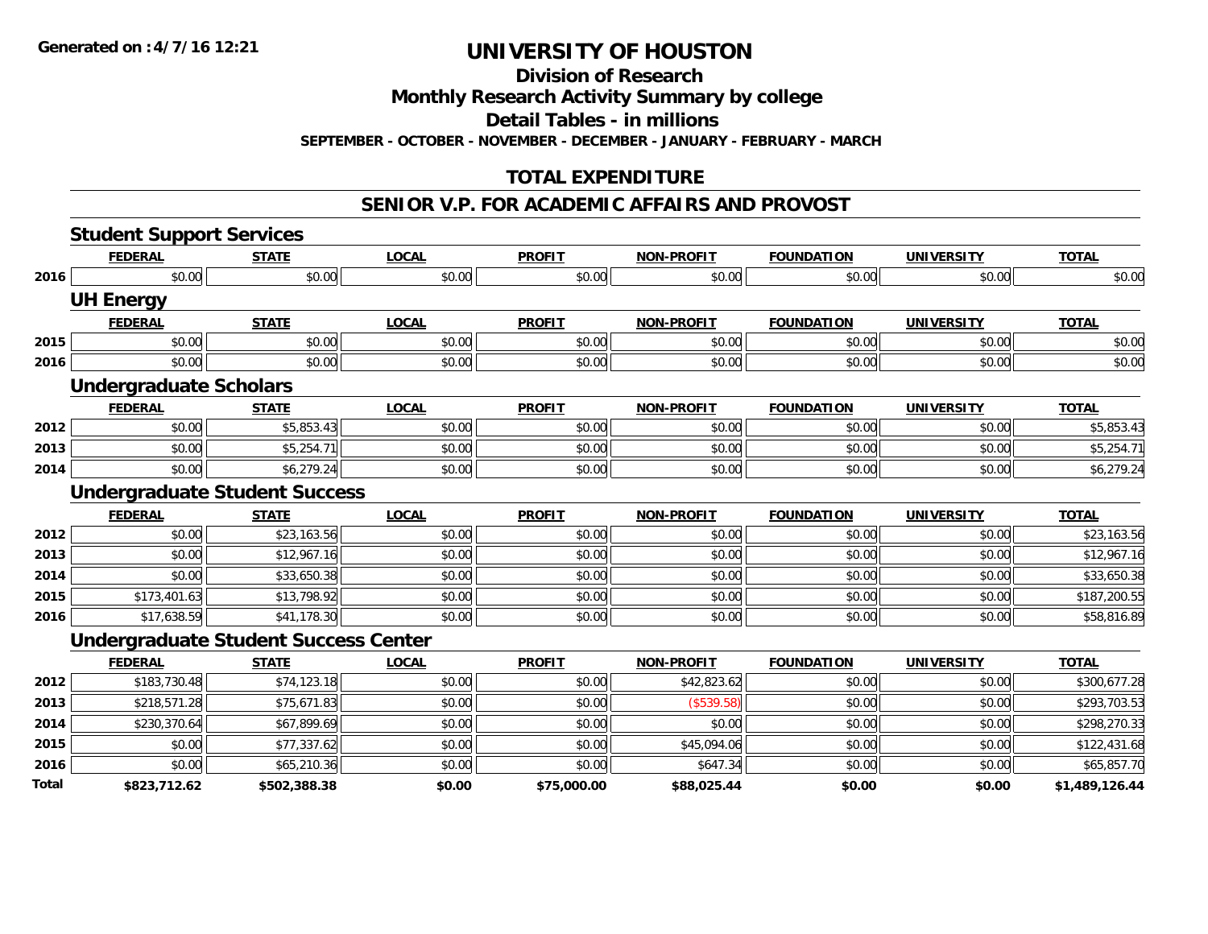Generated on :4/7/16 12:21

# UNIVERSITY OF HOUSTON

## Division of Research

## Monthly Research Activity Summary by college

## Detail Tables - in millions

**SEPTEMBER - OCTOBER - NOVEMBER - DECEMBER - JANUARY - FEBRUARY - MARCH**

## TOTAL EXPENDITURE

## SENIOR V.P. FOR ACADEMIC AFFAIRS AND PROVOST

### Student Support Services

| | FEDERAL | STATE | LOCAL | PROFIT | NON-PROFIT | FOUNDATION | UNIVERSITY | TOTAL |
|---|---|---|---|---|---|---|---|---|
| 2016 | $0.00 | $0.00 | $0.00 | $0.00 | $0.00 | $0.00 | $0.00 | $0.00 |

### UH Energy

| | FEDERAL | STATE | LOCAL | PROFIT | NON-PROFIT | FOUNDATION | UNIVERSITY | TOTAL |
|---|---|---|---|---|---|---|---|---|
| 2015 | $0.00 | $0.00 | $0.00 | $0.00 | $0.00 | $0.00 | $0.00 | $0.00 |
| 2016 | $0.00 | $0.00 | $0.00 | $0.00 | $0.00 | $0.00 | $0.00 | $0.00 |

### Undergraduate Scholars

| | FEDERAL | STATE | LOCAL | PROFIT | NON-PROFIT | FOUNDATION | UNIVERSITY | TOTAL |
|---|---|---|---|---|---|---|---|---|
| 2012 | $0.00 | $5,853.43 | $0.00 | $0.00 | $0.00 | $0.00 | $0.00 | $5,853.43 |
| 2013 | $0.00 | $5,254.71 | $0.00 | $0.00 | $0.00 | $0.00 | $0.00 | $5,254.71 |
| 2014 | $0.00 | $6,279.24 | $0.00 | $0.00 | $0.00 | $0.00 | $0.00 | $6,279.24 |

### Undergraduate Student Success

| | FEDERAL | STATE | LOCAL | PROFIT | NON-PROFIT | FOUNDATION | UNIVERSITY | TOTAL |
|---|---|---|---|---|---|---|---|---|
| 2012 | $0.00 | $23,163.56 | $0.00 | $0.00 | $0.00 | $0.00 | $0.00 | $23,163.56 |
| 2013 | $0.00 | $12,967.16 | $0.00 | $0.00 | $0.00 | $0.00 | $0.00 | $12,967.16 |
| 2014 | $0.00 | $33,650.38 | $0.00 | $0.00 | $0.00 | $0.00 | $0.00 | $33,650.38 |
| 2015 | $173,401.63 | $13,798.92 | $0.00 | $0.00 | $0.00 | $0.00 | $0.00 | $187,200.55 |
| 2016 | $17,638.59 | $41,178.30 | $0.00 | $0.00 | $0.00 | $0.00 | $0.00 | $58,816.89 |

### Undergraduate Student Success Center

| | FEDERAL | STATE | LOCAL | PROFIT | NON-PROFIT | FOUNDATION | UNIVERSITY | TOTAL |
|---|---|---|---|---|---|---|---|---|
| 2012 | $183,730.48 | $74,123.18 | $0.00 | $0.00 | $42,823.62 | $0.00 | $0.00 | $300,677.28 |
| 2013 | $218,571.28 | $75,671.83 | $0.00 | $0.00 | ($539.58) | $0.00 | $0.00 | $293,703.53 |
| 2014 | $230,370.64 | $67,899.69 | $0.00 | $0.00 | $0.00 | $0.00 | $0.00 | $298,270.33 |
| 2015 | $0.00 | $77,337.62 | $0.00 | $0.00 | $45,094.06 | $0.00 | $0.00 | $122,431.68 |
| 2016 | $0.00 | $65,210.36 | $0.00 | $0.00 | $647.34 | $0.00 | $0.00 | $65,857.70 |
| **Total** | **$823,712.62** | **$502,388.38** | **$0.00** | **$75,000.00** | **$88,025.44** | **$0.00** | **$0.00** | **$1,489,126.44** |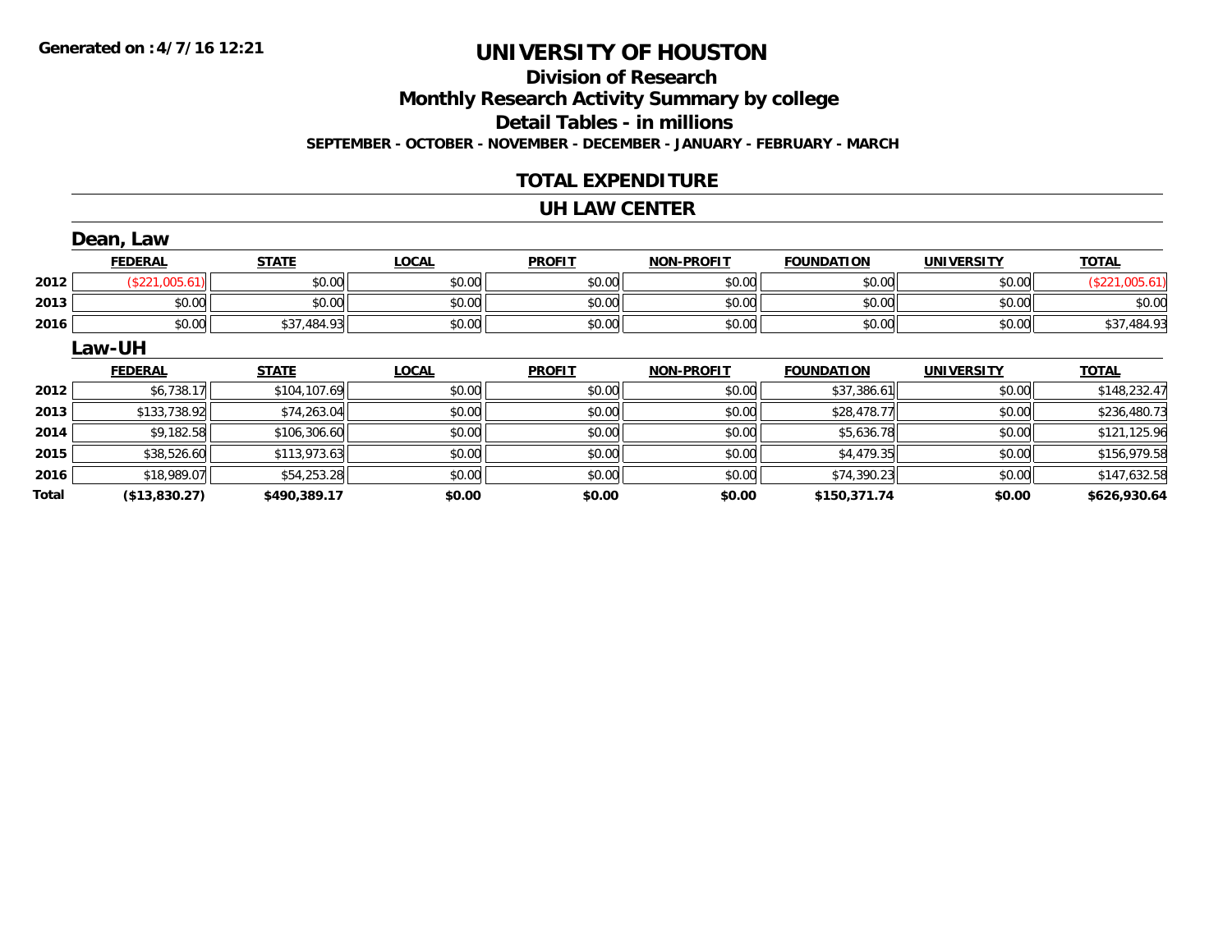Generated on :4/7/16 12:21

# UNIVERSITY OF HOUSTON

## Division of Research

## Monthly Research Activity Summary by college

## Detail Tables - in millions

**SEPTEMBER - OCTOBER - NOVEMBER - DECEMBER - JANUARY - FEBRUARY - MARCH**

## TOTAL EXPENDITURE

## UH LAW CENTER

### Dean, Law

| | FEDERAL | STATE | LOCAL | PROFIT | NON-PROFIT | FOUNDATION | UNIVERSITY | TOTAL |
|---|---|---|---|---|---|---|---|---|
| 2012 | ($221,005.61) | $0.00 | $0.00 | $0.00 | $0.00 | $0.00 | $0.00 | ($221,005.61) |
| 2013 | $0.00 | $0.00 | $0.00 | $0.00 | $0.00 | $0.00 | $0.00 | $0.00 |
| 2016 | $0.00 | $37,484.93 | $0.00 | $0.00 | $0.00 | $0.00 | $0.00 | $37,484.93 |

### Law-UH

| | FEDERAL | STATE | LOCAL | PROFIT | NON-PROFIT | FOUNDATION | UNIVERSITY | TOTAL |
|---|---|---|---|---|---|---|---|---|
| 2012 | $6,738.17 | $104,107.69 | $0.00 | $0.00 | $0.00 | $37,386.61 | $0.00 | $148,232.47 |
| 2013 | $133,738.92 | $74,263.04 | $0.00 | $0.00 | $0.00 | $28,478.77 | $0.00 | $236,480.73 |
| 2014 | $9,182.58 | $106,306.60 | $0.00 | $0.00 | $0.00 | $5,636.78 | $0.00 | $121,125.96 |
| 2015 | $38,526.60 | $113,973.63 | $0.00 | $0.00 | $0.00 | $4,479.35 | $0.00 | $156,979.58 |
| 2016 | $18,989.07 | $54,253.28 | $0.00 | $0.00 | $0.00 | $74,390.23 | $0.00 | $147,632.58 |
| **Total** | **($13,830.27)** | **$490,389.17** | **$0.00** | **$0.00** | **$0.00** | **$150,371.74** | **$0.00** | **$626,930.64** |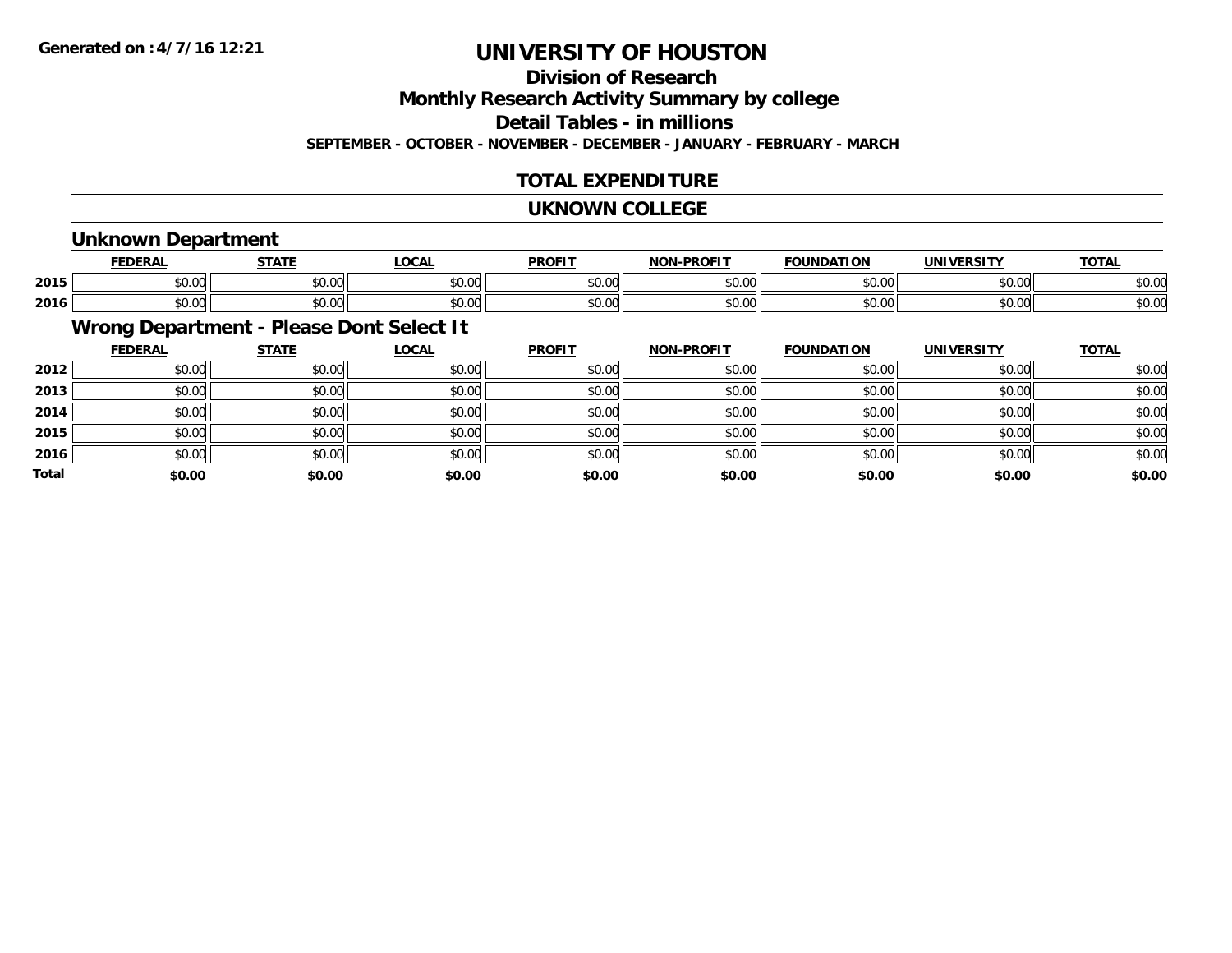Generated on :4/7/16 12:21

# UNIVERSITY OF HOUSTON

## Division of Research

## Monthly Research Activity Summary by college

## Detail Tables - in millions

**SEPTEMBER - OCTOBER - NOVEMBER - DECEMBER - JANUARY - FEBRUARY - MARCH**

## TOTAL EXPENDITURE

## UKNOWN COLLEGE

### Unknown Department

| | FEDERAL | STATE | LOCAL | PROFIT | NON-PROFIT | FOUNDATION | UNIVERSITY | TOTAL |
|---|---|---|---|---|---|---|---|---|
| 2015 | $0.00 | $0.00 | $0.00 | $0.00 | $0.00 | $0.00 | $0.00 | $0.00 |
| 2016 | $0.00 | $0.00 | $0.00 | $0.00 | $0.00 | $0.00 | $0.00 | $0.00 |

### Wrong Department - Please Dont Select It

| | FEDERAL | STATE | LOCAL | PROFIT | NON-PROFIT | FOUNDATION | UNIVERSITY | TOTAL |
|---|---|---|---|---|---|---|---|---|
| 2012 | $0.00 | $0.00 | $0.00 | $0.00 | $0.00 | $0.00 | $0.00 | $0.00 |
| 2013 | $0.00 | $0.00 | $0.00 | $0.00 | $0.00 | $0.00 | $0.00 | $0.00 |
| 2014 | $0.00 | $0.00 | $0.00 | $0.00 | $0.00 | $0.00 | $0.00 | $0.00 |
| 2015 | $0.00 | $0.00 | $0.00 | $0.00 | $0.00 | $0.00 | $0.00 | $0.00 |
| 2016 | $0.00 | $0.00 | $0.00 | $0.00 | $0.00 | $0.00 | $0.00 | $0.00 |
| **Total** | **$0.00** | **$0.00** | **$0.00** | **$0.00** | **$0.00** | **$0.00** | **$0.00** | **$0.00** |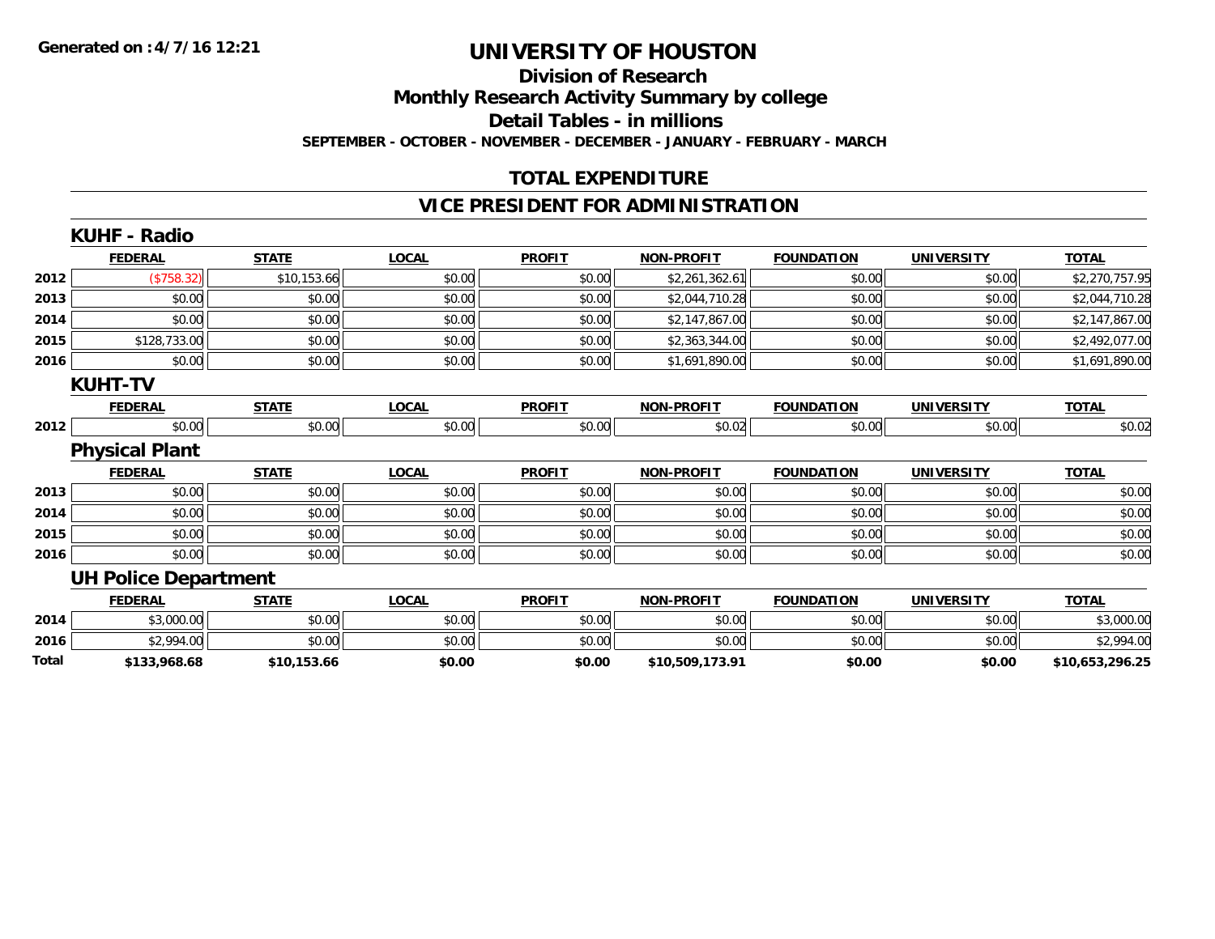**Generated on :4/7/16 12:21**

# UNIVERSITY OF HOUSTON

## Division of Research

## Monthly Research Activity Summary by college

## Detail Tables - in millions

**SEPTEMBER - OCTOBER - NOVEMBER - DECEMBER - JANUARY - FEBRUARY - MARCH**

## TOTAL EXPENDITURE

## VICE PRESIDENT FOR ADMINISTRATION

### KUHF - Radio

| | FEDERAL | STATE | LOCAL | PROFIT | NON-PROFIT | FOUNDATION | UNIVERSITY | TOTAL |
|---|---|---|---|---|---|---|---|---|
| 2012 | ($758.32) | $10,153.66 | $0.00 | $0.00 | $2,261,362.61 | $0.00 | $0.00 | $2,270,757.95 |
| 2013 | $0.00 | $0.00 | $0.00 | $0.00 | $2,044,710.28 | $0.00 | $0.00 | $2,044,710.28 |
| 2014 | $0.00 | $0.00 | $0.00 | $0.00 | $2,147,867.00 | $0.00 | $0.00 | $2,147,867.00 |
| 2015 | $128,733.00 | $0.00 | $0.00 | $0.00 | $2,363,344.00 | $0.00 | $0.00 | $2,492,077.00 |
| 2016 | $0.00 | $0.00 | $0.00 | $0.00 | $1,691,890.00 | $0.00 | $0.00 | $1,691,890.00 |

### KUHT-TV

| | FEDERAL | STATE | LOCAL | PROFIT | NON-PROFIT | FOUNDATION | UNIVERSITY | TOTAL |
|---|---|---|---|---|---|---|---|---|
| 2012 | $0.00 | $0.00 | $0.00 | $0.00 | $0.02 | $0.00 | $0.00 | $0.02 |

### Physical Plant

| | FEDERAL | STATE | LOCAL | PROFIT | NON-PROFIT | FOUNDATION | UNIVERSITY | TOTAL |
|---|---|---|---|---|---|---|---|---|
| 2013 | $0.00 | $0.00 | $0.00 | $0.00 | $0.00 | $0.00 | $0.00 | $0.00 |
| 2014 | $0.00 | $0.00 | $0.00 | $0.00 | $0.00 | $0.00 | $0.00 | $0.00 |
| 2015 | $0.00 | $0.00 | $0.00 | $0.00 | $0.00 | $0.00 | $0.00 | $0.00 |
| 2016 | $0.00 | $0.00 | $0.00 | $0.00 | $0.00 | $0.00 | $0.00 | $0.00 |

### UH Police Department

| | FEDERAL | STATE | LOCAL | PROFIT | NON-PROFIT | FOUNDATION | UNIVERSITY | TOTAL |
|---|---|---|---|---|---|---|---|---|
| 2014 | $3,000.00 | $0.00 | $0.00 | $0.00 | $0.00 | $0.00 | $0.00 | $3,000.00 |
| 2016 | $2,994.00 | $0.00 | $0.00 | $0.00 | $0.00 | $0.00 | $0.00 | $2,994.00 |
| **Total** | **$133,968.68** | **$10,153.66** | **$0.00** | **$0.00** | **$10,509,173.91** | **$0.00** | **$0.00** | **$10,653,296.25** |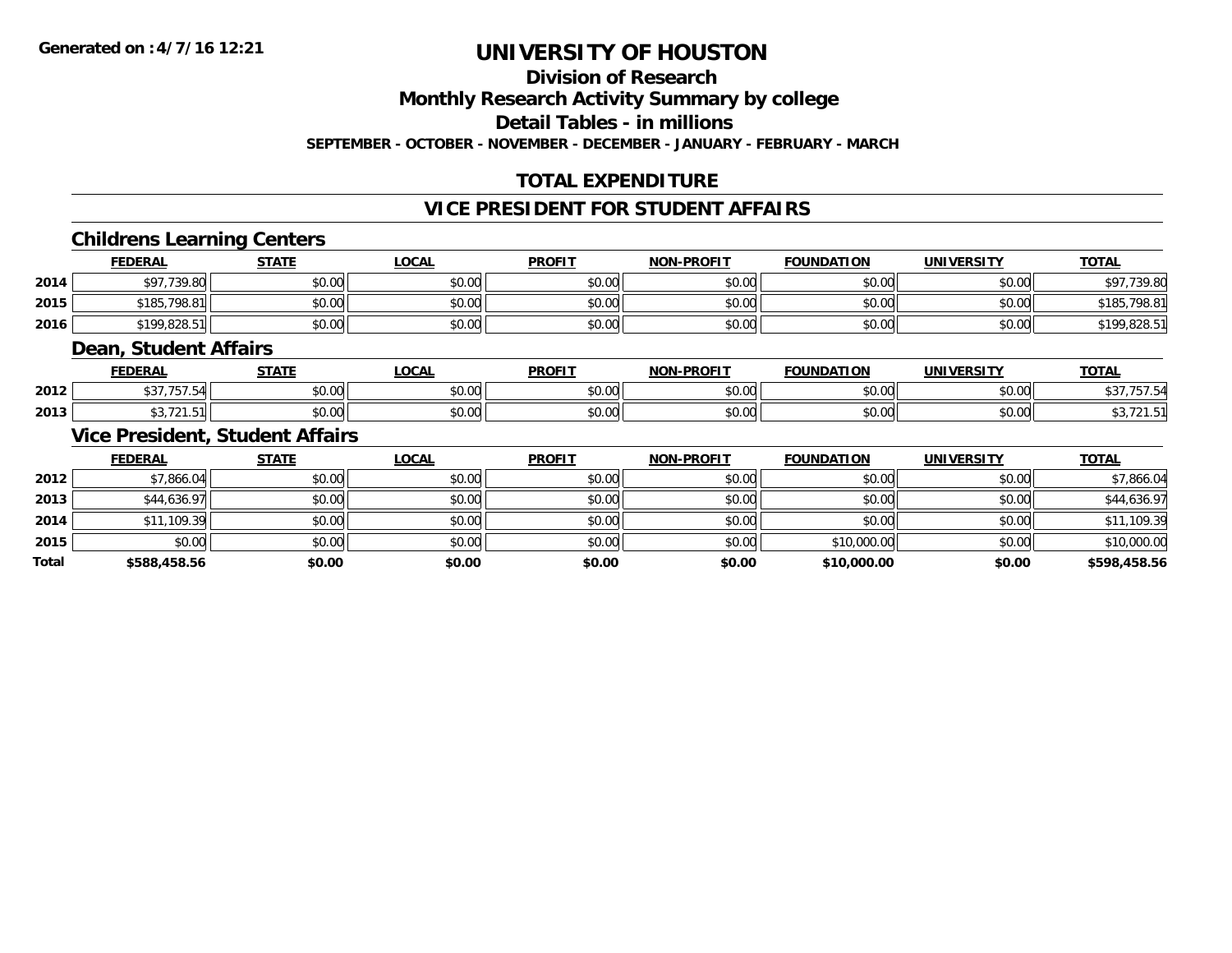**Generated on :4/7/16 12:21**

# UNIVERSITY OF HOUSTON

## Division of Research

## Monthly Research Activity Summary by college

## Detail Tables - in millions

**SEPTEMBER - OCTOBER - NOVEMBER - DECEMBER - JANUARY - FEBRUARY - MARCH**

## TOTAL EXPENDITURE

## VICE PRESIDENT FOR STUDENT AFFAIRS

### Childrens Learning Centers

| | FEDERAL | STATE | LOCAL | PROFIT | NON-PROFIT | FOUNDATION | UNIVERSITY | TOTAL |
|---|---|---|---|---|---|---|---|---|
| 2014 | $97,739.80 | $0.00 | $0.00 | $0.00 | $0.00 | $0.00 | $0.00 | $97,739.80 |
| 2015 | $185,798.81 | $0.00 | $0.00 | $0.00 | $0.00 | $0.00 | $0.00 | $185,798.81 |
| 2016 | $199,828.51 | $0.00 | $0.00 | $0.00 | $0.00 | $0.00 | $0.00 | $199,828.51 |

### Dean, Student Affairs

| | FEDERAL | STATE | LOCAL | PROFIT | NON-PROFIT | FOUNDATION | UNIVERSITY | TOTAL |
|---|---|---|---|---|---|---|---|---|
| 2012 | $37,757.54 | $0.00 | $0.00 | $0.00 | $0.00 | $0.00 | $0.00 | $37,757.54 |
| 2013 | $3,721.51 | $0.00 | $0.00 | $0.00 | $0.00 | $0.00 | $0.00 | $3,721.51 |

### Vice President, Student Affairs

| | FEDERAL | STATE | LOCAL | PROFIT | NON-PROFIT | FOUNDATION | UNIVERSITY | TOTAL |
|---|---|---|---|---|---|---|---|---|
| 2012 | $7,866.04 | $0.00 | $0.00 | $0.00 | $0.00 | $0.00 | $0.00 | $7,866.04 |
| 2013 | $44,636.97 | $0.00 | $0.00 | $0.00 | $0.00 | $0.00 | $0.00 | $44,636.97 |
| 2014 | $11,109.39 | $0.00 | $0.00 | $0.00 | $0.00 | $0.00 | $0.00 | $11,109.39 |
| 2015 | $0.00 | $0.00 | $0.00 | $0.00 | $0.00 | $10,000.00 | $0.00 | $10,000.00 |
| **Total** | **$588,458.56** | **$0.00** | **$0.00** | **$0.00** | **$0.00** | **$10,000.00** | **$0.00** | **$598,458.56** |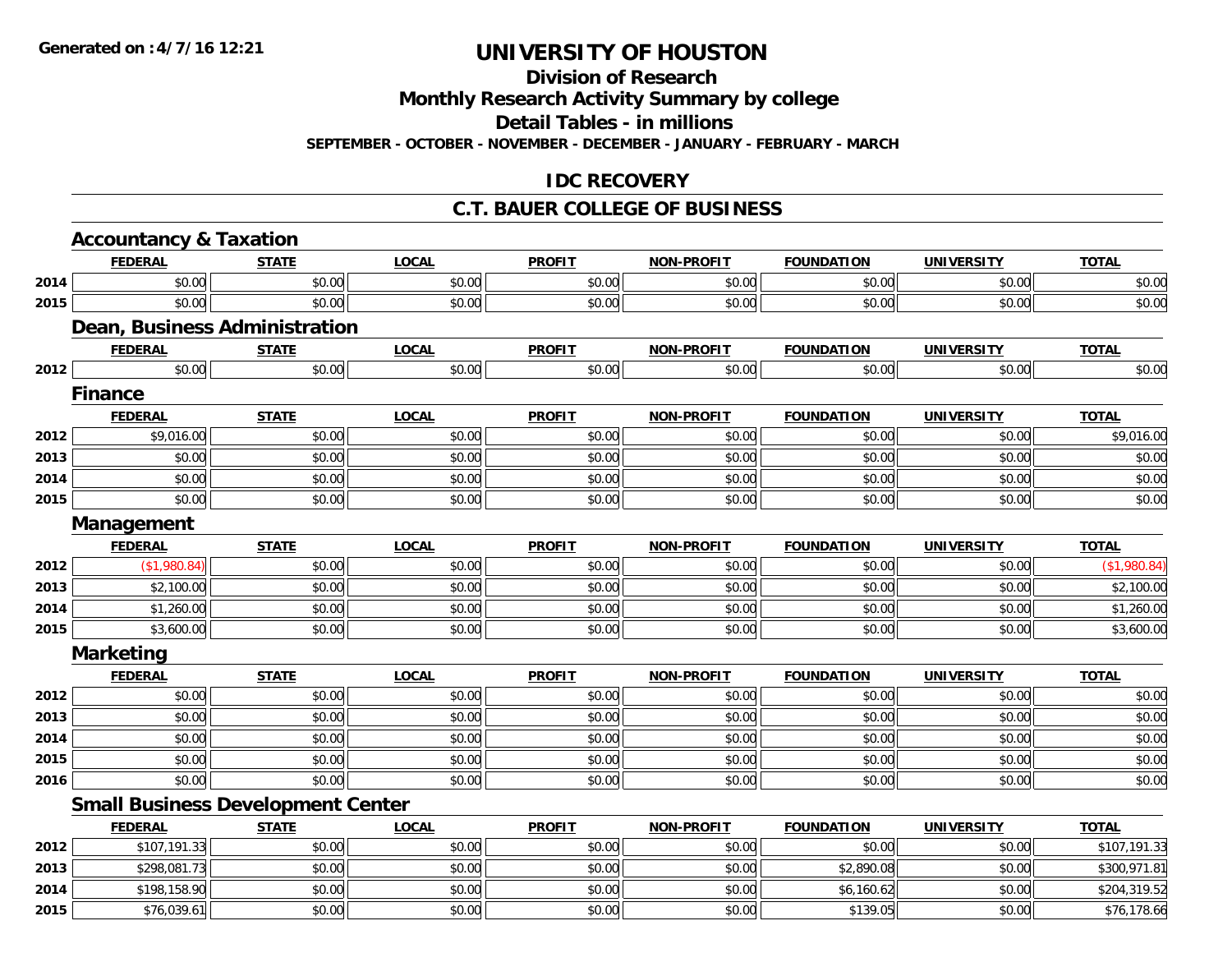# UNIVERSITY OF HOUSTON

## Division of Research

## Monthly Research Activity Summary by college

## Detail Tables - in millions

**SEPTEMBER - OCTOBER - NOVEMBER - DECEMBER - JANUARY - FEBRUARY - MARCH**

## IDC RECOVERY

## C.T. BAUER COLLEGE OF BUSINESS

### Accountancy & Taxation

| | FEDERAL | STATE | LOCAL | PROFIT | NON-PROFIT | FOUNDATION | UNIVERSITY | TOTAL |
|---|---|---|---|---|---|---|---|---|
| 2014 | $0.00 | $0.00 | $0.00 | $0.00 | $0.00 | $0.00 | $0.00 | $0.00 |
| 2015 | $0.00 | $0.00 | $0.00 | $0.00 | $0.00 | $0.00 | $0.00 | $0.00 |

### Dean, Business Administration

| | FEDERAL | STATE | LOCAL | PROFIT | NON-PROFIT | FOUNDATION | UNIVERSITY | TOTAL |
|---|---|---|---|---|---|---|---|---|
| 2012 | $0.00 | $0.00 | $0.00 | $0.00 | $0.00 | $0.00 | $0.00 | $0.00 |

### Finance

| | FEDERAL | STATE | LOCAL | PROFIT | NON-PROFIT | FOUNDATION | UNIVERSITY | TOTAL |
|---|---|---|---|---|---|---|---|---|
| 2012 | $9,016.00 | $0.00 | $0.00 | $0.00 | $0.00 | $0.00 | $0.00 | $9,016.00 |
| 2013 | $0.00 | $0.00 | $0.00 | $0.00 | $0.00 | $0.00 | $0.00 | $0.00 |
| 2014 | $0.00 | $0.00 | $0.00 | $0.00 | $0.00 | $0.00 | $0.00 | $0.00 |
| 2015 | $0.00 | $0.00 | $0.00 | $0.00 | $0.00 | $0.00 | $0.00 | $0.00 |

### Management

| | FEDERAL | STATE | LOCAL | PROFIT | NON-PROFIT | FOUNDATION | UNIVERSITY | TOTAL |
|---|---|---|---|---|---|---|---|---|
| 2012 | ($1,980.84) | $0.00 | $0.00 | $0.00 | $0.00 | $0.00 | $0.00 | ($1,980.84) |
| 2013 | $2,100.00 | $0.00 | $0.00 | $0.00 | $0.00 | $0.00 | $0.00 | $2,100.00 |
| 2014 | $1,260.00 | $0.00 | $0.00 | $0.00 | $0.00 | $0.00 | $0.00 | $1,260.00 |
| 2015 | $3,600.00 | $0.00 | $0.00 | $0.00 | $0.00 | $0.00 | $0.00 | $3,600.00 |

### Marketing

| | FEDERAL | STATE | LOCAL | PROFIT | NON-PROFIT | FOUNDATION | UNIVERSITY | TOTAL |
|---|---|---|---|---|---|---|---|---|
| 2012 | $0.00 | $0.00 | $0.00 | $0.00 | $0.00 | $0.00 | $0.00 | $0.00 |
| 2013 | $0.00 | $0.00 | $0.00 | $0.00 | $0.00 | $0.00 | $0.00 | $0.00 |
| 2014 | $0.00 | $0.00 | $0.00 | $0.00 | $0.00 | $0.00 | $0.00 | $0.00 |
| 2015 | $0.00 | $0.00 | $0.00 | $0.00 | $0.00 | $0.00 | $0.00 | $0.00 |
| 2016 | $0.00 | $0.00 | $0.00 | $0.00 | $0.00 | $0.00 | $0.00 | $0.00 |

### Small Business Development Center

| | FEDERAL | STATE | LOCAL | PROFIT | NON-PROFIT | FOUNDATION | UNIVERSITY | TOTAL |
|---|---|---|---|---|---|---|---|---|
| 2012 | $107,191.33 | $0.00 | $0.00 | $0.00 | $0.00 | $0.00 | $0.00 | $107,191.33 |
| 2013 | $298,081.73 | $0.00 | $0.00 | $0.00 | $0.00 | $2,890.08 | $0.00 | $300,971.81 |
| 2014 | $198,158.90 | $0.00 | $0.00 | $0.00 | $0.00 | $6,160.62 | $0.00 | $204,319.52 |
| 2015 | $76,039.61 | $0.00 | $0.00 | $0.00 | $0.00 | $139.05 | $0.00 | $76,178.66 |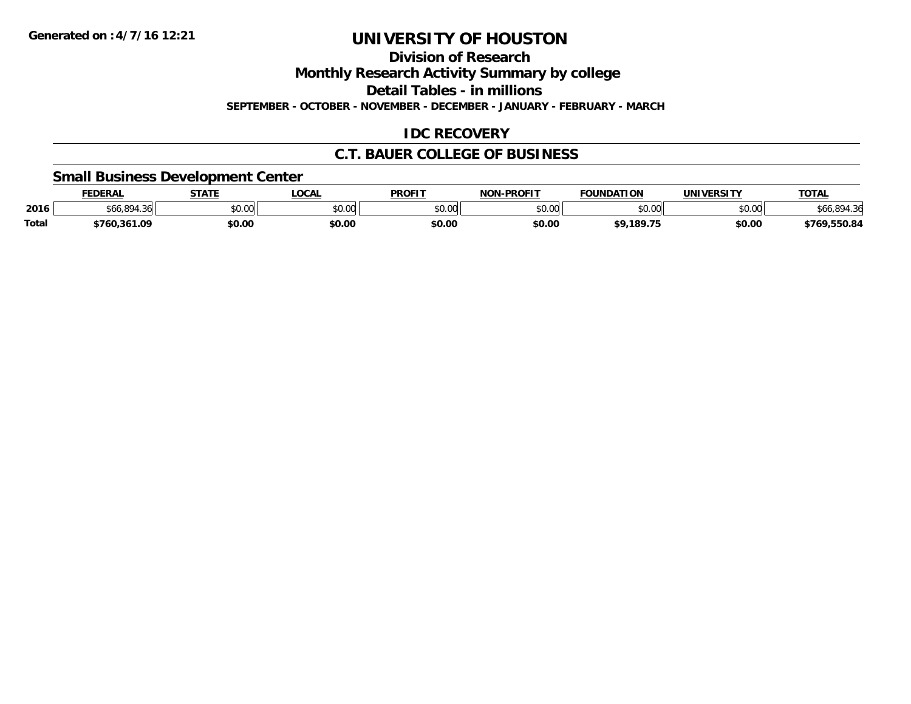# UNIVERSITY OF HOUSTON

## Division of Research

## Monthly Research Activity Summary by college

## Detail Tables - in millions

**SEPTEMBER - OCTOBER - NOVEMBER - DECEMBER - JANUARY - FEBRUARY - MARCH**

## IDC RECOVERY

## C.T. BAUER COLLEGE OF BUSINESS

### Small Business Development Center

| | FEDERAL | STATE | LOCAL | PROFIT | NON-PROFIT | FOUNDATION | UNIVERSITY | TOTAL |
|---|---|---|---|---|---|---|---|---|
| **2016** | $66,894.36 | $0.00 | $0.00 | $0.00 | $0.00 | $0.00 | $0.00 | $66,894.36 |
| **Total** | **$760,361.09** | **$0.00** | **$0.00** | **$0.00** | **$0.00** | **$9,189.75** | **$0.00** | **$769,550.84** |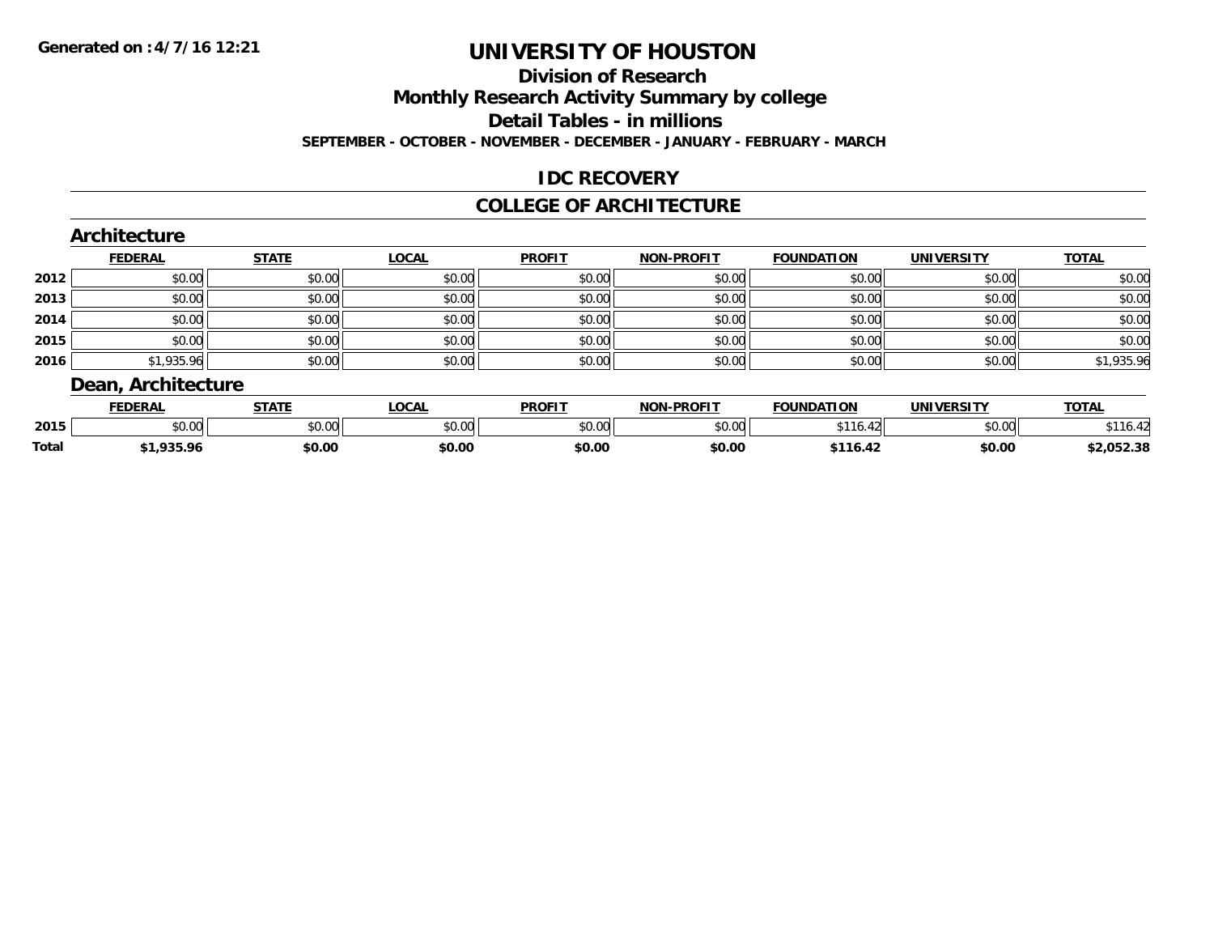Generated on :4/7/16 12:21

# UNIVERSITY OF HOUSTON

## Division of Research

## Monthly Research Activity Summary by college

## Detail Tables - in millions

**SEPTEMBER - OCTOBER - NOVEMBER - DECEMBER - JANUARY - FEBRUARY - MARCH**

## IDC RECOVERY

## COLLEGE OF ARCHITECTURE

### Architecture

| | FEDERAL | STATE | LOCAL | PROFIT | NON-PROFIT | FOUNDATION | UNIVERSITY | TOTAL |
|---|---|---|---|---|---|---|---|---|
| 2012 | $0.00 | $0.00 | $0.00 | $0.00 | $0.00 | $0.00 | $0.00 | $0.00 |
| 2013 | $0.00 | $0.00 | $0.00 | $0.00 | $0.00 | $0.00 | $0.00 | $0.00 |
| 2014 | $0.00 | $0.00 | $0.00 | $0.00 | $0.00 | $0.00 | $0.00 | $0.00 |
| 2015 | $0.00 | $0.00 | $0.00 | $0.00 | $0.00 | $0.00 | $0.00 | $0.00 |
| 2016 | $1,935.96 | $0.00 | $0.00 | $0.00 | $0.00 | $0.00 | $0.00 | $1,935.96 |

### Dean, Architecture

| | FEDERAL | STATE | LOCAL | PROFIT | NON-PROFIT | FOUNDATION | UNIVERSITY | TOTAL |
|---|---|---|---|---|---|---|---|---|
| 2015 | $0.00 | $0.00 | $0.00 | $0.00 | $0.00 | $116.42 | $0.00 | $116.42 |
| **Total** | **$1,935.96** | **$0.00** | **$0.00** | **$0.00** | **$0.00** | **$116.42** | **$0.00** | **$2,052.38** |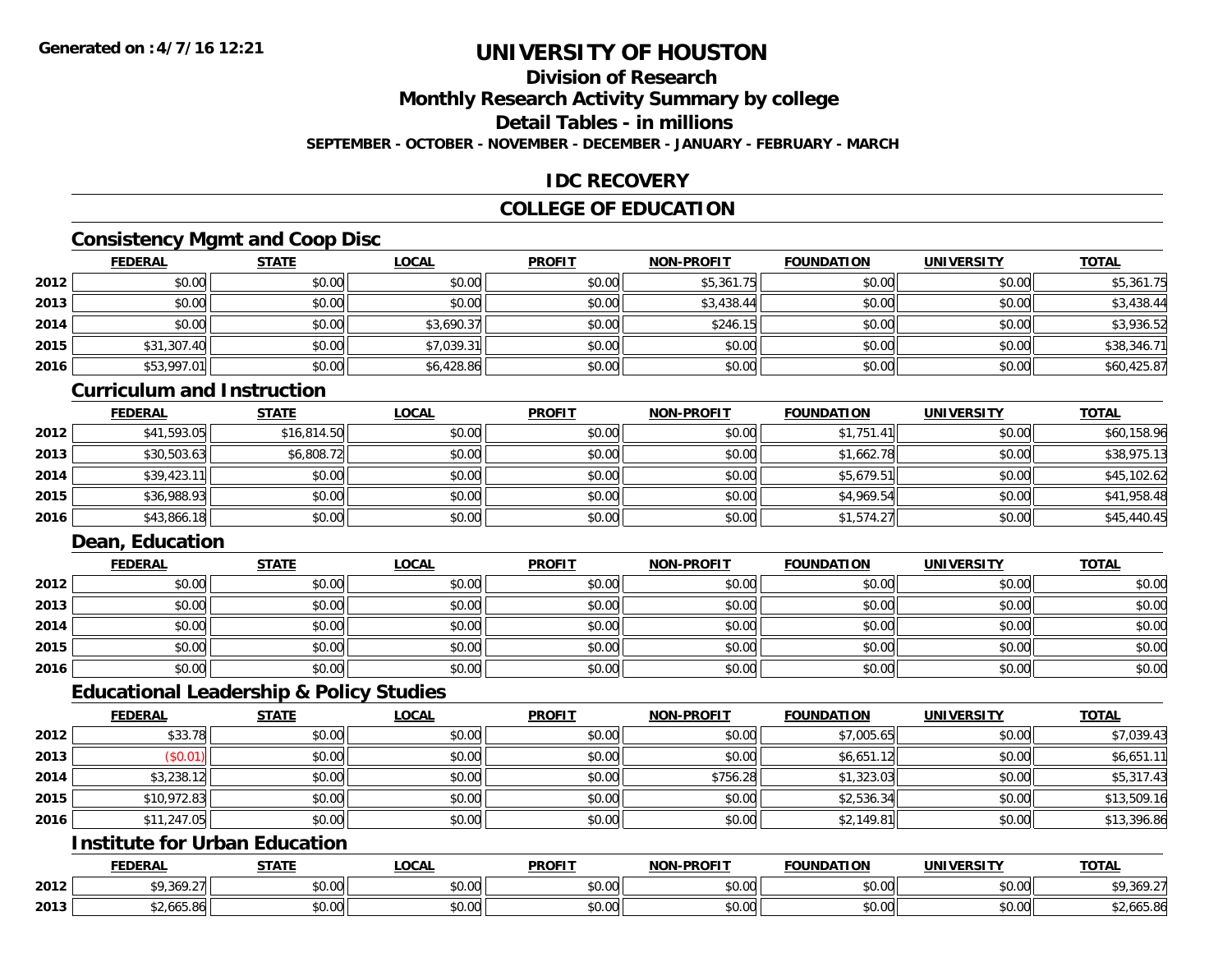**Generated on :4/7/16 12:21**

# UNIVERSITY OF HOUSTON

## Division of Research

## Monthly Research Activity Summary by college

## Detail Tables - in millions

**SEPTEMBER - OCTOBER - NOVEMBER - DECEMBER - JANUARY - FEBRUARY - MARCH**

## IDC RECOVERY

## COLLEGE OF EDUCATION

### Consistency Mgmt and Coop Disc

| | FEDERAL | STATE | LOCAL | PROFIT | NON-PROFIT | FOUNDATION | UNIVERSITY | TOTAL |
|---|---|---|---|---|---|---|---|---|
| 2012 | $0.00 | $0.00 | $0.00 | $0.00 | $5,361.75 | $0.00 | $0.00 | $5,361.75 |
| 2013 | $0.00 | $0.00 | $0.00 | $0.00 | $3,438.44 | $0.00 | $0.00 | $3,438.44 |
| 2014 | $0.00 | $0.00 | $3,690.37 | $0.00 | $246.15 | $0.00 | $0.00 | $3,936.52 |
| 2015 | $31,307.40 | $0.00 | $7,039.31 | $0.00 | $0.00 | $0.00 | $0.00 | $38,346.71 |
| 2016 | $53,997.01 | $0.00 | $6,428.86 | $0.00 | $0.00 | $0.00 | $0.00 | $60,425.87 |

### Curriculum and Instruction

| | FEDERAL | STATE | LOCAL | PROFIT | NON-PROFIT | FOUNDATION | UNIVERSITY | TOTAL |
|---|---|---|---|---|---|---|---|---|
| 2012 | $41,593.05 | $16,814.50 | $0.00 | $0.00 | $0.00 | $1,751.41 | $0.00 | $60,158.96 |
| 2013 | $30,503.63 | $6,808.72 | $0.00 | $0.00 | $0.00 | $1,662.78 | $0.00 | $38,975.13 |
| 2014 | $39,423.11 | $0.00 | $0.00 | $0.00 | $0.00 | $5,679.51 | $0.00 | $45,102.62 |
| 2015 | $36,988.93 | $0.00 | $0.00 | $0.00 | $0.00 | $4,969.54 | $0.00 | $41,958.48 |
| 2016 | $43,866.18 | $0.00 | $0.00 | $0.00 | $0.00 | $1,574.27 | $0.00 | $45,440.45 |

### Dean, Education

| | FEDERAL | STATE | LOCAL | PROFIT | NON-PROFIT | FOUNDATION | UNIVERSITY | TOTAL |
|---|---|---|---|---|---|---|---|---|
| 2012 | $0.00 | $0.00 | $0.00 | $0.00 | $0.00 | $0.00 | $0.00 | $0.00 |
| 2013 | $0.00 | $0.00 | $0.00 | $0.00 | $0.00 | $0.00 | $0.00 | $0.00 |
| 2014 | $0.00 | $0.00 | $0.00 | $0.00 | $0.00 | $0.00 | $0.00 | $0.00 |
| 2015 | $0.00 | $0.00 | $0.00 | $0.00 | $0.00 | $0.00 | $0.00 | $0.00 |
| 2016 | $0.00 | $0.00 | $0.00 | $0.00 | $0.00 | $0.00 | $0.00 | $0.00 |

### Educational Leadership & Policy Studies

| | FEDERAL | STATE | LOCAL | PROFIT | NON-PROFIT | FOUNDATION | UNIVERSITY | TOTAL |
|---|---|---|---|---|---|---|---|---|
| 2012 | $33.78 | $0.00 | $0.00 | $0.00 | $0.00 | $7,005.65 | $0.00 | $7,039.43 |
| 2013 | ($0.01) | $0.00 | $0.00 | $0.00 | $0.00 | $6,651.12 | $0.00 | $6,651.11 |
| 2014 | $3,238.12 | $0.00 | $0.00 | $0.00 | $756.28 | $1,323.03 | $0.00 | $5,317.43 |
| 2015 | $10,972.83 | $0.00 | $0.00 | $0.00 | $0.00 | $2,536.34 | $0.00 | $13,509.16 |
| 2016 | $11,247.05 | $0.00 | $0.00 | $0.00 | $0.00 | $2,149.81 | $0.00 | $13,396.86 |

### Institute for Urban Education

| | FEDERAL | STATE | LOCAL | PROFIT | NON-PROFIT | FOUNDATION | UNIVERSITY | TOTAL |
|---|---|---|---|---|---|---|---|---|
| 2012 | $9,369.27 | $0.00 | $0.00 | $0.00 | $0.00 | $0.00 | $0.00 | $9,369.27 |
| 2013 | $2,665.86 | $0.00 | $0.00 | $0.00 | $0.00 | $0.00 | $0.00 | $2,665.86 |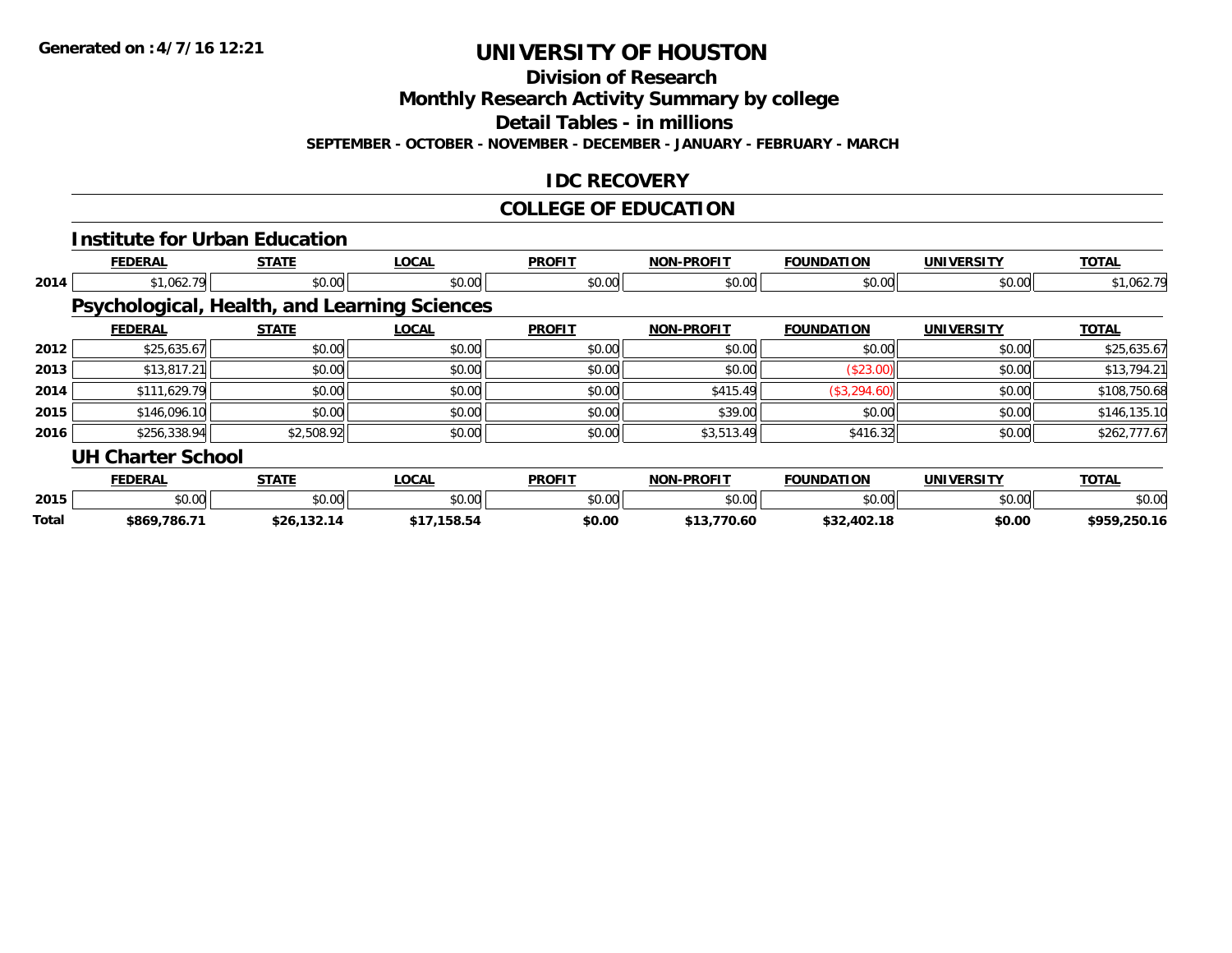Generated on :4/7/16 12:21

# UNIVERSITY OF HOUSTON

## Division of Research

## Monthly Research Activity Summary by college

## Detail Tables - in millions

**SEPTEMBER - OCTOBER - NOVEMBER - DECEMBER - JANUARY - FEBRUARY - MARCH**

## IDC RECOVERY

## COLLEGE OF EDUCATION

### Institute for Urban Education

| | FEDERAL | STATE | LOCAL | PROFIT | NON-PROFIT | FOUNDATION | UNIVERSITY | TOTAL |
|---|---|---|---|---|---|---|---|---|
| 2014 | $1,062.79 | $0.00 | $0.00 | $0.00 | $0.00 | $0.00 | $0.00 | $1,062.79 |

### Psychological, Health, and Learning Sciences

| | FEDERAL | STATE | LOCAL | PROFIT | NON-PROFIT | FOUNDATION | UNIVERSITY | TOTAL |
|---|---|---|---|---|---|---|---|---|
| 2012 | $25,635.67 | $0.00 | $0.00 | $0.00 | $0.00 | $0.00 | $0.00 | $25,635.67 |
| 2013 | $13,817.21 | $0.00 | $0.00 | $0.00 | $0.00 | ($23.00) | $0.00 | $13,794.21 |
| 2014 | $111,629.79 | $0.00 | $0.00 | $0.00 | $415.49 | ($3,294.60) | $0.00 | $108,750.68 |
| 2015 | $146,096.10 | $0.00 | $0.00 | $0.00 | $39.00 | $0.00 | $0.00 | $146,135.10 |
| 2016 | $256,338.94 | $2,508.92 | $0.00 | $0.00 | $3,513.49 | $416.32 | $0.00 | $262,777.67 |

### UH Charter School

| | FEDERAL | STATE | LOCAL | PROFIT | NON-PROFIT | FOUNDATION | UNIVERSITY | TOTAL |
|---|---|---|---|---|---|---|---|---|
| 2015 | $0.00 | $0.00 | $0.00 | $0.00 | $0.00 | $0.00 | $0.00 | $0.00 |
| **Total** | **$869,786.71** | **$26,132.14** | **$17,158.54** | **$0.00** | **$13,770.60** | **$32,402.18** | **$0.00** | **$959,250.16** |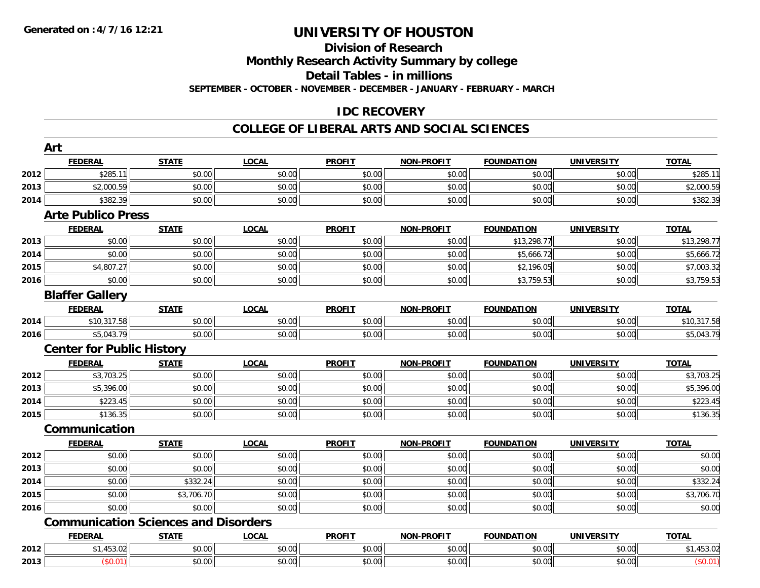**Generated on :4/7/16 12:21**

# UNIVERSITY OF HOUSTON

## Division of Research

## Monthly Research Activity Summary by college

## Detail Tables - in millions

**SEPTEMBER - OCTOBER - NOVEMBER - DECEMBER - JANUARY - FEBRUARY - MARCH**

## IDC RECOVERY

## COLLEGE OF LIBERAL ARTS AND SOCIAL SCIENCES

### Art

| | FEDERAL | STATE | LOCAL | PROFIT | NON-PROFIT | FOUNDATION | UNIVERSITY | TOTAL |
|---|---|---|---|---|---|---|---|---|
| 2012 | $285.11 | $0.00 | $0.00 | $0.00 | $0.00 | $0.00 | $0.00 | $285.11 |
| 2013 | $2,000.59 | $0.00 | $0.00 | $0.00 | $0.00 | $0.00 | $0.00 | $2,000.59 |
| 2014 | $382.39 | $0.00 | $0.00 | $0.00 | $0.00 | $0.00 | $0.00 | $382.39 |

### Arte Publico Press

| | FEDERAL | STATE | LOCAL | PROFIT | NON-PROFIT | FOUNDATION | UNIVERSITY | TOTAL |
|---|---|---|---|---|---|---|---|---|
| 2013 | $0.00 | $0.00 | $0.00 | $0.00 | $0.00 | $13,298.77 | $0.00 | $13,298.77 |
| 2014 | $0.00 | $0.00 | $0.00 | $0.00 | $0.00 | $5,666.72 | $0.00 | $5,666.72 |
| 2015 | $4,807.27 | $0.00 | $0.00 | $0.00 | $0.00 | $2,196.05 | $0.00 | $7,003.32 |
| 2016 | $0.00 | $0.00 | $0.00 | $0.00 | $0.00 | $3,759.53 | $0.00 | $3,759.53 |

### Blaffer Gallery

| | FEDERAL | STATE | LOCAL | PROFIT | NON-PROFIT | FOUNDATION | UNIVERSITY | TOTAL |
|---|---|---|---|---|---|---|---|---|
| 2014 | $10,317.58 | $0.00 | $0.00 | $0.00 | $0.00 | $0.00 | $0.00 | $10,317.58 |
| 2016 | $5,043.79 | $0.00 | $0.00 | $0.00 | $0.00 | $0.00 | $0.00 | $5,043.79 |

### Center for Public History

| | FEDERAL | STATE | LOCAL | PROFIT | NON-PROFIT | FOUNDATION | UNIVERSITY | TOTAL |
|---|---|---|---|---|---|---|---|---|
| 2012 | $3,703.25 | $0.00 | $0.00 | $0.00 | $0.00 | $0.00 | $0.00 | $3,703.25 |
| 2013 | $5,396.00 | $0.00 | $0.00 | $0.00 | $0.00 | $0.00 | $0.00 | $5,396.00 |
| 2014 | $223.45 | $0.00 | $0.00 | $0.00 | $0.00 | $0.00 | $0.00 | $223.45 |
| 2015 | $136.35 | $0.00 | $0.00 | $0.00 | $0.00 | $0.00 | $0.00 | $136.35 |

### Communication

| | FEDERAL | STATE | LOCAL | PROFIT | NON-PROFIT | FOUNDATION | UNIVERSITY | TOTAL |
|---|---|---|---|---|---|---|---|---|
| 2012 | $0.00 | $0.00 | $0.00 | $0.00 | $0.00 | $0.00 | $0.00 | $0.00 |
| 2013 | $0.00 | $0.00 | $0.00 | $0.00 | $0.00 | $0.00 | $0.00 | $0.00 |
| 2014 | $0.00 | $332.24 | $0.00 | $0.00 | $0.00 | $0.00 | $0.00 | $332.24 |
| 2015 | $0.00 | $3,706.70 | $0.00 | $0.00 | $0.00 | $0.00 | $0.00 | $3,706.70 |
| 2016 | $0.00 | $0.00 | $0.00 | $0.00 | $0.00 | $0.00 | $0.00 | $0.00 |

### Communication Sciences and Disorders

| | FEDERAL | STATE | LOCAL | PROFIT | NON-PROFIT | FOUNDATION | UNIVERSITY | TOTAL |
|---|---|---|---|---|---|---|---|---|
| 2012 | $1,453.02 | $0.00 | $0.00 | $0.00 | $0.00 | $0.00 | $0.00 | $1,453.02 |
| 2013 | ($0.01) | $0.00 | $0.00 | $0.00 | $0.00 | $0.00 | $0.00 | ($0.01) |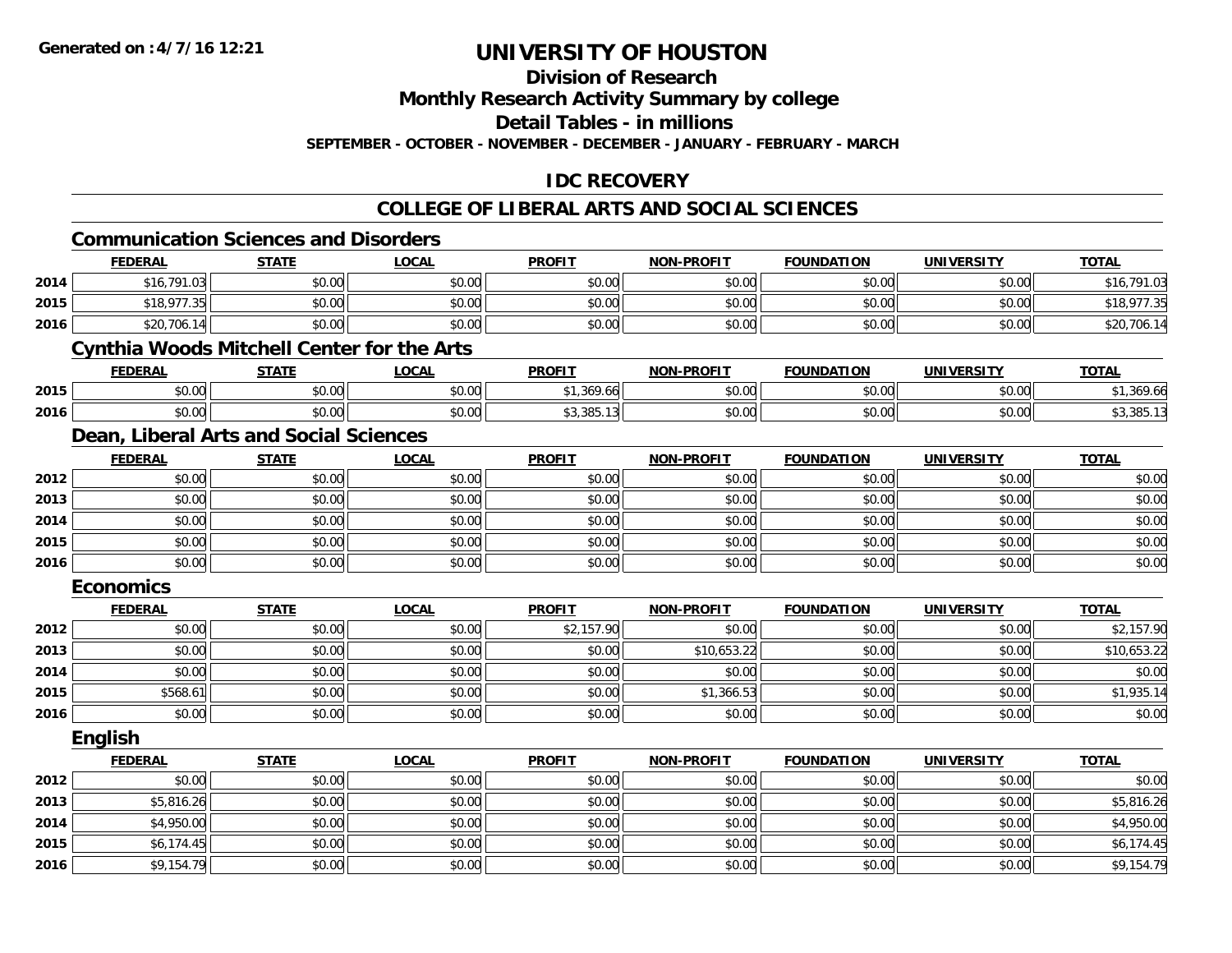# UNIVERSITY OF HOUSTON

## Division of Research

## Monthly Research Activity Summary by college

## Detail Tables - in millions

**SEPTEMBER - OCTOBER - NOVEMBER - DECEMBER - JANUARY - FEBRUARY - MARCH**

## IDC RECOVERY

## COLLEGE OF LIBERAL ARTS AND SOCIAL SCIENCES

### Communication Sciences and Disorders

| | FEDERAL | STATE | LOCAL | PROFIT | NON-PROFIT | FOUNDATION | UNIVERSITY | TOTAL |
|---|---|---|---|---|---|---|---|---|
| 2014 | $16,791.03 | $0.00 | $0.00 | $0.00 | $0.00 | $0.00 | $0.00 | $16,791.03 |
| 2015 | $18,977.35 | $0.00 | $0.00 | $0.00 | $0.00 | $0.00 | $0.00 | $18,977.35 |
| 2016 | $20,706.14 | $0.00 | $0.00 | $0.00 | $0.00 | $0.00 | $0.00 | $20,706.14 |

### Cynthia Woods Mitchell Center for the Arts

| | FEDERAL | STATE | LOCAL | PROFIT | NON-PROFIT | FOUNDATION | UNIVERSITY | TOTAL |
|---|---|---|---|---|---|---|---|---|
| 2015 | $0.00 | $0.00 | $0.00 | $1,369.66 | $0.00 | $0.00 | $0.00 | $1,369.66 |
| 2016 | $0.00 | $0.00 | $0.00 | $3,385.13 | $0.00 | $0.00 | $0.00 | $3,385.13 |

### Dean, Liberal Arts and Social Sciences

| | FEDERAL | STATE | LOCAL | PROFIT | NON-PROFIT | FOUNDATION | UNIVERSITY | TOTAL |
|---|---|---|---|---|---|---|---|---|
| 2012 | $0.00 | $0.00 | $0.00 | $0.00 | $0.00 | $0.00 | $0.00 | $0.00 |
| 2013 | $0.00 | $0.00 | $0.00 | $0.00 | $0.00 | $0.00 | $0.00 | $0.00 |
| 2014 | $0.00 | $0.00 | $0.00 | $0.00 | $0.00 | $0.00 | $0.00 | $0.00 |
| 2015 | $0.00 | $0.00 | $0.00 | $0.00 | $0.00 | $0.00 | $0.00 | $0.00 |
| 2016 | $0.00 | $0.00 | $0.00 | $0.00 | $0.00 | $0.00 | $0.00 | $0.00 |

### Economics

| | FEDERAL | STATE | LOCAL | PROFIT | NON-PROFIT | FOUNDATION | UNIVERSITY | TOTAL |
|---|---|---|---|---|---|---|---|---|
| 2012 | $0.00 | $0.00 | $0.00 | $2,157.90 | $0.00 | $0.00 | $0.00 | $2,157.90 |
| 2013 | $0.00 | $0.00 | $0.00 | $0.00 | $10,653.22 | $0.00 | $0.00 | $10,653.22 |
| 2014 | $0.00 | $0.00 | $0.00 | $0.00 | $0.00 | $0.00 | $0.00 | $0.00 |
| 2015 | $568.61 | $0.00 | $0.00 | $0.00 | $1,366.53 | $0.00 | $0.00 | $1,935.14 |
| 2016 | $0.00 | $0.00 | $0.00 | $0.00 | $0.00 | $0.00 | $0.00 | $0.00 |

### English

| | FEDERAL | STATE | LOCAL | PROFIT | NON-PROFIT | FOUNDATION | UNIVERSITY | TOTAL |
|---|---|---|---|---|---|---|---|---|
| 2012 | $0.00 | $0.00 | $0.00 | $0.00 | $0.00 | $0.00 | $0.00 | $0.00 |
| 2013 | $5,816.26 | $0.00 | $0.00 | $0.00 | $0.00 | $0.00 | $0.00 | $5,816.26 |
| 2014 | $4,950.00 | $0.00 | $0.00 | $0.00 | $0.00 | $0.00 | $0.00 | $4,950.00 |
| 2015 | $6,174.45 | $0.00 | $0.00 | $0.00 | $0.00 | $0.00 | $0.00 | $6,174.45 |
| 2016 | $9,154.79 | $0.00 | $0.00 | $0.00 | $0.00 | $0.00 | $0.00 | $9,154.79 |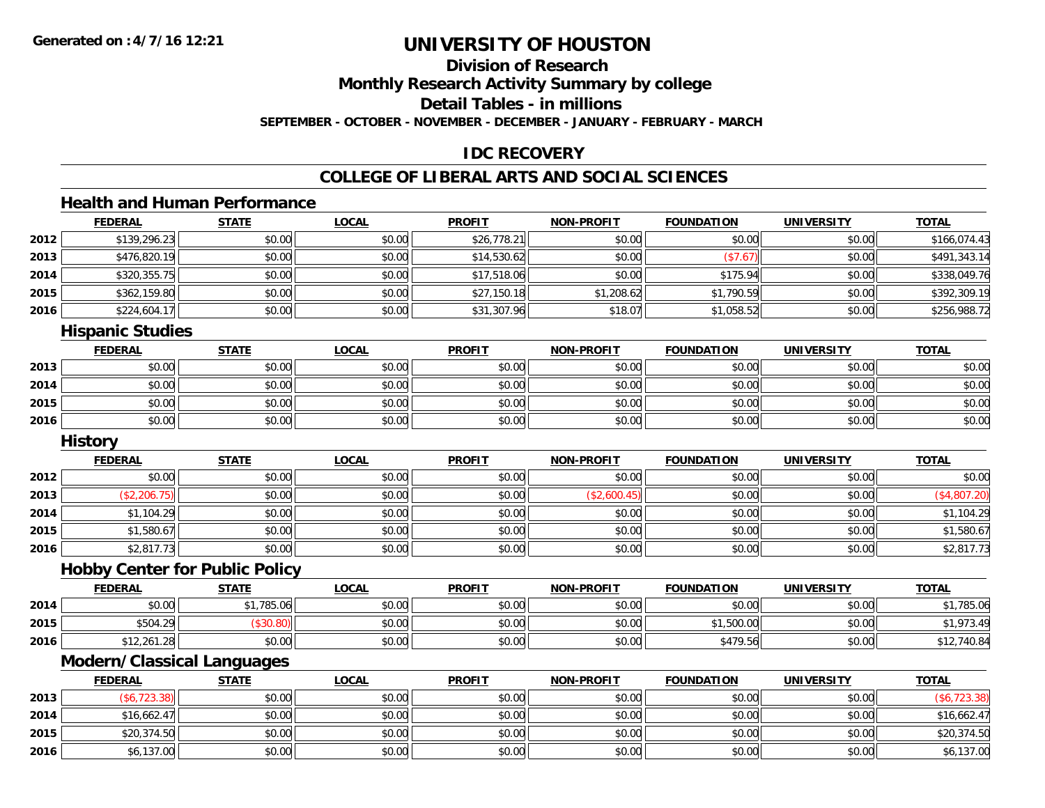# UNIVERSITY OF HOUSTON

## Division of Research

## Monthly Research Activity Summary by college

## Detail Tables - in millions

**SEPTEMBER - OCTOBER - NOVEMBER - DECEMBER - JANUARY - FEBRUARY - MARCH**

**Generated on :4/7/16 12:21**

## IDC RECOVERY

## COLLEGE OF LIBERAL ARTS AND SOCIAL SCIENCES

### Health and Human Performance

| | FEDERAL | STATE | LOCAL | PROFIT | NON-PROFIT | FOUNDATION | UNIVERSITY | TOTAL |
|---|---|---|---|---|---|---|---|---|
| 2012 | $139,296.23 | $0.00 | $0.00 | $26,778.21 | $0.00 | $0.00 | $0.00 | $166,074.43 |
| 2013 | $476,820.19 | $0.00 | $0.00 | $14,530.62 | $0.00 | ($7.67) | $0.00 | $491,343.14 |
| 2014 | $320,355.75 | $0.00 | $0.00 | $17,518.06 | $0.00 | $175.94 | $0.00 | $338,049.76 |
| 2015 | $362,159.80 | $0.00 | $0.00 | $27,150.18 | $1,208.62 | $1,790.59 | $0.00 | $392,309.19 |
| 2016 | $224,604.17 | $0.00 | $0.00 | $31,307.96 | $18.07 | $1,058.52 | $0.00 | $256,988.72 |

### Hispanic Studies

| | FEDERAL | STATE | LOCAL | PROFIT | NON-PROFIT | FOUNDATION | UNIVERSITY | TOTAL |
|---|---|---|---|---|---|---|---|---|
| 2013 | $0.00 | $0.00 | $0.00 | $0.00 | $0.00 | $0.00 | $0.00 | $0.00 |
| 2014 | $0.00 | $0.00 | $0.00 | $0.00 | $0.00 | $0.00 | $0.00 | $0.00 |
| 2015 | $0.00 | $0.00 | $0.00 | $0.00 | $0.00 | $0.00 | $0.00 | $0.00 |
| 2016 | $0.00 | $0.00 | $0.00 | $0.00 | $0.00 | $0.00 | $0.00 | $0.00 |

### History

| | FEDERAL | STATE | LOCAL | PROFIT | NON-PROFIT | FOUNDATION | UNIVERSITY | TOTAL |
|---|---|---|---|---|---|---|---|---|
| 2012 | $0.00 | $0.00 | $0.00 | $0.00 | $0.00 | $0.00 | $0.00 | $0.00 |
| 2013 | ($2,206.75) | $0.00 | $0.00 | $0.00 | ($2,600.45) | $0.00 | $0.00 | ($4,807.20) |
| 2014 | $1,104.29 | $0.00 | $0.00 | $0.00 | $0.00 | $0.00 | $0.00 | $1,104.29 |
| 2015 | $1,580.67 | $0.00 | $0.00 | $0.00 | $0.00 | $0.00 | $0.00 | $1,580.67 |
| 2016 | $2,817.73 | $0.00 | $0.00 | $0.00 | $0.00 | $0.00 | $0.00 | $2,817.73 |

### Hobby Center for Public Policy

| | FEDERAL | STATE | LOCAL | PROFIT | NON-PROFIT | FOUNDATION | UNIVERSITY | TOTAL |
|---|---|---|---|---|---|---|---|---|
| 2014 | $0.00 | $1,785.06 | $0.00 | $0.00 | $0.00 | $0.00 | $0.00 | $1,785.06 |
| 2015 | $504.29 | ($30.80) | $0.00 | $0.00 | $0.00 | $1,500.00 | $0.00 | $1,973.49 |
| 2016 | $12,261.28 | $0.00 | $0.00 | $0.00 | $0.00 | $479.56 | $0.00 | $12,740.84 |

### Modern/Classical Languages

| | FEDERAL | STATE | LOCAL | PROFIT | NON-PROFIT | FOUNDATION | UNIVERSITY | TOTAL |
|---|---|---|---|---|---|---|---|---|
| 2013 | ($6,723.38) | $0.00 | $0.00 | $0.00 | $0.00 | $0.00 | $0.00 | ($6,723.38) |
| 2014 | $16,662.47 | $0.00 | $0.00 | $0.00 | $0.00 | $0.00 | $0.00 | $16,662.47 |
| 2015 | $20,374.50 | $0.00 | $0.00 | $0.00 | $0.00 | $0.00 | $0.00 | $20,374.50 |
| 2016 | $6,137.00 | $0.00 | $0.00 | $0.00 | $0.00 | $0.00 | $0.00 | $6,137.00 |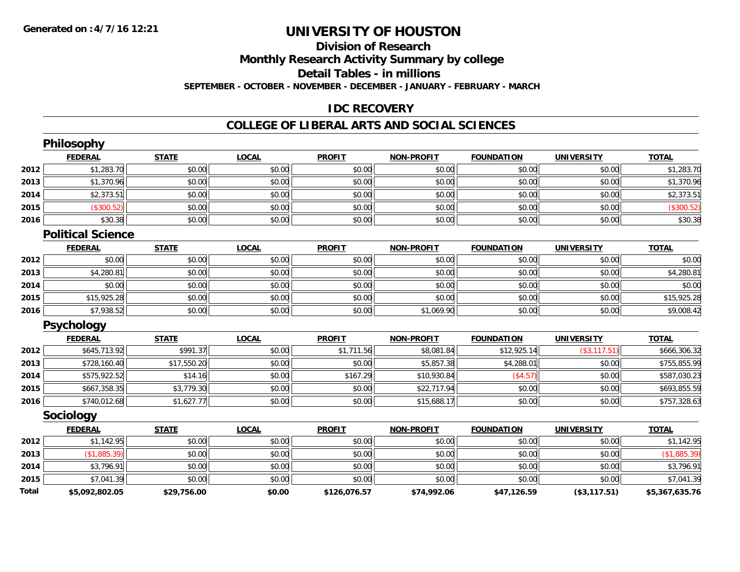Generated on :4/7/16 12:21

# UNIVERSITY OF HOUSTON

## Division of Research

## Monthly Research Activity Summary by college

## Detail Tables - in millions

**SEPTEMBER - OCTOBER - NOVEMBER - DECEMBER - JANUARY - FEBRUARY - MARCH**

## IDC RECOVERY

## COLLEGE OF LIBERAL ARTS AND SOCIAL SCIENCES

### Philosophy

| | FEDERAL | STATE | LOCAL | PROFIT | NON-PROFIT | FOUNDATION | UNIVERSITY | TOTAL |
|---|---|---|---|---|---|---|---|---|
| 2012 | $1,283.70 | $0.00 | $0.00 | $0.00 | $0.00 | $0.00 | $0.00 | $1,283.70 |
| 2013 | $1,370.96 | $0.00 | $0.00 | $0.00 | $0.00 | $0.00 | $0.00 | $1,370.96 |
| 2014 | $2,373.51 | $0.00 | $0.00 | $0.00 | $0.00 | $0.00 | $0.00 | $2,373.51 |
| 2015 | ($300.52) | $0.00 | $0.00 | $0.00 | $0.00 | $0.00 | $0.00 | ($300.52) |
| 2016 | $30.38 | $0.00 | $0.00 | $0.00 | $0.00 | $0.00 | $0.00 | $30.38 |

### Political Science

| | FEDERAL | STATE | LOCAL | PROFIT | NON-PROFIT | FOUNDATION | UNIVERSITY | TOTAL |
|---|---|---|---|---|---|---|---|---|
| 2012 | $0.00 | $0.00 | $0.00 | $0.00 | $0.00 | $0.00 | $0.00 | $0.00 |
| 2013 | $4,280.81 | $0.00 | $0.00 | $0.00 | $0.00 | $0.00 | $0.00 | $4,280.81 |
| 2014 | $0.00 | $0.00 | $0.00 | $0.00 | $0.00 | $0.00 | $0.00 | $0.00 |
| 2015 | $15,925.28 | $0.00 | $0.00 | $0.00 | $0.00 | $0.00 | $0.00 | $15,925.28 |
| 2016 | $7,938.52 | $0.00 | $0.00 | $0.00 | $1,069.90 | $0.00 | $0.00 | $9,008.42 |

### Psychology

| | FEDERAL | STATE | LOCAL | PROFIT | NON-PROFIT | FOUNDATION | UNIVERSITY | TOTAL |
|---|---|---|---|---|---|---|---|---|
| 2012 | $645,713.92 | $991.37 | $0.00 | $1,711.56 | $8,081.84 | $12,925.14 | ($3,117.51) | $666,306.32 |
| 2013 | $728,160.40 | $17,550.20 | $0.00 | $0.00 | $5,857.38 | $4,288.01 | $0.00 | $755,855.99 |
| 2014 | $575,922.52 | $14.16 | $0.00 | $167.29 | $10,930.84 | ($4.57) | $0.00 | $587,030.23 |
| 2015 | $667,358.35 | $3,779.30 | $0.00 | $0.00 | $22,717.94 | $0.00 | $0.00 | $693,855.59 |
| 2016 | $740,012.68 | $1,627.77 | $0.00 | $0.00 | $15,688.17 | $0.00 | $0.00 | $757,328.63 |

### Sociology

| | FEDERAL | STATE | LOCAL | PROFIT | NON-PROFIT | FOUNDATION | UNIVERSITY | TOTAL |
|---|---|---|---|---|---|---|---|---|
| 2012 | $1,142.95 | $0.00 | $0.00 | $0.00 | $0.00 | $0.00 | $0.00 | $1,142.95 |
| 2013 | ($1,885.39) | $0.00 | $0.00 | $0.00 | $0.00 | $0.00 | $0.00 | ($1,885.39) |
| 2014 | $3,796.91 | $0.00 | $0.00 | $0.00 | $0.00 | $0.00 | $0.00 | $3,796.91 |
| 2015 | $7,041.39 | $0.00 | $0.00 | $0.00 | $0.00 | $0.00 | $0.00 | $7,041.39 |
| **Total** | **$5,092,802.05** | **$29,756.00** | **$0.00** | **$126,076.57** | **$74,992.06** | **$47,126.59** | **($3,117.51)** | **$5,367,635.76** |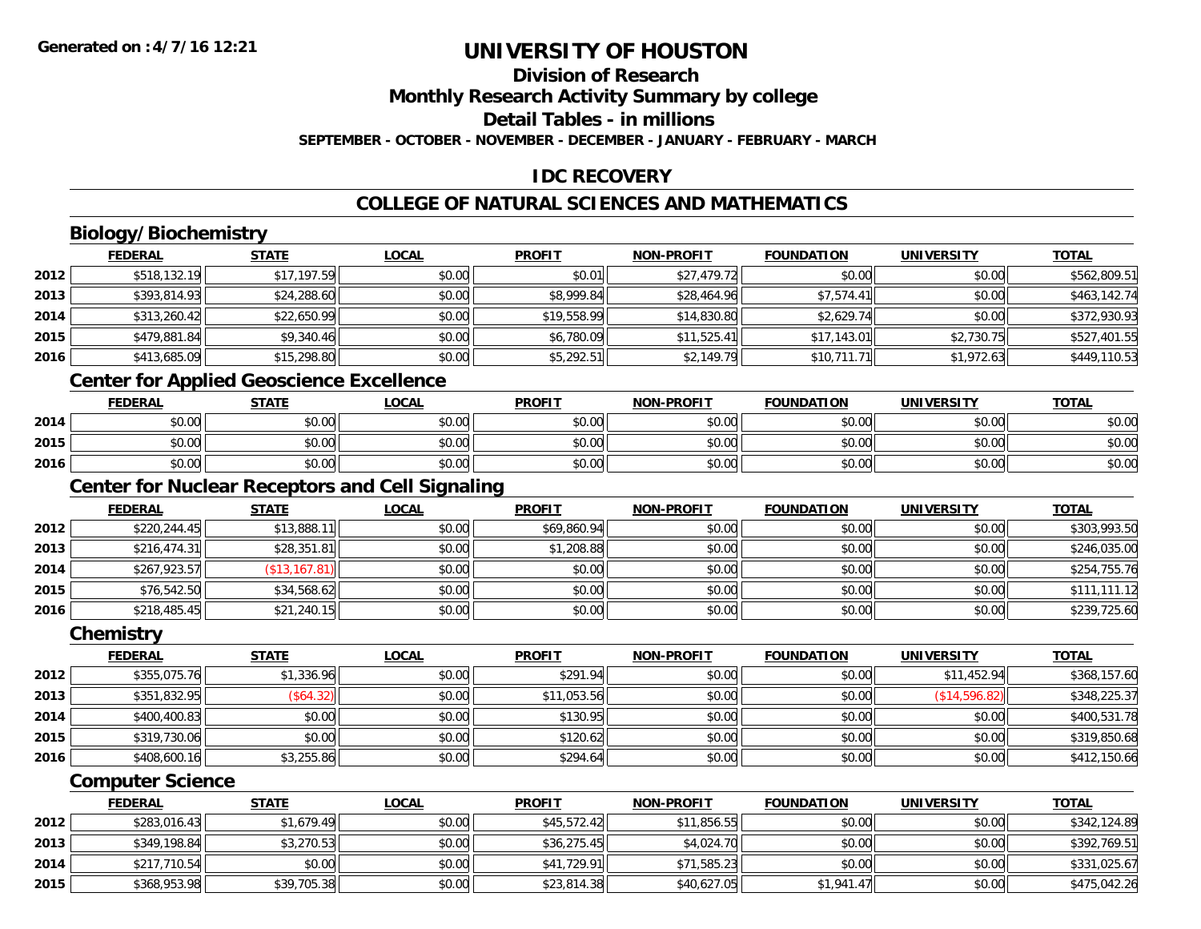# UNIVERSITY OF HOUSTON

## Division of Research

## Monthly Research Activity Summary by college

## Detail Tables - in millions

**SEPTEMBER - OCTOBER - NOVEMBER - DECEMBER - JANUARY - FEBRUARY - MARCH**

## IDC RECOVERY

## COLLEGE OF NATURAL SCIENCES AND MATHEMATICS

### Biology/Biochemistry

| | FEDERAL | STATE | LOCAL | PROFIT | NON-PROFIT | FOUNDATION | UNIVERSITY | TOTAL |
|---|---|---|---|---|---|---|---|---|
| 2012 | $518,132.19 | $17,197.59 | $0.00 | $0.01 | $27,479.72 | $0.00 | $0.00 | $562,809.51 |
| 2013 | $393,814.93 | $24,288.60 | $0.00 | $8,999.84 | $28,464.96 | $7,574.41 | $0.00 | $463,142.74 |
| 2014 | $313,260.42 | $22,650.99 | $0.00 | $19,558.99 | $14,830.80 | $2,629.74 | $0.00 | $372,930.93 |
| 2015 | $479,881.84 | $9,340.46 | $0.00 | $6,780.09 | $11,525.41 | $17,143.01 | $2,730.75 | $527,401.55 |
| 2016 | $413,685.09 | $15,298.80 | $0.00 | $5,292.51 | $2,149.79 | $10,711.71 | $1,972.63 | $449,110.53 |

### Center for Applied Geoscience Excellence

| | FEDERAL | STATE | LOCAL | PROFIT | NON-PROFIT | FOUNDATION | UNIVERSITY | TOTAL |
|---|---|---|---|---|---|---|---|---|
| 2014 | $0.00 | $0.00 | $0.00 | $0.00 | $0.00 | $0.00 | $0.00 | $0.00 |
| 2015 | $0.00 | $0.00 | $0.00 | $0.00 | $0.00 | $0.00 | $0.00 | $0.00 |
| 2016 | $0.00 | $0.00 | $0.00 | $0.00 | $0.00 | $0.00 | $0.00 | $0.00 |

### Center for Nuclear Receptors and Cell Signaling

| | FEDERAL | STATE | LOCAL | PROFIT | NON-PROFIT | FOUNDATION | UNIVERSITY | TOTAL |
|---|---|---|---|---|---|---|---|---|
| 2012 | $220,244.45 | $13,888.11 | $0.00 | $69,860.94 | $0.00 | $0.00 | $0.00 | $303,993.50 |
| 2013 | $216,474.31 | $28,351.81 | $0.00 | $1,208.88 | $0.00 | $0.00 | $0.00 | $246,035.00 |
| 2014 | $267,923.57 | ($13,167.81) | $0.00 | $0.00 | $0.00 | $0.00 | $0.00 | $254,755.76 |
| 2015 | $76,542.50 | $34,568.62 | $0.00 | $0.00 | $0.00 | $0.00 | $0.00 | $111,111.12 |
| 2016 | $218,485.45 | $21,240.15 | $0.00 | $0.00 | $0.00 | $0.00 | $0.00 | $239,725.60 |

### Chemistry

| | FEDERAL | STATE | LOCAL | PROFIT | NON-PROFIT | FOUNDATION | UNIVERSITY | TOTAL |
|---|---|---|---|---|---|---|---|---|
| 2012 | $355,075.76 | $1,336.96 | $0.00 | $291.94 | $0.00 | $0.00 | $11,452.94 | $368,157.60 |
| 2013 | $351,832.95 | ($64.32) | $0.00 | $11,053.56 | $0.00 | $0.00 | ($14,596.82) | $348,225.37 |
| 2014 | $400,400.83 | $0.00 | $0.00 | $130.95 | $0.00 | $0.00 | $0.00 | $400,531.78 |
| 2015 | $319,730.06 | $0.00 | $0.00 | $120.62 | $0.00 | $0.00 | $0.00 | $319,850.68 |
| 2016 | $408,600.16 | $3,255.86 | $0.00 | $294.64 | $0.00 | $0.00 | $0.00 | $412,150.66 |

### Computer Science

| | FEDERAL | STATE | LOCAL | PROFIT | NON-PROFIT | FOUNDATION | UNIVERSITY | TOTAL |
|---|---|---|---|---|---|---|---|---|
| 2012 | $283,016.43 | $1,679.49 | $0.00 | $45,572.42 | $11,856.55 | $0.00 | $0.00 | $342,124.89 |
| 2013 | $349,198.84 | $3,270.53 | $0.00 | $36,275.45 | $4,024.70 | $0.00 | $0.00 | $392,769.51 |
| 2014 | $217,710.54 | $0.00 | $0.00 | $41,729.91 | $71,585.23 | $0.00 | $0.00 | $331,025.67 |
| 2015 | $368,953.98 | $39,705.38 | $0.00 | $23,814.38 | $40,627.05 | $1,941.47 | $0.00 | $475,042.26 |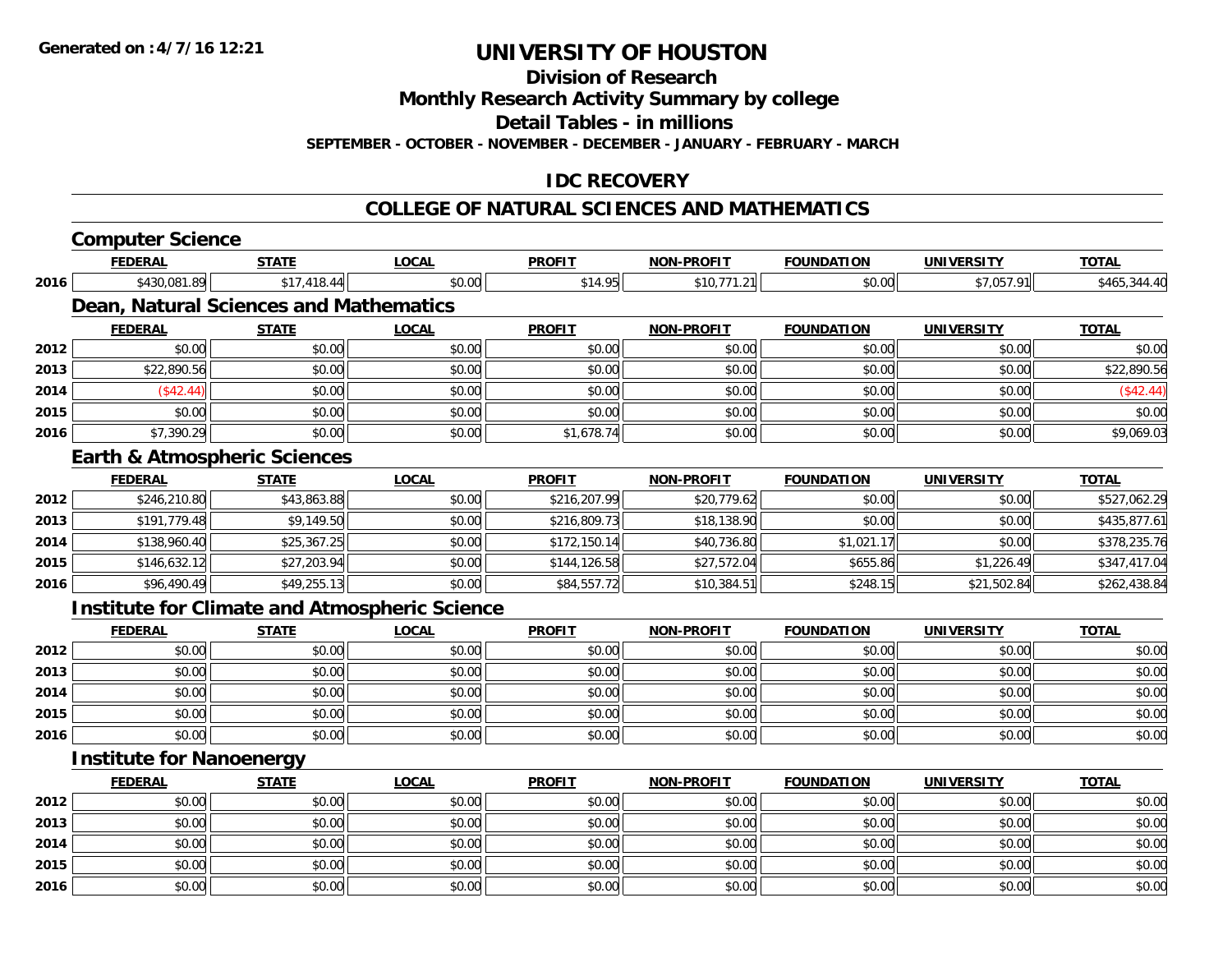# UNIVERSITY OF HOUSTON

## Division of Research

## Monthly Research Activity Summary by college

## Detail Tables - in millions

**SEPTEMBER - OCTOBER - NOVEMBER - DECEMBER - JANUARY - FEBRUARY - MARCH**

## IDC RECOVERY

## COLLEGE OF NATURAL SCIENCES AND MATHEMATICS

### Computer Science

| | FEDERAL | STATE | LOCAL | PROFIT | NON-PROFIT | FOUNDATION | UNIVERSITY | TOTAL |
|---|---|---|---|---|---|---|---|---|
| 2016 | $430,081.89 | $17,418.44 | $0.00 | $14.95 | $10,771.21 | $0.00 | $7,057.91 | $465,344.40 |

### Dean, Natural Sciences and Mathematics

| | FEDERAL | STATE | LOCAL | PROFIT | NON-PROFIT | FOUNDATION | UNIVERSITY | TOTAL |
|---|---|---|---|---|---|---|---|---|
| 2012 | $0.00 | $0.00 | $0.00 | $0.00 | $0.00 | $0.00 | $0.00 | $0.00 |
| 2013 | $22,890.56 | $0.00 | $0.00 | $0.00 | $0.00 | $0.00 | $0.00 | $22,890.56 |
| 2014 | ($42.44) | $0.00 | $0.00 | $0.00 | $0.00 | $0.00 | $0.00 | ($42.44) |
| 2015 | $0.00 | $0.00 | $0.00 | $0.00 | $0.00 | $0.00 | $0.00 | $0.00 |
| 2016 | $7,390.29 | $0.00 | $0.00 | $1,678.74 | $0.00 | $0.00 | $0.00 | $9,069.03 |

### Earth & Atmospheric Sciences

| | FEDERAL | STATE | LOCAL | PROFIT | NON-PROFIT | FOUNDATION | UNIVERSITY | TOTAL |
|---|---|---|---|---|---|---|---|---|
| 2012 | $246,210.80 | $43,863.88 | $0.00 | $216,207.99 | $20,779.62 | $0.00 | $0.00 | $527,062.29 |
| 2013 | $191,779.48 | $9,149.50 | $0.00 | $216,809.73 | $18,138.90 | $0.00 | $0.00 | $435,877.61 |
| 2014 | $138,960.40 | $25,367.25 | $0.00 | $172,150.14 | $40,736.80 | $1,021.17 | $0.00 | $378,235.76 |
| 2015 | $146,632.12 | $27,203.94 | $0.00 | $144,126.58 | $27,572.04 | $655.86 | $1,226.49 | $347,417.04 |
| 2016 | $96,490.49 | $49,255.13 | $0.00 | $84,557.72 | $10,384.51 | $248.15 | $21,502.84 | $262,438.84 |

### Institute for Climate and Atmospheric Science

| | FEDERAL | STATE | LOCAL | PROFIT | NON-PROFIT | FOUNDATION | UNIVERSITY | TOTAL |
|---|---|---|---|---|---|---|---|---|
| 2012 | $0.00 | $0.00 | $0.00 | $0.00 | $0.00 | $0.00 | $0.00 | $0.00 |
| 2013 | $0.00 | $0.00 | $0.00 | $0.00 | $0.00 | $0.00 | $0.00 | $0.00 |
| 2014 | $0.00 | $0.00 | $0.00 | $0.00 | $0.00 | $0.00 | $0.00 | $0.00 |
| 2015 | $0.00 | $0.00 | $0.00 | $0.00 | $0.00 | $0.00 | $0.00 | $0.00 |
| 2016 | $0.00 | $0.00 | $0.00 | $0.00 | $0.00 | $0.00 | $0.00 | $0.00 |

### Institute for Nanoenergy

| | FEDERAL | STATE | LOCAL | PROFIT | NON-PROFIT | FOUNDATION | UNIVERSITY | TOTAL |
|---|---|---|---|---|---|---|---|---|
| 2012 | $0.00 | $0.00 | $0.00 | $0.00 | $0.00 | $0.00 | $0.00 | $0.00 |
| 2013 | $0.00 | $0.00 | $0.00 | $0.00 | $0.00 | $0.00 | $0.00 | $0.00 |
| 2014 | $0.00 | $0.00 | $0.00 | $0.00 | $0.00 | $0.00 | $0.00 | $0.00 |
| 2015 | $0.00 | $0.00 | $0.00 | $0.00 | $0.00 | $0.00 | $0.00 | $0.00 |
| 2016 | $0.00 | $0.00 | $0.00 | $0.00 | $0.00 | $0.00 | $0.00 | $0.00 |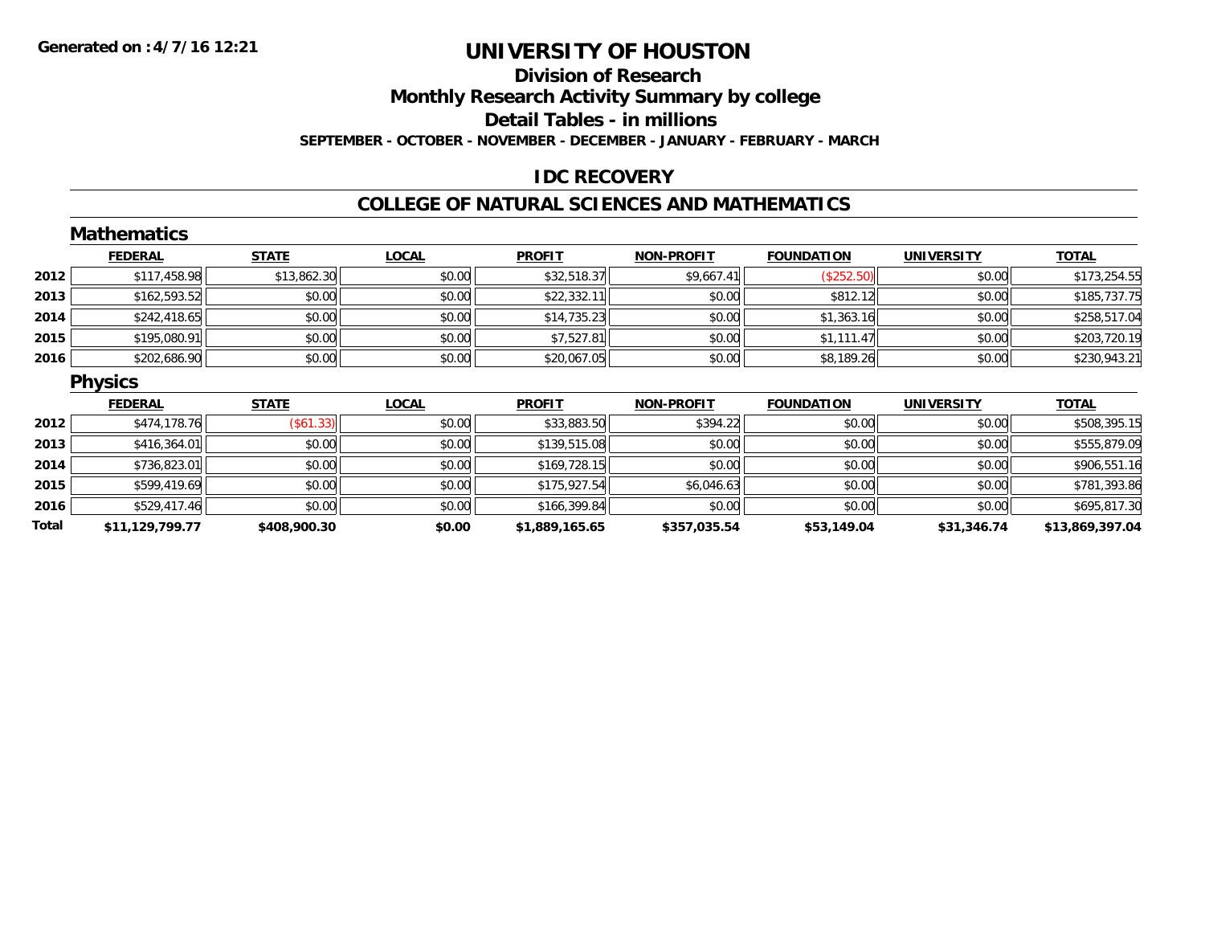**Generated on :4/7/16 12:21**

# UNIVERSITY OF HOUSTON

## Division of Research

## Monthly Research Activity Summary by college

## Detail Tables - in millions

**SEPTEMBER - OCTOBER - NOVEMBER - DECEMBER - JANUARY - FEBRUARY - MARCH**

## IDC RECOVERY

## COLLEGE OF NATURAL SCIENCES AND MATHEMATICS

### Mathematics

| | FEDERAL | STATE | LOCAL | PROFIT | NON-PROFIT | FOUNDATION | UNIVERSITY | TOTAL |
|---|---|---|---|---|---|---|---|---|
| 2012 | $117,458.98 | $13,862.30 | $0.00 | $32,518.37 | $9,667.41 | ($252.50) | $0.00 | $173,254.55 |
| 2013 | $162,593.52 | $0.00 | $0.00 | $22,332.11 | $0.00 | $812.12 | $0.00 | $185,737.75 |
| 2014 | $242,418.65 | $0.00 | $0.00 | $14,735.23 | $0.00 | $1,363.16 | $0.00 | $258,517.04 |
| 2015 | $195,080.91 | $0.00 | $0.00 | $7,527.81 | $0.00 | $1,111.47 | $0.00 | $203,720.19 |
| 2016 | $202,686.90 | $0.00 | $0.00 | $20,067.05 | $0.00 | $8,189.26 | $0.00 | $230,943.21 |

### Physics

| | FEDERAL | STATE | LOCAL | PROFIT | NON-PROFIT | FOUNDATION | UNIVERSITY | TOTAL |
|---|---|---|---|---|---|---|---|---|
| 2012 | $474,178.76 | ($61.33) | $0.00 | $33,883.50 | $394.22 | $0.00 | $0.00 | $508,395.15 |
| 2013 | $416,364.01 | $0.00 | $0.00 | $139,515.08 | $0.00 | $0.00 | $0.00 | $555,879.09 |
| 2014 | $736,823.01 | $0.00 | $0.00 | $169,728.15 | $0.00 | $0.00 | $0.00 | $906,551.16 |
| 2015 | $599,419.69 | $0.00 | $0.00 | $175,927.54 | $6,046.63 | $0.00 | $0.00 | $781,393.86 |
| 2016 | $529,417.46 | $0.00 | $0.00 | $166,399.84 | $0.00 | $0.00 | $0.00 | $695,817.30 |
| **Total** | **$11,129,799.77** | **$408,900.30** | **$0.00** | **$1,889,165.65** | **$357,035.54** | **$53,149.04** | **$31,346.74** | **$13,869,397.04** |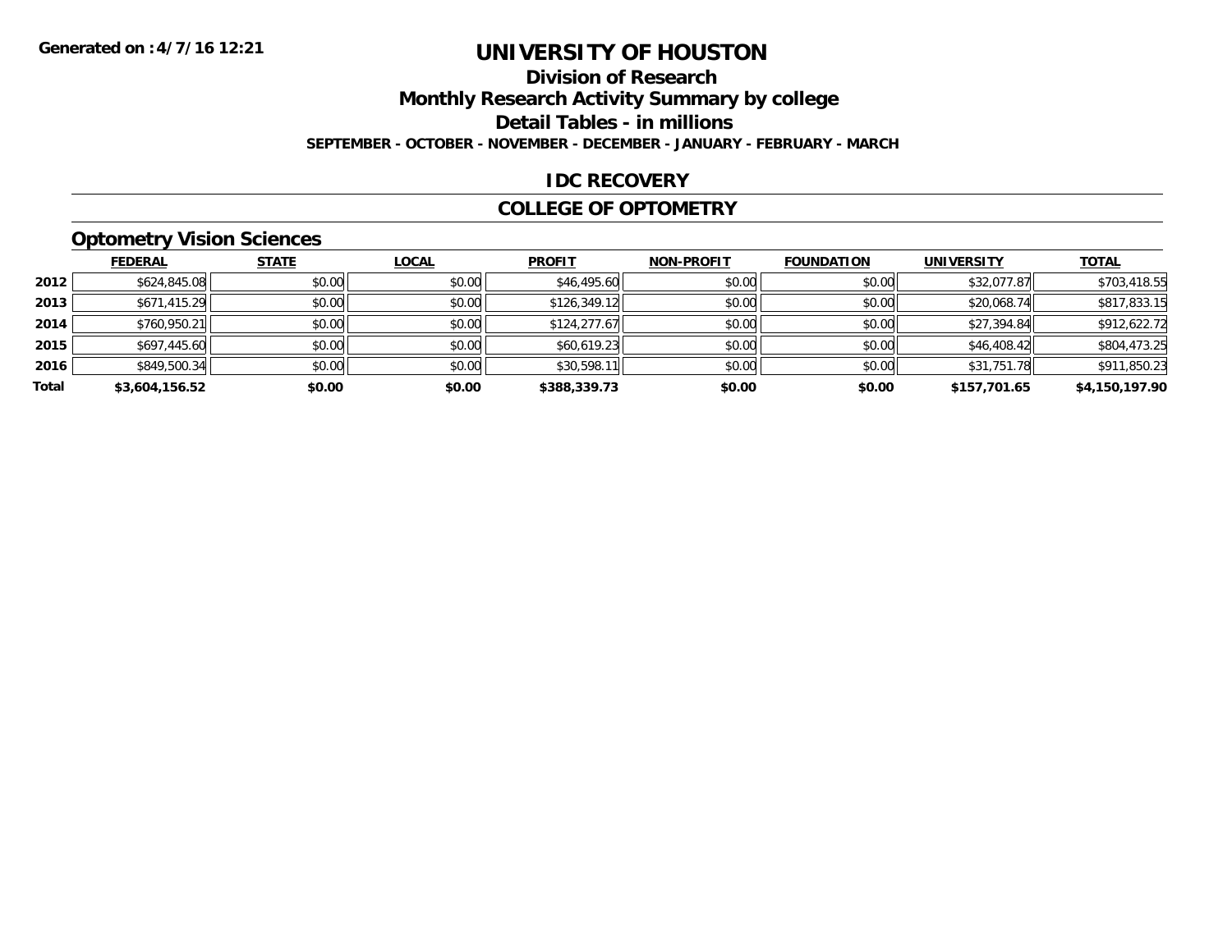# UNIVERSITY OF HOUSTON

## Division of Research

## Monthly Research Activity Summary by college

## Detail Tables - in millions

**SEPTEMBER - OCTOBER - NOVEMBER - DECEMBER - JANUARY - FEBRUARY - MARCH**

## IDC RECOVERY

## COLLEGE OF OPTOMETRY

### Optometry Vision Sciences

| | FEDERAL | STATE | LOCAL | PROFIT | NON-PROFIT | FOUNDATION | UNIVERSITY | TOTAL |
|---|---|---|---|---|---|---|---|---|
| 2012 | $624,845.08 | $0.00 | $0.00 | $46,495.60 | $0.00 | $0.00 | $32,077.87 | $703,418.55 |
| 2013 | $671,415.29 | $0.00 | $0.00 | $126,349.12 | $0.00 | $0.00 | $20,068.74 | $817,833.15 |
| 2014 | $760,950.21 | $0.00 | $0.00 | $124,277.67 | $0.00 | $0.00 | $27,394.84 | $912,622.72 |
| 2015 | $697,445.60 | $0.00 | $0.00 | $60,619.23 | $0.00 | $0.00 | $46,408.42 | $804,473.25 |
| 2016 | $849,500.34 | $0.00 | $0.00 | $30,598.11 | $0.00 | $0.00 | $31,751.78 | $911,850.23 |
| **Total** | **$3,604,156.52** | **$0.00** | **$0.00** | **$388,339.73** | **$0.00** | **$0.00** | **$157,701.65** | **$4,150,197.90** |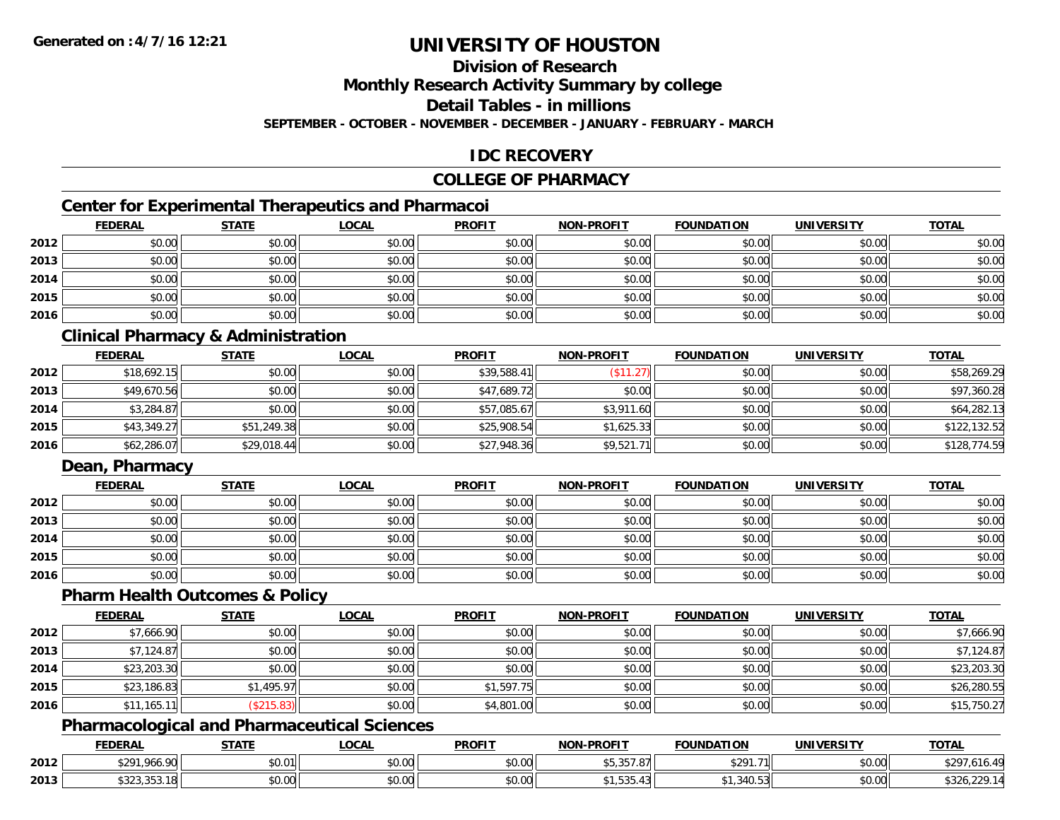**Generated on :4/7/16 12:21**

# UNIVERSITY OF HOUSTON

## Division of Research

## Monthly Research Activity Summary by college

## Detail Tables - in millions

**SEPTEMBER - OCTOBER - NOVEMBER - DECEMBER - JANUARY - FEBRUARY - MARCH**

## IDC RECOVERY

## COLLEGE OF PHARMACY

### Center for Experimental Therapeutics and Pharmacoi

| | FEDERAL | STATE | LOCAL | PROFIT | NON-PROFIT | FOUNDATION | UNIVERSITY | TOTAL |
|---|---|---|---|---|---|---|---|---|
| 2012 | $0.00 | $0.00 | $0.00 | $0.00 | $0.00 | $0.00 | $0.00 | $0.00 |
| 2013 | $0.00 | $0.00 | $0.00 | $0.00 | $0.00 | $0.00 | $0.00 | $0.00 |
| 2014 | $0.00 | $0.00 | $0.00 | $0.00 | $0.00 | $0.00 | $0.00 | $0.00 |
| 2015 | $0.00 | $0.00 | $0.00 | $0.00 | $0.00 | $0.00 | $0.00 | $0.00 |
| 2016 | $0.00 | $0.00 | $0.00 | $0.00 | $0.00 | $0.00 | $0.00 | $0.00 |

### Clinical Pharmacy & Administration

| | FEDERAL | STATE | LOCAL | PROFIT | NON-PROFIT | FOUNDATION | UNIVERSITY | TOTAL |
|---|---|---|---|---|---|---|---|---|
| 2012 | $18,692.15 | $0.00 | $0.00 | $39,588.41 | ($11.27) | $0.00 | $0.00 | $58,269.29 |
| 2013 | $49,670.56 | $0.00 | $0.00 | $47,689.72 | $0.00 | $0.00 | $0.00 | $97,360.28 |
| 2014 | $3,284.87 | $0.00 | $0.00 | $57,085.67 | $3,911.60 | $0.00 | $0.00 | $64,282.13 |
| 2015 | $43,349.27 | $51,249.38 | $0.00 | $25,908.54 | $1,625.33 | $0.00 | $0.00 | $122,132.52 |
| 2016 | $62,286.07 | $29,018.44 | $0.00 | $27,948.36 | $9,521.71 | $0.00 | $0.00 | $128,774.59 |

### Dean, Pharmacy

| | FEDERAL | STATE | LOCAL | PROFIT | NON-PROFIT | FOUNDATION | UNIVERSITY | TOTAL |
|---|---|---|---|---|---|---|---|---|
| 2012 | $0.00 | $0.00 | $0.00 | $0.00 | $0.00 | $0.00 | $0.00 | $0.00 |
| 2013 | $0.00 | $0.00 | $0.00 | $0.00 | $0.00 | $0.00 | $0.00 | $0.00 |
| 2014 | $0.00 | $0.00 | $0.00 | $0.00 | $0.00 | $0.00 | $0.00 | $0.00 |
| 2015 | $0.00 | $0.00 | $0.00 | $0.00 | $0.00 | $0.00 | $0.00 | $0.00 |
| 2016 | $0.00 | $0.00 | $0.00 | $0.00 | $0.00 | $0.00 | $0.00 | $0.00 |

### Pharm Health Outcomes & Policy

| | FEDERAL | STATE | LOCAL | PROFIT | NON-PROFIT | FOUNDATION | UNIVERSITY | TOTAL |
|---|---|---|---|---|---|---|---|---|
| 2012 | $7,666.90 | $0.00 | $0.00 | $0.00 | $0.00 | $0.00 | $0.00 | $7,666.90 |
| 2013 | $7,124.87 | $0.00 | $0.00 | $0.00 | $0.00 | $0.00 | $0.00 | $7,124.87 |
| 2014 | $23,203.30 | $0.00 | $0.00 | $0.00 | $0.00 | $0.00 | $0.00 | $23,203.30 |
| 2015 | $23,186.83 | $1,495.97 | $0.00 | $1,597.75 | $0.00 | $0.00 | $0.00 | $26,280.55 |
| 2016 | $11,165.11 | ($215.83) | $0.00 | $4,801.00 | $0.00 | $0.00 | $0.00 | $15,750.27 |

### Pharmacological and Pharmaceutical Sciences

| | FEDERAL | STATE | LOCAL | PROFIT | NON-PROFIT | FOUNDATION | UNIVERSITY | TOTAL |
|---|---|---|---|---|---|---|---|---|
| 2012 | $291,966.90 | $0.01 | $0.00 | $0.00 | $5,357.87 | $291.71 | $0.00 | $297,616.49 |
| 2013 | $323,353.18 | $0.00 | $0.00 | $0.00 | $1,535.43 | $1,340.53 | $0.00 | $326,229.14 |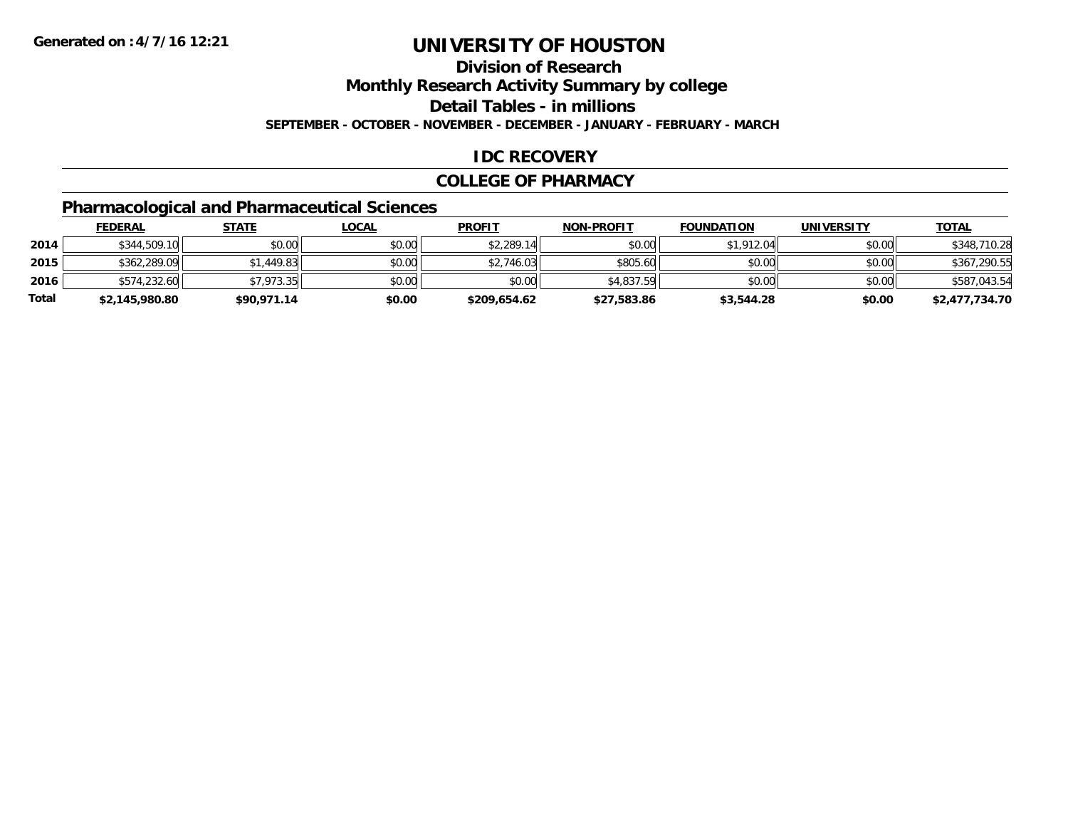Generated on :4/7/16 12:21

# UNIVERSITY OF HOUSTON

## Division of Research

## Monthly Research Activity Summary by college

## Detail Tables - in millions

**SEPTEMBER - OCTOBER - NOVEMBER - DECEMBER - JANUARY - FEBRUARY - MARCH**

## IDC RECOVERY

## COLLEGE OF PHARMACY

### Pharmacological and Pharmaceutical Sciences

| | FEDERAL | STATE | LOCAL | PROFIT | NON-PROFIT | FOUNDATION | UNIVERSITY | TOTAL |
|---|---|---|---|---|---|---|---|---|
| 2014 | $344,509.10 | $0.00 | $0.00 | $2,289.14 | $0.00 | $1,912.04 | $0.00 | $348,710.28 |
| 2015 | $362,289.09 | $1,449.83 | $0.00 | $2,746.03 | $805.60 | $0.00 | $0.00 | $367,290.55 |
| 2016 | $574,232.60 | $7,973.35 | $0.00 | $0.00 | $4,837.59 | $0.00 | $0.00 | $587,043.54 |
| **Total** | **$2,145,980.80** | **$90,971.14** | **$0.00** | **$209,654.62** | **$27,583.86** | **$3,544.28** | **$0.00** | **$2,477,734.70** |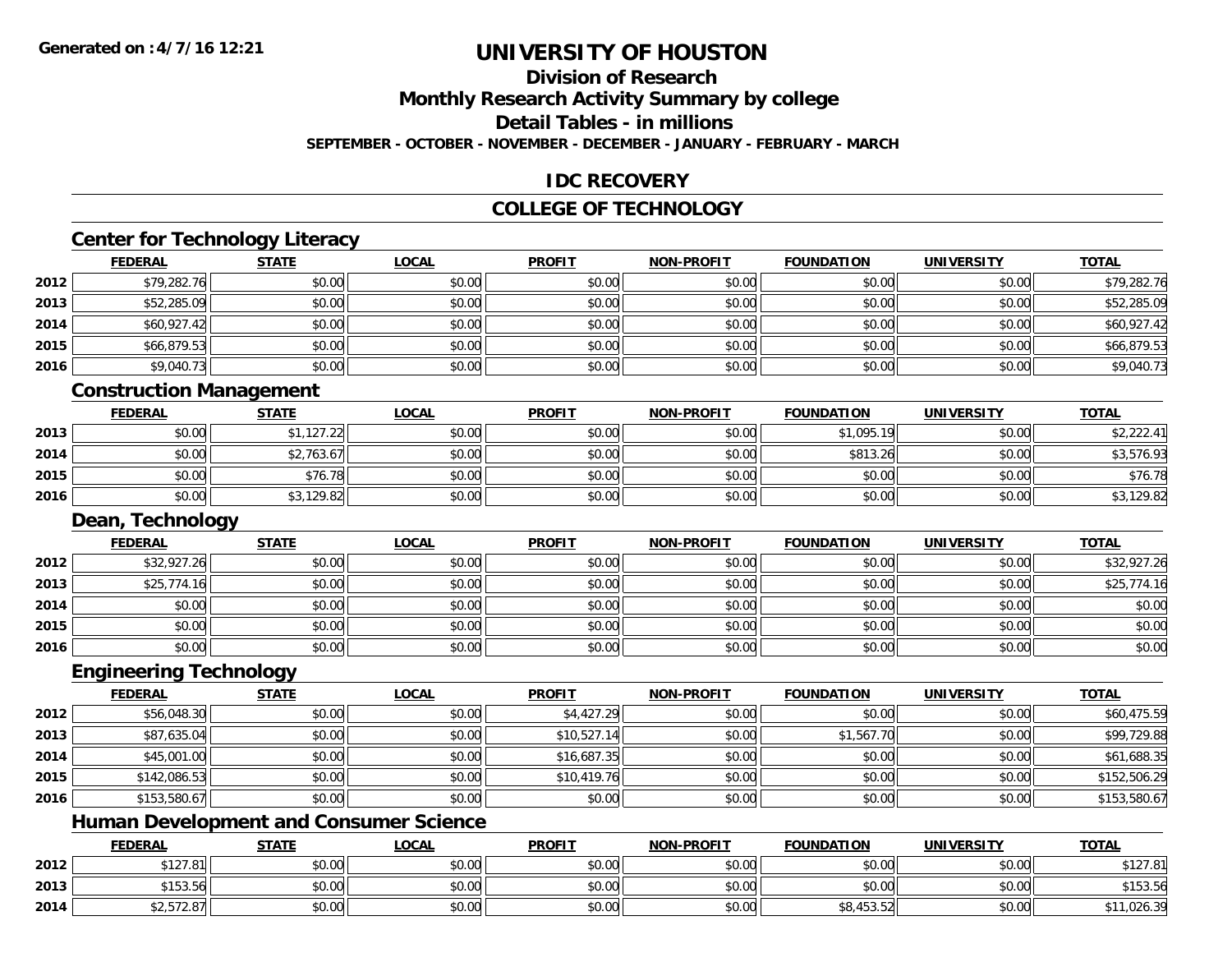**Generated on :4/7/16 12:21**

# UNIVERSITY OF HOUSTON

## Division of Research

## Monthly Research Activity Summary by college

## Detail Tables - in millions

**SEPTEMBER - OCTOBER - NOVEMBER - DECEMBER - JANUARY - FEBRUARY - MARCH**

## IDC RECOVERY

## COLLEGE OF TECHNOLOGY

### Center for Technology Literacy

| | FEDERAL | STATE | LOCAL | PROFIT | NON-PROFIT | FOUNDATION | UNIVERSITY | TOTAL |
|---|---|---|---|---|---|---|---|---|
| 2012 | $79,282.76 | $0.00 | $0.00 | $0.00 | $0.00 | $0.00 | $0.00 | $79,282.76 |
| 2013 | $52,285.09 | $0.00 | $0.00 | $0.00 | $0.00 | $0.00 | $0.00 | $52,285.09 |
| 2014 | $60,927.42 | $0.00 | $0.00 | $0.00 | $0.00 | $0.00 | $0.00 | $60,927.42 |
| 2015 | $66,879.53 | $0.00 | $0.00 | $0.00 | $0.00 | $0.00 | $0.00 | $66,879.53 |
| 2016 | $9,040.73 | $0.00 | $0.00 | $0.00 | $0.00 | $0.00 | $0.00 | $9,040.73 |

### Construction Management

| | FEDERAL | STATE | LOCAL | PROFIT | NON-PROFIT | FOUNDATION | UNIVERSITY | TOTAL |
|---|---|---|---|---|---|---|---|---|
| 2013 | $0.00 | $1,127.22 | $0.00 | $0.00 | $0.00 | $1,095.19 | $0.00 | $2,222.41 |
| 2014 | $0.00 | $2,763.67 | $0.00 | $0.00 | $0.00 | $813.26 | $0.00 | $3,576.93 |
| 2015 | $0.00 | $76.78 | $0.00 | $0.00 | $0.00 | $0.00 | $0.00 | $76.78 |
| 2016 | $0.00 | $3,129.82 | $0.00 | $0.00 | $0.00 | $0.00 | $0.00 | $3,129.82 |

### Dean, Technology

| | FEDERAL | STATE | LOCAL | PROFIT | NON-PROFIT | FOUNDATION | UNIVERSITY | TOTAL |
|---|---|---|---|---|---|---|---|---|
| 2012 | $32,927.26 | $0.00 | $0.00 | $0.00 | $0.00 | $0.00 | $0.00 | $32,927.26 |
| 2013 | $25,774.16 | $0.00 | $0.00 | $0.00 | $0.00 | $0.00 | $0.00 | $25,774.16 |
| 2014 | $0.00 | $0.00 | $0.00 | $0.00 | $0.00 | $0.00 | $0.00 | $0.00 |
| 2015 | $0.00 | $0.00 | $0.00 | $0.00 | $0.00 | $0.00 | $0.00 | $0.00 |
| 2016 | $0.00 | $0.00 | $0.00 | $0.00 | $0.00 | $0.00 | $0.00 | $0.00 |

### Engineering Technology

| | FEDERAL | STATE | LOCAL | PROFIT | NON-PROFIT | FOUNDATION | UNIVERSITY | TOTAL |
|---|---|---|---|---|---|---|---|---|
| 2012 | $56,048.30 | $0.00 | $0.00 | $4,427.29 | $0.00 | $0.00 | $0.00 | $60,475.59 |
| 2013 | $87,635.04 | $0.00 | $0.00 | $10,527.14 | $0.00 | $1,567.70 | $0.00 | $99,729.88 |
| 2014 | $45,001.00 | $0.00 | $0.00 | $16,687.35 | $0.00 | $0.00 | $0.00 | $61,688.35 |
| 2015 | $142,086.53 | $0.00 | $0.00 | $10,419.76 | $0.00 | $0.00 | $0.00 | $152,506.29 |
| 2016 | $153,580.67 | $0.00 | $0.00 | $0.00 | $0.00 | $0.00 | $0.00 | $153,580.67 |

### Human Development and Consumer Science

| | FEDERAL | STATE | LOCAL | PROFIT | NON-PROFIT | FOUNDATION | UNIVERSITY | TOTAL |
|---|---|---|---|---|---|---|---|---|
| 2012 | $127.81 | $0.00 | $0.00 | $0.00 | $0.00 | $0.00 | $0.00 | $127.81 |
| 2013 | $153.56 | $0.00 | $0.00 | $0.00 | $0.00 | $0.00 | $0.00 | $153.56 |
| 2014 | $2,572.87 | $0.00 | $0.00 | $0.00 | $0.00 | $8,453.52 | $0.00 | $11,026.39 |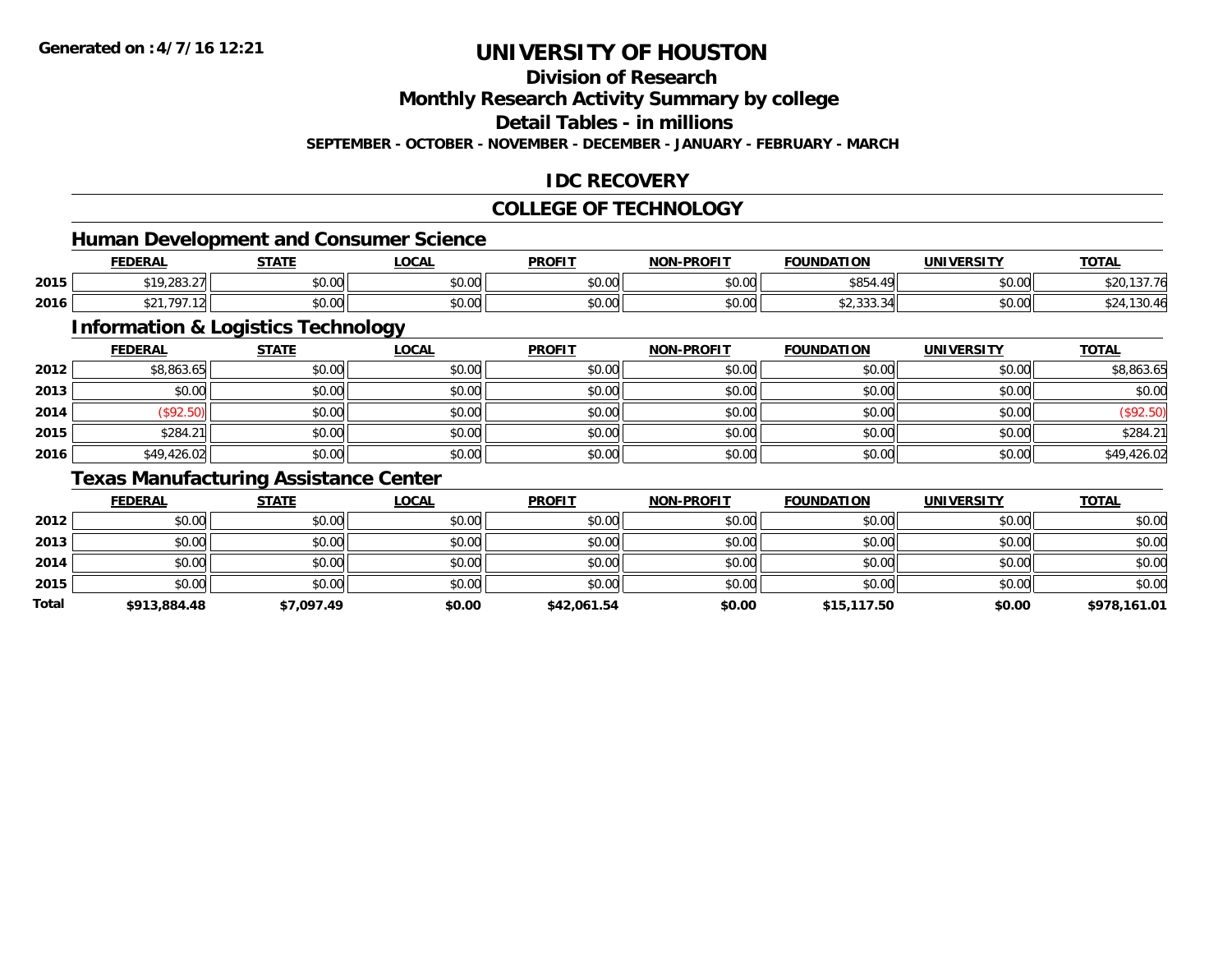# UNIVERSITY OF HOUSTON

## Division of Research

## Monthly Research Activity Summary by college

## Detail Tables - in millions

**SEPTEMBER - OCTOBER - NOVEMBER - DECEMBER - JANUARY - FEBRUARY - MARCH**

## IDC RECOVERY

## COLLEGE OF TECHNOLOGY

### Human Development and Consumer Science

| | FEDERAL | STATE | LOCAL | PROFIT | NON-PROFIT | FOUNDATION | UNIVERSITY | TOTAL |
|---|---|---|---|---|---|---|---|---|
| 2015 | $19,283.27 | $0.00 | $0.00 | $0.00 | $0.00 | $854.49 | $0.00 | $20,137.76 |
| 2016 | $21,797.12 | $0.00 | $0.00 | $0.00 | $0.00 | $2,333.34 | $0.00 | $24,130.46 |

### Information & Logistics Technology

| | FEDERAL | STATE | LOCAL | PROFIT | NON-PROFIT | FOUNDATION | UNIVERSITY | TOTAL |
|---|---|---|---|---|---|---|---|---|
| 2012 | $8,863.65 | $0.00 | $0.00 | $0.00 | $0.00 | $0.00 | $0.00 | $8,863.65 |
| 2013 | $0.00 | $0.00 | $0.00 | $0.00 | $0.00 | $0.00 | $0.00 | $0.00 |
| 2014 | ($92.50) | $0.00 | $0.00 | $0.00 | $0.00 | $0.00 | $0.00 | ($92.50) |
| 2015 | $284.21 | $0.00 | $0.00 | $0.00 | $0.00 | $0.00 | $0.00 | $284.21 |
| 2016 | $49,426.02 | $0.00 | $0.00 | $0.00 | $0.00 | $0.00 | $0.00 | $49,426.02 |

### Texas Manufacturing Assistance Center

| | FEDERAL | STATE | LOCAL | PROFIT | NON-PROFIT | FOUNDATION | UNIVERSITY | TOTAL |
|---|---|---|---|---|---|---|---|---|
| 2012 | $0.00 | $0.00 | $0.00 | $0.00 | $0.00 | $0.00 | $0.00 | $0.00 |
| 2013 | $0.00 | $0.00 | $0.00 | $0.00 | $0.00 | $0.00 | $0.00 | $0.00 |
| 2014 | $0.00 | $0.00 | $0.00 | $0.00 | $0.00 | $0.00 | $0.00 | $0.00 |
| 2015 | $0.00 | $0.00 | $0.00 | $0.00 | $0.00 | $0.00 | $0.00 | $0.00 |
| **Total** | **$913,884.48** | **$7,097.49** | **$0.00** | **$42,061.54** | **$0.00** | **$15,117.50** | **$0.00** | **$978,161.01** |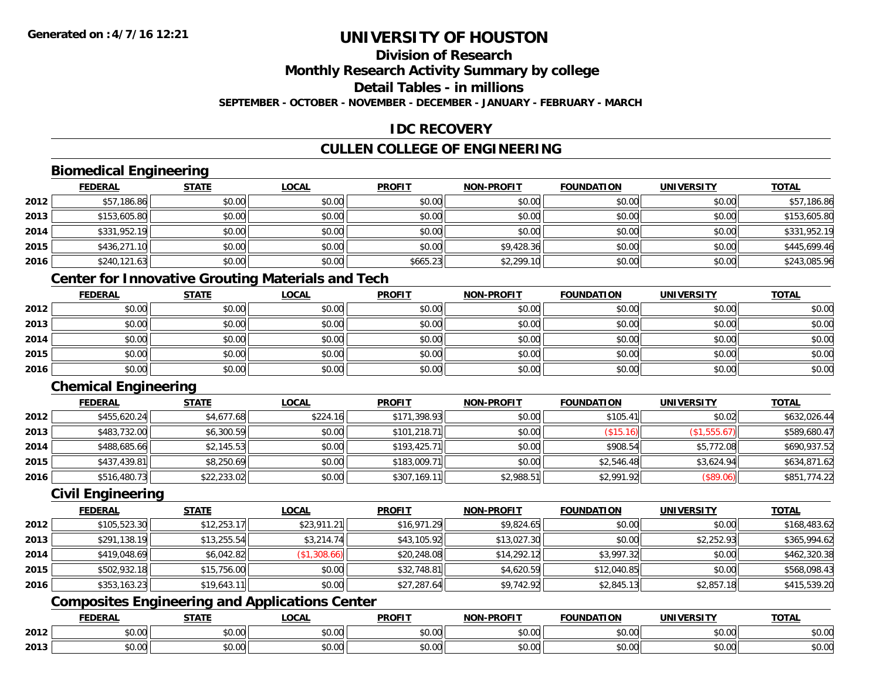Generated on :4/7/16 12:21

# UNIVERSITY OF HOUSTON

## Division of Research

## Monthly Research Activity Summary by college

## Detail Tables - in millions

**SEPTEMBER - OCTOBER - NOVEMBER - DECEMBER - JANUARY - FEBRUARY - MARCH**

## IDC RECOVERY

## CULLEN COLLEGE OF ENGINEERING

### Biomedical Engineering

| | FEDERAL | STATE | LOCAL | PROFIT | NON-PROFIT | FOUNDATION | UNIVERSITY | TOTAL |
|---|---|---|---|---|---|---|---|---|
| 2012 | $57,186.86 | $0.00 | $0.00 | $0.00 | $0.00 | $0.00 | $0.00 | $57,186.86 |
| 2013 | $153,605.80 | $0.00 | $0.00 | $0.00 | $0.00 | $0.00 | $0.00 | $153,605.80 |
| 2014 | $331,952.19 | $0.00 | $0.00 | $0.00 | $0.00 | $0.00 | $0.00 | $331,952.19 |
| 2015 | $436,271.10 | $0.00 | $0.00 | $0.00 | $9,428.36 | $0.00 | $0.00 | $445,699.46 |
| 2016 | $240,121.63 | $0.00 | $0.00 | $665.23 | $2,299.10 | $0.00 | $0.00 | $243,085.96 |

### Center for Innovative Grouting Materials and Tech

| | FEDERAL | STATE | LOCAL | PROFIT | NON-PROFIT | FOUNDATION | UNIVERSITY | TOTAL |
|---|---|---|---|---|---|---|---|---|
| 2012 | $0.00 | $0.00 | $0.00 | $0.00 | $0.00 | $0.00 | $0.00 | $0.00 |
| 2013 | $0.00 | $0.00 | $0.00 | $0.00 | $0.00 | $0.00 | $0.00 | $0.00 |
| 2014 | $0.00 | $0.00 | $0.00 | $0.00 | $0.00 | $0.00 | $0.00 | $0.00 |
| 2015 | $0.00 | $0.00 | $0.00 | $0.00 | $0.00 | $0.00 | $0.00 | $0.00 |
| 2016 | $0.00 | $0.00 | $0.00 | $0.00 | $0.00 | $0.00 | $0.00 | $0.00 |

### Chemical Engineering

| | FEDERAL | STATE | LOCAL | PROFIT | NON-PROFIT | FOUNDATION | UNIVERSITY | TOTAL |
|---|---|---|---|---|---|---|---|---|
| 2012 | $455,620.24 | $4,677.68 | $224.16 | $171,398.93 | $0.00 | $105.41 | $0.02 | $632,026.44 |
| 2013 | $483,732.00 | $6,300.59 | $0.00 | $101,218.71 | $0.00 | ($15.16) | ($1,555.67) | $589,680.47 |
| 2014 | $488,685.66 | $2,145.53 | $0.00 | $193,425.71 | $0.00 | $908.54 | $5,772.08 | $690,937.52 |
| 2015 | $437,439.81 | $8,250.69 | $0.00 | $183,009.71 | $0.00 | $2,546.48 | $3,624.94 | $634,871.62 |
| 2016 | $516,480.73 | $22,233.02 | $0.00 | $307,169.11 | $2,988.51 | $2,991.92 | ($89.06) | $851,774.22 |

### Civil Engineering

| | FEDERAL | STATE | LOCAL | PROFIT | NON-PROFIT | FOUNDATION | UNIVERSITY | TOTAL |
|---|---|---|---|---|---|---|---|---|
| 2012 | $105,523.30 | $12,253.17 | $23,911.21 | $16,971.29 | $9,824.65 | $0.00 | $0.00 | $168,483.62 |
| 2013 | $291,138.19 | $13,255.54 | $3,214.74 | $43,105.92 | $13,027.30 | $0.00 | $2,252.93 | $365,994.62 |
| 2014 | $419,048.69 | $6,042.82 | ($1,308.66) | $20,248.08 | $14,292.12 | $3,997.32 | $0.00 | $462,320.38 |
| 2015 | $502,932.18 | $15,756.00 | $0.00 | $32,748.81 | $4,620.59 | $12,040.85 | $0.00 | $568,098.43 |
| 2016 | $353,163.23 | $19,643.11 | $0.00 | $27,287.64 | $9,742.92 | $2,845.13 | $2,857.18 | $415,539.20 |

### Composites Engineering and Applications Center

| | FEDERAL | STATE | LOCAL | PROFIT | NON-PROFIT | FOUNDATION | UNIVERSITY | TOTAL |
|---|---|---|---|---|---|---|---|---|
| 2012 | $0.00 | $0.00 | $0.00 | $0.00 | $0.00 | $0.00 | $0.00 | $0.00 |
| 2013 | $0.00 | $0.00 | $0.00 | $0.00 | $0.00 | $0.00 | $0.00 | $0.00 |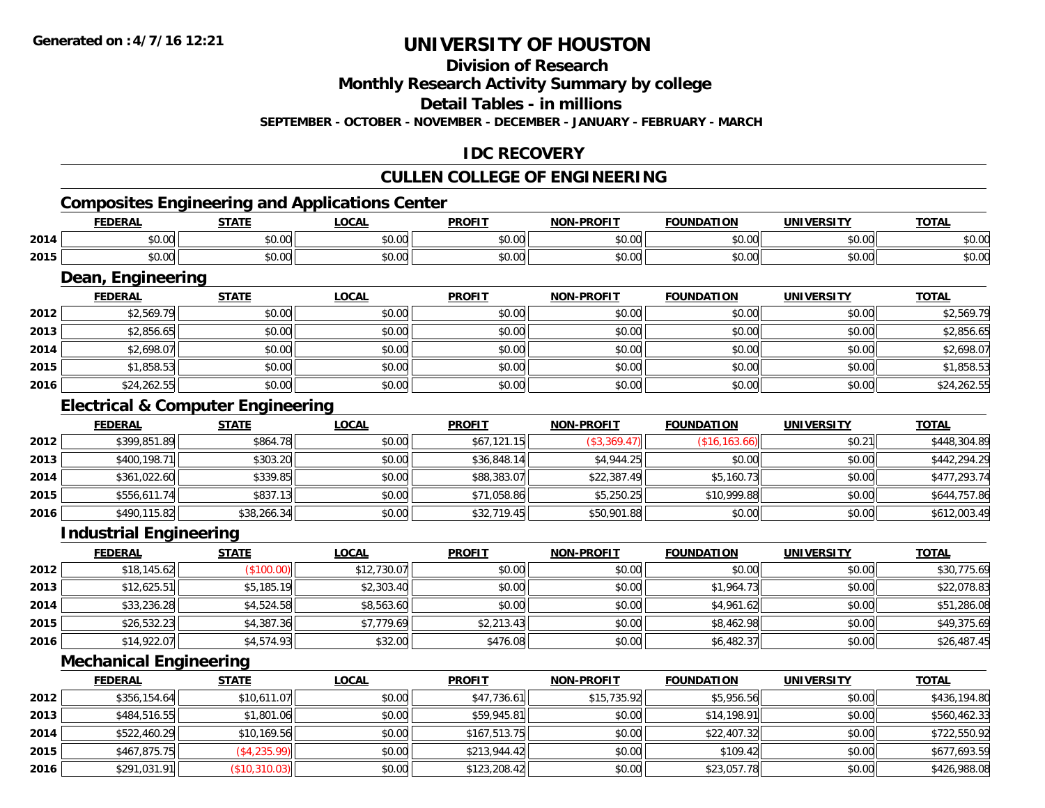**Generated on :4/7/16 12:21**

# UNIVERSITY OF HOUSTON

## Division of Research

## Monthly Research Activity Summary by college

## Detail Tables - in millions

**SEPTEMBER - OCTOBER - NOVEMBER - DECEMBER - JANUARY - FEBRUARY - MARCH**

## IDC RECOVERY

## CULLEN COLLEGE OF ENGINEERING

### Composites Engineering and Applications Center

| | FEDERAL | STATE | LOCAL | PROFIT | NON-PROFIT | FOUNDATION | UNIVERSITY | TOTAL |
|---|---|---|---|---|---|---|---|---|
| 2014 | $0.00 | $0.00 | $0.00 | $0.00 | $0.00 | $0.00 | $0.00 | $0.00 |
| 2015 | $0.00 | $0.00 | $0.00 | $0.00 | $0.00 | $0.00 | $0.00 | $0.00 |

### Dean, Engineering

| | FEDERAL | STATE | LOCAL | PROFIT | NON-PROFIT | FOUNDATION | UNIVERSITY | TOTAL |
|---|---|---|---|---|---|---|---|---|
| 2012 | $2,569.79 | $0.00 | $0.00 | $0.00 | $0.00 | $0.00 | $0.00 | $2,569.79 |
| 2013 | $2,856.65 | $0.00 | $0.00 | $0.00 | $0.00 | $0.00 | $0.00 | $2,856.65 |
| 2014 | $2,698.07 | $0.00 | $0.00 | $0.00 | $0.00 | $0.00 | $0.00 | $2,698.07 |
| 2015 | $1,858.53 | $0.00 | $0.00 | $0.00 | $0.00 | $0.00 | $0.00 | $1,858.53 |
| 2016 | $24,262.55 | $0.00 | $0.00 | $0.00 | $0.00 | $0.00 | $0.00 | $24,262.55 |

### Electrical & Computer Engineering

| | FEDERAL | STATE | LOCAL | PROFIT | NON-PROFIT | FOUNDATION | UNIVERSITY | TOTAL |
|---|---|---|---|---|---|---|---|---|
| 2012 | $399,851.89 | $864.78 | $0.00 | $67,121.15 | ($3,369.47) | ($16,163.66) | $0.21 | $448,304.89 |
| 2013 | $400,198.71 | $303.20 | $0.00 | $36,848.14 | $4,944.25 | $0.00 | $0.00 | $442,294.29 |
| 2014 | $361,022.60 | $339.85 | $0.00 | $88,383.07 | $22,387.49 | $5,160.73 | $0.00 | $477,293.74 |
| 2015 | $556,611.74 | $837.13 | $0.00 | $71,058.86 | $5,250.25 | $10,999.88 | $0.00 | $644,757.86 |
| 2016 | $490,115.82 | $38,266.34 | $0.00 | $32,719.45 | $50,901.88 | $0.00 | $0.00 | $612,003.49 |

### Industrial Engineering

| | FEDERAL | STATE | LOCAL | PROFIT | NON-PROFIT | FOUNDATION | UNIVERSITY | TOTAL |
|---|---|---|---|---|---|---|---|---|
| 2012 | $18,145.62 | ($100.00) | $12,730.07 | $0.00 | $0.00 | $0.00 | $0.00 | $30,775.69 |
| 2013 | $12,625.51 | $5,185.19 | $2,303.40 | $0.00 | $0.00 | $1,964.73 | $0.00 | $22,078.83 |
| 2014 | $33,236.28 | $4,524.58 | $8,563.60 | $0.00 | $0.00 | $4,961.62 | $0.00 | $51,286.08 |
| 2015 | $26,532.23 | $4,387.36 | $7,779.69 | $2,213.43 | $0.00 | $8,462.98 | $0.00 | $49,375.69 |
| 2016 | $14,922.07 | $4,574.93 | $32.00 | $476.08 | $0.00 | $6,482.37 | $0.00 | $26,487.45 |

### Mechanical Engineering

| | FEDERAL | STATE | LOCAL | PROFIT | NON-PROFIT | FOUNDATION | UNIVERSITY | TOTAL |
|---|---|---|---|---|---|---|---|---|
| 2012 | $356,154.64 | $10,611.07 | $0.00 | $47,736.61 | $15,735.92 | $5,956.56 | $0.00 | $436,194.80 |
| 2013 | $484,516.55 | $1,801.06 | $0.00 | $59,945.81 | $0.00 | $14,198.91 | $0.00 | $560,462.33 |
| 2014 | $522,460.29 | $10,169.56 | $0.00 | $167,513.75 | $0.00 | $22,407.32 | $0.00 | $722,550.92 |
| 2015 | $467,875.75 | ($4,235.99) | $0.00 | $213,944.42 | $0.00 | $109.42 | $0.00 | $677,693.59 |
| 2016 | $291,031.91 | ($10,310.03) | $0.00 | $123,208.42 | $0.00 | $23,057.78 | $0.00 | $426,988.08 |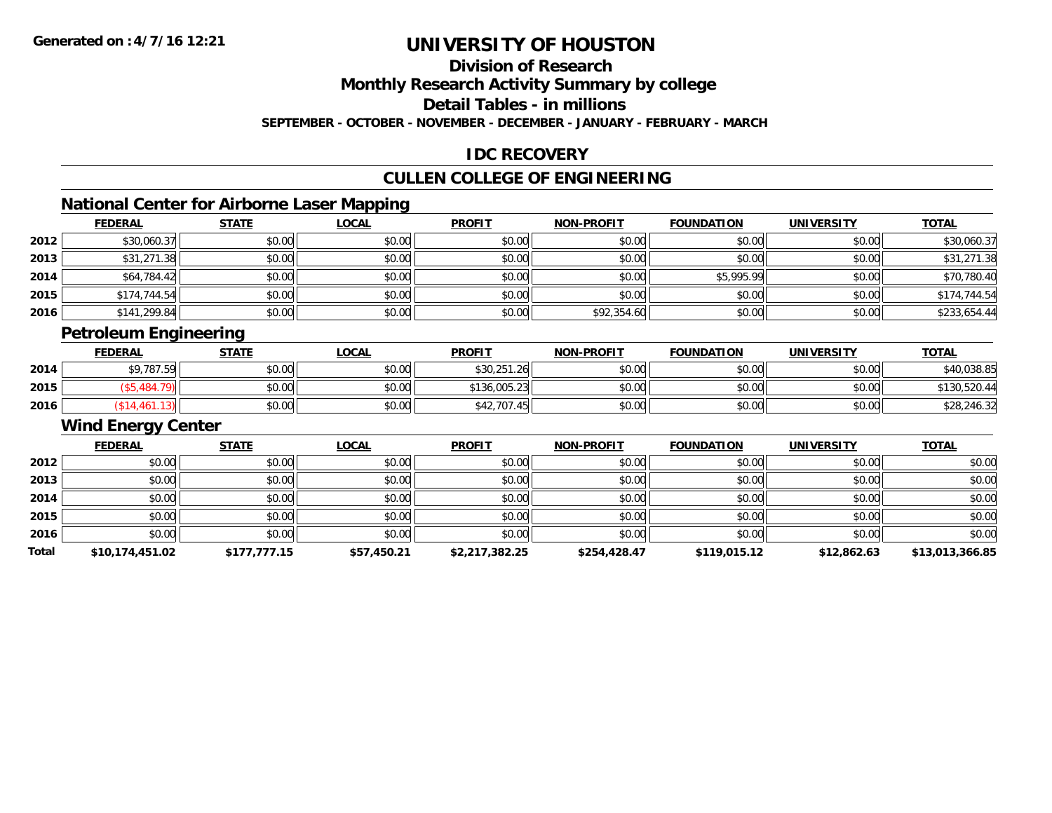# UNIVERSITY OF HOUSTON

## Division of Research

## Monthly Research Activity Summary by college

## Detail Tables - in millions

**SEPTEMBER - OCTOBER - NOVEMBER - DECEMBER - JANUARY - FEBRUARY - MARCH**

## IDC RECOVERY

## CULLEN COLLEGE OF ENGINEERING

### National Center for Airborne Laser Mapping

| | FEDERAL | STATE | LOCAL | PROFIT | NON-PROFIT | FOUNDATION | UNIVERSITY | TOTAL |
|---|---|---|---|---|---|---|---|---|
| 2012 | $30,060.37 | $0.00 | $0.00 | $0.00 | $0.00 | $0.00 | $0.00 | $30,060.37 |
| 2013 | $31,271.38 | $0.00 | $0.00 | $0.00 | $0.00 | $0.00 | $0.00 | $31,271.38 |
| 2014 | $64,784.42 | $0.00 | $0.00 | $0.00 | $0.00 | $5,995.99 | $0.00 | $70,780.40 |
| 2015 | $174,744.54 | $0.00 | $0.00 | $0.00 | $0.00 | $0.00 | $0.00 | $174,744.54 |
| 2016 | $141,299.84 | $0.00 | $0.00 | $0.00 | $92,354.60 | $0.00 | $0.00 | $233,654.44 |

### Petroleum Engineering

| | FEDERAL | STATE | LOCAL | PROFIT | NON-PROFIT | FOUNDATION | UNIVERSITY | TOTAL |
|---|---|---|---|---|---|---|---|---|
| 2014 | $9,787.59 | $0.00 | $0.00 | $30,251.26 | $0.00 | $0.00 | $0.00 | $40,038.85 |
| 2015 | ($5,484.79) | $0.00 | $0.00 | $136,005.23 | $0.00 | $0.00 | $0.00 | $130,520.44 |
| 2016 | ($14,461.13) | $0.00 | $0.00 | $42,707.45 | $0.00 | $0.00 | $0.00 | $28,246.32 |

### Wind Energy Center

| | FEDERAL | STATE | LOCAL | PROFIT | NON-PROFIT | FOUNDATION | UNIVERSITY | TOTAL |
|---|---|---|---|---|---|---|---|---|
| 2012 | $0.00 | $0.00 | $0.00 | $0.00 | $0.00 | $0.00 | $0.00 | $0.00 |
| 2013 | $0.00 | $0.00 | $0.00 | $0.00 | $0.00 | $0.00 | $0.00 | $0.00 |
| 2014 | $0.00 | $0.00 | $0.00 | $0.00 | $0.00 | $0.00 | $0.00 | $0.00 |
| 2015 | $0.00 | $0.00 | $0.00 | $0.00 | $0.00 | $0.00 | $0.00 | $0.00 |
| 2016 | $0.00 | $0.00 | $0.00 | $0.00 | $0.00 | $0.00 | $0.00 | $0.00 |
| **Total** | **$10,174,451.02** | **$177,777.15** | **$57,450.21** | **$2,217,382.25** | **$254,428.47** | **$119,015.12** | **$12,862.63** | **$13,013,366.85** |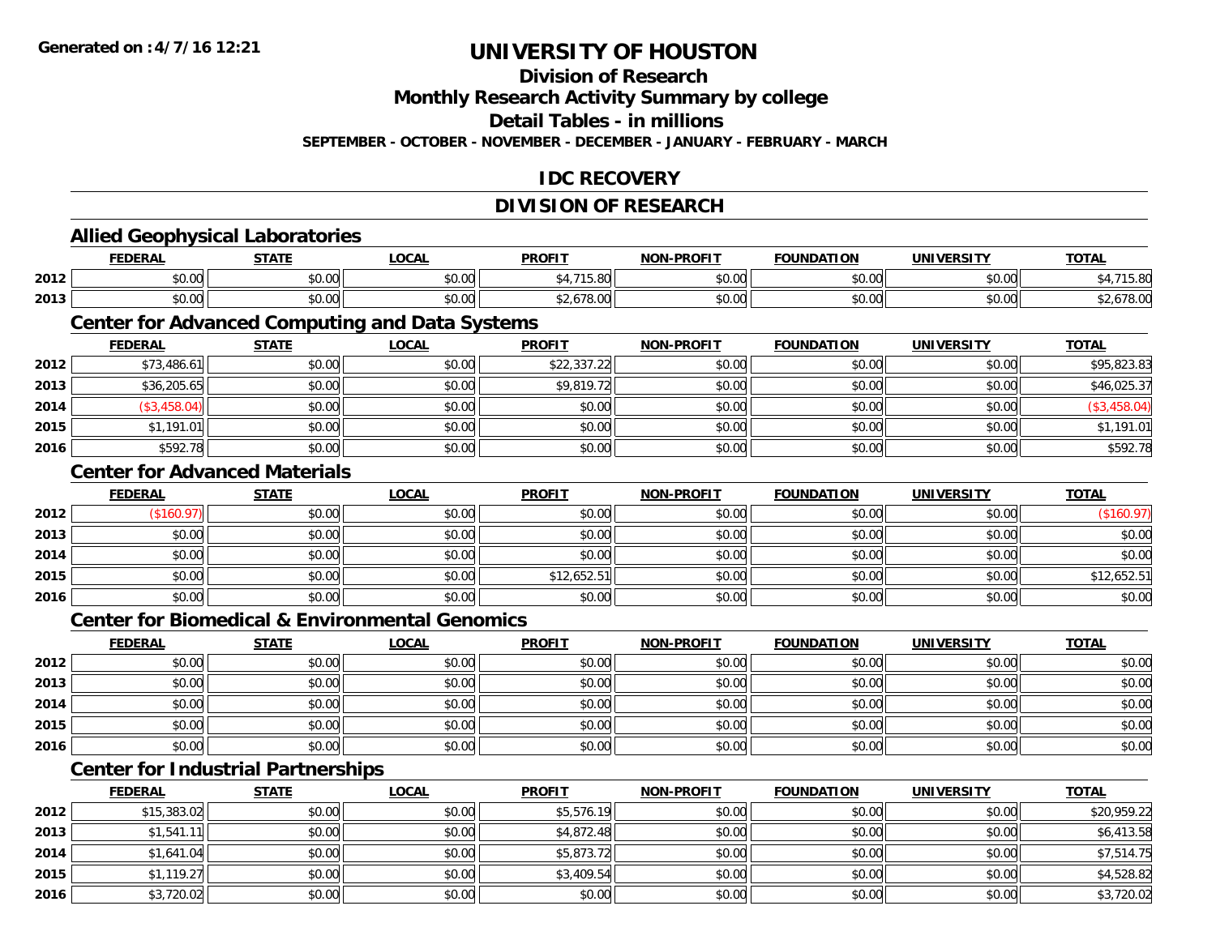Generated on :4/7/16 12:21

# UNIVERSITY OF HOUSTON

## Division of Research

## Monthly Research Activity Summary by college

## Detail Tables - in millions

**SEPTEMBER - OCTOBER - NOVEMBER - DECEMBER - JANUARY - FEBRUARY - MARCH**

## IDC RECOVERY

## DIVISION OF RESEARCH

### Allied Geophysical Laboratories

| | FEDERAL | STATE | LOCAL | PROFIT | NON-PROFIT | FOUNDATION | UNIVERSITY | TOTAL |
|---|---|---|---|---|---|---|---|---|
| 2012 | $0.00 | $0.00 | $0.00 | $4,715.80 | $0.00 | $0.00 | $0.00 | $4,715.80 |
| 2013 | $0.00 | $0.00 | $0.00 | $2,678.00 | $0.00 | $0.00 | $0.00 | $2,678.00 |

### Center for Advanced Computing and Data Systems

| | FEDERAL | STATE | LOCAL | PROFIT | NON-PROFIT | FOUNDATION | UNIVERSITY | TOTAL |
|---|---|---|---|---|---|---|---|---|
| 2012 | $73,486.61 | $0.00 | $0.00 | $22,337.22 | $0.00 | $0.00 | $0.00 | $95,823.83 |
| 2013 | $36,205.65 | $0.00 | $0.00 | $9,819.72 | $0.00 | $0.00 | $0.00 | $46,025.37 |
| 2014 | ($3,458.04) | $0.00 | $0.00 | $0.00 | $0.00 | $0.00 | $0.00 | ($3,458.04) |
| 2015 | $1,191.01 | $0.00 | $0.00 | $0.00 | $0.00 | $0.00 | $0.00 | $1,191.01 |
| 2016 | $592.78 | $0.00 | $0.00 | $0.00 | $0.00 | $0.00 | $0.00 | $592.78 |

### Center for Advanced Materials

| | FEDERAL | STATE | LOCAL | PROFIT | NON-PROFIT | FOUNDATION | UNIVERSITY | TOTAL |
|---|---|---|---|---|---|---|---|---|
| 2012 | ($160.97) | $0.00 | $0.00 | $0.00 | $0.00 | $0.00 | $0.00 | ($160.97) |
| 2013 | $0.00 | $0.00 | $0.00 | $0.00 | $0.00 | $0.00 | $0.00 | $0.00 |
| 2014 | $0.00 | $0.00 | $0.00 | $0.00 | $0.00 | $0.00 | $0.00 | $0.00 |
| 2015 | $0.00 | $0.00 | $0.00 | $12,652.51 | $0.00 | $0.00 | $0.00 | $12,652.51 |
| 2016 | $0.00 | $0.00 | $0.00 | $0.00 | $0.00 | $0.00 | $0.00 | $0.00 |

### Center for Biomedical & Environmental Genomics

| | FEDERAL | STATE | LOCAL | PROFIT | NON-PROFIT | FOUNDATION | UNIVERSITY | TOTAL |
|---|---|---|---|---|---|---|---|---|
| 2012 | $0.00 | $0.00 | $0.00 | $0.00 | $0.00 | $0.00 | $0.00 | $0.00 |
| 2013 | $0.00 | $0.00 | $0.00 | $0.00 | $0.00 | $0.00 | $0.00 | $0.00 |
| 2014 | $0.00 | $0.00 | $0.00 | $0.00 | $0.00 | $0.00 | $0.00 | $0.00 |
| 2015 | $0.00 | $0.00 | $0.00 | $0.00 | $0.00 | $0.00 | $0.00 | $0.00 |
| 2016 | $0.00 | $0.00 | $0.00 | $0.00 | $0.00 | $0.00 | $0.00 | $0.00 |

### Center for Industrial Partnerships

| | FEDERAL | STATE | LOCAL | PROFIT | NON-PROFIT | FOUNDATION | UNIVERSITY | TOTAL |
|---|---|---|---|---|---|---|---|---|
| 2012 | $15,383.02 | $0.00 | $0.00 | $5,576.19 | $0.00 | $0.00 | $0.00 | $20,959.22 |
| 2013 | $1,541.11 | $0.00 | $0.00 | $4,872.48 | $0.00 | $0.00 | $0.00 | $6,413.58 |
| 2014 | $1,641.04 | $0.00 | $0.00 | $5,873.72 | $0.00 | $0.00 | $0.00 | $7,514.75 |
| 2015 | $1,119.27 | $0.00 | $0.00 | $3,409.54 | $0.00 | $0.00 | $0.00 | $4,528.82 |
| 2016 | $3,720.02 | $0.00 | $0.00 | $0.00 | $0.00 | $0.00 | $0.00 | $3,720.02 |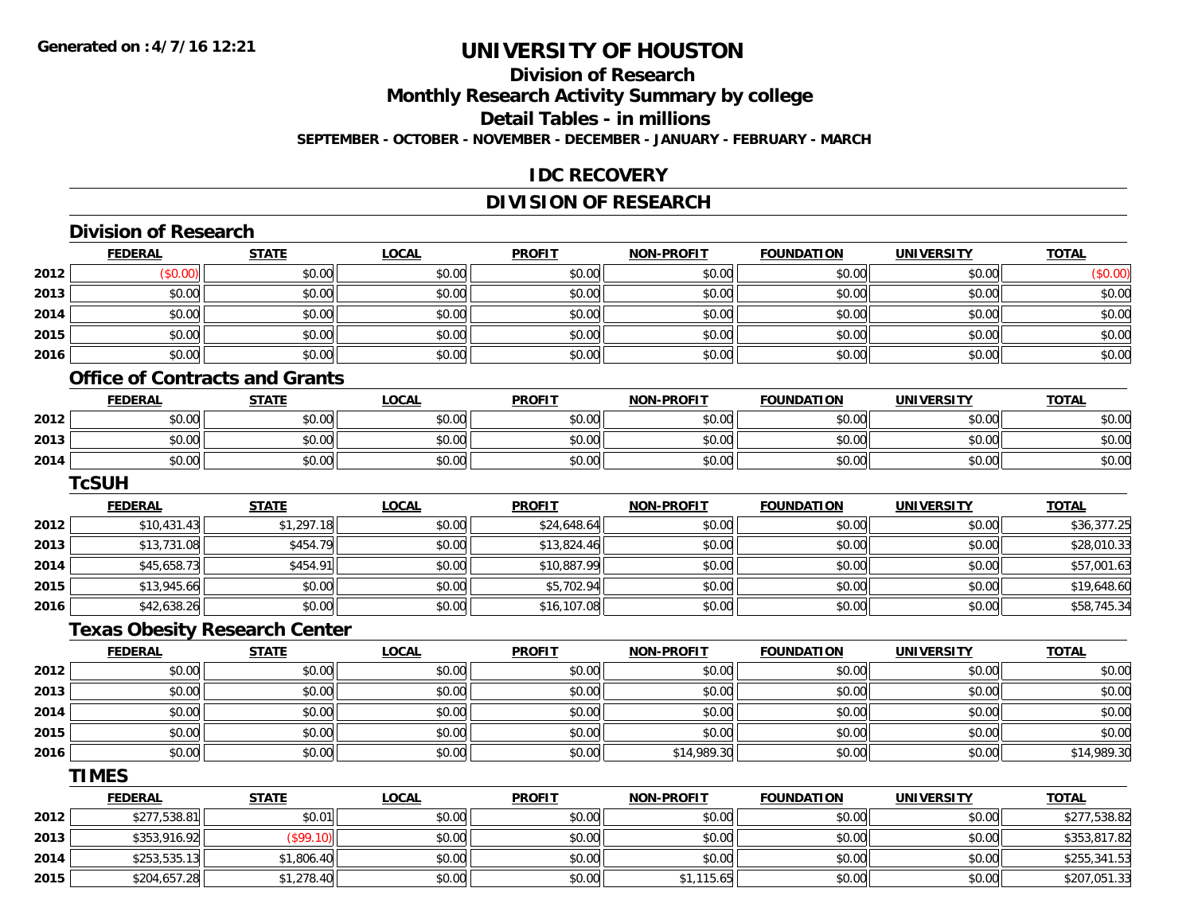# UNIVERSITY OF HOUSTON

## Division of Research

## Monthly Research Activity Summary by college

## Detail Tables - in millions

**SEPTEMBER - OCTOBER - NOVEMBER - DECEMBER - JANUARY - FEBRUARY - MARCH**

## IDC RECOVERY

## DIVISION OF RESEARCH

### Division of Research

| | FEDERAL | STATE | LOCAL | PROFIT | NON-PROFIT | FOUNDATION | UNIVERSITY | TOTAL |
|---|---|---|---|---|---|---|---|---|
| 2012 | ($0.00) | $0.00 | $0.00 | $0.00 | $0.00 | $0.00 | $0.00 | ($0.00) |
| 2013 | $0.00 | $0.00 | $0.00 | $0.00 | $0.00 | $0.00 | $0.00 | $0.00 |
| 2014 | $0.00 | $0.00 | $0.00 | $0.00 | $0.00 | $0.00 | $0.00 | $0.00 |
| 2015 | $0.00 | $0.00 | $0.00 | $0.00 | $0.00 | $0.00 | $0.00 | $0.00 |
| 2016 | $0.00 | $0.00 | $0.00 | $0.00 | $0.00 | $0.00 | $0.00 | $0.00 |

### Office of Contracts and Grants

| | FEDERAL | STATE | LOCAL | PROFIT | NON-PROFIT | FOUNDATION | UNIVERSITY | TOTAL |
|---|---|---|---|---|---|---|---|---|
| 2012 | $0.00 | $0.00 | $0.00 | $0.00 | $0.00 | $0.00 | $0.00 | $0.00 |
| 2013 | $0.00 | $0.00 | $0.00 | $0.00 | $0.00 | $0.00 | $0.00 | $0.00 |
| 2014 | $0.00 | $0.00 | $0.00 | $0.00 | $0.00 | $0.00 | $0.00 | $0.00 |

### TcSUH

| | FEDERAL | STATE | LOCAL | PROFIT | NON-PROFIT | FOUNDATION | UNIVERSITY | TOTAL |
|---|---|---|---|---|---|---|---|---|
| 2012 | $10,431.43 | $1,297.18 | $0.00 | $24,648.64 | $0.00 | $0.00 | $0.00 | $36,377.25 |
| 2013 | $13,731.08 | $454.79 | $0.00 | $13,824.46 | $0.00 | $0.00 | $0.00 | $28,010.33 |
| 2014 | $45,658.73 | $454.91 | $0.00 | $10,887.99 | $0.00 | $0.00 | $0.00 | $57,001.63 |
| 2015 | $13,945.66 | $0.00 | $0.00 | $5,702.94 | $0.00 | $0.00 | $0.00 | $19,648.60 |
| 2016 | $42,638.26 | $0.00 | $0.00 | $16,107.08 | $0.00 | $0.00 | $0.00 | $58,745.34 |

### Texas Obesity Research Center

| | FEDERAL | STATE | LOCAL | PROFIT | NON-PROFIT | FOUNDATION | UNIVERSITY | TOTAL |
|---|---|---|---|---|---|---|---|---|
| 2012 | $0.00 | $0.00 | $0.00 | $0.00 | $0.00 | $0.00 | $0.00 | $0.00 |
| 2013 | $0.00 | $0.00 | $0.00 | $0.00 | $0.00 | $0.00 | $0.00 | $0.00 |
| 2014 | $0.00 | $0.00 | $0.00 | $0.00 | $0.00 | $0.00 | $0.00 | $0.00 |
| 2015 | $0.00 | $0.00 | $0.00 | $0.00 | $0.00 | $0.00 | $0.00 | $0.00 |
| 2016 | $0.00 | $0.00 | $0.00 | $0.00 | $14,989.30 | $0.00 | $0.00 | $14,989.30 |

### TIMES

| | FEDERAL | STATE | LOCAL | PROFIT | NON-PROFIT | FOUNDATION | UNIVERSITY | TOTAL |
|---|---|---|---|---|---|---|---|---|
| 2012 | $277,538.81 | $0.01 | $0.00 | $0.00 | $0.00 | $0.00 | $0.00 | $277,538.82 |
| 2013 | $353,916.92 | ($99.10) | $0.00 | $0.00 | $0.00 | $0.00 | $0.00 | $353,817.82 |
| 2014 | $253,535.13 | $1,806.40 | $0.00 | $0.00 | $0.00 | $0.00 | $0.00 | $255,341.53 |
| 2015 | $204,657.28 | $1,278.40 | $0.00 | $0.00 | $1,115.65 | $0.00 | $0.00 | $207,051.33 |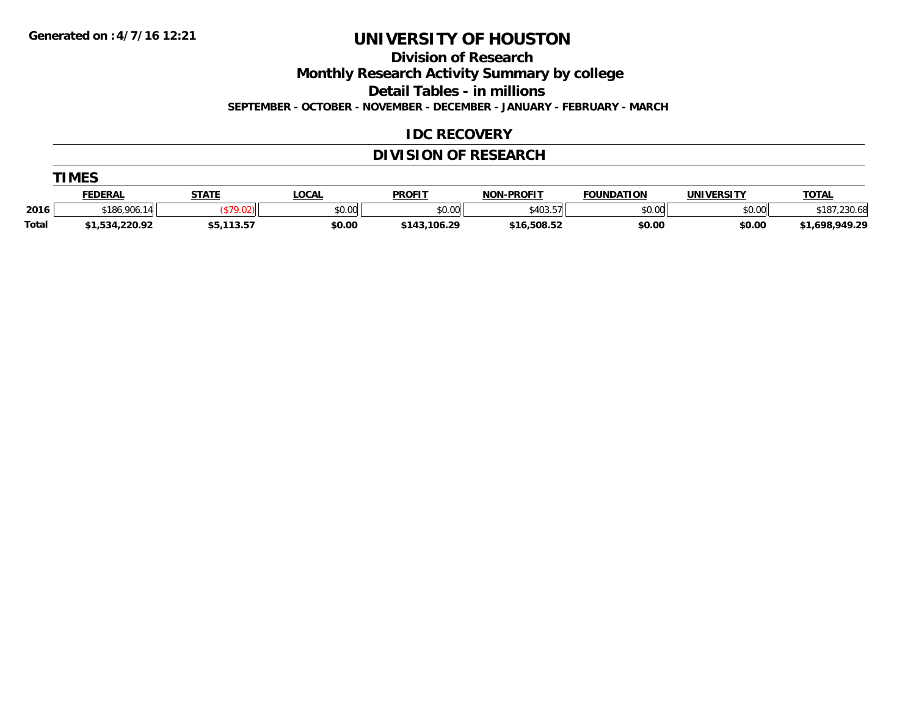Generated on :4/7/16 12:21

# UNIVERSITY OF HOUSTON

## Division of Research

## Monthly Research Activity Summary by college

## Detail Tables - in millions

### SEPTEMBER - OCTOBER - NOVEMBER - DECEMBER - JANUARY - FEBRUARY - MARCH

### IDC RECOVERY

### DIVISION OF RESEARCH

**TIMES**

| | FEDERAL | STATE | LOCAL | PROFIT | NON-PROFIT | FOUNDATION | UNIVERSITY | TOTAL |
|---|---|---|---|---|---|---|---|---|
| 2016 | $186,906.14 | ($79.02) | $0.00 | $0.00 | $403.57 | $0.00 | $0.00 | $187,230.68 |
| **Total** | **$1,534,220.92** | **$5,113.57** | **$0.00** | **$143,106.29** | **$16,508.52** | **$0.00** | **$0.00** | **$1,698,949.29** |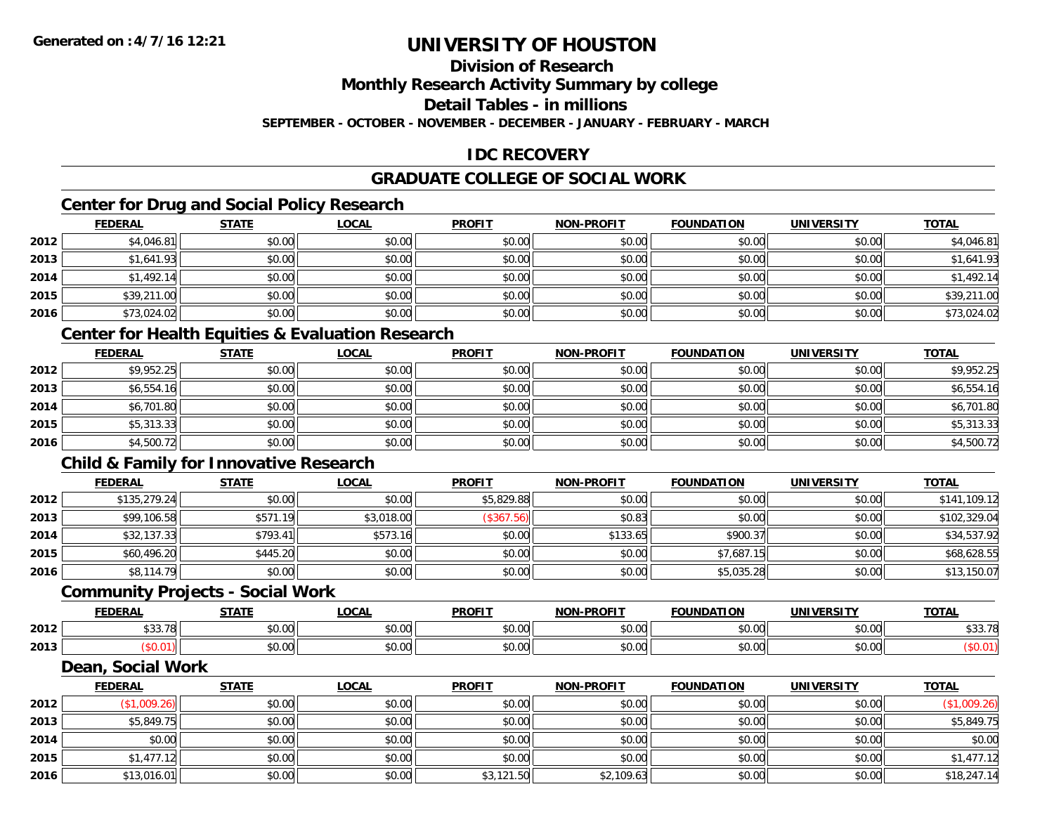# UNIVERSITY OF HOUSTON

## Division of Research

## Monthly Research Activity Summary by college

## Detail Tables - in millions

**SEPTEMBER - OCTOBER - NOVEMBER - DECEMBER - JANUARY - FEBRUARY - MARCH**

## IDC RECOVERY

## GRADUATE COLLEGE OF SOCIAL WORK

### Center for Drug and Social Policy Research

| | FEDERAL | STATE | LOCAL | PROFIT | NON-PROFIT | FOUNDATION | UNIVERSITY | TOTAL |
|---|---|---|---|---|---|---|---|---|
| 2012 | $4,046.81 | $0.00 | $0.00 | $0.00 | $0.00 | $0.00 | $0.00 | $4,046.81 |
| 2013 | $1,641.93 | $0.00 | $0.00 | $0.00 | $0.00 | $0.00 | $0.00 | $1,641.93 |
| 2014 | $1,492.14 | $0.00 | $0.00 | $0.00 | $0.00 | $0.00 | $0.00 | $1,492.14 |
| 2015 | $39,211.00 | $0.00 | $0.00 | $0.00 | $0.00 | $0.00 | $0.00 | $39,211.00 |
| 2016 | $73,024.02 | $0.00 | $0.00 | $0.00 | $0.00 | $0.00 | $0.00 | $73,024.02 |

### Center for Health Equities & Evaluation Research

| | FEDERAL | STATE | LOCAL | PROFIT | NON-PROFIT | FOUNDATION | UNIVERSITY | TOTAL |
|---|---|---|---|---|---|---|---|---|
| 2012 | $9,952.25 | $0.00 | $0.00 | $0.00 | $0.00 | $0.00 | $0.00 | $9,952.25 |
| 2013 | $6,554.16 | $0.00 | $0.00 | $0.00 | $0.00 | $0.00 | $0.00 | $6,554.16 |
| 2014 | $6,701.80 | $0.00 | $0.00 | $0.00 | $0.00 | $0.00 | $0.00 | $6,701.80 |
| 2015 | $5,313.33 | $0.00 | $0.00 | $0.00 | $0.00 | $0.00 | $0.00 | $5,313.33 |
| 2016 | $4,500.72 | $0.00 | $0.00 | $0.00 | $0.00 | $0.00 | $0.00 | $4,500.72 |

### Child & Family for Innovative Research

| | FEDERAL | STATE | LOCAL | PROFIT | NON-PROFIT | FOUNDATION | UNIVERSITY | TOTAL |
|---|---|---|---|---|---|---|---|---|
| 2012 | $135,279.24 | $0.00 | $0.00 | $5,829.88 | $0.00 | $0.00 | $0.00 | $141,109.12 |
| 2013 | $99,106.58 | $571.19 | $3,018.00 | ($367.56) | $0.83 | $0.00 | $0.00 | $102,329.04 |
| 2014 | $32,137.33 | $793.41 | $573.16 | $0.00 | $133.65 | $900.37 | $0.00 | $34,537.92 |
| 2015 | $60,496.20 | $445.20 | $0.00 | $0.00 | $0.00 | $7,687.15 | $0.00 | $68,628.55 |
| 2016 | $8,114.79 | $0.00 | $0.00 | $0.00 | $0.00 | $5,035.28 | $0.00 | $13,150.07 |

### Community Projects - Social Work

| | FEDERAL | STATE | LOCAL | PROFIT | NON-PROFIT | FOUNDATION | UNIVERSITY | TOTAL |
|---|---|---|---|---|---|---|---|---|
| 2012 | $33.78 | $0.00 | $0.00 | $0.00 | $0.00 | $0.00 | $0.00 | $33.78 |
| 2013 | ($0.01) | $0.00 | $0.00 | $0.00 | $0.00 | $0.00 | $0.00 | ($0.01) |

### Dean, Social Work

| | FEDERAL | STATE | LOCAL | PROFIT | NON-PROFIT | FOUNDATION | UNIVERSITY | TOTAL |
|---|---|---|---|---|---|---|---|---|
| 2012 | ($1,009.26) | $0.00 | $0.00 | $0.00 | $0.00 | $0.00 | $0.00 | ($1,009.26) |
| 2013 | $5,849.75 | $0.00 | $0.00 | $0.00 | $0.00 | $0.00 | $0.00 | $5,849.75 |
| 2014 | $0.00 | $0.00 | $0.00 | $0.00 | $0.00 | $0.00 | $0.00 | $0.00 |
| 2015 | $1,477.12 | $0.00 | $0.00 | $0.00 | $0.00 | $0.00 | $0.00 | $1,477.12 |
| 2016 | $13,016.01 | $0.00 | $0.00 | $3,121.50 | $2,109.63 | $0.00 | $0.00 | $18,247.14 |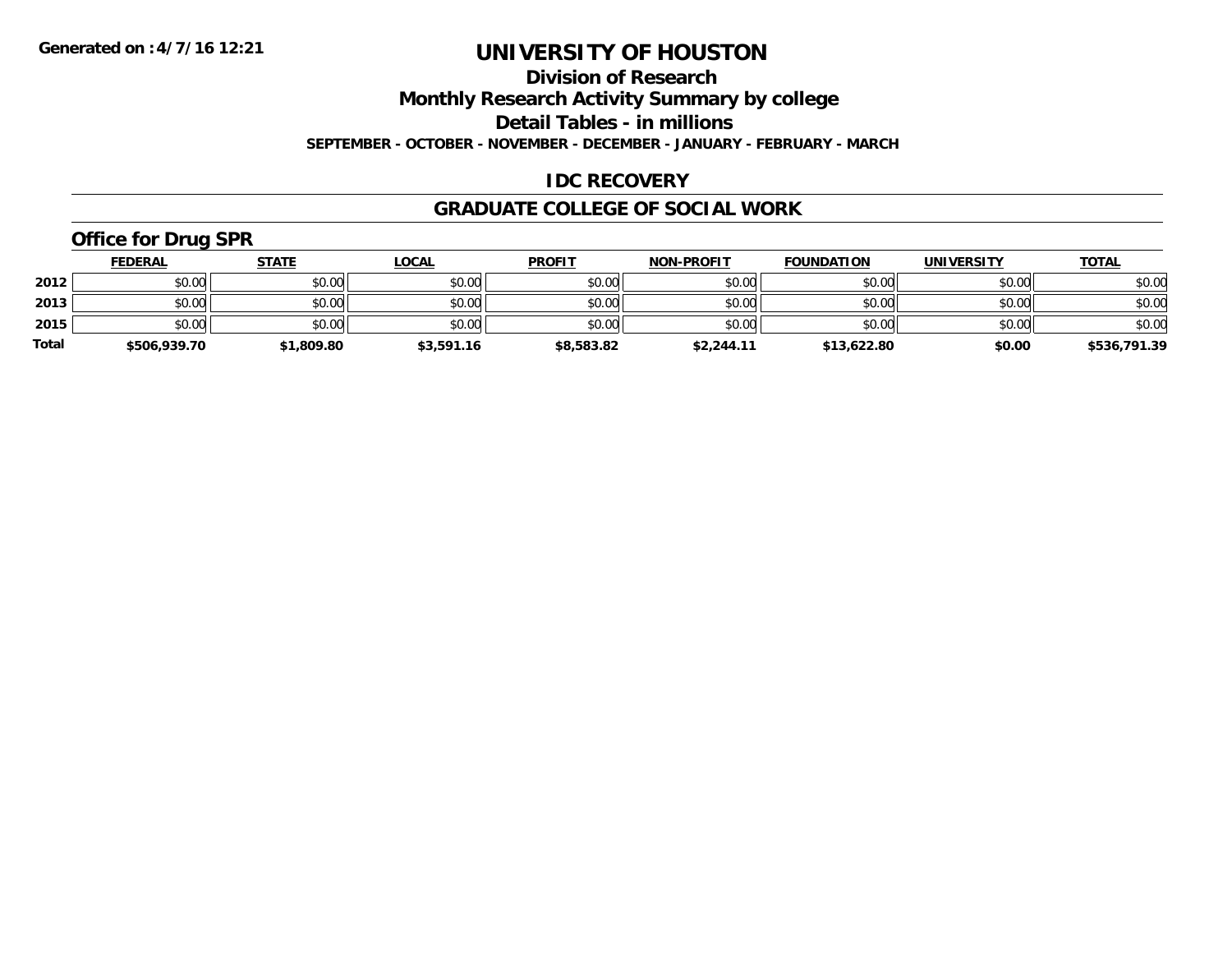**Generated on :4/7/16 12:21**

# UNIVERSITY OF HOUSTON

## Division of Research

## Monthly Research Activity Summary by college

## Detail Tables - in millions

**SEPTEMBER - OCTOBER - NOVEMBER - DECEMBER - JANUARY - FEBRUARY - MARCH**

## IDC RECOVERY

## GRADUATE COLLEGE OF SOCIAL WORK

### Office for Drug SPR

| | FEDERAL | STATE | LOCAL | PROFIT | NON-PROFIT | FOUNDATION | UNIVERSITY | TOTAL |
|---|---|---|---|---|---|---|---|---|
| 2012 | $0.00 | $0.00 | $0.00 | $0.00 | $0.00 | $0.00 | $0.00 | $0.00 |
| 2013 | $0.00 | $0.00 | $0.00 | $0.00 | $0.00 | $0.00 | $0.00 | $0.00 |
| 2015 | $0.00 | $0.00 | $0.00 | $0.00 | $0.00 | $0.00 | $0.00 | $0.00 |
| **Total** | **$506,939.70** | **$1,809.80** | **$3,591.16** | **$8,583.82** | **$2,244.11** | **$13,622.80** | **$0.00** | **$536,791.39** |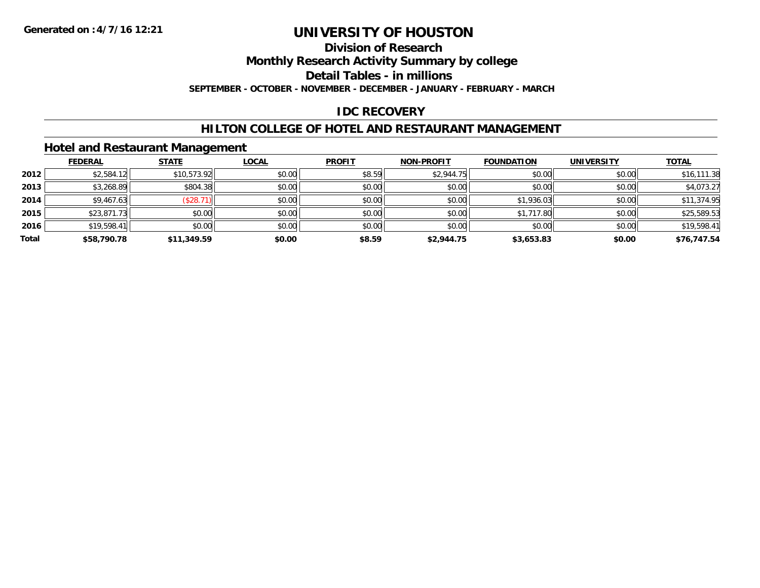# UNIVERSITY OF HOUSTON

## Division of Research

## Monthly Research Activity Summary by college

## Detail Tables - in millions

**SEPTEMBER - OCTOBER - NOVEMBER - DECEMBER - JANUARY - FEBRUARY - MARCH**

## IDC RECOVERY

## HILTON COLLEGE OF HOTEL AND RESTAURANT MANAGEMENT

### Hotel and Restaurant Management

| | FEDERAL | STATE | LOCAL | PROFIT | NON-PROFIT | FOUNDATION | UNIVERSITY | TOTAL |
|---|---|---|---|---|---|---|---|---|
| 2012 | $2,584.12 | $10,573.92 | $0.00 | $8.59 | $2,944.75 | $0.00 | $0.00 | $16,111.38 |
| 2013 | $3,268.89 | $804.38 | $0.00 | $0.00 | $0.00 | $0.00 | $0.00 | $4,073.27 |
| 2014 | $9,467.63 | ($28.71) | $0.00 | $0.00 | $0.00 | $1,936.03 | $0.00 | $11,374.95 |
| 2015 | $23,871.73 | $0.00 | $0.00 | $0.00 | $0.00 | $1,717.80 | $0.00 | $25,589.53 |
| 2016 | $19,598.41 | $0.00 | $0.00 | $0.00 | $0.00 | $0.00 | $0.00 | $19,598.41 |
| **Total** | **$58,790.78** | **$11,349.59** | **$0.00** | **$8.59** | **$2,944.75** | **$3,653.83** | **$0.00** | **$76,747.54** |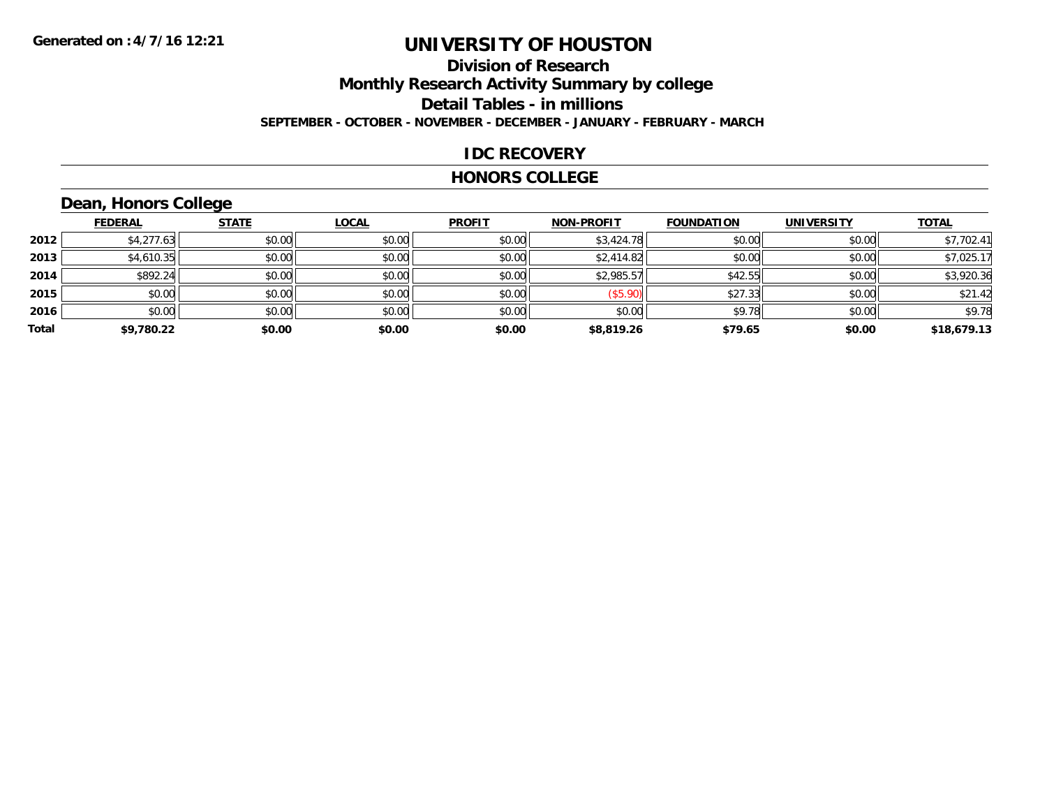**Generated on :4/7/16 12:21**

# UNIVERSITY OF HOUSTON

## Division of Research

## Monthly Research Activity Summary by college

## Detail Tables - in millions

**SEPTEMBER - OCTOBER - NOVEMBER - DECEMBER - JANUARY - FEBRUARY - MARCH**

### IDC RECOVERY

### HONORS COLLEGE

### Dean, Honors College

| | FEDERAL | STATE | LOCAL | PROFIT | NON-PROFIT | FOUNDATION | UNIVERSITY | TOTAL |
|---|---|---|---|---|---|---|---|---|
| 2012 | $4,277.63 | $0.00 | $0.00 | $0.00 | $3,424.78 | $0.00 | $0.00 | $7,702.41 |
| 2013 | $4,610.35 | $0.00 | $0.00 | $0.00 | $2,414.82 | $0.00 | $0.00 | $7,025.17 |
| 2014 | $892.24 | $0.00 | $0.00 | $0.00 | $2,985.57 | $42.55 | $0.00 | $3,920.36 |
| 2015 | $0.00 | $0.00 | $0.00 | $0.00 | ($5.90) | $27.33 | $0.00 | $21.42 |
| 2016 | $0.00 | $0.00 | $0.00 | $0.00 | $0.00 | $9.78 | $0.00 | $9.78 |
| **Total** | **$9,780.22** | **$0.00** | **$0.00** | **$0.00** | **$8,819.26** | **$79.65** | **$0.00** | **$18,679.13** |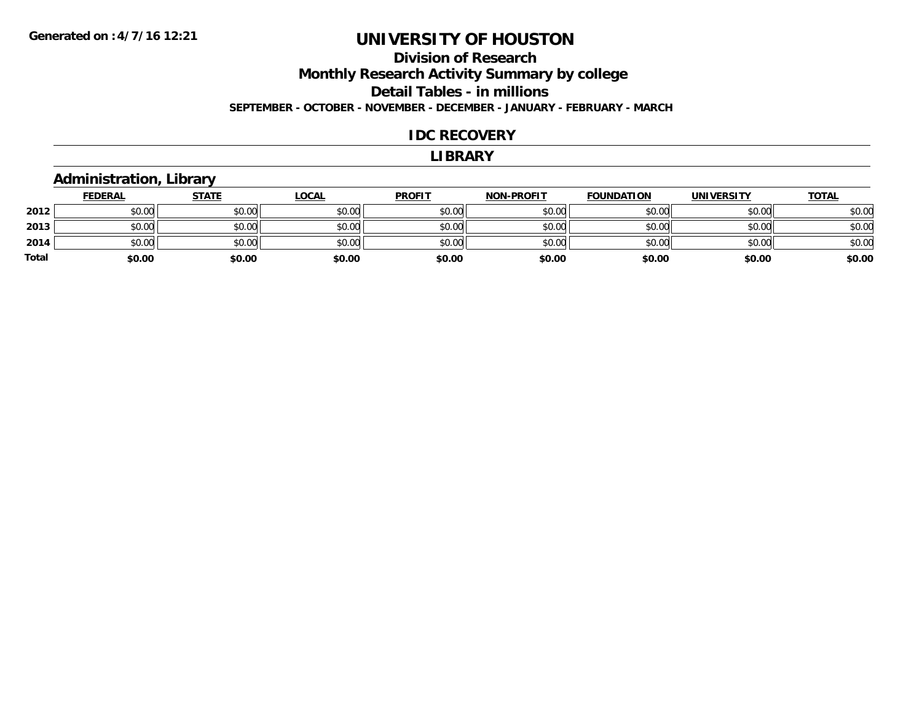Generated on :4/7/16 12:21

# UNIVERSITY OF HOUSTON

## Division of Research

## Monthly Research Activity Summary by college

## Detail Tables - in millions

**SEPTEMBER - OCTOBER - NOVEMBER - DECEMBER - JANUARY - FEBRUARY - MARCH**

## IDC RECOVERY

## LIBRARY

### Administration, Library

| | FEDERAL | STATE | LOCAL | PROFIT | NON-PROFIT | FOUNDATION | UNIVERSITY | TOTAL |
|---|---|---|---|---|---|---|---|---|
| 2012 | $0.00 | $0.00 | $0.00 | $0.00 | $0.00 | $0.00 | $0.00 | $0.00 |
| 2013 | $0.00 | $0.00 | $0.00 | $0.00 | $0.00 | $0.00 | $0.00 | $0.00 |
| 2014 | $0.00 | $0.00 | $0.00 | $0.00 | $0.00 | $0.00 | $0.00 | $0.00 |
| **Total** | **$0.00** | **$0.00** | **$0.00** | **$0.00** | **$0.00** | **$0.00** | **$0.00** | **$0.00** |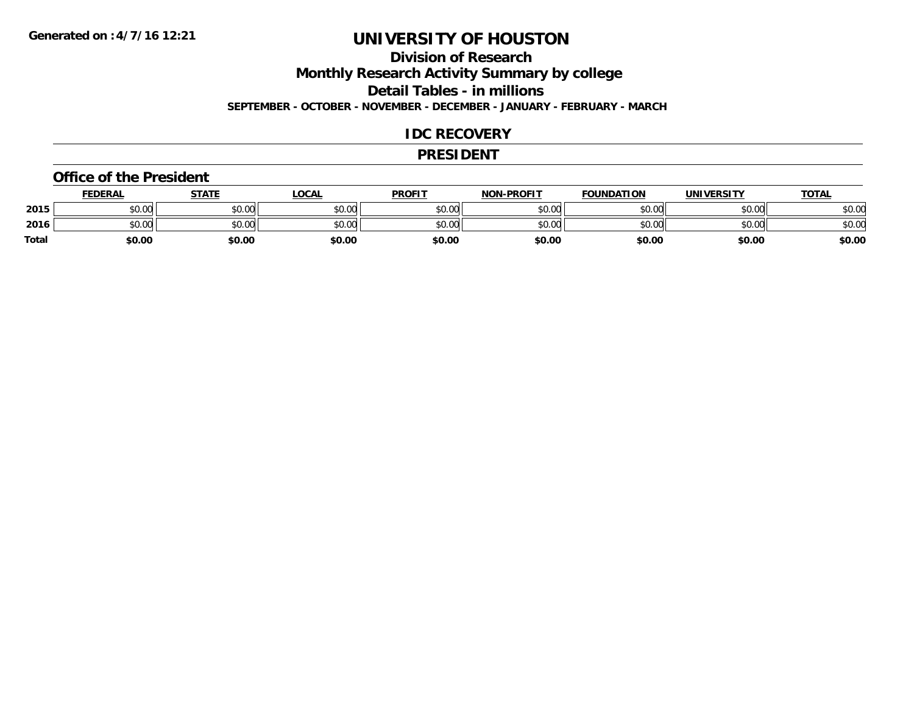Generated on :4/7/16 12:21

# UNIVERSITY OF HOUSTON

## Division of Research

## Monthly Research Activity Summary by college

## Detail Tables - in millions

**SEPTEMBER - OCTOBER - NOVEMBER - DECEMBER - JANUARY - FEBRUARY - MARCH**

## IDC RECOVERY

## PRESIDENT

### Office of the President

| | FEDERAL | STATE | LOCAL | PROFIT | NON-PROFIT | FOUNDATION | UNIVERSITY | TOTAL |
|---|---|---|---|---|---|---|---|---|
| **2015** | $0.00 | $0.00 | $0.00 | $0.00 | $0.00 | $0.00 | $0.00 | $0.00 |
| **2016** | $0.00 | $0.00 | $0.00 | $0.00 | $0.00 | $0.00 | $0.00 | $0.00 |
| **Total** | **$0.00** | **$0.00** | **$0.00** | **$0.00** | **$0.00** | **$0.00** | **$0.00** | **$0.00** |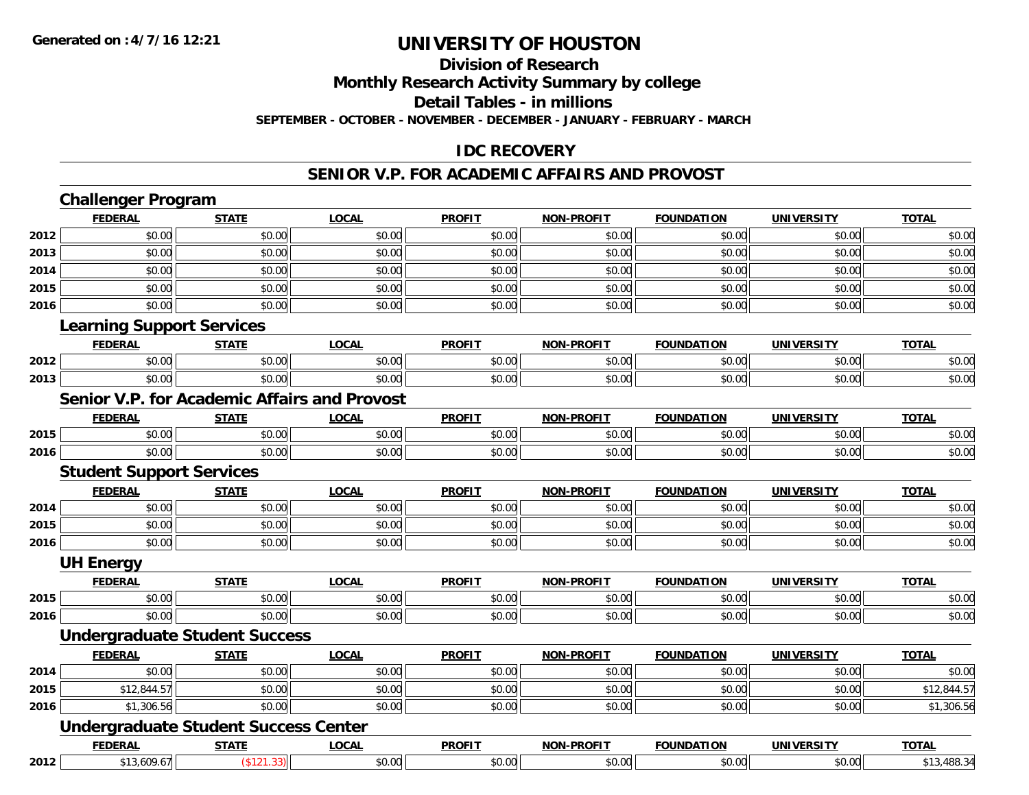# UNIVERSITY OF HOUSTON

## Division of Research

## Monthly Research Activity Summary by college

## Detail Tables - in millions

**SEPTEMBER - OCTOBER - NOVEMBER - DECEMBER - JANUARY - FEBRUARY - MARCH**

**Generated on :4/7/16 12:21**

## IDC RECOVERY

## SENIOR V.P. FOR ACADEMIC AFFAIRS AND PROVOST

### Challenger Program

| | FEDERAL | STATE | LOCAL | PROFIT | NON-PROFIT | FOUNDATION | UNIVERSITY | TOTAL |
|---|---|---|---|---|---|---|---|---|
| 2012 | $0.00 | $0.00 | $0.00 | $0.00 | $0.00 | $0.00 | $0.00 | $0.00 |
| 2013 | $0.00 | $0.00 | $0.00 | $0.00 | $0.00 | $0.00 | $0.00 | $0.00 |
| 2014 | $0.00 | $0.00 | $0.00 | $0.00 | $0.00 | $0.00 | $0.00 | $0.00 |
| 2015 | $0.00 | $0.00 | $0.00 | $0.00 | $0.00 | $0.00 | $0.00 | $0.00 |
| 2016 | $0.00 | $0.00 | $0.00 | $0.00 | $0.00 | $0.00 | $0.00 | $0.00 |

### Learning Support Services

| | FEDERAL | STATE | LOCAL | PROFIT | NON-PROFIT | FOUNDATION | UNIVERSITY | TOTAL |
|---|---|---|---|---|---|---|---|---|
| 2012 | $0.00 | $0.00 | $0.00 | $0.00 | $0.00 | $0.00 | $0.00 | $0.00 |
| 2013 | $0.00 | $0.00 | $0.00 | $0.00 | $0.00 | $0.00 | $0.00 | $0.00 |

### Senior V.P. for Academic Affairs and Provost

| | FEDERAL | STATE | LOCAL | PROFIT | NON-PROFIT | FOUNDATION | UNIVERSITY | TOTAL |
|---|---|---|---|---|---|---|---|---|
| 2015 | $0.00 | $0.00 | $0.00 | $0.00 | $0.00 | $0.00 | $0.00 | $0.00 |
| 2016 | $0.00 | $0.00 | $0.00 | $0.00 | $0.00 | $0.00 | $0.00 | $0.00 |

### Student Support Services

| | FEDERAL | STATE | LOCAL | PROFIT | NON-PROFIT | FOUNDATION | UNIVERSITY | TOTAL |
|---|---|---|---|---|---|---|---|---|
| 2014 | $0.00 | $0.00 | $0.00 | $0.00 | $0.00 | $0.00 | $0.00 | $0.00 |
| 2015 | $0.00 | $0.00 | $0.00 | $0.00 | $0.00 | $0.00 | $0.00 | $0.00 |
| 2016 | $0.00 | $0.00 | $0.00 | $0.00 | $0.00 | $0.00 | $0.00 | $0.00 |

### UH Energy

| | FEDERAL | STATE | LOCAL | PROFIT | NON-PROFIT | FOUNDATION | UNIVERSITY | TOTAL |
|---|---|---|---|---|---|---|---|---|
| 2015 | $0.00 | $0.00 | $0.00 | $0.00 | $0.00 | $0.00 | $0.00 | $0.00 |
| 2016 | $0.00 | $0.00 | $0.00 | $0.00 | $0.00 | $0.00 | $0.00 | $0.00 |

### Undergraduate Student Success

| | FEDERAL | STATE | LOCAL | PROFIT | NON-PROFIT | FOUNDATION | UNIVERSITY | TOTAL |
|---|---|---|---|---|---|---|---|---|
| 2014 | $0.00 | $0.00 | $0.00 | $0.00 | $0.00 | $0.00 | $0.00 | $0.00 |
| 2015 | $12,844.57 | $0.00 | $0.00 | $0.00 | $0.00 | $0.00 | $0.00 | $12,844.57 |
| 2016 | $1,306.56 | $0.00 | $0.00 | $0.00 | $0.00 | $0.00 | $0.00 | $1,306.56 |

### Undergraduate Student Success Center

| | FEDERAL | STATE | LOCAL | PROFIT | NON-PROFIT | FOUNDATION | UNIVERSITY | TOTAL |
|---|---|---|---|---|---|---|---|---|
| 2012 | $13,609.67 | ($121.33) | $0.00 | $0.00 | $0.00 | $0.00 | $0.00 | $13,488.34 |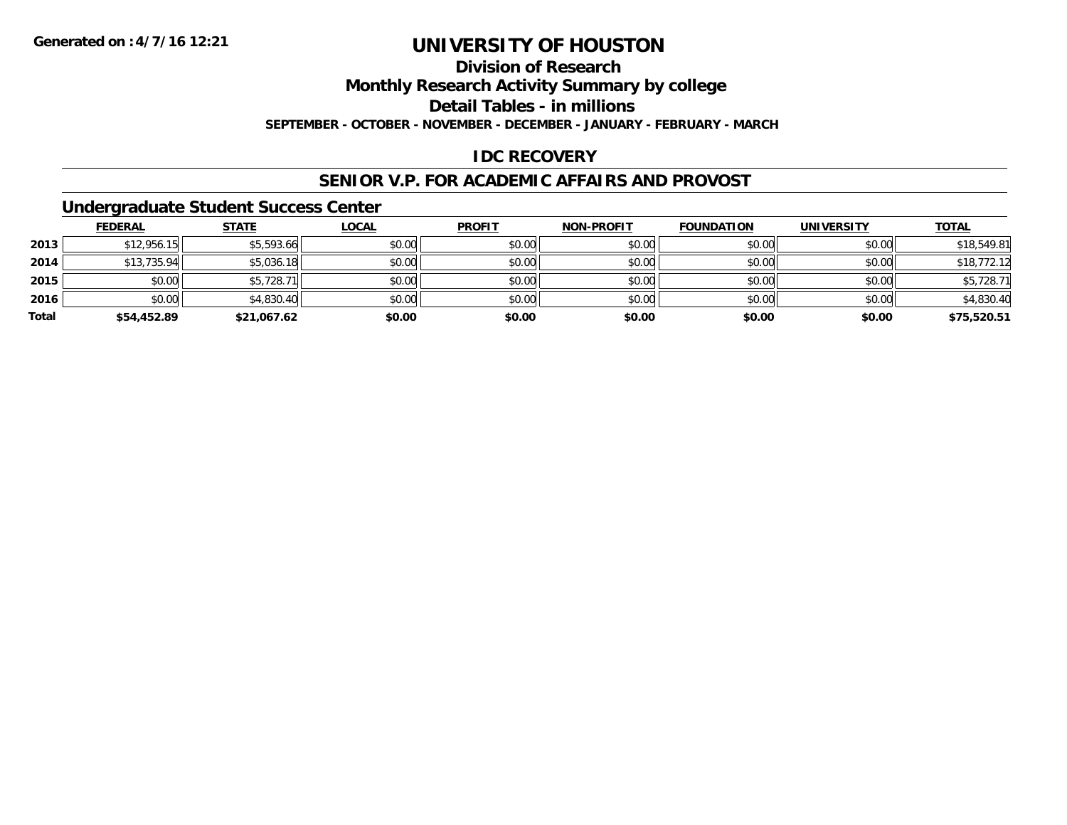Generated on :4/7/16 12:21

# UNIVERSITY OF HOUSTON

## Division of Research

## Monthly Research Activity Summary by college

## Detail Tables - in millions

**SEPTEMBER - OCTOBER - NOVEMBER - DECEMBER - JANUARY - FEBRUARY - MARCH**

## IDC RECOVERY

## SENIOR V.P. FOR ACADEMIC AFFAIRS AND PROVOST

### Undergraduate Student Success Center

| | FEDERAL | STATE | LOCAL | PROFIT | NON-PROFIT | FOUNDATION | UNIVERSITY | TOTAL |
|---|---|---|---|---|---|---|---|---|
| 2013 | $12,956.15 | $5,593.66 | $0.00 | $0.00 | $0.00 | $0.00 | $0.00 | $18,549.81 |
| 2014 | $13,735.94 | $5,036.18 | $0.00 | $0.00 | $0.00 | $0.00 | $0.00 | $18,772.12 |
| 2015 | $0.00 | $5,728.71 | $0.00 | $0.00 | $0.00 | $0.00 | $0.00 | $5,728.71 |
| 2016 | $0.00 | $4,830.40 | $0.00 | $0.00 | $0.00 | $0.00 | $0.00 | $4,830.40 |
| **Total** | **$54,452.89** | **$21,067.62** | **$0.00** | **$0.00** | **$0.00** | **$0.00** | **$0.00** | **$75,520.51** |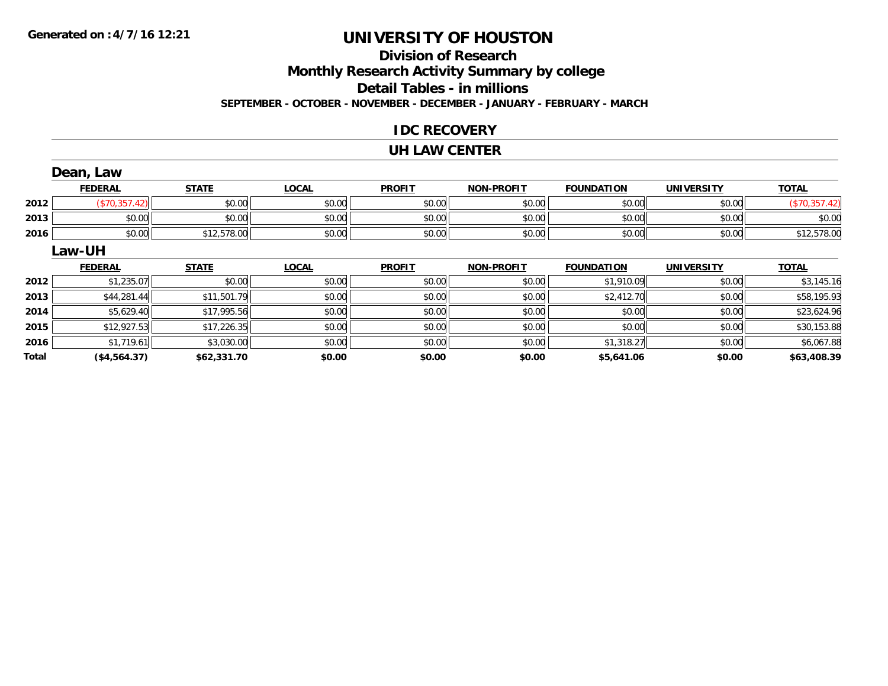# UNIVERSITY OF HOUSTON

## Division of Research

## Monthly Research Activity Summary by college

## Detail Tables - in millions

**SEPTEMBER - OCTOBER - NOVEMBER - DECEMBER - JANUARY - FEBRUARY - MARCH**

**Generated on :4/7/16 12:21**

### IDC RECOVERY

### UH LAW CENTER

#### Dean, Law

| | FEDERAL | STATE | LOCAL | PROFIT | NON-PROFIT | FOUNDATION | UNIVERSITY | TOTAL |
|---|---|---|---|---|---|---|---|---|
| 2012 | ($70,357.42) | $0.00 | $0.00 | $0.00 | $0.00 | $0.00 | $0.00 | ($70,357.42) |
| 2013 | $0.00 | $0.00 | $0.00 | $0.00 | $0.00 | $0.00 | $0.00 | $0.00 |
| 2016 | $0.00 | $12,578.00 | $0.00 | $0.00 | $0.00 | $0.00 | $0.00 | $12,578.00 |

#### Law-UH

| | FEDERAL | STATE | LOCAL | PROFIT | NON-PROFIT | FOUNDATION | UNIVERSITY | TOTAL |
|---|---|---|---|---|---|---|---|---|
| 2012 | $1,235.07 | $0.00 | $0.00 | $0.00 | $0.00 | $1,910.09 | $0.00 | $3,145.16 |
| 2013 | $44,281.44 | $11,501.79 | $0.00 | $0.00 | $0.00 | $2,412.70 | $0.00 | $58,195.93 |
| 2014 | $5,629.40 | $17,995.56 | $0.00 | $0.00 | $0.00 | $0.00 | $0.00 | $23,624.96 |
| 2015 | $12,927.53 | $17,226.35 | $0.00 | $0.00 | $0.00 | $0.00 | $0.00 | $30,153.88 |
| 2016 | $1,719.61 | $3,030.00 | $0.00 | $0.00 | $0.00 | $1,318.27 | $0.00 | $6,067.88 |
| **Total** | **($4,564.37)** | **$62,331.70** | **$0.00** | **$0.00** | **$0.00** | **$5,641.06** | **$0.00** | **$63,408.39** |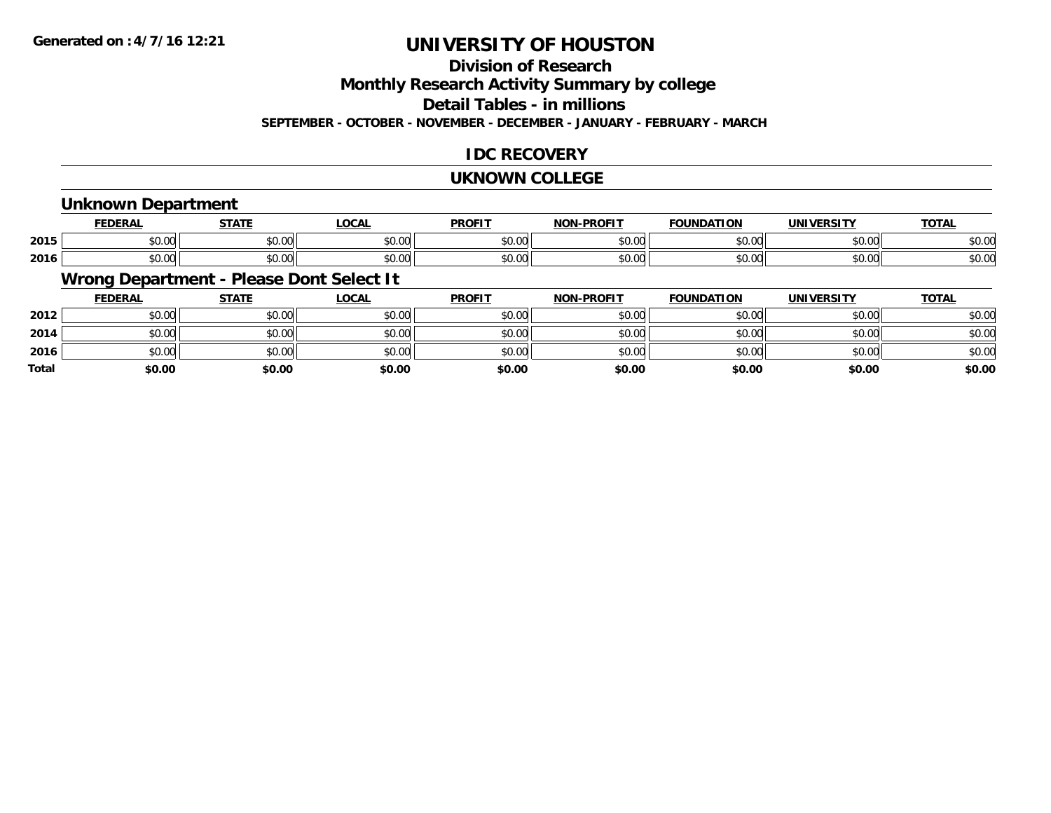Generated on :4/7/16 12:21

# UNIVERSITY OF HOUSTON

## Division of Research

## Monthly Research Activity Summary by college

## Detail Tables - in millions

**SEPTEMBER - OCTOBER - NOVEMBER - DECEMBER - JANUARY - FEBRUARY - MARCH**

## IDC RECOVERY

## UKNOWN COLLEGE

### Unknown Department

| | FEDERAL | STATE | LOCAL | PROFIT | NON-PROFIT | FOUNDATION | UNIVERSITY | TOTAL |
|---|---|---|---|---|---|---|---|---|
| 2015 | $0.00 | $0.00 | $0.00 | $0.00 | $0.00 | $0.00 | $0.00 | $0.00 |
| 2016 | $0.00 | $0.00 | $0.00 | $0.00 | $0.00 | $0.00 | $0.00 | $0.00 |

### Wrong Department - Please Dont Select It

| | FEDERAL | STATE | LOCAL | PROFIT | NON-PROFIT | FOUNDATION | UNIVERSITY | TOTAL |
|---|---|---|---|---|---|---|---|---|
| 2012 | $0.00 | $0.00 | $0.00 | $0.00 | $0.00 | $0.00 | $0.00 | $0.00 |
| 2014 | $0.00 | $0.00 | $0.00 | $0.00 | $0.00 | $0.00 | $0.00 | $0.00 |
| 2016 | $0.00 | $0.00 | $0.00 | $0.00 | $0.00 | $0.00 | $0.00 | $0.00 |
| **Total** | **$0.00** | **$0.00** | **$0.00** | **$0.00** | **$0.00** | **$0.00** | **$0.00** | **$0.00** |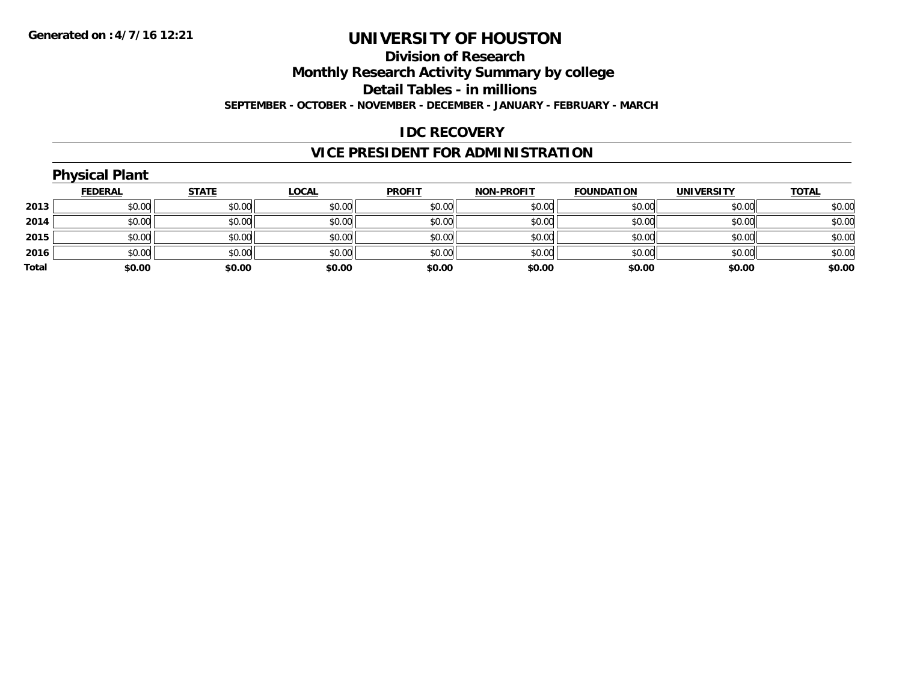# UNIVERSITY OF HOUSTON

## Division of Research

## Monthly Research Activity Summary by college

## Detail Tables - in millions

**SEPTEMBER - OCTOBER - NOVEMBER - DECEMBER - JANUARY - FEBRUARY - MARCH**

**Generated on :4/7/16 12:21**

## IDC RECOVERY

## VICE PRESIDENT FOR ADMINISTRATION

### Physical Plant

| | FEDERAL | STATE | LOCAL | PROFIT | NON-PROFIT | FOUNDATION | UNIVERSITY | TOTAL |
|---|---|---|---|---|---|---|---|---|
| 2013 | $0.00 | $0.00 | $0.00 | $0.00 | $0.00 | $0.00 | $0.00 | $0.00 |
| 2014 | $0.00 | $0.00 | $0.00 | $0.00 | $0.00 | $0.00 | $0.00 | $0.00 |
| 2015 | $0.00 | $0.00 | $0.00 | $0.00 | $0.00 | $0.00 | $0.00 | $0.00 |
| 2016 | $0.00 | $0.00 | $0.00 | $0.00 | $0.00 | $0.00 | $0.00 | $0.00 |
| **Total** | **$0.00** | **$0.00** | **$0.00** | **$0.00** | **$0.00** | **$0.00** | **$0.00** | **$0.00** |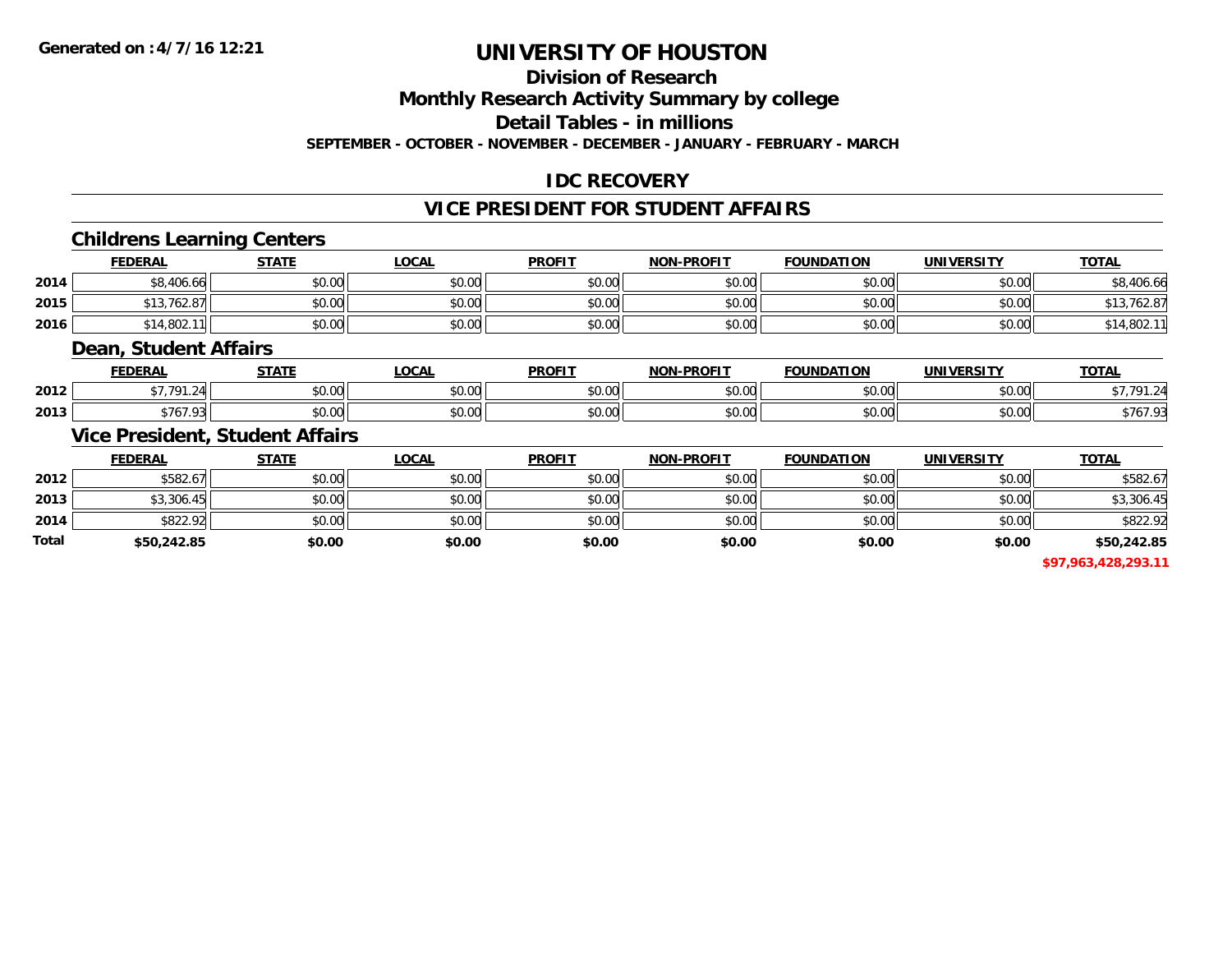**Generated on :4/7/16 12:21**

# UNIVERSITY OF HOUSTON

## Division of Research

## Monthly Research Activity Summary by college

## Detail Tables - in millions

**SEPTEMBER - OCTOBER - NOVEMBER - DECEMBER - JANUARY - FEBRUARY - MARCH**

## IDC RECOVERY

## VICE PRESIDENT FOR STUDENT AFFAIRS

### Childrens Learning Centers

| | FEDERAL | STATE | LOCAL | PROFIT | NON-PROFIT | FOUNDATION | UNIVERSITY | TOTAL |
|---|---|---|---|---|---|---|---|---|
| 2014 | $8,406.66 | $0.00 | $0.00 | $0.00 | $0.00 | $0.00 | $0.00 | $8,406.66 |
| 2015 | $13,762.87 | $0.00 | $0.00 | $0.00 | $0.00 | $0.00 | $0.00 | $13,762.87 |
| 2016 | $14,802.11 | $0.00 | $0.00 | $0.00 | $0.00 | $0.00 | $0.00 | $14,802.11 |

### Dean, Student Affairs

| | FEDERAL | STATE | LOCAL | PROFIT | NON-PROFIT | FOUNDATION | UNIVERSITY | TOTAL |
|---|---|---|---|---|---|---|---|---|
| 2012 | $7,791.24 | $0.00 | $0.00 | $0.00 | $0.00 | $0.00 | $0.00 | $7,791.24 |
| 2013 | $767.93 | $0.00 | $0.00 | $0.00 | $0.00 | $0.00 | $0.00 | $767.93 |

### Vice President, Student Affairs

| | FEDERAL | STATE | LOCAL | PROFIT | NON-PROFIT | FOUNDATION | UNIVERSITY | TOTAL |
|---|---|---|---|---|---|---|---|---|
| 2012 | $582.67 | $0.00 | $0.00 | $0.00 | $0.00 | $0.00 | $0.00 | $582.67 |
| 2013 | $3,306.45 | $0.00 | $0.00 | $0.00 | $0.00 | $0.00 | $0.00 | $3,306.45 |
| 2014 | $822.92 | $0.00 | $0.00 | $0.00 | $0.00 | $0.00 | $0.00 | $822.92 |
| **Total** | **$50,242.85** | **$0.00** | **$0.00** | **$0.00** | **$0.00** | **$0.00** | **$0.00** | **$50,242.85** |

**$97,963,428,293.11**